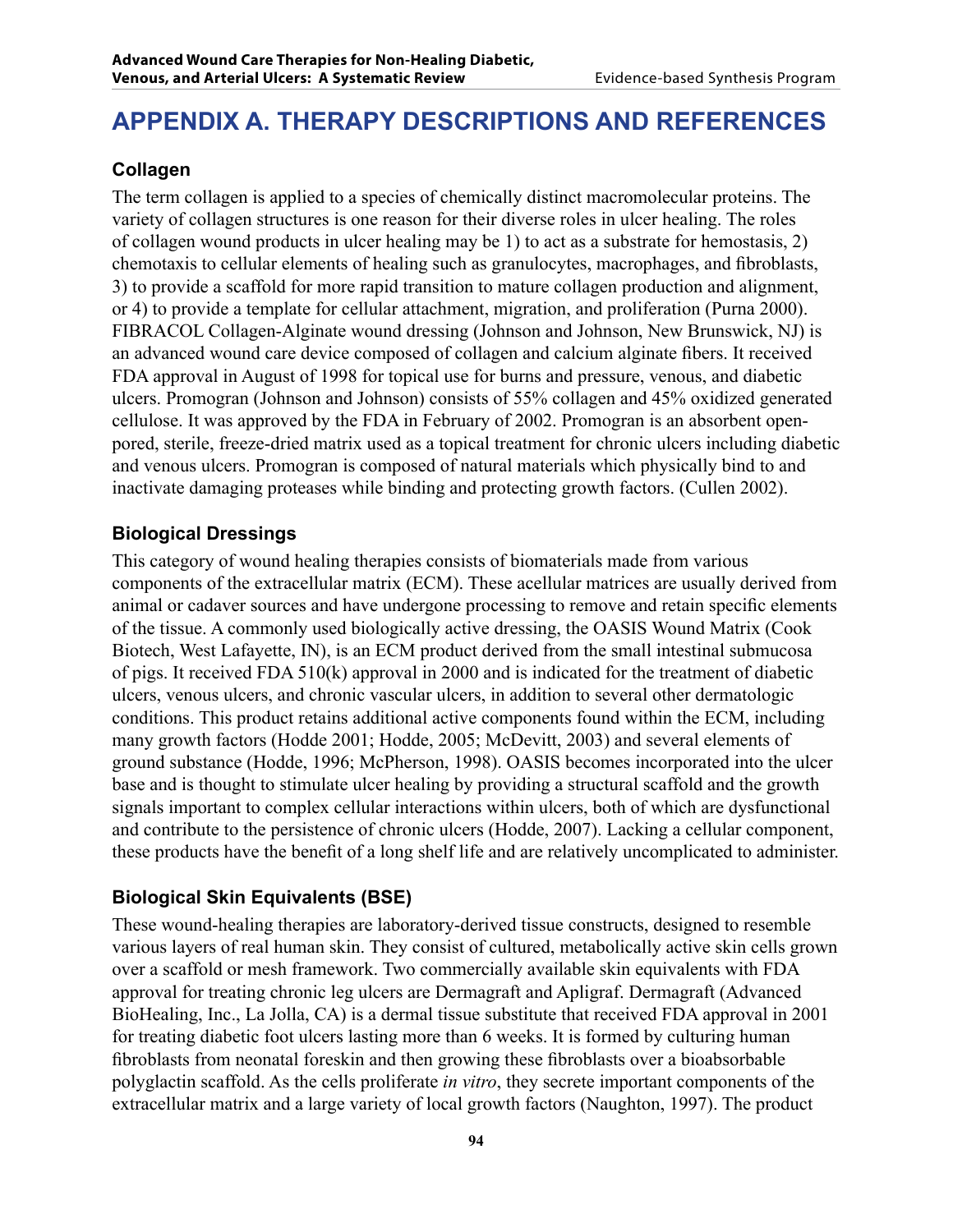# APPENDIX A. THERAPY DESCRIPTIONS AND REFERENCES

## Collagen

The term collagen is applied to a species of chemically distinct macromolecular proteins. The variety of collagen structures is one reason for their diverse roles in ulcer healing. The roles of collagen wound products in ulcer healing may be 1) to act as a substrate for hemostasis, 2) chemotaxis to cellular elements of healing such as granulocytes, macrophages, and fibroblasts, 3) to provide a scaffold for more rapid transition to mature collagen production and alignment, or 4) to provide a template for cellular attachment, migration, and proliferation (Purna 2000). FIBRACOL Collagen-Alginate wound dressing (Johnson and Johnson, New Brunswick, NJ) is an advanced wound care device composed of collagen and calcium alginate fibers. It received FDA approval in August of 1998 for topical use for burns and pressure, venous, and diabetic ulcers. Promogran (Johnson and Johnson) consists of 55% collagen and 45% oxidized generated cellulose. It was approved by the FDA in February of 2002. Promogran is an absorbent open-pored, sterile, freeze-dried matrix used as a topical treatment for chronic ulcers including diabetic and venous ulcers. Promogran is composed of natural materials which physically bind to and inactivate damaging proteases while binding and protecting growth factors. (Cullen 2002).

## Biological Dressings

This category of wound healing therapies consists of biomaterials made from various components of the extracellular matrix (ECM). These acellular matrices are usually derived from animal or cadaver sources and have undergone processing to remove and retain specific elements of the tissue. A commonly used biologically active dressing, the OASIS Wound Matrix (Cook Biotech, West Lafayette, IN), is an ECM product derived from the small intestinal submucosa of pigs. It received FDA 510(k) approval in 2000 and is indicated for the treatment of diabetic ulcers, venous ulcers, and chronic vascular ulcers, in addition to several other dermatologic conditions. This product retains additional active components found within the ECM, including many growth factors (Hodde 2001; Hodde, 2005; McDevitt, 2003) and several elements of ground substance (Hodde, 1996; McPherson, 1998). OASIS becomes incorporated into the ulcer base and is thought to stimulate ulcer healing by providing a structural scaffold and the growth signals important to complex cellular interactions within ulcers, both of which are dysfunctional and contribute to the persistence of chronic ulcers (Hodde, 2007). Lacking a cellular component, these products have the benefit of a long shelf life and are relatively uncomplicated to administer.

## Biological Skin Equivalents (BSE)

These wound-healing therapies are laboratory-derived tissue constructs, designed to resemble various layers of real human skin. They consist of cultured, metabolically active skin cells grown over a scaffold or mesh framework. Two commercially available skin equivalents with FDA approval for treating chronic leg ulcers are Dermagraft and Apligraf. Dermagraft (Advanced BioHealing, Inc., La Jolla, CA) is a dermal tissue substitute that received FDA approval in 2001 for treating diabetic foot ulcers lasting more than 6 weeks. It is formed by culturing human fibroblasts from neonatal foreskin and then growing these fibroblasts over a bioabsorbable polyglactin scaffold. As the cells proliferate *in vitro*, they secrete important components of the extracellular matrix and a large variety of local growth factors (Naughton, 1997). The product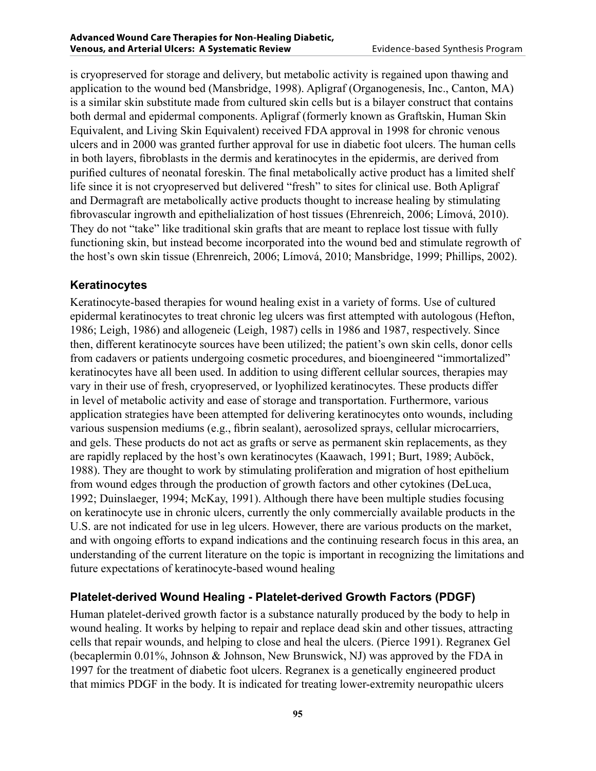is cryopreserved for storage and delivery, but metabolic activity is regained upon thawing and application to the wound bed (Mansbridge, 1998). Apligraf (Organogenesis, Inc., Canton, MA) is a similar skin substitute made from cultured skin cells but is a bilayer construct that contains both dermal and epidermal components. Apligraf (formerly known as Graftskin, Human Skin Equivalent, and Living Skin Equivalent) received FDA approval in 1998 for chronic venous ulcers and in 2000 was granted further approval for use in diabetic foot ulcers. The human cells in both layers, fibroblasts in the dermis and keratinocytes in the epidermis, are derived from purified cultures of neonatal foreskin. The final metabolically active product has a limited shelf life since it is not cryopreserved but delivered "fresh" to sites for clinical use. Both Apligraf and Dermagraft are metabolically active products thought to increase healing by stimulating fibrovascular ingrowth and epithelialization of host tissues (Ehrenreich, 2006; Límová, 2010). They do not "take" like traditional skin grafts that are meant to replace lost tissue with fully functioning skin, but instead become incorporated into the wound bed and stimulate regrowth of the host's own skin tissue (Ehrenreich, 2006; Límová, 2010; Mansbridge, 1999; Phillips, 2002).

### Keratinocytes

Keratinocyte-based therapies for wound healing exist in a variety of forms. Use of cultured epidermal keratinocytes to treat chronic leg ulcers was first attempted with autologous (Hefton, 1986; Leigh, 1986) and allogeneic (Leigh, 1987) cells in 1986 and 1987, respectively. Since then, different keratinocyte sources have been utilized; the patient's own skin cells, donor cells from cadavers or patients undergoing cosmetic procedures, and bioengineered "immortalized" keratinocytes have all been used. In addition to using different cellular sources, therapies may vary in their use of fresh, cryopreserved, or lyophilized keratinocytes. These products differ in level of metabolic activity and ease of storage and transportation. Furthermore, various application strategies have been attempted for delivering keratinocytes onto wounds, including various suspension mediums (e.g., fibrin sealant), aerosolized sprays, cellular microcarriers, and gels. These products do not act as grafts or serve as permanent skin replacements, as they are rapidly replaced by the host's own keratinocytes (Kaawach, 1991; Burt, 1989; Auböck, 1988). They are thought to work by stimulating proliferation and migration of host epithelium from wound edges through the production of growth factors and other cytokines (DeLuca, 1992; Duinslaeger, 1994; McKay, 1991). Although there have been multiple studies focusing on keratinocyte use in chronic ulcers, currently the only commercially available products in the U.S. are not indicated for use in leg ulcers. However, there are various products on the market, and with ongoing efforts to expand indications and the continuing research focus in this area, an understanding of the current literature on the topic is important in recognizing the limitations and future expectations of keratinocyte-based wound healing

### Platelet-derived Wound Healing - Platelet-derived Growth Factors (PDGF)

Human platelet-derived growth factor is a substance naturally produced by the body to help in wound healing. It works by helping to repair and replace dead skin and other tissues, attracting cells that repair wounds, and helping to close and heal the ulcers. (Pierce 1991). Regranex Gel (becaplermin 0.01%, Johnson & Johnson, New Brunswick, NJ) was approved by the FDA in 1997 for the treatment of diabetic foot ulcers. Regranex is a genetically engineered product that mimics PDGF in the body. It is indicated for treating lower-extremity neuropathic ulcers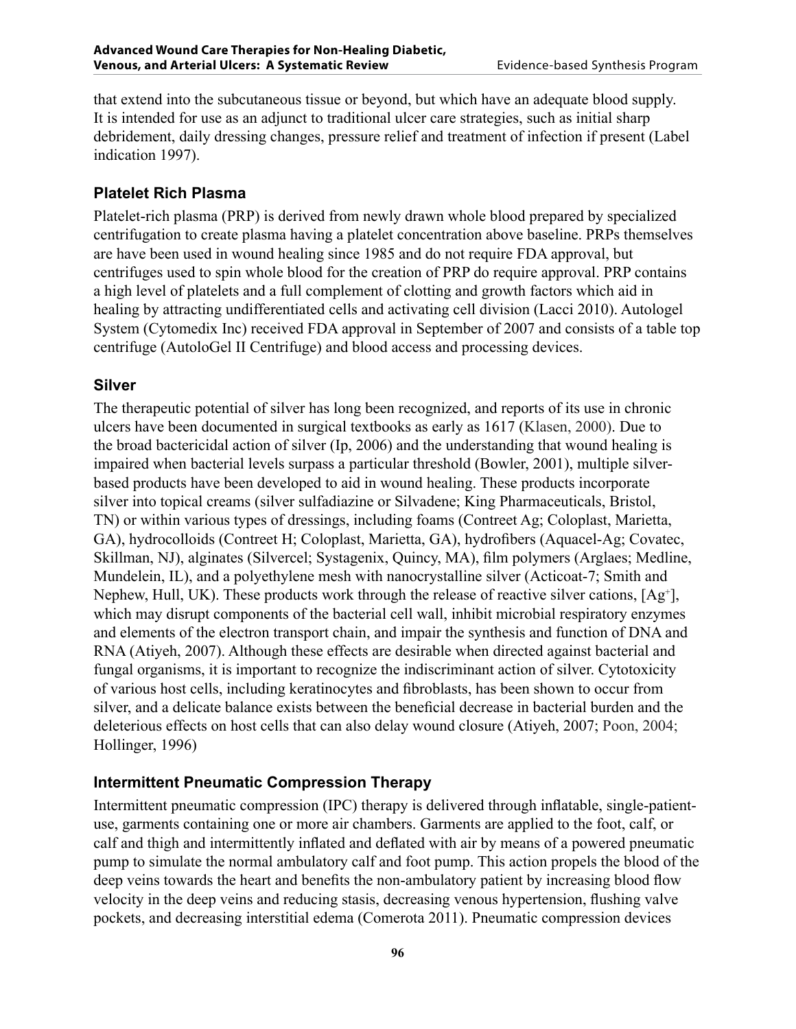that extend into the subcutaneous tissue or beyond, but which have an adequate blood supply. It is intended for use as an adjunct to traditional ulcer care strategies, such as initial sharp debridement, daily dressing changes, pressure relief and treatment of infection if present (Label indication 1997).

### Platelet Rich Plasma

Platelet-rich plasma (PRP) is derived from newly drawn whole blood prepared by specialized centrifugation to create plasma having a platelet concentration above baseline. PRPs themselves are have been used in wound healing since 1985 and do not require FDA approval, but centrifuges used to spin whole blood for the creation of PRP do require approval. PRP contains a high level of platelets and a full complement of clotting and growth factors which aid in healing by attracting undifferentiated cells and activating cell division (Lacci 2010). Autologel System (Cytomedix Inc) received FDA approval in September of 2007 and consists of a table top centrifuge (AutoloGel II Centrifuge) and blood access and processing devices.

### Silver

The therapeutic potential of silver has long been recognized, and reports of its use in chronic ulcers have been documented in surgical textbooks as early as 1617 (Klasen, 2000). Due to the broad bactericidal action of silver (Ip, 2006) and the understanding that wound healing is impaired when bacterial levels surpass a particular threshold (Bowler, 2001), multiple silver-based products have been developed to aid in wound healing. These products incorporate silver into topical creams (silver sulfadiazine or Silvadene; King Pharmaceuticals, Bristol, TN) or within various types of dressings, including foams (Contreet Ag; Coloplast, Marietta, GA), hydrocolloids (Contreet H; Coloplast, Marietta, GA), hydrofibers (Aquacel-Ag; Covatec, Skillman, NJ), alginates (Silvercel; Systagenix, Quincy, MA), film polymers (Arglaes; Medline, Mundelein, IL), and a polyethylene mesh with nanocrystalline silver (Acticoat-7; Smith and Nephew, Hull, UK). These products work through the release of reactive silver cations, [$Ag^+$], which may disrupt components of the bacterial cell wall, inhibit microbial respiratory enzymes and elements of the electron transport chain, and impair the synthesis and function of DNA and RNA (Atiyeh, 2007). Although these effects are desirable when directed against bacterial and fungal organisms, it is important to recognize the indiscriminant action of silver. Cytotoxicity of various host cells, including keratinocytes and fibroblasts, has been shown to occur from silver, and a delicate balance exists between the beneficial decrease in bacterial burden and the deleterious effects on host cells that can also delay wound closure (Atiyeh, 2007; Poon, 2004; Hollinger, 1996)

### Intermittent Pneumatic Compression Therapy

Intermittent pneumatic compression (IPC) therapy is delivered through inflatable, single-patient-use, garments containing one or more air chambers. Garments are applied to the foot, calf, or calf and thigh and intermittently inflated and deflated with air by means of a powered pneumatic pump to simulate the normal ambulatory calf and foot pump. This action propels the blood of the deep veins towards the heart and benefits the non-ambulatory patient by increasing blood flow velocity in the deep veins and reducing stasis, decreasing venous hypertension, flushing valve pockets, and decreasing interstitial edema (Comerota 2011). Pneumatic compression devices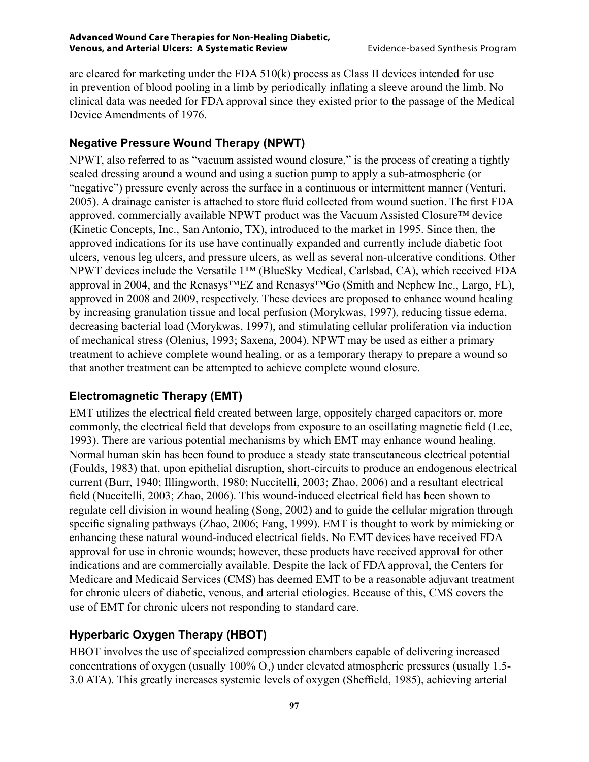are cleared for marketing under the FDA 510(k) process as Class II devices intended for use in prevention of blood pooling in a limb by periodically inflating a sleeve around the limb. No clinical data was needed for FDA approval since they existed prior to the passage of the Medical Device Amendments of 1976.

### Negative Pressure Wound Therapy (NPWT)

NPWT, also referred to as "vacuum assisted wound closure," is the process of creating a tightly sealed dressing around a wound and using a suction pump to apply a sub-atmospheric (or "negative") pressure evenly across the surface in a continuous or intermittent manner (Venturi, 2005). A drainage canister is attached to store fluid collected from wound suction. The first FDA approved, commercially available NPWT product was the Vacuum Assisted Closure™ device (Kinetic Concepts, Inc., San Antonio, TX), introduced to the market in 1995. Since then, the approved indications for its use have continually expanded and currently include diabetic foot ulcers, venous leg ulcers, and pressure ulcers, as well as several non-ulcerative conditions. Other NPWT devices include the Versatile 1™ (BlueSky Medical, Carlsbad, CA), which received FDA approval in 2004, and the Renasys™EZ and Renasys™Go (Smith and Nephew Inc., Largo, FL), approved in 2008 and 2009, respectively. These devices are proposed to enhance wound healing by increasing granulation tissue and local perfusion (Morykwas, 1997), reducing tissue edema, decreasing bacterial load (Morykwas, 1997), and stimulating cellular proliferation via induction of mechanical stress (Olenius, 1993; Saxena, 2004). NPWT may be used as either a primary treatment to achieve complete wound healing, or as a temporary therapy to prepare a wound so that another treatment can be attempted to achieve complete wound closure.

### Electromagnetic Therapy (EMT)

EMT utilizes the electrical field created between large, oppositely charged capacitors or, more commonly, the electrical field that develops from exposure to an oscillating magnetic field (Lee, 1993). There are various potential mechanisms by which EMT may enhance wound healing. Normal human skin has been found to produce a steady state transcutaneous electrical potential (Foulds, 1983) that, upon epithelial disruption, short-circuits to produce an endogenous electrical current (Burr, 1940; Illingworth, 1980; Nuccitelli, 2003; Zhao, 2006) and a resultant electrical field (Nuccitelli, 2003; Zhao, 2006). This wound-induced electrical field has been shown to regulate cell division in wound healing (Song, 2002) and to guide the cellular migration through specific signaling pathways (Zhao, 2006; Fang, 1999). EMT is thought to work by mimicking or enhancing these natural wound-induced electrical fields. No EMT devices have received FDA approval for use in chronic wounds; however, these products have received approval for other indications and are commercially available. Despite the lack of FDA approval, the Centers for Medicare and Medicaid Services (CMS) has deemed EMT to be a reasonable adjuvant treatment for chronic ulcers of diabetic, venous, and arterial etiologies. Because of this, CMS covers the use of EMT for chronic ulcers not responding to standard care.

### Hyperbaric Oxygen Therapy (HBOT)

HBOT involves the use of specialized compression chambers capable of delivering increased concentrations of oxygen (usually 100% $O_2$) under elevated atmospheric pressures (usually 1.5-3.0 ATA). This greatly increases systemic levels of oxygen (Sheffield, 1985), achieving arterial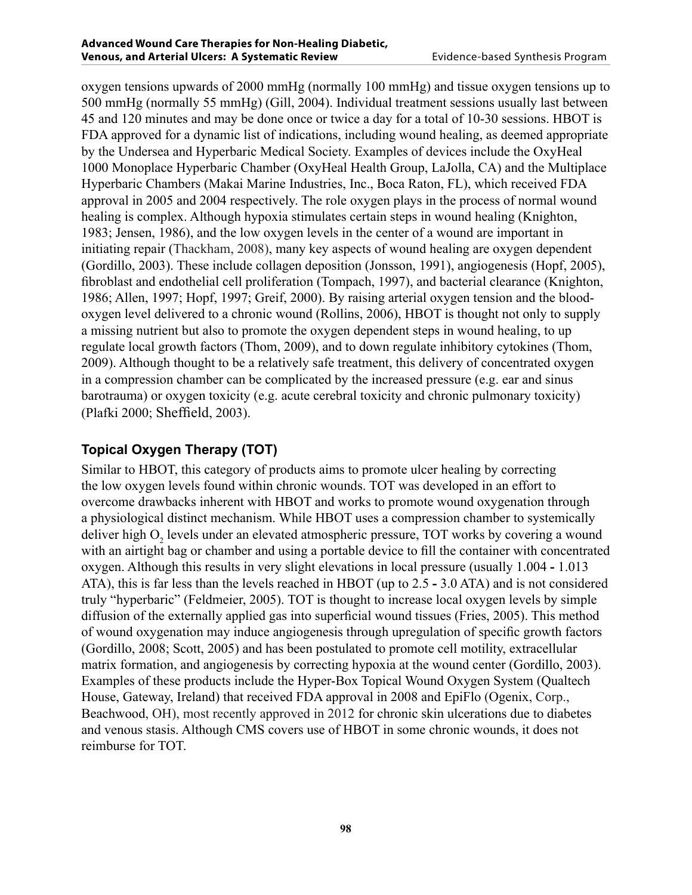oxygen tensions upwards of 2000 mmHg (normally 100 mmHg) and tissue oxygen tensions up to 500 mmHg (normally 55 mmHg) (Gill, 2004). Individual treatment sessions usually last between 45 and 120 minutes and may be done once or twice a day for a total of 10-30 sessions. HBOT is FDA approved for a dynamic list of indications, including wound healing, as deemed appropriate by the Undersea and Hyperbaric Medical Society. Examples of devices include the OxyHeal 1000 Monoplace Hyperbaric Chamber (OxyHeal Health Group, LaJolla, CA) and the Multiplace Hyperbaric Chambers (Makai Marine Industries, Inc., Boca Raton, FL), which received FDA approval in 2005 and 2004 respectively. The role oxygen plays in the process of normal wound healing is complex. Although hypoxia stimulates certain steps in wound healing (Knighton, 1983; Jensen, 1986), and the low oxygen levels in the center of a wound are important in initiating repair (Thackham, 2008), many key aspects of wound healing are oxygen dependent (Gordillo, 2003). These include collagen deposition (Jonsson, 1991), angiogenesis (Hopf, 2005), fibroblast and endothelial cell proliferation (Tompach, 1997), and bacterial clearance (Knighton, 1986; Allen, 1997; Hopf, 1997; Greif, 2000). By raising arterial oxygen tension and the blood-oxygen level delivered to a chronic wound (Rollins, 2006), HBOT is thought not only to supply a missing nutrient but also to promote the oxygen dependent steps in wound healing, to up regulate local growth factors (Thom, 2009), and to down regulate inhibitory cytokines (Thom, 2009). Although thought to be a relatively safe treatment, this delivery of concentrated oxygen in a compression chamber can be complicated by the increased pressure (e.g. ear and sinus barotrauma) or oxygen toxicity (e.g. acute cerebral toxicity and chronic pulmonary toxicity) (Plafki 2000; Sheffield, 2003).

### Topical Oxygen Therapy (TOT)

Similar to HBOT, this category of products aims to promote ulcer healing by correcting the low oxygen levels found within chronic wounds. TOT was developed in an effort to overcome drawbacks inherent with HBOT and works to promote wound oxygenation through a physiological distinct mechanism. While HBOT uses a compression chamber to systemically deliver high $O_2$ levels under an elevated atmospheric pressure, TOT works by covering a wound with an airtight bag or chamber and using a portable device to fill the container with concentrated oxygen. Although this results in very slight elevations in local pressure (usually 1.004 - 1.013 ATA), this is far less than the levels reached in HBOT (up to 2.5 - 3.0 ATA) and is not considered truly "hyperbaric" (Feldmeier, 2005). TOT is thought to increase local oxygen levels by simple diffusion of the externally applied gas into superficial wound tissues (Fries, 2005). This method of wound oxygenation may induce angiogenesis through upregulation of specific growth factors (Gordillo, 2008; Scott, 2005) and has been postulated to promote cell motility, extracellular matrix formation, and angiogenesis by correcting hypoxia at the wound center (Gordillo, 2003). Examples of these products include the Hyper-Box Topical Wound Oxygen System (Qualtech House, Gateway, Ireland) that received FDA approval in 2008 and EpiFlo (Ogenix, Corp., Beachwood, OH), most recently approved in 2012 for chronic skin ulcerations due to diabetes and venous stasis. Although CMS covers use of HBOT in some chronic wounds, it does not reimburse for TOT.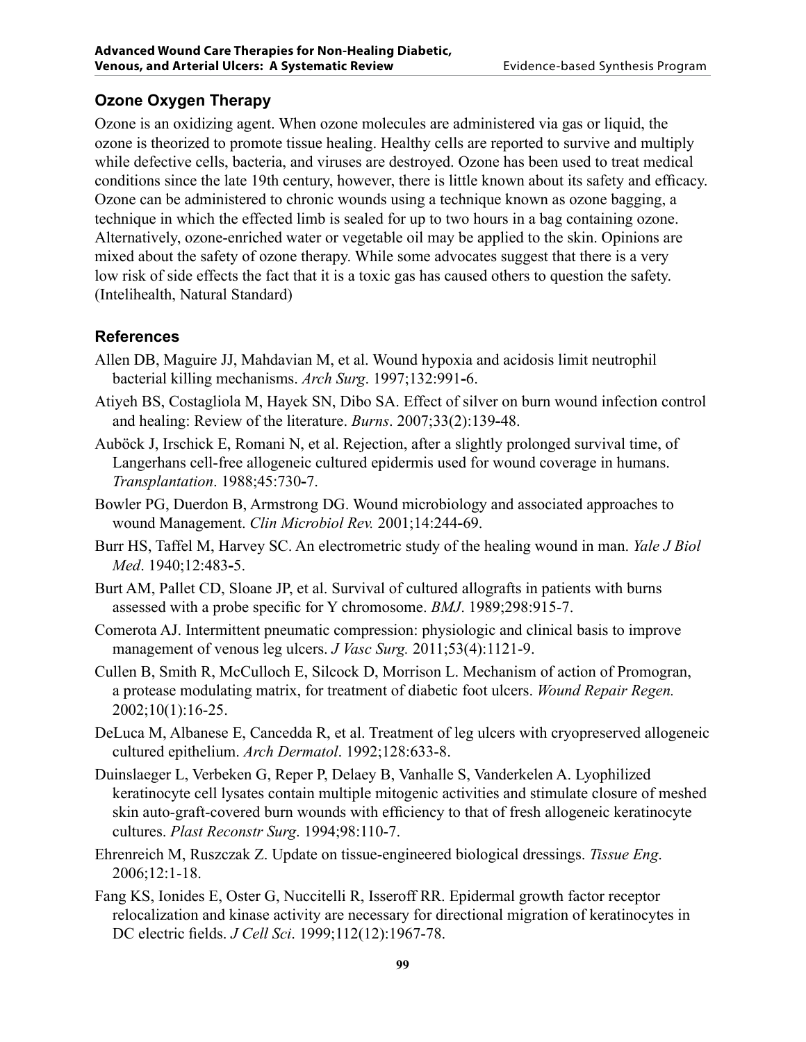### Ozone Oxygen Therapy

Ozone is an oxidizing agent. When ozone molecules are administered via gas or liquid, the ozone is theorized to promote tissue healing. Healthy cells are reported to survive and multiply while defective cells, bacteria, and viruses are destroyed. Ozone has been used to treat medical conditions since the late 19th century, however, there is little known about its safety and efficacy. Ozone can be administered to chronic wounds using a technique known as ozone bagging, a technique in which the effected limb is sealed for up to two hours in a bag containing ozone. Alternatively, ozone-enriched water or vegetable oil may be applied to the skin. Opinions are mixed about the safety of ozone therapy. While some advocates suggest that there is a very low risk of side effects the fact that it is a toxic gas has caused others to question the safety. (Intelihealth, Natural Standard)

### References

Allen DB, Maguire JJ, Mahdavian M, et al. Wound hypoxia and acidosis limit neutrophil bacterial killing mechanisms. *Arch Surg*. 1997;132:991-6.

Atiyeh BS, Costagliola M, Hayek SN, Dibo SA. Effect of silver on burn wound infection control and healing: Review of the literature. *Burns*. 2007;33(2):139-48.

Auböck J, Irschick E, Romani N, et al. Rejection, after a slightly prolonged survival time, of Langerhans cell-free allogeneic cultured epidermis used for wound coverage in humans. *Transplantation*. 1988;45:730-7.

Bowler PG, Duerdon B, Armstrong DG. Wound microbiology and associated approaches to wound Management. *Clin Microbiol Rev.* 2001;14:244-69.

Burr HS, Taffel M, Harvey SC. An electrometric study of the healing wound in man. *Yale J Biol Med*. 1940;12:483-5.

Burt AM, Pallet CD, Sloane JP, et al. Survival of cultured allografts in patients with burns assessed with a probe specific for Y chromosome. *BMJ*. 1989;298:915-7.

Comerota AJ. Intermittent pneumatic compression: physiologic and clinical basis to improve management of venous leg ulcers. *J Vasc Surg.* 2011;53(4):1121-9.

Cullen B, Smith R, McCulloch E, Silcock D, Morrison L. Mechanism of action of Promogran, a protease modulating matrix, for treatment of diabetic foot ulcers. *Wound Repair Regen.* 2002;10(1):16-25.

DeLuca M, Albanese E, Cancedda R, et al. Treatment of leg ulcers with cryopreserved allogeneic cultured epithelium. *Arch Dermatol*. 1992;128:633-8.

Duinslaeger L, Verbeken G, Reper P, Delaey B, Vanhalle S, Vanderkelen A. Lyophilized keratinocyte cell lysates contain multiple mitogenic activities and stimulate closure of meshed skin auto-graft-covered burn wounds with efficiency to that of fresh allogeneic keratinocyte cultures. *Plast Reconstr Surg*. 1994;98:110-7.

Ehrenreich M, Ruszczak Z. Update on tissue-engineered biological dressings. *Tissue Eng*. 2006;12:1-18.

Fang KS, Ionides E, Oster G, Nuccitelli R, Isseroff RR. Epidermal growth factor receptor relocalization and kinase activity are necessary for directional migration of keratinocytes in DC electric fields. *J Cell Sci*. 1999;112(12):1967-78.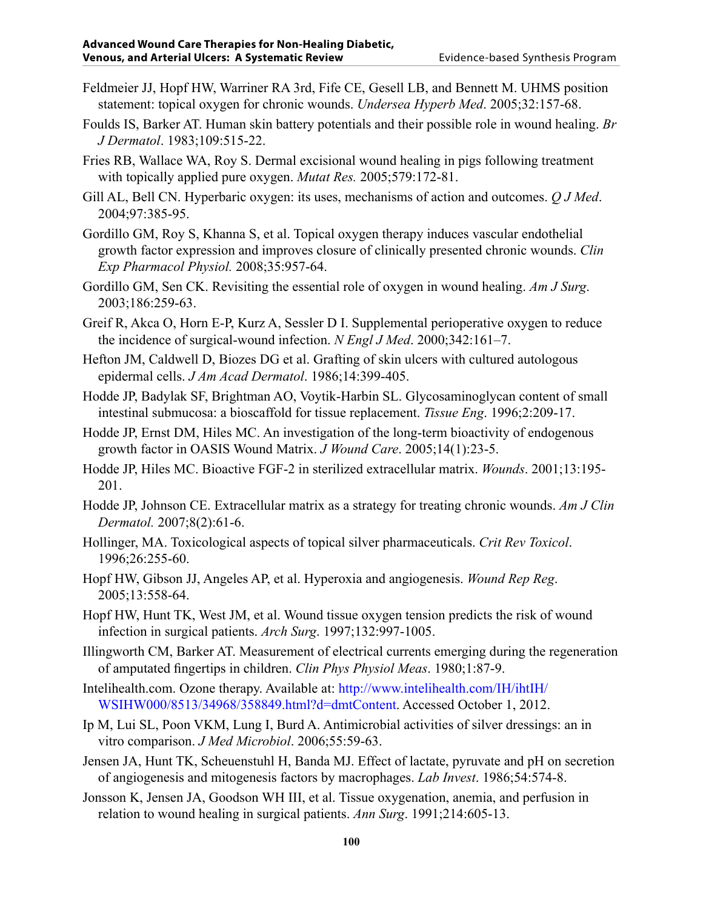Feldmeier JJ, Hopf HW, Warriner RA 3rd, Fife CE, Gesell LB, and Bennett M. UHMS position statement: topical oxygen for chronic wounds. *Undersea Hyperb Med*. 2005;32:157-68.

Foulds IS, Barker AT. Human skin battery potentials and their possible role in wound healing. *Br J Dermatol*. 1983;109:515-22.

Fries RB, Wallace WA, Roy S. Dermal excisional wound healing in pigs following treatment with topically applied pure oxygen. *Mutat Res.* 2005;579:172-81.

Gill AL, Bell CN. Hyperbaric oxygen: its uses, mechanisms of action and outcomes. *Q J Med*. 2004;97:385-95.

Gordillo GM, Roy S, Khanna S, et al. Topical oxygen therapy induces vascular endothelial growth factor expression and improves closure of clinically presented chronic wounds. *Clin Exp Pharmacol Physiol.* 2008;35:957-64.

Gordillo GM, Sen CK. Revisiting the essential role of oxygen in wound healing. *Am J Surg*. 2003;186:259-63.

Greif R, Akca O, Horn E-P, Kurz A, Sessler D I. Supplemental perioperative oxygen to reduce the incidence of surgical-wound infection. *N Engl J Med*. 2000;342:161–7.

Hefton JM, Caldwell D, Biozes DG et al. Grafting of skin ulcers with cultured autologous epidermal cells. *J Am Acad Dermatol*. 1986;14:399-405.

Hodde JP, Badylak SF, Brightman AO, Voytik-Harbin SL. Glycosaminoglycan content of small intestinal submucosa: a bioscaffold for tissue replacement. *Tissue Eng*. 1996;2:209-17.

Hodde JP, Ernst DM, Hiles MC. An investigation of the long-term bioactivity of endogenous growth factor in OASIS Wound Matrix. *J Wound Care*. 2005;14(1):23-5.

Hodde JP, Hiles MC. Bioactive FGF-2 in sterilized extracellular matrix. *Wounds*. 2001;13:195-201.

Hodde JP, Johnson CE. Extracellular matrix as a strategy for treating chronic wounds. *Am J Clin Dermatol.* 2007;8(2):61-6.

Hollinger, MA. Toxicological aspects of topical silver pharmaceuticals. *Crit Rev Toxicol*. 1996;26:255-60.

Hopf HW, Gibson JJ, Angeles AP, et al. Hyperoxia and angiogenesis. *Wound Rep Reg*. 2005;13:558-64.

Hopf HW, Hunt TK, West JM, et al. Wound tissue oxygen tension predicts the risk of wound infection in surgical patients. *Arch Surg*. 1997;132:997-1005.

Illingworth CM, Barker AT. Measurement of electrical currents emerging during the regeneration of amputated fingertips in children. *Clin Phys Physiol Meas*. 1980;1:87-9.

Intelihealth.com. Ozone therapy. Available at: http://www.intelihealth.com/IH/ihtIH/WSIHW000/8513/34968/358849.html?d=dmtContent. Accessed October 1, 2012.

Ip M, Lui SL, Poon VKM, Lung I, Burd A. Antimicrobial activities of silver dressings: an in vitro comparison. *J Med Microbiol*. 2006;55:59-63.

Jensen JA, Hunt TK, Scheuenstuhl H, Banda MJ. Effect of lactate, pyruvate and pH on secretion of angiogenesis and mitogenesis factors by macrophages. *Lab Invest*. 1986;54:574-8.

Jonsson K, Jensen JA, Goodson WH III, et al. Tissue oxygenation, anemia, and perfusion in relation to wound healing in surgical patients. *Ann Surg*. 1991;214:605-13.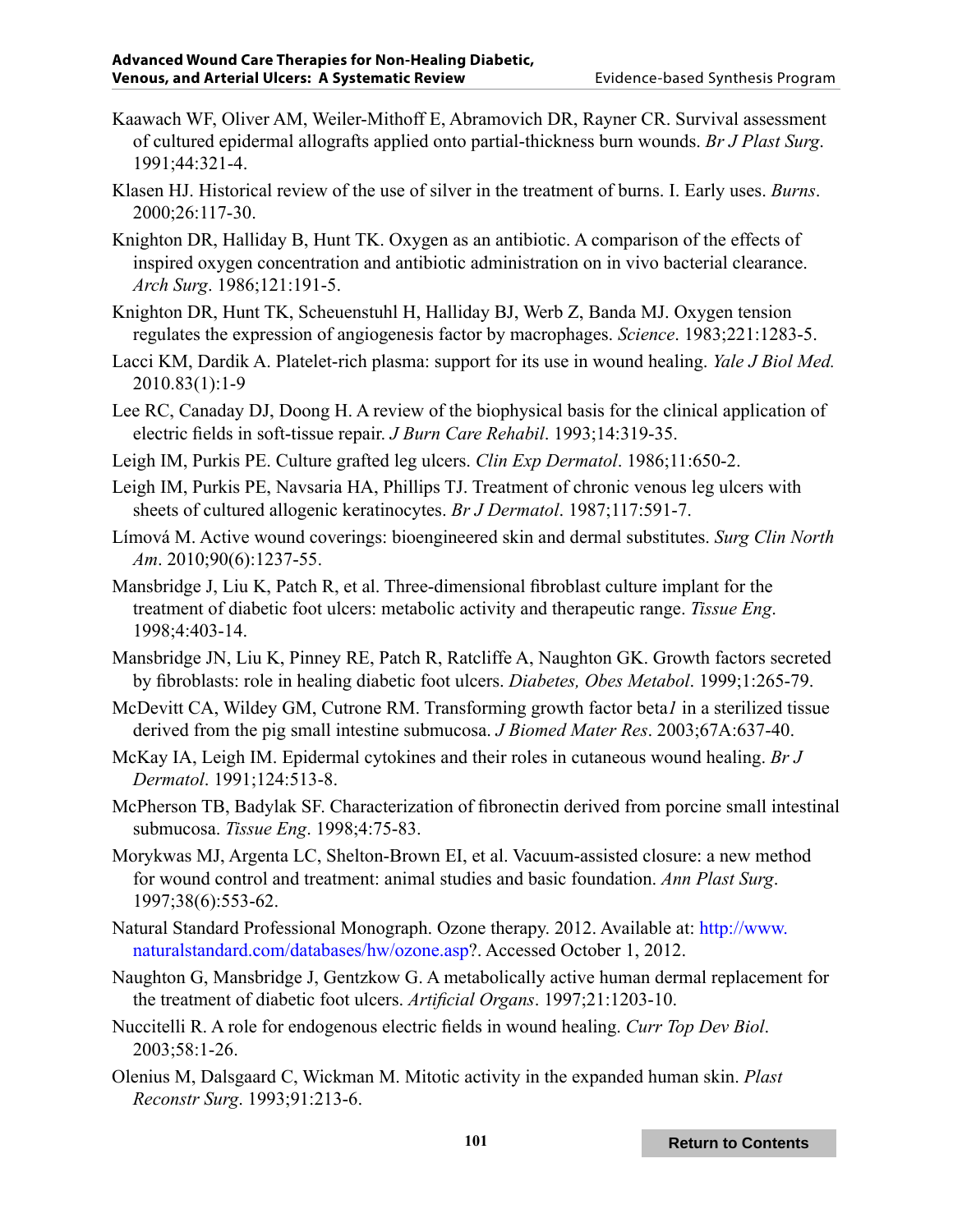Kaawach WF, Oliver AM, Weiler-Mithoff E, Abramovich DR, Rayner CR. Survival assessment of cultured epidermal allografts applied onto partial-thickness burn wounds. *Br J Plast Surg*. 1991;44:321-4.

Klasen HJ. Historical review of the use of silver in the treatment of burns. I. Early uses. *Burns*. 2000;26:117-30.

Knighton DR, Halliday B, Hunt TK. Oxygen as an antibiotic. A comparison of the effects of inspired oxygen concentration and antibiotic administration on in vivo bacterial clearance. *Arch Surg*. 1986;121:191-5.

Knighton DR, Hunt TK, Scheuenstuhl H, Halliday BJ, Werb Z, Banda MJ. Oxygen tension regulates the expression of angiogenesis factor by macrophages. *Science*. 1983;221:1283-5.

Lacci KM, Dardik A. Platelet-rich plasma: support for its use in wound healing. *Yale J Biol Med.* 2010.83(1):1-9

Lee RC, Canaday DJ, Doong H. A review of the biophysical basis for the clinical application of electric fields in soft-tissue repair. *J Burn Care Rehabil*. 1993;14:319-35.

Leigh IM, Purkis PE. Culture grafted leg ulcers. *Clin Exp Dermatol*. 1986;11:650-2.

Leigh IM, Purkis PE, Navsaria HA, Phillips TJ. Treatment of chronic venous leg ulcers with sheets of cultured allogenic keratinocytes. *Br J Dermatol*. 1987;117:591-7.

Límová M. Active wound coverings: bioengineered skin and dermal substitutes. *Surg Clin North Am*. 2010;90(6):1237-55.

Mansbridge J, Liu K, Patch R, et al. Three-dimensional fibroblast culture implant for the treatment of diabetic foot ulcers: metabolic activity and therapeutic range. *Tissue Eng*. 1998;4:403-14.

Mansbridge JN, Liu K, Pinney RE, Patch R, Ratcliffe A, Naughton GK. Growth factors secreted by fibroblasts: role in healing diabetic foot ulcers. *Diabetes, Obes Metabol*. 1999;1:265-79.

McDevitt CA, Wildey GM, Cutrone RM. Transforming growth factor beta*1* in a sterilized tissue derived from the pig small intestine submucosa. *J Biomed Mater Res*. 2003;67A:637-40.

McKay IA, Leigh IM. Epidermal cytokines and their roles in cutaneous wound healing. *Br J Dermatol*. 1991;124:513-8.

McPherson TB, Badylak SF. Characterization of fibronectin derived from porcine small intestinal submucosa. *Tissue Eng*. 1998;4:75-83.

Morykwas MJ, Argenta LC, Shelton-Brown EI, et al. Vacuum-assisted closure: a new method for wound control and treatment: animal studies and basic foundation. *Ann Plast Surg*. 1997;38(6):553-62.

Natural Standard Professional Monograph. Ozone therapy. 2012. Available at: http://www.naturalstandard.com/databases/hw/ozone.asp?. Accessed October 1, 2012.

Naughton G, Mansbridge J, Gentzkow G. A metabolically active human dermal replacement for the treatment of diabetic foot ulcers. *Artificial Organs*. 1997;21:1203-10.

Nuccitelli R. A role for endogenous electric fields in wound healing. *Curr Top Dev Biol*. 2003;58:1-26.

Olenius M, Dalsgaard C, Wickman M. Mitotic activity in the expanded human skin. *Plast Reconstr Surg*. 1993;91:213-6.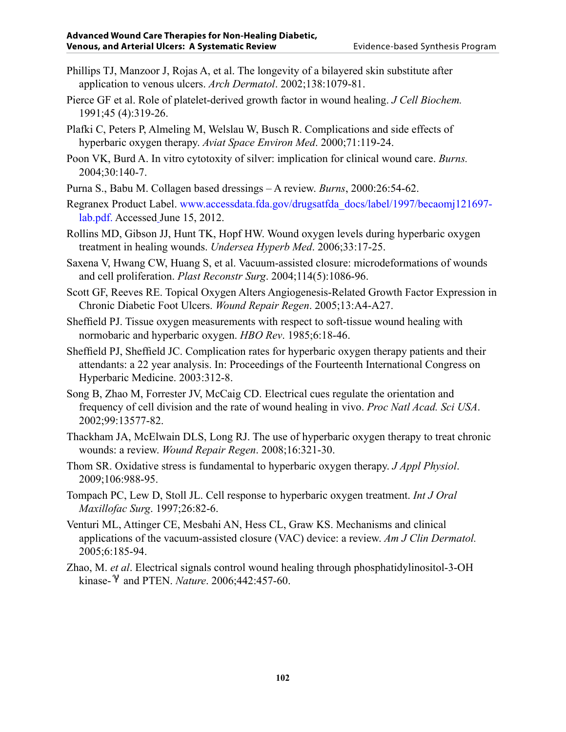Phillips TJ, Manzoor J, Rojas A, et al. The longevity of a bilayered skin substitute after application to venous ulcers. *Arch Dermatol*. 2002;138:1079-81.

Pierce GF et al. Role of platelet-derived growth factor in wound healing. *J Cell Biochem.* 1991;45 (4):319-26.

Plafki C, Peters P, Almeling M, Welslau W, Busch R. Complications and side effects of hyperbaric oxygen therapy. *Aviat Space Environ Med*. 2000;71:119-24.

Poon VK, Burd A. In vitro cytotoxity of silver: implication for clinical wound care. *Burns.* 2004;30:140-7.

Purna S., Babu M. Collagen based dressings – A review. *Burns*, 2000:26:54-62.

Regranex Product Label. www.accessdata.fda.gov/drugsatfda_docs/label/1997/becaomj121697-lab.pdf. Accessed June 15, 2012.

Rollins MD, Gibson JJ, Hunt TK, Hopf HW. Wound oxygen levels during hyperbaric oxygen treatment in healing wounds. *Undersea Hyperb Med*. 2006;33:17-25.

Saxena V, Hwang CW, Huang S, et al. Vacuum-assisted closure: microdeformations of wounds and cell proliferation. *Plast Reconstr Surg*. 2004;114(5):1086-96.

Scott GF, Reeves RE. Topical Oxygen Alters Angiogenesis-Related Growth Factor Expression in Chronic Diabetic Foot Ulcers. *Wound Repair Regen*. 2005;13:A4-A27.

Sheffield PJ. Tissue oxygen measurements with respect to soft-tissue wound healing with normobaric and hyperbaric oxygen. *HBO Rev*. 1985;6:18-46.

Sheffield PJ, Sheffield JC. Complication rates for hyperbaric oxygen therapy patients and their attendants: a 22 year analysis. In: Proceedings of the Fourteenth International Congress on Hyperbaric Medicine. 2003:312-8.

Song B, Zhao M, Forrester JV, McCaig CD. Electrical cues regulate the orientation and frequency of cell division and the rate of wound healing in vivo. *Proc Natl Acad. Sci USA*. 2002;99:13577-82.

Thackham JA, McElwain DLS, Long RJ. The use of hyperbaric oxygen therapy to treat chronic wounds: a review. *Wound Repair Regen*. 2008;16:321-30.

Thom SR. Oxidative stress is fundamental to hyperbaric oxygen therapy. *J Appl Physiol*. 2009;106:988-95.

Tompach PC, Lew D, Stoll JL. Cell response to hyperbaric oxygen treatment. *Int J Oral Maxillofac Surg*. 1997;26:82-6.

Venturi ML, Attinger CE, Mesbahi AN, Hess CL, Graw KS. Mechanisms and clinical applications of the vacuum-assisted closure (VAC) device: a review. *Am J Clin Dermatol.* 2005;6:185-94.

Zhao, M. *et al*. Electrical signals control wound healing through phosphatidylinositol-3-OH kinase-$\gamma$ and PTEN. *Nature*. 2006;442:457-60.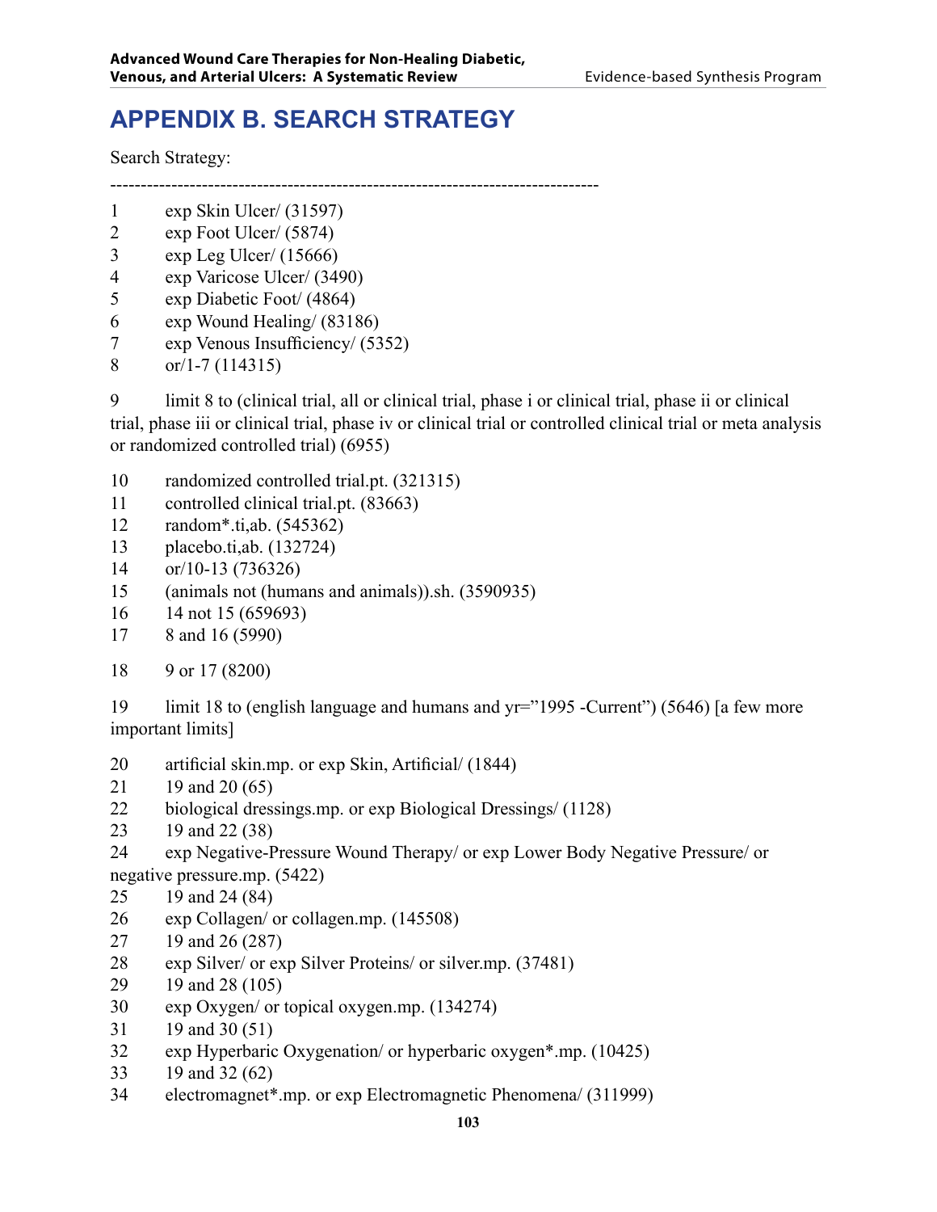# APPENDIX B. SEARCH STRATEGY

Search Strategy:

--------------------------------------------------------------------------------

1 exp Skin Ulcer/ (31597)
2 exp Foot Ulcer/ (5874)
3 exp Leg Ulcer/ (15666)
4 exp Varicose Ulcer/ (3490)
5 exp Diabetic Foot/ (4864)
6 exp Wound Healing/ (83186)
7 exp Venous Insufficiency/ (5352)
8 or/1-7 (114315)

9 limit 8 to (clinical trial, all or clinical trial, phase i or clinical trial, phase ii or clinical trial, phase iii or clinical trial, phase iv or clinical trial or controlled clinical trial or meta analysis or randomized controlled trial) (6955)

10 randomized controlled trial.pt. (321315)
11 controlled clinical trial.pt. (83663)
12 random*.ti,ab. (545362)
13 placebo.ti,ab. (132724)
14 or/10-13 (736326)
15 (animals not (humans and animals)).sh. (3590935)
16 14 not 15 (659693)
17 8 and 16 (5990)

18 9 or 17 (8200)

19 limit 18 to (english language and humans and yr="1995 -Current") (5646) [a few more important limits]

20 artificial skin.mp. or exp Skin, Artificial/ (1844)
21 19 and 20 (65)
22 biological dressings.mp. or exp Biological Dressings/ (1128)
23 19 and 22 (38)
24 exp Negative-Pressure Wound Therapy/ or exp Lower Body Negative Pressure/ or negative pressure.mp. (5422)
25 19 and 24 (84)
26 exp Collagen/ or collagen.mp. (145508)
27 19 and 26 (287)
28 exp Silver/ or exp Silver Proteins/ or silver.mp. (37481)
29 19 and 28 (105)
30 exp Oxygen/ or topical oxygen.mp. (134274)
31 19 and 30 (51)
32 exp Hyperbaric Oxygenation/ or hyperbaric oxygen*.mp. (10425)
33 19 and 32 (62)
34 electromagnet*.mp. or exp Electromagnetic Phenomena/ (311999)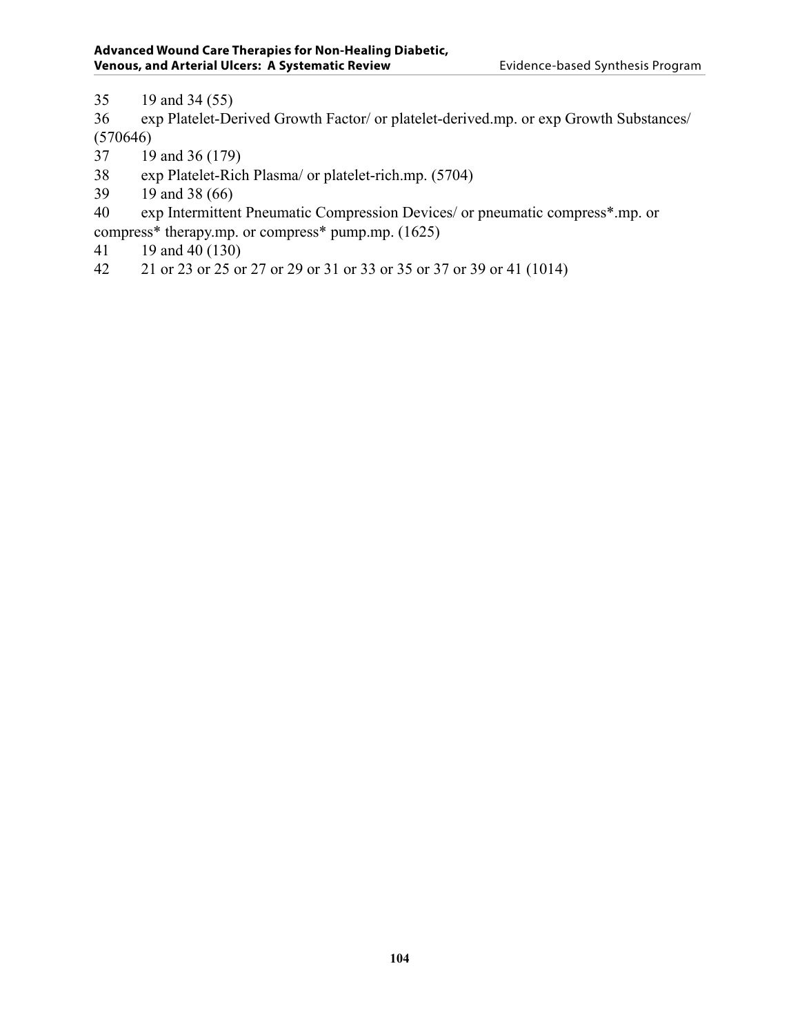35 19 and 34 (55)

36 exp Platelet-Derived Growth Factor/ or platelet-derived.mp. or exp Growth Substances/ (570646)

37 19 and 36 (179)

38 exp Platelet-Rich Plasma/ or platelet-rich.mp. (5704)

39 19 and 38 (66)

40 exp Intermittent Pneumatic Compression Devices/ or pneumatic compress*.mp. or compress* therapy.mp. or compress* pump.mp. (1625)

41 19 and 40 (130)

42 21 or 23 or 25 or 27 or 29 or 31 or 33 or 35 or 37 or 39 or 41 (1014)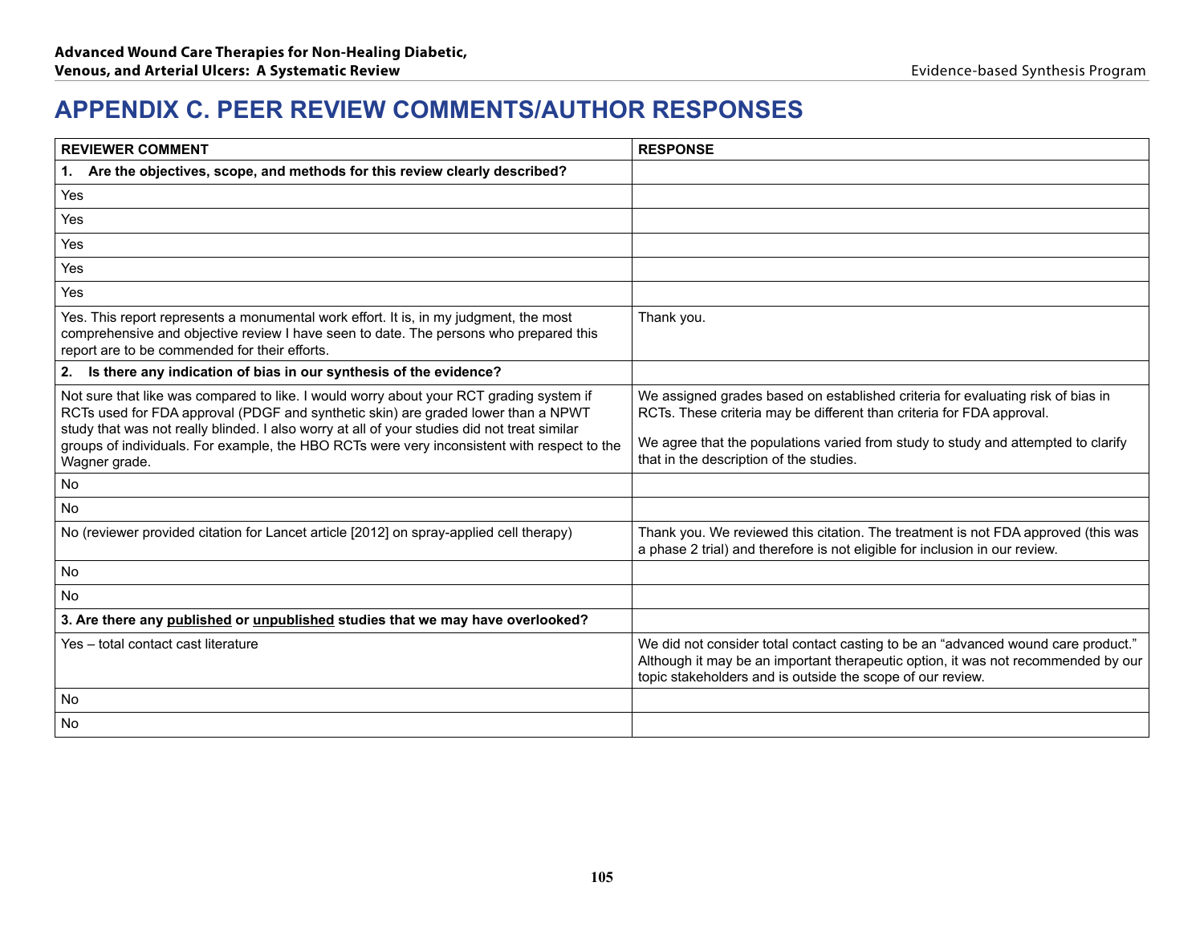# APPENDIX C. PEER REVIEW COMMENTS/AUTHOR RESPONSES

| REVIEWER COMMENT | RESPONSE |
|---|---|
| **1. Are the objectives, scope, and methods for this review clearly described?** | |
| Yes | |
| Yes | |
| Yes | |
| Yes | |
| Yes | |
| Yes. This report represents a monumental work effort. It is, in my judgment, the most comprehensive and objective review I have seen to date. The persons who prepared this report are to be commended for their efforts. | Thank you. |
| **2. Is there any indication of bias in our synthesis of the evidence?** | |
| Not sure that like was compared to like. I would worry about your RCT grading system if RCTs used for FDA approval (PDGF and synthetic skin) are graded lower than a NPWT study that was not really blinded. I also worry at all of your studies did not treat similar groups of individuals. For example, the HBO RCTs were very inconsistent with respect to the Wagner grade. | We assigned grades based on established criteria for evaluating risk of bias in RCTs. These criteria may be different than criteria for FDA approval.<br><br>We agree that the populations varied from study to study and attempted to clarify that in the description of the studies. |
| No | |
| No | |
| No (reviewer provided citation for Lancet article [2012] on spray-applied cell therapy) | Thank you. We reviewed this citation. The treatment is not FDA approved (this was a phase 2 trial) and therefore is not eligible for inclusion in our review. |
| No | |
| No | |
| **3. Are there any <u>published</u> or <u>unpublished</u> studies that we may have overlooked?** | |
| Yes – total contact cast literature | We did not consider total contact casting to be an “advanced wound care product.” Although it may be an important therapeutic option, it was not recommended by our topic stakeholders and is outside the scope of our review. |
| No | |
| No | |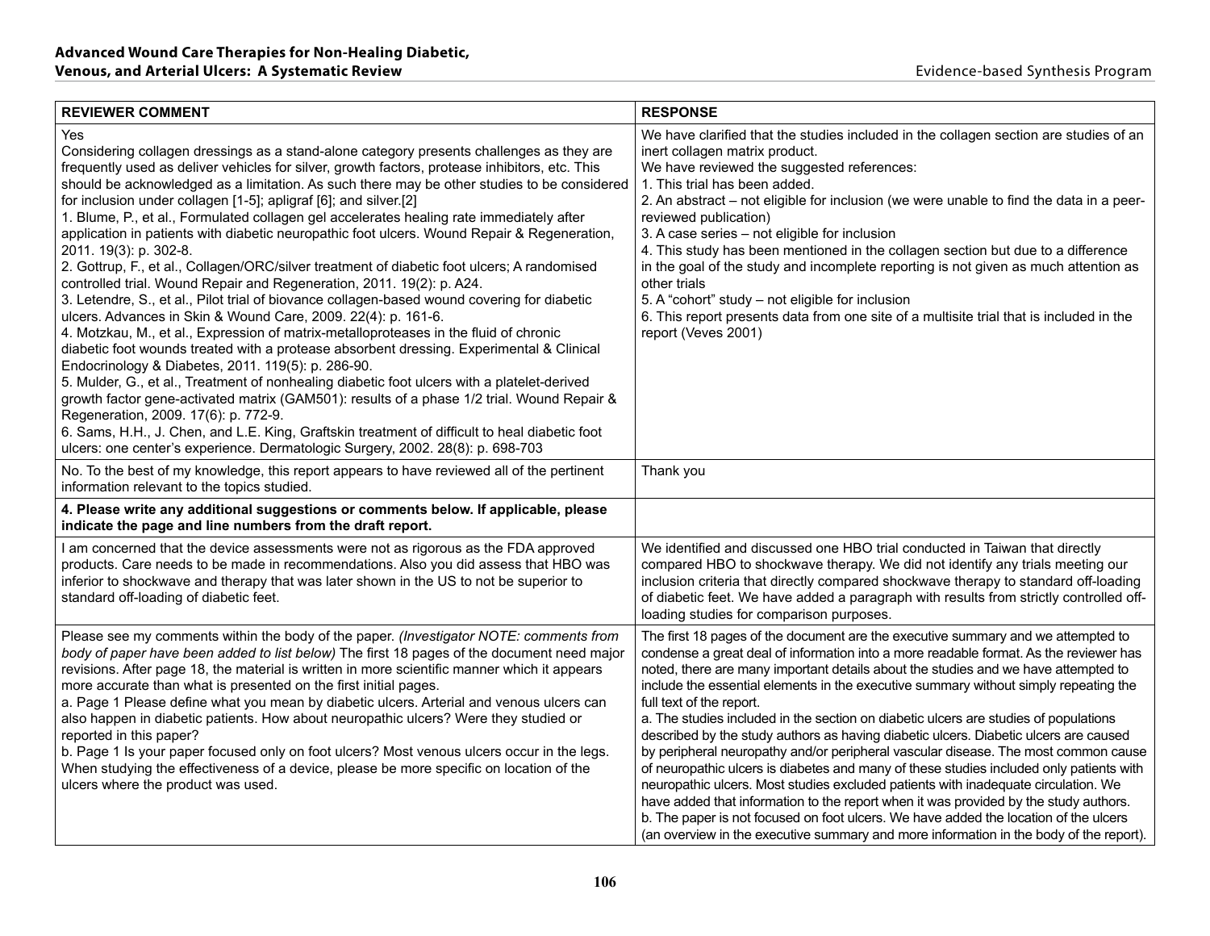| REVIEWER COMMENT | RESPONSE |
|---|---|
| Yes<br>Considering collagen dressings as a stand-alone category presents challenges as they are frequently used as deliver vehicles for silver, growth factors, protease inhibitors, etc. This should be acknowledged as a limitation. As such there may be other studies to be considered for inclusion under collagen [1-5]; apligraf [6]; and silver.[2]<br>1. Blume, P., et al., Formulated collagen gel accelerates healing rate immediately after application in patients with diabetic neuropathic foot ulcers. Wound Repair & Regeneration, 2011. 19(3): p. 302-8.<br>2. Gottrup, F., et al., Collagen/ORC/silver treatment of diabetic foot ulcers; A randomised controlled trial. Wound Repair and Regeneration, 2011. 19(2): p. A24.<br>3. Letendre, S., et al., Pilot trial of biovance collagen-based wound covering for diabetic ulcers. Advances in Skin & Wound Care, 2009. 22(4): p. 161-6.<br>4. Motzkau, M., et al., Expression of matrix-metalloproteases in the fluid of chronic diabetic foot wounds treated with a protease absorbent dressing. Experimental & Clinical Endocrinology & Diabetes, 2011. 119(5): p. 286-90.<br>5. Mulder, G., et al., Treatment of nonhealing diabetic foot ulcers with a platelet-derived growth factor gene-activated matrix (GAM501): results of a phase 1/2 trial. Wound Repair & Regeneration, 2009. 17(6): p. 772-9.<br>6. Sams, H.H., J. Chen, and L.E. King, Graftskin treatment of difficult to heal diabetic foot ulcers: one center's experience. Dermatologic Surgery, 2002. 28(8): p. 698-703 | We have clarified that the studies included in the collagen section are studies of an inert collagen matrix product.<br>We have reviewed the suggested references:<br>1. This trial has been added.<br>2. An abstract – not eligible for inclusion (we were unable to find the data in a peer-reviewed publication)<br>3. A case series – not eligible for inclusion<br>4. This study has been mentioned in the collagen section but due to a difference in the goal of the study and incomplete reporting is not given as much attention as other trials<br>5. A "cohort" study – not eligible for inclusion<br>6. This report presents data from one site of a multisite trial that is included in the report (Veves 2001) |
| No. To the best of my knowledge, this report appears to have reviewed all of the pertinent information relevant to the topics studied. | Thank you |
| **4. Please write any additional suggestions or comments below. If applicable, please indicate the page and line numbers from the draft report.** | |
| I am concerned that the device assessments were not as rigorous as the FDA approved products. Care needs to be made in recommendations. Also you did assess that HBO was inferior to shockwave and therapy that was later shown in the US to not be superior to standard off-loading of diabetic feet. | We identified and discussed one HBO trial conducted in Taiwan that directly compared HBO to shockwave therapy. We did not identify any trials meeting our inclusion criteria that directly compared shockwave therapy to standard off-loading of diabetic feet. We have added a paragraph with results from strictly controlled off-loading studies for comparison purposes. |
| Please see my comments within the body of the paper. *(Investigator NOTE: comments from body of paper have been added to list below)* The first 18 pages of the document need major revisions. After page 18, the material is written in more scientific manner which it appears more accurate than what is presented on the first initial pages.<br>a. Page 1 Please define what you mean by diabetic ulcers. Arterial and venous ulcers can also happen in diabetic patients. How about neuropathic ulcers? Were they studied or reported in this paper?<br>b. Page 1 Is your paper focused only on foot ulcers? Most venous ulcers occur in the legs. When studying the effectiveness of a device, please be more specific on location of the ulcers where the product was used. | The first 18 pages of the document are the executive summary and we attempted to condense a great deal of information into a more readable format. As the reviewer has noted, there are many important details about the studies and we have attempted to include the essential elements in the executive summary without simply repeating the full text of the report.<br>a. The studies included in the section on diabetic ulcers are studies of populations described by the study authors as having diabetic ulcers. Diabetic ulcers are caused by peripheral neuropathy and/or peripheral vascular disease. The most common cause of neuropathic ulcers is diabetes and many of these studies included only patients with neuropathic ulcers. Most studies excluded patients with inadequate circulation. We have added that information to the report when it was provided by the study authors.<br>b. The paper is not focused on foot ulcers. We have added the location of the ulcers (an overview in the executive summary and more information in the body of the report). |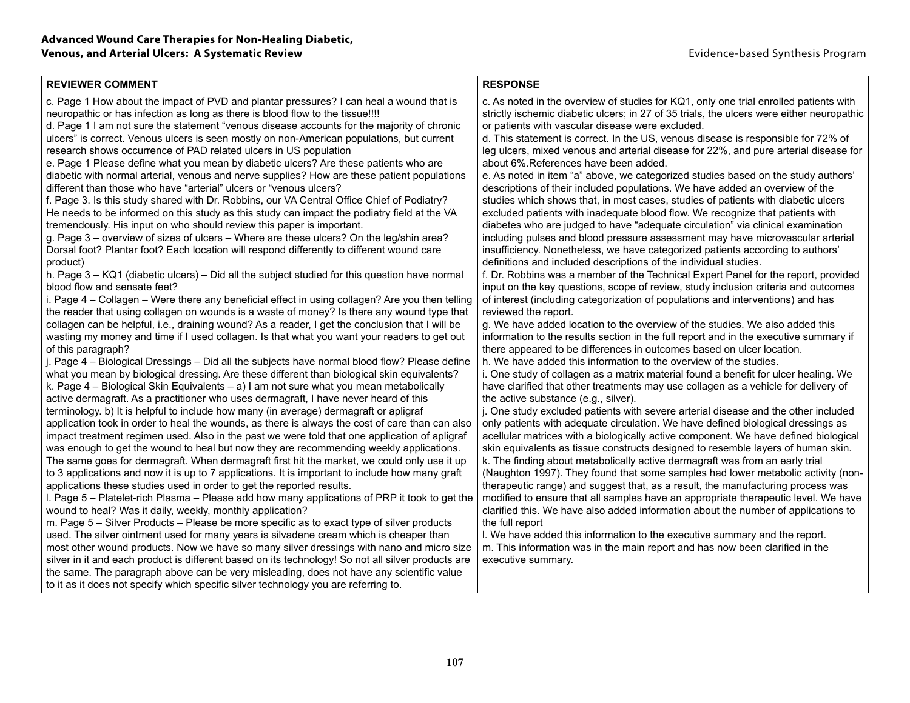| REVIEWER COMMENT | RESPONSE |
|---|---|
| c. Page 1 How about the impact of PVD and plantar pressures? I can heal a wound that is neuropathic or has infection as long as there is blood flow to the tissue!!!!<br>d. Page 1 I am not sure the statement "venous disease accounts for the majority of chronic ulcers" is correct. Venous ulcers is seen mostly on non-American populations, but current research shows occurrence of PAD related ulcers in US population<br>e. Page 1 Please define what you mean by diabetic ulcers? Are these patients who are diabetic with normal arterial, venous and nerve supplies? How are these patient populations different than those who have "arterial" ulcers or "venous ulcers?<br>f. Page 3. Is this study shared with Dr. Robbins, our VA Central Office Chief of Podiatry? He needs to be informed on this study as this study can impact the podiatry field at the VA tremendously. His input on who should review this paper is important.<br>g. Page 3 – overview of sizes of ulcers – Where are these ulcers? On the leg/shin area? Dorsal foot? Plantar foot? Each location will respond differently to different wound care product)<br>h. Page 3 – KQ1 (diabetic ulcers) – Did all the subject studied for this question have normal blood flow and sensate feet?<br>i. Page 4 – Collagen – Were there any beneficial effect in using collagen? Are you then telling the reader that using collagen on wounds is a waste of money? Is there any wound type that collagen can be helpful, i.e., draining wound? As a reader, I get the conclusion that I will be wasting my money and time if I used collagen. Is that what you want your readers to get out of this paragraph?<br>j. Page 4 – Biological Dressings – Did all the subjects have normal blood flow? Please define what you mean by biological dressing. Are these different than biological skin equivalents?<br>k. Page 4 – Biological Skin Equivalents – a) I am not sure what you mean metabolically active dermagraft. As a practitioner who uses dermagraft, I have never heard of this terminology. b) It is helpful to include how many (in average) dermagraft or apligraf application took in order to heal the wounds, as there is always the cost of care than can also impact treatment regimen used. Also in the past we were told that one application of apligraf was enough to get the wound to heal but now they are recommending weekly applications. The same goes for dermagraft. When dermagraft first hit the market, we could only use it up to 3 applications and now it is up to 7 applications. It is important to include how many graft applications these studies used in order to get the reported results.<br>l. Page 5 – Platelet-rich Plasma – Please add how many applications of PRP it took to get the wound to heal? Was it daily, weekly, monthly application?<br>m. Page 5 – Silver Products – Please be more specific as to exact type of silver products used. The silver ointment used for many years is silvadene cream which is cheaper than most other wound products. Now we have so many silver dressings with nano and micro size silver in it and each product is different based on its technology! So not all silver products are the same. The paragraph above can be very misleading, does not have any scientific value to it as it does not specify which specific silver technology you are referring to. | c. As noted in the overview of studies for KQ1, only one trial enrolled patients with strictly ischemic diabetic ulcers; in 27 of 35 trials, the ulcers were either neuropathic or patients with vascular disease were excluded.<br>d. This statement is correct. In the US, venous disease is responsible for 72% of leg ulcers, mixed venous and arterial disease for 22%, and pure arterial disease for about 6%.References have been added.<br>e. As noted in item "a" above, we categorized studies based on the study authors' descriptions of their included populations. We have added an overview of the studies which shows that, in most cases, studies of patients with diabetic ulcers excluded patients with inadequate blood flow. We recognize that patients with diabetes who are judged to have "adequate circulation" via clinical examination including pulses and blood pressure assessment may have microvascular arterial insufficiency. Nonetheless, we have categorized patients according to authors' definitions and included descriptions of the individual studies.<br>f. Dr. Robbins was a member of the Technical Expert Panel for the report, provided input on the key questions, scope of review, study inclusion criteria and outcomes of interest (including categorization of populations and interventions) and has reviewed the report.<br>g. We have added location to the overview of the studies. We also added this information to the results section in the full report and in the executive summary if there appeared to be differences in outcomes based on ulcer location.<br>h. We have added this information to the overview of the studies.<br>i. One study of collagen as a matrix material found a benefit for ulcer healing. We have clarified that other treatments may use collagen as a vehicle for delivery of the active substance (e.g., silver).<br>j. One study excluded patients with severe arterial disease and the other included only patients with adequate circulation. We have defined biological dressings as acellular matrices with a biologically active component. We have defined biological skin equivalents as tissue constructs designed to resemble layers of human skin.<br>k. The finding about metabolically active dermagraft was from an early trial (Naughton 1997). They found that some samples had lower metabolic activity (non-therapeutic range) and suggest that, as a result, the manufacturing process was modified to ensure that all samples have an appropriate therapeutic level. We have clarified this. We have also added information about the number of applications to the full report<br>l. We have added this information to the executive summary and the report.<br>m. This information was in the main report and has now been clarified in the executive summary. |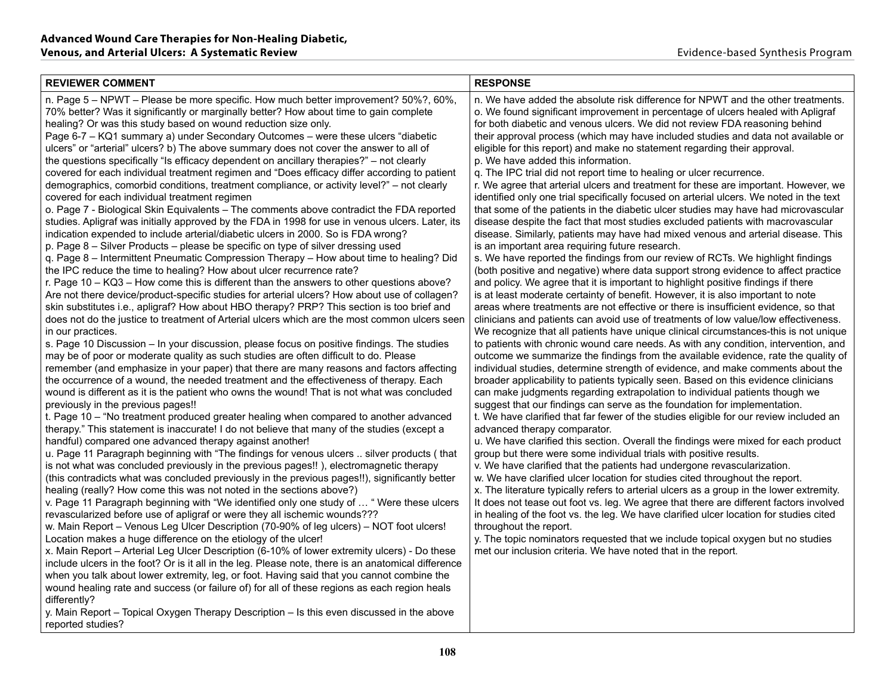| REVIEWER COMMENT | RESPONSE |
|---|---|
| n. Page 5 – NPWT – Please be more specific. How much better improvement? 50%?, 60%, 70% better? Was it significantly or marginally better? How about time to gain complete healing? Or was this study based on wound reduction size only.<br>Page 6-7 – KQ1 summary a) under Secondary Outcomes – were these ulcers “diabetic ulcers” or “arterial” ulcers? b) The above summary does not cover the answer to all of the questions specifically “Is efficacy dependent on ancillary therapies?” – not clearly covered for each individual treatment regimen and “Does efficacy differ according to patient demographics, comorbid conditions, treatment compliance, or activity level?” – not clearly covered for each individual treatment regimen<br>o. Page 7 - Biological Skin Equivalents – The comments above contradict the FDA reported studies. Apligraf was initially approved by the FDA in 1998 for use in venous ulcers. Later, its indication expended to include arterial/diabetic ulcers in 2000. So is FDA wrong?<br>p. Page 8 – Silver Products – please be specific on type of silver dressing used<br>q. Page 8 – Intermittent Pneumatic Compression Therapy – How about time to healing? Did the IPC reduce the time to healing? How about ulcer recurrence rate?<br>r. Page 10 – KQ3 – How come this is different than the answers to other questions above? Are not there device/product-specific studies for arterial ulcers? How about use of collagen? skin substitutes i.e., apligraf? How about HBO therapy? PRP? This section is too brief and does not do the justice to treatment of Arterial ulcers which are the most common ulcers seen in our practices.<br>s. Page 10 Discussion – In your discussion, please focus on positive findings. The studies may be of poor or moderate quality as such studies are often difficult to do. Please remember (and emphasize in your paper) that there are many reasons and factors affecting the occurrence of a wound, the needed treatment and the effectiveness of therapy. Each wound is different as it is the patient who owns the wound! That is not what was concluded previously in the previous pages!!<br>t. Page 10 – “No treatment produced greater healing when compared to another advanced therapy.” This statement is inaccurate! I do not believe that many of the studies (except a handful) compared one advanced therapy against another!<br>u. Page 11 Paragraph beginning with “The findings for venous ulcers .. silver products ( that is not what was concluded previously in the previous pages!! ), electromagnetic therapy (this contradicts what was concluded previously in the previous pages!!), significantly better healing (really? How come this was not noted in the sections above?)<br>v. Page 11 Paragraph beginning with “We identified only one study of … “ Were these ulcers revascularized before use of apligraf or were they all ischemic wounds???<br>w. Main Report – Venous Leg Ulcer Description (70-90% of leg ulcers) – NOT foot ulcers! Location makes a huge difference on the etiology of the ulcer!<br>x. Main Report – Arterial Leg Ulcer Description (6-10% of lower extremity ulcers) - Do these include ulcers in the foot? Or is it all in the leg. Please note, there is an anatomical difference when you talk about lower extremity, leg, or foot. Having said that you cannot combine the wound healing rate and success (or failure of) for all of these regions as each region heals differently?<br>y. Main Report – Topical Oxygen Therapy Description – Is this even discussed in the above reported studies? | n. We have added the absolute risk difference for NPWT and the other treatments.<br>o. We found significant improvement in percentage of ulcers healed with Apligraf for both diabetic and venous ulcers. We did not review FDA reasoning behind their approval process (which may have included studies and data not available or eligible for this report) and make no statement regarding their approval.<br>p. We have added this information.<br>q. The IPC trial did not report time to healing or ulcer recurrence.<br>r. We agree that arterial ulcers and treatment for these are important. However, we identified only one trial specifically focused on arterial ulcers. We noted in the text that some of the patients in the diabetic ulcer studies may have had microvascular disease despite the fact that most studies excluded patients with macrovascular disease. Similarly, patients may have had mixed venous and arterial disease. This is an important area requiring future research.<br>s. We have reported the findings from our review of RCTs. We highlight findings (both positive and negative) where data support strong evidence to affect practice and policy. We agree that it is important to highlight positive findings if there is at least moderate certainty of benefit. However, it is also important to note areas where treatments are not effective or there is insufficient evidence, so that clinicians and patients can avoid use of treatments of low value/low effectiveness. We recognize that all patients have unique clinical circumstances-this is not unique to patients with chronic wound care needs. As with any condition, intervention, and outcome we summarize the findings from the available evidence, rate the quality of individual studies, determine strength of evidence, and make comments about the broader applicability to patients typically seen. Based on this evidence clinicians can make judgments regarding extrapolation to individual patients though we suggest that our findings can serve as the foundation for implementation.<br>t. We have clarified that far fewer of the studies eligible for our review included an advanced therapy comparator.<br>u. We have clarified this section. Overall the findings were mixed for each product group but there were some individual trials with positive results.<br>v. We have clarified that the patients had undergone revascularization.<br>w. We have clarified ulcer location for studies cited throughout the report.<br>x. The literature typically refers to arterial ulcers as a group in the lower extremity. It does not tease out foot vs. leg. We agree that there are different factors involved in healing of the foot vs. the leg. We have clarified ulcer location for studies cited throughout the report.<br>y. The topic nominators requested that we include topical oxygen but no studies met our inclusion criteria. We have noted that in the report. |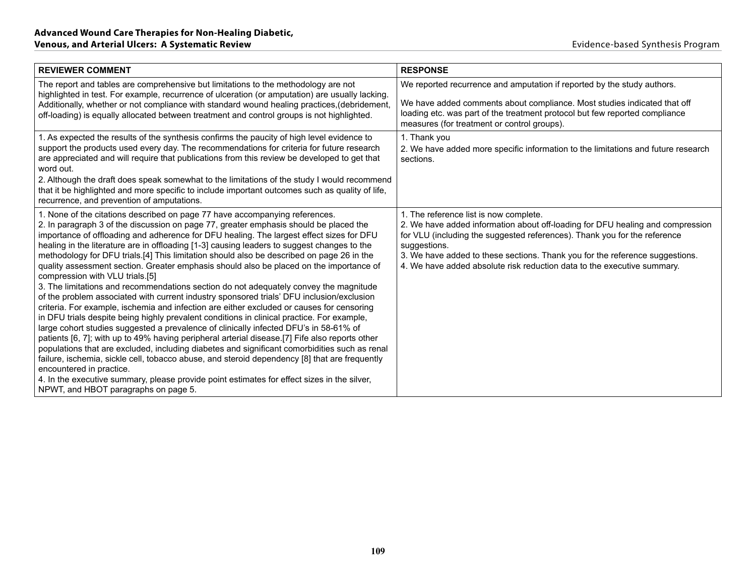| REVIEWER COMMENT | RESPONSE |
|---|---|
| The report and tables are comprehensive but limitations to the methodology are not highlighted in test. For example, recurrence of ulceration (or amputation) are usually lacking. Additionally, whether or not compliance with standard wound healing practices,(debridement, off-loading) is equally allocated between treatment and control groups is not highlighted. | We reported recurrence and amputation if reported by the study authors.<br><br>We have added comments about compliance. Most studies indicated that off loading etc. was part of the treatment protocol but few reported compliance measures (for treatment or control groups). |
| 1. As expected the results of the synthesis confirms the paucity of high level evidence to support the products used every day. The recommendations for criteria for future research are appreciated and will require that publications from this review be developed to get that word out.<br>2. Although the draft does speak somewhat to the limitations of the study I would recommend that it be highlighted and more specific to include important outcomes such as quality of life, recurrence, and prevention of amputations. | 1. Thank you<br>2. We have added more specific information to the limitations and future research sections. |
| 1. None of the citations described on page 77 have accompanying references.<br>2. In paragraph 3 of the discussion on page 77, greater emphasis should be placed the importance of offloading and adherence for DFU healing. The largest effect sizes for DFU healing in the literature are in offloading [1-3] causing leaders to suggest changes to the methodology for DFU trials.[4] This limitation should also be described on page 26 in the quality assessment section. Greater emphasis should also be placed on the importance of compression with VLU trials.[5]<br>3. The limitations and recommendations section do not adequately convey the magnitude of the problem associated with current industry sponsored trials' DFU inclusion/exclusion criteria. For example, ischemia and infection are either excluded or causes for censoring in DFU trials despite being highly prevalent conditions in clinical practice. For example, large cohort studies suggested a prevalence of clinically infected DFU's in 58-61% of patients [6, 7]; with up to 49% having peripheral arterial disease.[7] Fife also reports other populations that are excluded, including diabetes and significant comorbidities such as renal failure, ischemia, sickle cell, tobacco abuse, and steroid dependency [8] that are frequently encountered in practice.<br>4. In the executive summary, please provide point estimates for effect sizes in the silver, NPWT, and HBOT paragraphs on page 5. | 1. The reference list is now complete.<br>2. We have added information about off-loading for DFU healing and compression for VLU (including the suggested references). Thank you for the reference suggestions.<br>3. We have added to these sections. Thank you for the reference suggestions.<br>4. We have added absolute risk reduction data to the executive summary. |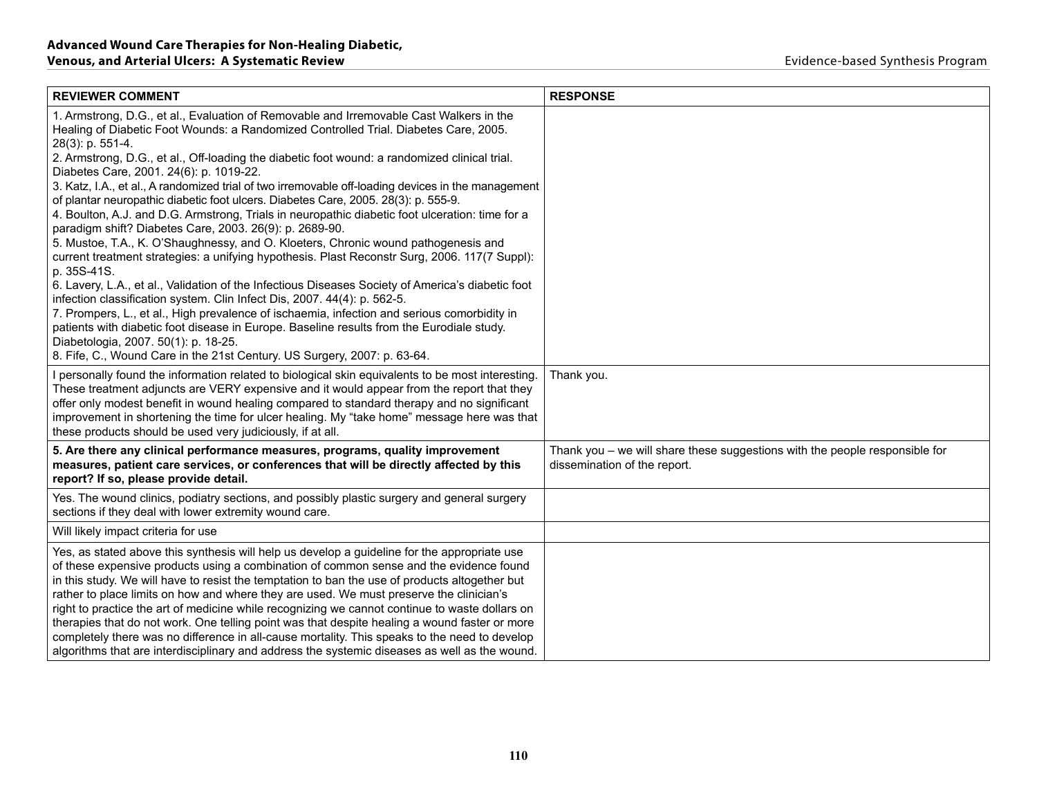| REVIEWER COMMENT | RESPONSE |
|---|---|
| 1. Armstrong, D.G., et al., Evaluation of Removable and Irremovable Cast Walkers in the Healing of Diabetic Foot Wounds: a Randomized Controlled Trial. Diabetes Care, 2005. 28(3): p. 551-4.<br>2. Armstrong, D.G., et al., Off-loading the diabetic foot wound: a randomized clinical trial. Diabetes Care, 2001. 24(6): p. 1019-22.<br>3. Katz, I.A., et al., A randomized trial of two irremovable off-loading devices in the management of plantar neuropathic diabetic foot ulcers. Diabetes Care, 2005. 28(3): p. 555-9.<br>4. Boulton, A.J. and D.G. Armstrong, Trials in neuropathic diabetic foot ulceration: time for a paradigm shift? Diabetes Care, 2003. 26(9): p. 2689-90.<br>5. Mustoe, T.A., K. O'Shaughnessy, and O. Kloeters, Chronic wound pathogenesis and current treatment strategies: a unifying hypothesis. Plast Reconstr Surg, 2006. 117(7 Suppl): p. 35S-41S.<br>6. Lavery, L.A., et al., Validation of the Infectious Diseases Society of America's diabetic foot infection classification system. Clin Infect Dis, 2007. 44(4): p. 562-5.<br>7. Prompers, L., et al., High prevalence of ischaemia, infection and serious comorbidity in patients with diabetic foot disease in Europe. Baseline results from the Eurodiale study. Diabetologia, 2007. 50(1): p. 18-25.<br>8. Fife, C., Wound Care in the 21st Century. US Surgery, 2007: p. 63-64. | |
| I personally found the information related to biological skin equivalents to be most interesting. These treatment adjuncts are VERY expensive and it would appear from the report that they offer only modest benefit in wound healing compared to standard therapy and no significant improvement in shortening the time for ulcer healing. My "take home" message here was that these products should be used very judiciously, if at all. | Thank you. |
| **5. Are there any clinical performance measures, programs, quality improvement measures, patient care services, or conferences that will be directly affected by this report? If so, please provide detail.** | Thank you – we will share these suggestions with the people responsible for dissemination of the report. |
| Yes. The wound clinics, podiatry sections, and possibly plastic surgery and general surgery sections if they deal with lower extremity wound care. | |
| Will likely impact criteria for use | |
| Yes, as stated above this synthesis will help us develop a guideline for the appropriate use of these expensive products using a combination of common sense and the evidence found in this study. We will have to resist the temptation to ban the use of products altogether but rather to place limits on how and where they are used. We must preserve the clinician's right to practice the art of medicine while recognizing we cannot continue to waste dollars on therapies that do not work. One telling point was that despite healing a wound faster or more completely there was no difference in all-cause mortality. This speaks to the need to develop algorithms that are interdisciplinary and address the systemic diseases as well as the wound. | |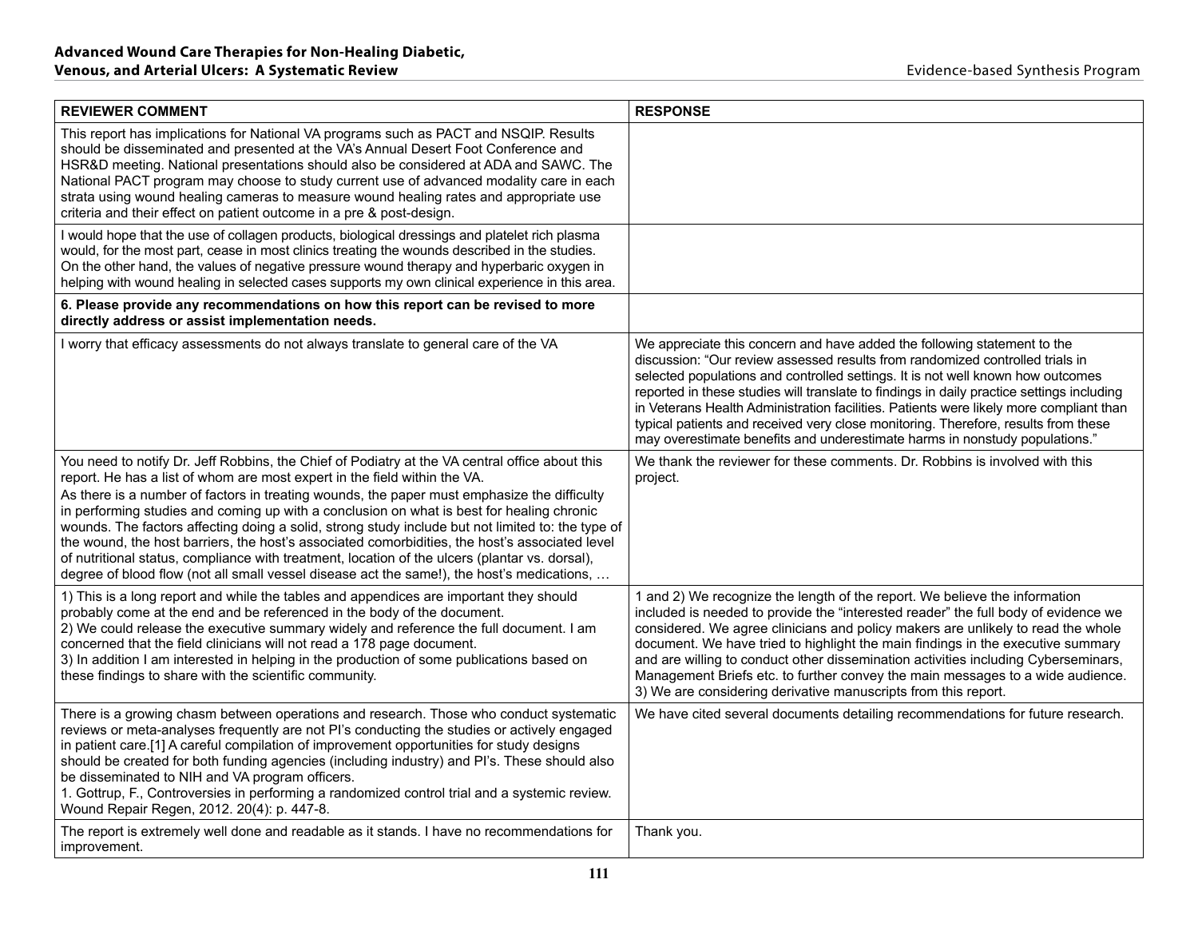| REVIEWER COMMENT | RESPONSE |
|---|---|
| This report has implications for National VA programs such as PACT and NSQIP. Results should be disseminated and presented at the VA's Annual Desert Foot Conference and HSR&D meeting. National presentations should also be considered at ADA and SAWC. The National PACT program may choose to study current use of advanced modality care in each strata using wound healing cameras to measure wound healing rates and appropriate use criteria and their effect on patient outcome in a pre & post-design. | |
| I would hope that the use of collagen products, biological dressings and platelet rich plasma would, for the most part, cease in most clinics treating the wounds described in the studies. On the other hand, the values of negative pressure wound therapy and hyperbaric oxygen in helping with wound healing in selected cases supports my own clinical experience in this area. | |
| **6. Please provide any recommendations on how this report can be revised to more directly address or assist implementation needs.** | |
| I worry that efficacy assessments do not always translate to general care of the VA | We appreciate this concern and have added the following statement to the discussion: "Our review assessed results from randomized controlled trials in selected populations and controlled settings. It is not well known how outcomes reported in these studies will translate to findings in daily practice settings including in Veterans Health Administration facilities. Patients were likely more compliant than typical patients and received very close monitoring. Therefore, results from these may overestimate benefits and underestimate harms in nonstudy populations." |
| You need to notify Dr. Jeff Robbins, the Chief of Podiatry at the VA central office about this report. He has a list of whom are most expert in the field within the VA.<br>As there is a number of factors in treating wounds, the paper must emphasize the difficulty in performing studies and coming up with a conclusion on what is best for healing chronic wounds. The factors affecting doing a solid, strong study include but not limited to: the type of the wound, the host barriers, the host's associated comorbidities, the host's associated level of nutritional status, compliance with treatment, location of the ulcers (plantar vs. dorsal), degree of blood flow (not all small vessel disease act the same!), the host's medications, … | We thank the reviewer for these comments. Dr. Robbins is involved with this project. |
| 1) This is a long report and while the tables and appendices are important they should probably come at the end and be referenced in the body of the document.<br>2) We could release the executive summary widely and reference the full document. I am concerned that the field clinicians will not read a 178 page document.<br>3) In addition I am interested in helping in the production of some publications based on these findings to share with the scientific community. | 1 and 2) We recognize the length of the report. We believe the information included is needed to provide the "interested reader" the full body of evidence we considered. We agree clinicians and policy makers are unlikely to read the whole document. We have tried to highlight the main findings in the executive summary and are willing to conduct other dissemination activities including Cyberseminars, Management Briefs etc. to further convey the main messages to a wide audience.<br>3) We are considering derivative manuscripts from this report. |
| There is a growing chasm between operations and research. Those who conduct systematic reviews or meta-analyses frequently are not PI's conducting the studies or actively engaged in patient care.[1] A careful compilation of improvement opportunities for study designs should be created for both funding agencies (including industry) and PI's. These should also be disseminated to NIH and VA program officers.<br>1. Gottrup, F., Controversies in performing a randomized control trial and a systemic review. Wound Repair Regen, 2012. 20(4): p. 447-8. | We have cited several documents detailing recommendations for future research. |
| The report is extremely well done and readable as it stands. I have no recommendations for improvement. | Thank you. |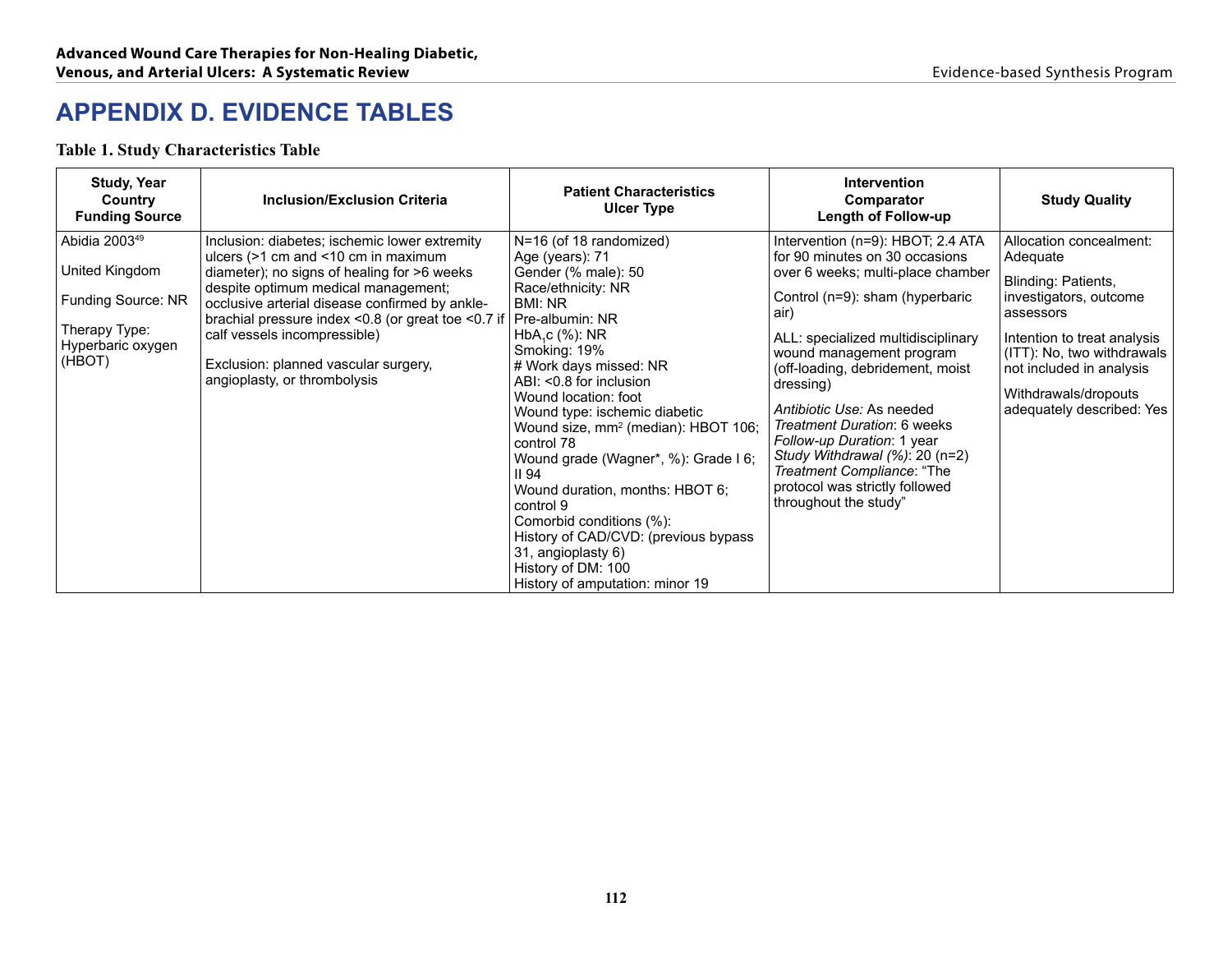# APPENDIX D. EVIDENCE TABLES

**Table 1. Study Characteristics Table**

| Study, Year<br>Country<br>Funding Source | Inclusion/Exclusion Criteria | Patient Characteristics<br>Ulcer Type | Intervention<br>Comparator<br>Length of Follow-up | Study Quality |
|---|---|---|---|---|
| Abidia 2003[49]<br><br>United Kingdom<br><br>Funding Source: NR<br><br>Therapy Type: Hyperbaric oxygen (HBOT) | Inclusion: diabetes; ischemic lower extremity ulcers (>1 cm and <10 cm in maximum diameter); no signs of healing for >6 weeks despite optimum medical management; occlusive arterial disease confirmed by ankle-brachial pressure index <0.8 (or great toe <0.7 if calf vessels incompressible)<br><br>Exclusion: planned vascular surgery, angioplasty, or thrombolysis | N=16 (of 18 randomized)<br>Age (years): 71<br>Gender (% male): 50<br>Race/ethnicity: NR<br>BMI: NR<br>Pre-albumin: NR<br>$HbA_1c$ (%): NR<br>Smoking: 19%<br># Work days missed: NR<br>ABI: <0.8 for inclusion<br>Wound location: foot<br>Wound type: ischemic diabetic<br>Wound size, mm$^2$ (median): HBOT 106; control 78<br>Wound grade (Wagner*, %): Grade I 6; II 94<br>Wound duration, months: HBOT 6; control 9<br>Comorbid conditions (%):<br>History of CAD/CVD: (previous bypass 31, angioplasty 6)<br>History of DM: 100<br>History of amputation: minor 19 | Intervention (n=9): HBOT; 2.4 ATA for 90 minutes on 30 occasions over 6 weeks; multi-place chamber<br><br>Control (n=9): sham (hyperbaric air)<br><br>ALL: specialized multidisciplinary wound management program (off-loading, debridement, moist dressing)<br><br>*Antibiotic Use:* As needed<br>*Treatment Duration*: 6 weeks<br>*Follow-up Duration*: 1 year<br>*Study Withdrawal (%)*: 20 (n=2)<br>*Treatment Compliance*: "The protocol was strictly followed throughout the study" | Allocation concealment: Adequate<br><br>Blinding: Patients, investigators, outcome assessors<br><br>Intention to treat analysis (ITT): No, two withdrawals not included in analysis<br><br>Withdrawals/dropouts adequately described: Yes |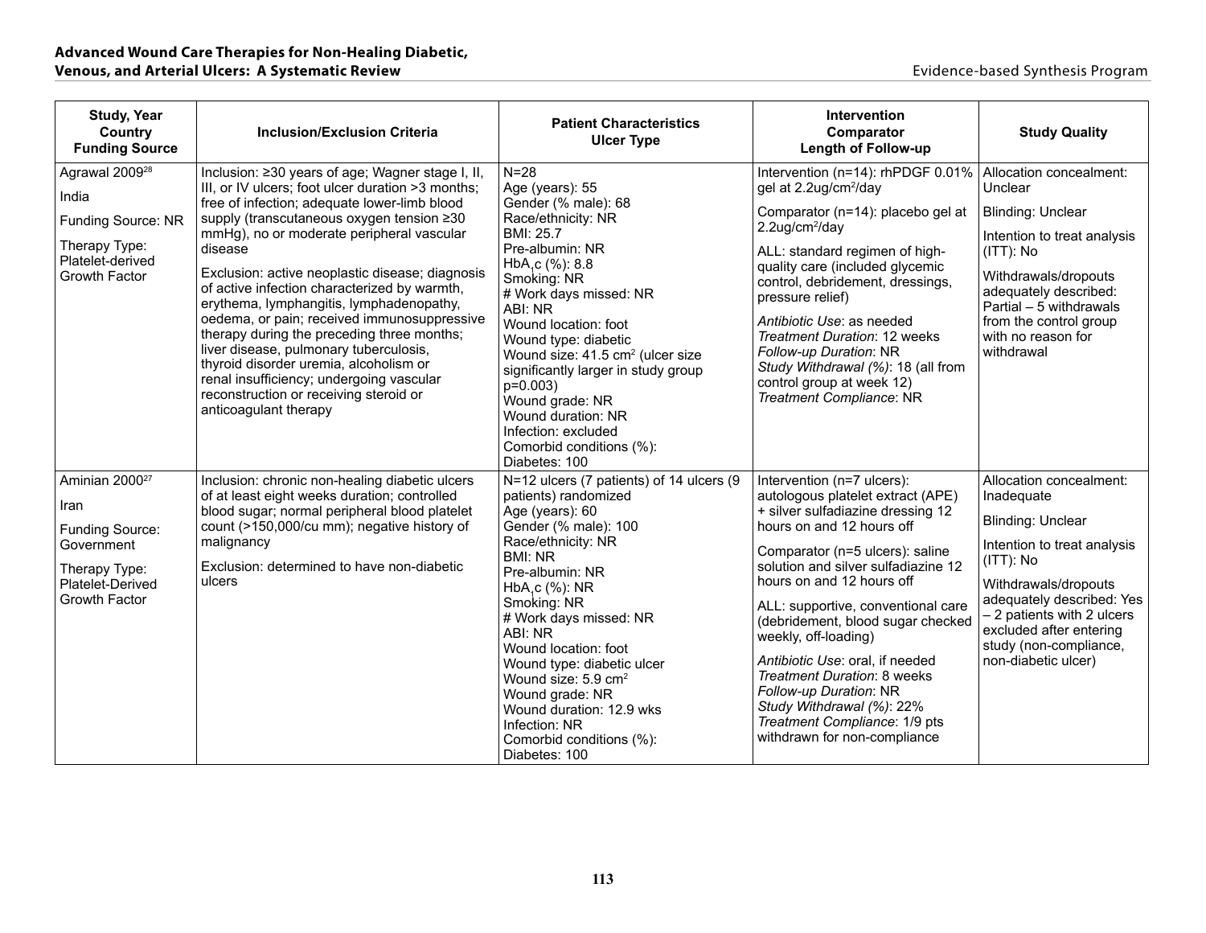| Study, Year<br>Country<br>Funding Source | Inclusion/Exclusion Criteria | Patient Characteristics<br>Ulcer Type | Intervention<br>Comparator<br>Length of Follow-up | Study Quality |
|---|---|---|---|---|
| Agrawal 2009[28]<br><br>India<br><br>Funding Source: NR<br><br>Therapy Type: Platelet-derived Growth Factor | Inclusion: ≥30 years of age; Wagner stage I, II, III, or IV ulcers; foot ulcer duration >3 months; free of infection; adequate lower-limb blood supply (transcutaneous oxygen tension ≥30 mmHg), no or moderate peripheral vascular disease<br><br>Exclusion: active neoplastic disease; diagnosis of active infection characterized by warmth, erythema, lymphangitis, lymphadenopathy, oedema, or pain; received immunosuppressive therapy during the preceding three months; liver disease, pulmonary tuberculosis, thyroid disorder uremia, alcoholism or renal insufficiency; undergoing vascular reconstruction or receiving steroid or anticoagulant therapy | N=28<br>Age (years): 55<br>Gender (% male): 68<br>Race/ethnicity: NR<br>BMI: 25.7<br>Pre-albumin: NR<br>$HbA_1c$ (%): 8.8<br>Smoking: NR<br># Work days missed: NR<br>ABI: NR<br>Wound location: foot<br>Wound type: diabetic<br>Wound size: 41.5 $cm^2$ (ulcer size significantly larger in study group p=0.003)<br>Wound grade: NR<br>Wound duration: NR<br>Infection: excluded<br>Comorbid conditions (%):<br>Diabetes: 100 | Intervention (n=14): rhPDGF 0.01% gel at 2.2ug/$cm^2$/day<br><br>Comparator (n=14): placebo gel at 2.2ug/$cm^2$/day<br><br>ALL: standard regimen of high-quality care (included glycemic control, debridement, dressings, pressure relief)<br><br>*Antibiotic Use*: as needed<br>*Treatment Duration*: 12 weeks<br>*Follow-up Duration*: NR<br>*Study Withdrawal (%)*: 18 (all from control group at week 12)<br>*Treatment Compliance*: NR | Allocation concealment: Unclear<br><br>Blinding: Unclear<br><br>Intention to treat analysis (ITT): No<br><br>Withdrawals/dropouts adequately described: Partial – 5 withdrawals from the control group with no reason for withdrawal |
| Aminian 2000[27]<br><br>Iran<br><br>Funding Source: Government<br><br>Therapy Type: Platelet-Derived Growth Factor | Inclusion: chronic non-healing diabetic ulcers of at least eight weeks duration; controlled blood sugar; normal peripheral blood platelet count (>150,000/cu mm); negative history of malignancy<br><br>Exclusion: determined to have non-diabetic ulcers | N=12 ulcers (7 patients) of 14 ulcers (9 patients) randomized<br>Age (years): 60<br>Gender (% male): 100<br>Race/ethnicity: NR<br>BMI: NR<br>Pre-albumin: NR<br>$HbA_1c$ (%): NR<br>Smoking: NR<br># Work days missed: NR<br>ABI: NR<br>Wound location: foot<br>Wound type: diabetic ulcer<br>Wound size: 5.9 $cm^2$<br>Wound grade: NR<br>Wound duration: 12.9 wks<br>Infection: NR<br>Comorbid conditions (%):<br>Diabetes: 100 | Intervention (n=7 ulcers): autologous platelet extract (APE) + silver sulfadiazine dressing 12 hours on and 12 hours off<br><br>Comparator (n=5 ulcers): saline solution and silver sulfadiazine 12 hours on and 12 hours off<br><br>ALL: supportive, conventional care (debridement, blood sugar checked weekly, off-loading)<br><br>*Antibiotic Use*: oral, if needed<br>*Treatment Duration*: 8 weeks<br>*Follow-up Duration*: NR<br>*Study Withdrawal (%)*: 22%<br>*Treatment Compliance*: 1/9 pts withdrawn for non-compliance | Allocation concealment: Inadequate<br><br>Blinding: Unclear<br><br>Intention to treat analysis (ITT): No<br><br>Withdrawals/dropouts adequately described: Yes – 2 patients with 2 ulcers excluded after entering study (non-compliance, non-diabetic ulcer) |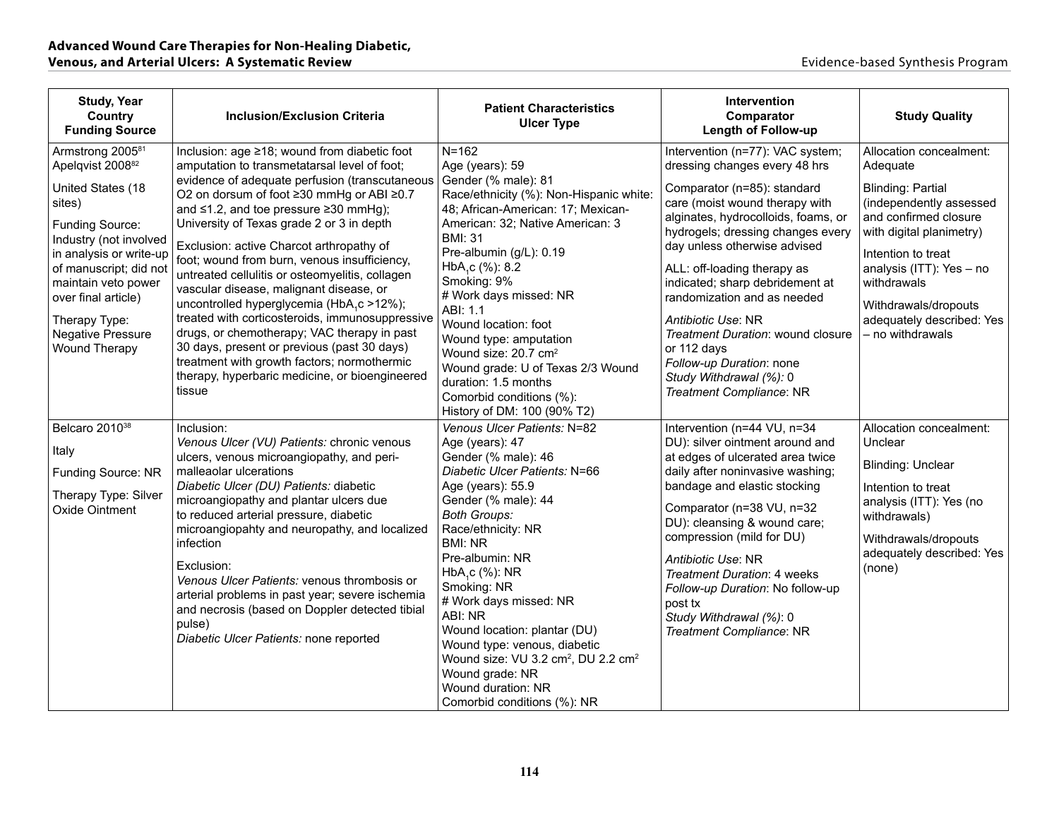| Study, Year<br>Country<br>Funding Source | Inclusion/Exclusion Criteria | Patient Characteristics<br>Ulcer Type | Intervention<br>Comparator<br>Length of Follow-up | Study Quality |
|---|---|---|---|---|
| Armstrong 2005[81]<br>Apelqvist 2008[82]<br><br>United States (18 sites)<br><br>Funding Source: Industry (not involved in analysis or write-up of manuscript; did not maintain veto power over final article)<br><br>Therapy Type: Negative Pressure Wound Therapy | Inclusion: age ≥18; wound from diabetic foot amputation to transmetatarsal level of foot; evidence of adequate perfusion (transcutaneous O2 on dorsum of foot ≥30 mmHg or ABI ≥0.7 and ≤1.2, and toe pressure ≥30 mmHg); University of Texas grade 2 or 3 in depth<br><br>Exclusion: active Charcot arthropathy of foot; wound from burn, venous insufficiency, untreated cellulitis or osteomyelitis, collagen vascular disease, malignant disease, or uncontrolled hyperglycemia ($HbA_1c$ >12%); treated with corticosteroids, immunosuppressive drugs, or chemotherapy; VAC therapy in past 30 days, present or previous (past 30 days) treatment with growth factors; normothermic therapy, hyperbaric medicine, or bioengineered tissue | N=162<br>Age (years): 59<br>Gender (% male): 81<br>Race/ethnicity (%): Non-Hispanic white: 48; African-American: 17; Mexican-American: 32; Native American: 3<br>BMI: 31<br>Pre-albumin (g/L): 0.19<br>$HbA_1c$ (%): 8.2<br>Smoking: 9%<br># Work days missed: NR<br>ABI: 1.1<br>Wound location: foot<br>Wound type: amputation<br>Wound size: 20.7 $cm^2$<br>Wound grade: U of Texas 2/3 Wound duration: 1.5 months<br>Comorbid conditions (%):<br>History of DM: 100 (90% T2) | Intervention (n=77): VAC system; dressing changes every 48 hrs<br><br>Comparator (n=85): standard care (moist wound therapy with alginates, hydrocolloids, foams, or hydrogels; dressing changes every day unless otherwise advised<br><br>ALL: off-loading therapy as indicated; sharp debridement at randomization and as needed<br><br>*Antibiotic Use*: NR<br>*Treatment Duration*: wound closure or 112 days<br>*Follow-up Duration*: none<br>*Study Withdrawal (%):* 0<br>*Treatment Compliance*: NR | Allocation concealment: Adequate<br><br>Blinding: Partial (independently assessed and confirmed closure with digital planimetry)<br><br>Intention to treat analysis (ITT): Yes – no withdrawals<br><br>Withdrawals/dropouts adequately described: Yes – no withdrawals |
| Belcaro 2010[38]<br><br>Italy<br><br>Funding Source: NR<br><br>Therapy Type: Silver Oxide Ointment | Inclusion:<br>*Venous Ulcer (VU) Patients:* chronic venous ulcers, venous microangiopathy, and peri-malleaolar ulcerations<br>*Diabetic Ulcer (DU) Patients:* diabetic microangiopathy and plantar ulcers due to reduced arterial pressure, diabetic microangiopahty and neuropathy, and localized infection<br><br>Exclusion:<br>*Venous Ulcer Patients:* venous thrombosis or arterial problems in past year; severe ischemia and necrosis (based on Doppler detected tibial pulse)<br>*Diabetic Ulcer Patients:* none reported | *Venous Ulcer Patients:* N=82<br>Age (years): 47<br>Gender (% male): 46<br>*Diabetic Ulcer Patients:* N=66<br>Age (years): 55.9<br>Gender (% male): 44<br>*Both Groups:*<br>Race/ethnicity: NR<br>BMI: NR<br>Pre-albumin: NR<br>$HbA_1c$ (%): NR<br>Smoking: NR<br># Work days missed: NR<br>ABI: NR<br>Wound location: plantar (DU)<br>Wound type: venous, diabetic<br>Wound size: VU 3.2 $cm^2$, DU 2.2 $cm^2$<br>Wound grade: NR<br>Wound duration: NR<br>Comorbid conditions (%): NR | Intervention (n=44 VU, n=34 DU): silver ointment around and at edges of ulcerated area twice daily after noninvasive washing; bandage and elastic stocking<br><br>Comparator (n=38 VU, n=32 DU): cleansing & wound care; compression (mild for DU)<br><br>*Antibiotic Use*: NR<br>*Treatment Duration*: 4 weeks<br>*Follow-up Duration*: No follow-up post tx<br>*Study Withdrawal (%)*: 0<br>*Treatment Compliance*: NR | Allocation concealment: Unclear<br><br>Blinding: Unclear<br><br>Intention to treat analysis (ITT): Yes (no withdrawals)<br><br>Withdrawals/dropouts adequately described: Yes (none) |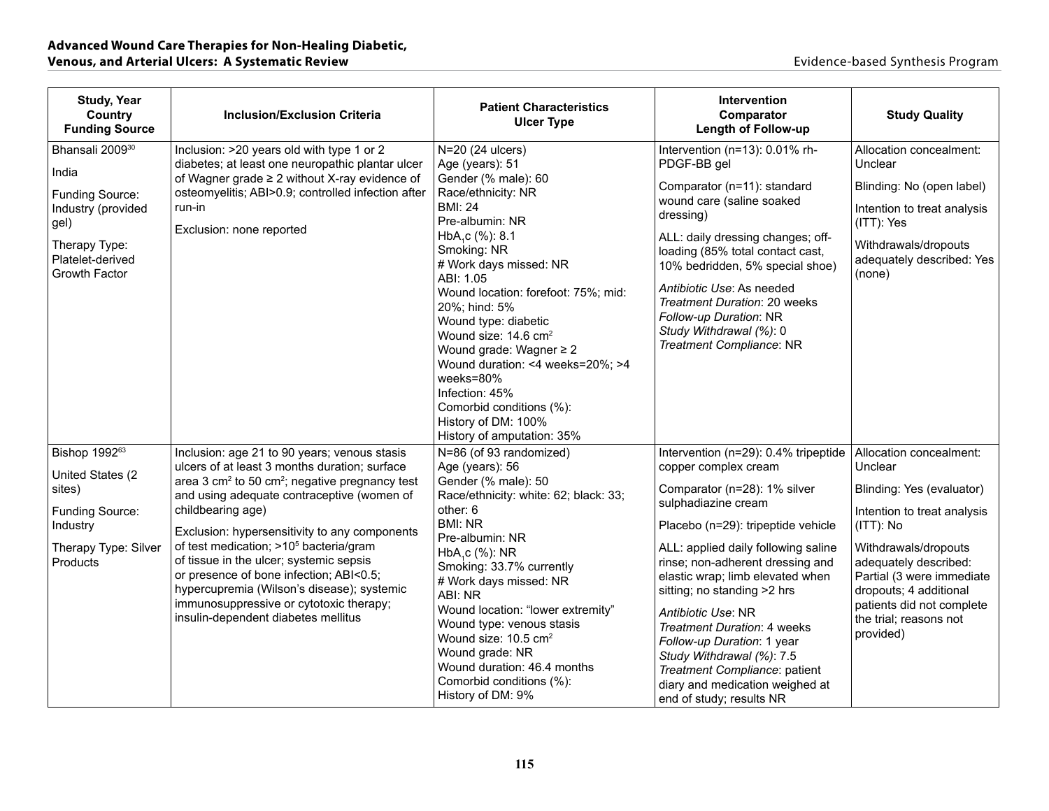| Study, Year Country Funding Source | Inclusion/Exclusion Criteria | Patient Characteristics Ulcer Type | Intervention Comparator Length of Follow-up | Study Quality |
|---|---|---|---|---|
| Bhansali 2009[30]<br><br>India<br><br>Funding Source: Industry (provided gel)<br><br>Therapy Type: Platelet-derived Growth Factor | Inclusion: >20 years old with type 1 or 2 diabetes; at least one neuropathic plantar ulcer of Wagner grade ≥ 2 without X-ray evidence of osteomyelitis; ABI>0.9; controlled infection after run-in<br><br>Exclusion: none reported | N=20 (24 ulcers)<br>Age (years): 51<br>Gender (% male): 60<br>Race/ethnicity: NR<br>BMI: 24<br>Pre-albumin: NR<br>$HbA_1c$ (%): 8.1<br>Smoking: NR<br># Work days missed: NR<br>ABI: 1.05<br>Wound location: forefoot: 75%; mid: 20%; hind: 5%<br>Wound type: diabetic<br>Wound size: 14.6 $cm^2$<br>Wound grade: Wagner ≥ 2<br>Wound duration: <4 weeks=20%; >4 weeks=80%<br>Infection: 45%<br>Comorbid conditions (%):<br>History of DM: 100%<br>History of amputation: 35% | Intervention (n=13): 0.01% rh-PDGF-BB gel<br><br>Comparator (n=11): standard wound care (saline soaked dressing)<br><br>ALL: daily dressing changes; off-loading (85% total contact cast, 10% bedridden, 5% special shoe)<br><br>*Antibiotic Use*: As needed<br>*Treatment Duration*: 20 weeks<br>*Follow-up Duration*: NR<br>*Study Withdrawal (%)*: 0<br>*Treatment Compliance*: NR | Allocation concealment: Unclear<br><br>Blinding: No (open label)<br><br>Intention to treat analysis (ITT): Yes<br><br>Withdrawals/dropouts adequately described: Yes (none) |
| Bishop 1992[63]<br><br>United States (2 sites)<br><br>Funding Source: Industry<br><br>Therapy Type: Silver Products | Inclusion: age 21 to 90 years; venous stasis ulcers of at least 3 months duration; surface area 3 $cm^2$ to 50 $cm^2$; negative pregnancy test and using adequate contraceptive (women of childbearing age)<br><br>Exclusion: hypersensitivity to any components of test medication; $>10^5$ bacteria/gram of tissue in the ulcer; systemic sepsis or presence of bone infection; ABI<0.5; hypercupremia (Wilson's disease); systemic immunosuppressive or cytotoxic therapy; insulin-dependent diabetes mellitus | N=86 (of 93 randomized)<br>Age (years): 56<br>Gender (% male): 50<br>Race/ethnicity: white: 62; black: 33; other: 6<br>BMI: NR<br>Pre-albumin: NR<br>$HbA_1c$ (%): NR<br>Smoking: 33.7% currently<br># Work days missed: NR<br>ABI: NR<br>Wound location: "lower extremity"<br>Wound type: venous stasis<br>Wound size: 10.5 $cm^2$<br>Wound grade: NR<br>Wound duration: 46.4 months<br>Comorbid conditions (%):<br>History of DM: 9% | Intervention (n=29): 0.4% tripeptide copper complex cream<br><br>Comparator (n=28): 1% silver sulphadiazine cream<br><br>Placebo (n=29): tripeptide vehicle<br><br>ALL: applied daily following saline rinse; non-adherent dressing and elastic wrap; limb elevated when sitting; no standing >2 hrs<br><br>*Antibiotic Use*: NR<br>*Treatment Duration*: 4 weeks<br>*Follow-up Duration*: 1 year<br>*Study Withdrawal (%)*: 7.5<br>*Treatment Compliance*: patient diary and medication weighed at end of study; results NR | Allocation concealment: Unclear<br><br>Blinding: Yes (evaluator)<br><br>Intention to treat analysis (ITT): No<br><br>Withdrawals/dropouts adequately described: Partial (3 were immediate dropouts; 4 additional patients did not complete the trial; reasons not provided) |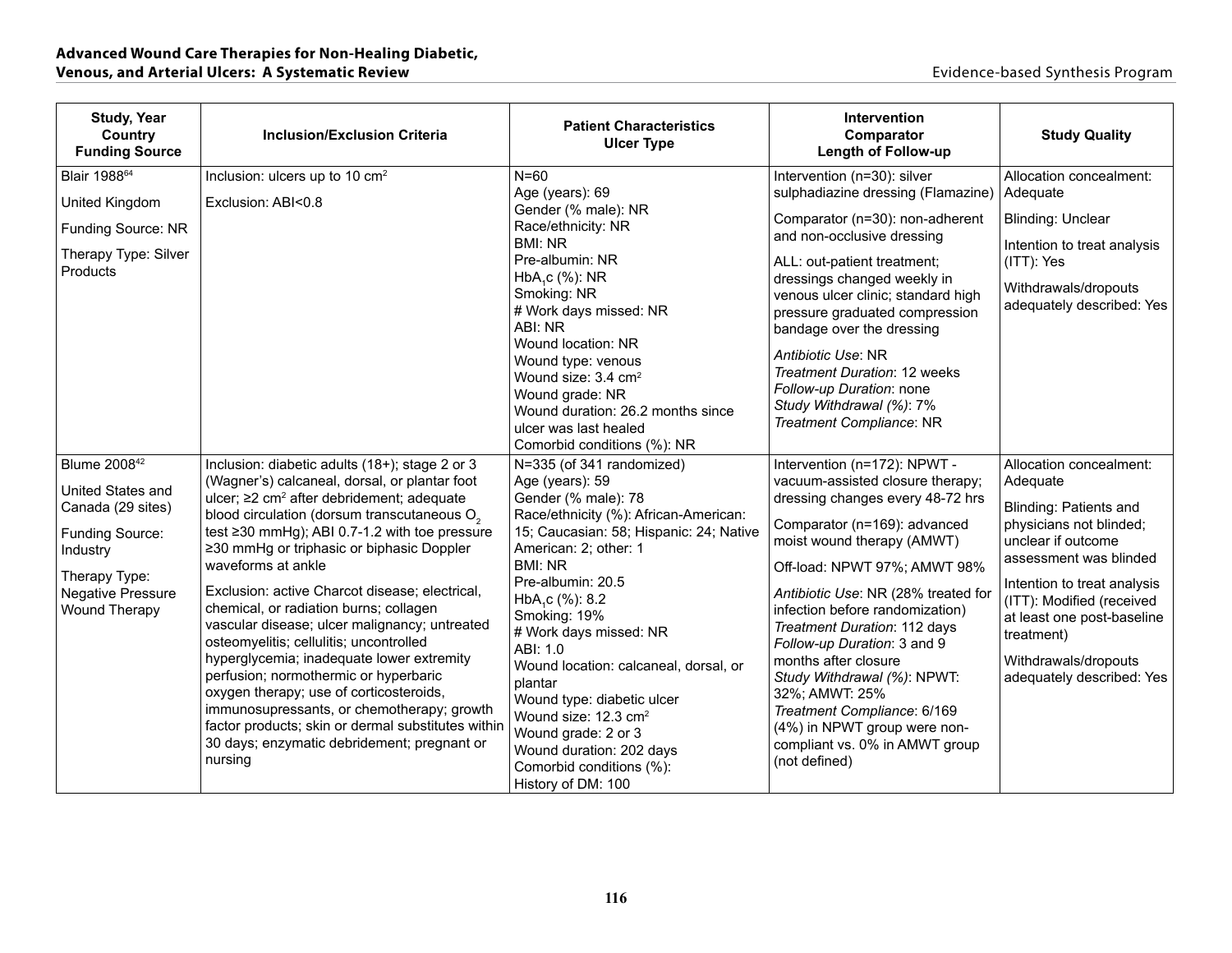| Study, Year<br>Country<br>Funding Source | Inclusion/Exclusion Criteria | Patient Characteristics<br>Ulcer Type | Intervention<br>Comparator<br>Length of Follow-up | Study Quality |
|---|---|---|---|---|
| Blair 1988[64]<br><br>United Kingdom<br><br>Funding Source: NR<br><br>Therapy Type: Silver Products | Inclusion: ulcers up to 10 $cm^2$<br><br>Exclusion: ABI<0.8 | N=60<br>Age (years): 69<br>Gender (% male): NR<br>Race/ethnicity: NR<br>BMI: NR<br>Pre-albumin: NR<br>$HbA_1c$ (%): NR<br>Smoking: NR<br># Work days missed: NR<br>ABI: NR<br>Wound location: NR<br>Wound type: venous<br>Wound size: 3.4 $cm^2$<br>Wound grade: NR<br>Wound duration: 26.2 months since ulcer was last healed<br>Comorbid conditions (%): NR | Intervention (n=30): silver sulphadiazine dressing (Flamazine)<br><br>Comparator (n=30): non-adherent and non-occlusive dressing<br><br>ALL: out-patient treatment; dressings changed weekly in venous ulcer clinic; standard high pressure graduated compression bandage over the dressing<br><br>*Antibiotic Use*: NR<br>*Treatment Duration*: 12 weeks<br>*Follow-up Duration*: none<br>*Study Withdrawal (%)*: 7%<br>*Treatment Compliance*: NR | Allocation concealment: Adequate<br><br>Blinding: Unclear<br><br>Intention to treat analysis (ITT): Yes<br><br>Withdrawals/dropouts adequately described: Yes |
| Blume 2008[42]<br><br>United States and Canada (29 sites)<br><br>Funding Source: Industry<br><br>Therapy Type: Negative Pressure Wound Therapy | Inclusion: diabetic adults (18+); stage 2 or 3 (Wagner's) calcaneal, dorsal, or plantar foot ulcer; ≥2 $cm^2$ after debridement; adequate blood circulation (dorsum transcutaneous $O_2$ test ≥30 mmHg); ABI 0.7-1.2 with toe pressure ≥30 mmHg or triphasic or biphasic Doppler waveforms at ankle<br><br>Exclusion: active Charcot disease; electrical, chemical, or radiation burns; collagen vascular disease; ulcer malignancy; untreated osteomyelitis; cellulitis; uncontrolled hyperglycemia; inadequate lower extremity perfusion; normothermic or hyperbaric oxygen therapy; use of corticosteroids, immunosupressants, or chemotherapy; growth factor products; skin or dermal substitutes within 30 days; enzymatic debridement; pregnant or nursing | N=335 (of 341 randomized)<br>Age (years): 59<br>Gender (% male): 78<br>Race/ethnicity (%): African-American: 15; Caucasian: 58; Hispanic: 24; Native American: 2; other: 1<br>BMI: NR<br>Pre-albumin: 20.5<br>$HbA_1c$ (%): 8.2<br>Smoking: 19%<br># Work days missed: NR<br>ABI: 1.0<br>Wound location: calcaneal, dorsal, or plantar<br>Wound type: diabetic ulcer<br>Wound size: 12.3 $cm^2$<br>Wound grade: 2 or 3<br>Wound duration: 202 days<br>Comorbid conditions (%):<br>History of DM: 100 | Intervention (n=172): NPWT - vacuum-assisted closure therapy; dressing changes every 48-72 hrs<br><br>Comparator (n=169): advanced moist wound therapy (AMWT)<br><br>Off-load: NPWT 97%; AMWT 98%<br><br>*Antibiotic Use*: NR (28% treated for infection before randomization)<br>*Treatment Duration*: 112 days<br>*Follow-up Duration*: 3 and 9 months after closure<br>*Study Withdrawal (%)*: NPWT: 32%; AMWT: 25%<br>*Treatment Compliance*: 6/169 (4%) in NPWT group were non-compliant vs. 0% in AMWT group (not defined) | Allocation concealment: Adequate<br><br>Blinding: Patients and physicians not blinded; unclear if outcome assessment was blinded<br><br>Intention to treat analysis (ITT): Modified (received at least one post-baseline treatment)<br><br>Withdrawals/dropouts adequately described: Yes |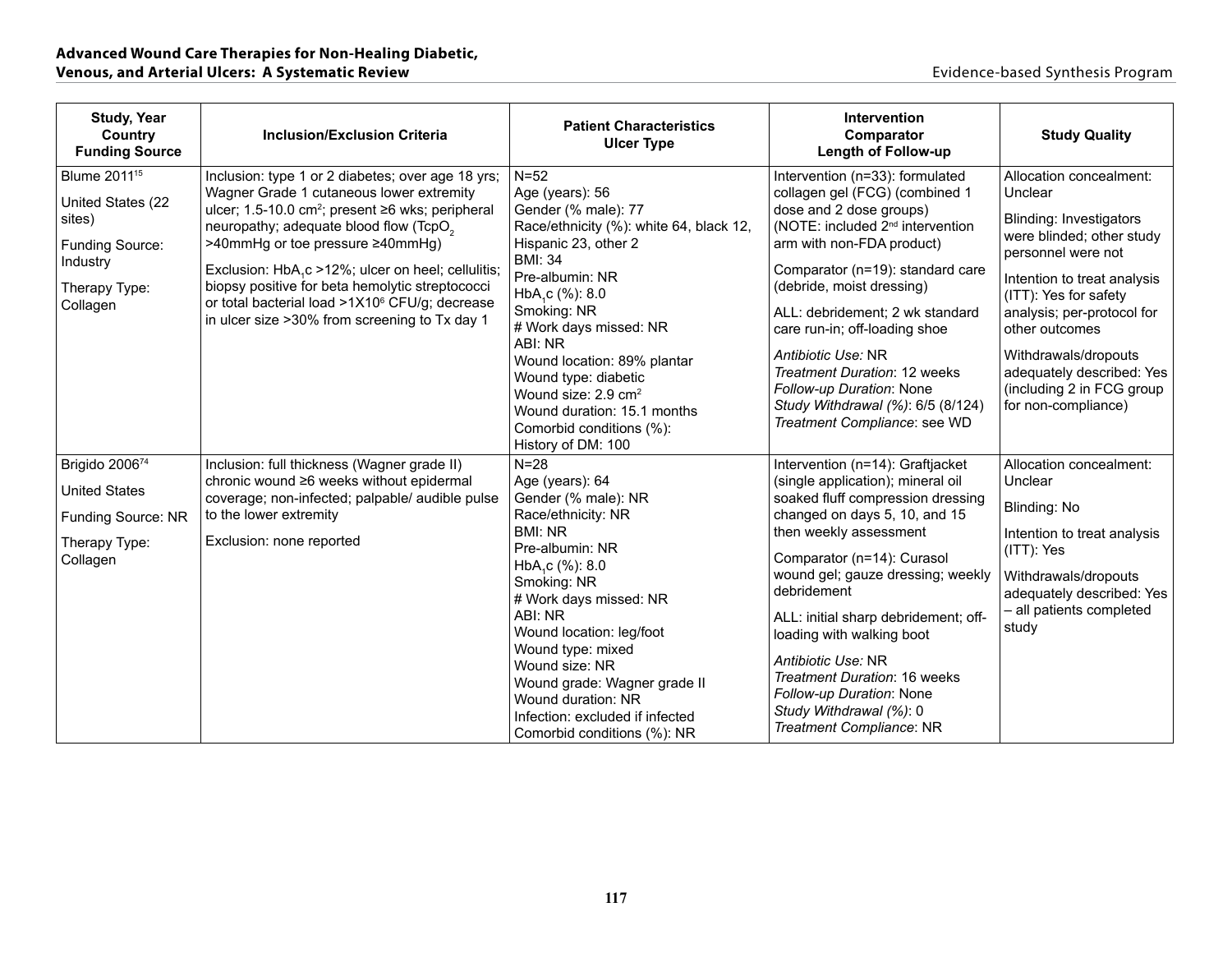| Study, Year Country Funding Source | Inclusion/Exclusion Criteria | Patient Characteristics Ulcer Type | Intervention Comparator Length of Follow-up | Study Quality |
|---|---|---|---|---|
| Blume 2011[15]<br><br>United States (22 sites)<br><br>Funding Source: Industry<br><br>Therapy Type: Collagen | Inclusion: type 1 or 2 diabetes; over age 18 yrs; Wagner Grade 1 cutaneous lower extremity ulcer; 1.5-10.0 cm$^2$; present ≥6 wks; peripheral neuropathy; adequate blood flow ($TcpO_2$ >40mmHg or toe pressure ≥40mmHg)<br><br>Exclusion: $HbA_1c$ >12%; ulcer on heel; cellulitis; biopsy positive for beta hemolytic streptococci or total bacterial load >1X10$^6$ CFU/g; decrease in ulcer size >30% from screening to Tx day 1 | N=52<br>Age (years): 56<br>Gender (% male): 77<br>Race/ethnicity (%): white 64, black 12, Hispanic 23, other 2<br>BMI: 34<br>Pre-albumin: NR<br>$HbA_1c$ (%): 8.0<br>Smoking: NR<br># Work days missed: NR<br>ABI: NR<br>Wound location: 89% plantar<br>Wound type: diabetic<br>Wound size: 2.9 cm$^2$<br>Wound duration: 15.1 months<br>Comorbid conditions (%):<br>History of DM: 100 | Intervention (n=33): formulated collagen gel (FCG) (combined 1 dose and 2 dose groups) (NOTE: included 2nd intervention arm with non-FDA product)<br><br>Comparator (n=19): standard care (debride, moist dressing)<br><br>ALL: debridement; 2 wk standard care run-in; off-loading shoe<br><br>*Antibiotic Use:* NR<br>*Treatment Duration*: 12 weeks<br>*Follow-up Duration*: None<br>*Study Withdrawal (%)*: 6/5 (8/124)<br>*Treatment Compliance*: see WD | Allocation concealment: Unclear<br><br>Blinding: Investigators were blinded; other study personnel were not<br><br>Intention to treat analysis (ITT): Yes for safety analysis; per-protocol for other outcomes<br><br>Withdrawals/dropouts adequately described: Yes (including 2 in FCG group for non-compliance) |
| Brigido 2006[74]<br><br>United States<br><br>Funding Source: NR<br><br>Therapy Type: Collagen | Inclusion: full thickness (Wagner grade II) chronic wound ≥6 weeks without epidermal coverage; non-infected; palpable/ audible pulse to the lower extremity<br><br>Exclusion: none reported | N=28<br>Age (years): 64<br>Gender (% male): NR<br>Race/ethnicity: NR<br>BMI: NR<br>Pre-albumin: NR<br>$HbA_1c$ (%): 8.0<br>Smoking: NR<br># Work days missed: NR<br>ABI: NR<br>Wound location: leg/foot<br>Wound type: mixed<br>Wound size: NR<br>Wound grade: Wagner grade II<br>Wound duration: NR<br>Infection: excluded if infected<br>Comorbid conditions (%): NR | Intervention (n=14): Graftjacket (single application); mineral oil soaked fluff compression dressing changed on days 5, 10, and 15 then weekly assessment<br><br>Comparator (n=14): Curasol wound gel; gauze dressing; weekly debridement<br><br>ALL: initial sharp debridement; off-loading with walking boot<br><br>*Antibiotic Use:* NR<br>*Treatment Duration*: 16 weeks<br>*Follow-up Duration*: None<br>*Study Withdrawal (%)*: 0<br>*Treatment Compliance*: NR | Allocation concealment: Unclear<br><br>Blinding: No<br><br>Intention to treat analysis (ITT): Yes<br><br>Withdrawals/dropouts adequately described: Yes – all patients completed study |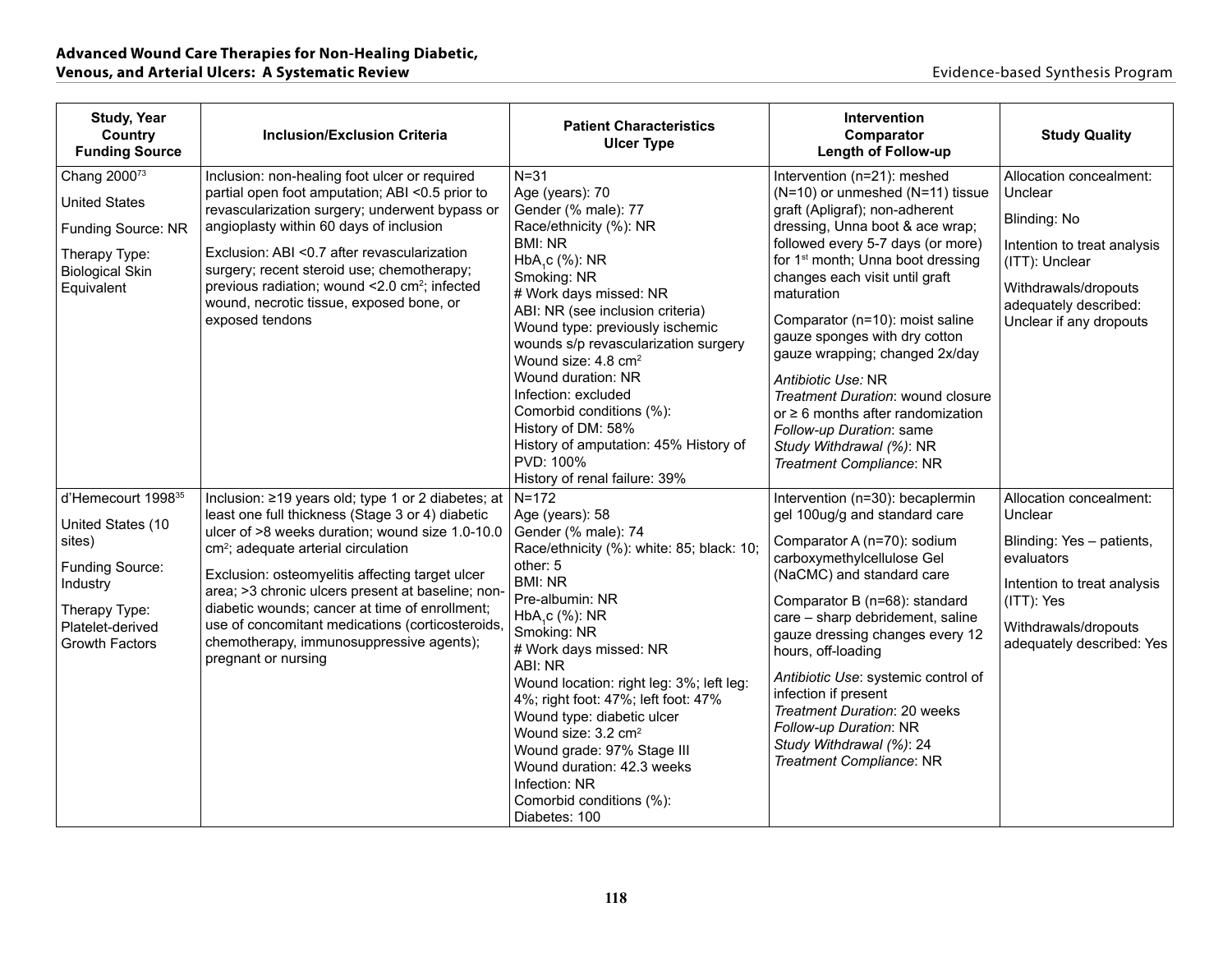| Study, Year<br>Country<br>Funding Source | Inclusion/Exclusion Criteria | Patient Characteristics<br>Ulcer Type | Intervention<br>Comparator<br>Length of Follow-up | Study Quality |
|---|---|---|---|---|
| Chang 2000[73]<br><br>United States<br><br>Funding Source: NR<br><br>Therapy Type: Biological Skin Equivalent | Inclusion: non-healing foot ulcer or required partial open foot amputation; ABI <0.5 prior to revascularization surgery; underwent bypass or angioplasty within 60 days of inclusion<br><br>Exclusion: ABI <0.7 after revascularization surgery; recent steroid use; chemotherapy; previous radiation; wound <2.0 cm$^2$; infected wound, necrotic tissue, exposed bone, or exposed tendons | N=31<br>Age (years): 70<br>Gender (% male): 77<br>Race/ethnicity (%): NR<br>BMI: NR<br>$HbA_1c$ (%): NR<br>Smoking: NR<br># Work days missed: NR<br>ABI: NR (see inclusion criteria)<br>Wound type: previously ischemic wounds s/p revascularization surgery<br>Wound size: 4.8 cm$^2$<br>Wound duration: NR<br>Infection: excluded<br>Comorbid conditions (%):<br>History of DM: 58%<br>History of amputation: 45% History of PVD: 100%<br>History of renal failure: 39% | Intervention (n=21): meshed (N=10) or unmeshed (N=11) tissue graft (Apligraf); non-adherent dressing, Unna boot & ace wrap; followed every 5-7 days (or more) for 1st month; Unna boot dressing changes each visit until graft maturation<br><br>Comparator (n=10): moist saline gauze sponges with dry cotton gauze wrapping; changed 2x/day<br><br>*Antibiotic Use:* NR<br>*Treatment Duration*: wound closure or ≥ 6 months after randomization<br>*Follow-up Duration*: same<br>*Study Withdrawal (%)*: NR<br>*Treatment Compliance*: NR | Allocation concealment: Unclear<br><br>Blinding: No<br><br>Intention to treat analysis (ITT): Unclear<br><br>Withdrawals/dropouts adequately described: Unclear if any dropouts |
| d'Hemecourt 1998[35]<br><br>United States (10 sites)<br><br>Funding Source: Industry<br><br>Therapy Type: Platelet-derived Growth Factors | Inclusion: ≥19 years old; type 1 or 2 diabetes; at least one full thickness (Stage 3 or 4) diabetic ulcer of >8 weeks duration; wound size 1.0-10.0 cm$^2$; adequate arterial circulation<br><br>Exclusion: osteomyelitis affecting target ulcer area; >3 chronic ulcers present at baseline; non-diabetic wounds; cancer at time of enrollment; use of concomitant medications (corticosteroids, chemotherapy, immunosuppressive agents); pregnant or nursing | N=172<br>Age (years): 58<br>Gender (% male): 74<br>Race/ethnicity (%): white: 85; black: 10; other: 5<br>BMI: NR<br>Pre-albumin: NR<br>$HbA_1c$ (%): NR<br>Smoking: NR<br># Work days missed: NR<br>ABI: NR<br>Wound location: right leg: 3%; left leg: 4%; right foot: 47%; left foot: 47%<br>Wound type: diabetic ulcer<br>Wound size: 3.2 cm$^2$<br>Wound grade: 97% Stage III<br>Wound duration: 42.3 weeks<br>Infection: NR<br>Comorbid conditions (%):<br>Diabetes: 100 | Intervention (n=30): becaplermin gel 100ug/g and standard care<br><br>Comparator A (n=70): sodium carboxymethylcellulose Gel (NaCMC) and standard care<br><br>Comparator B (n=68): standard care – sharp debridement, saline gauze dressing changes every 12 hours, off-loading<br><br>*Antibiotic Use*: systemic control of infection if present<br>*Treatment Duration*: 20 weeks<br>*Follow-up Duration*: NR<br>*Study Withdrawal (%)*: 24<br>*Treatment Compliance*: NR | Allocation concealment: Unclear<br><br>Blinding: Yes – patients, evaluators<br><br>Intention to treat analysis (ITT): Yes<br><br>Withdrawals/dropouts adequately described: Yes |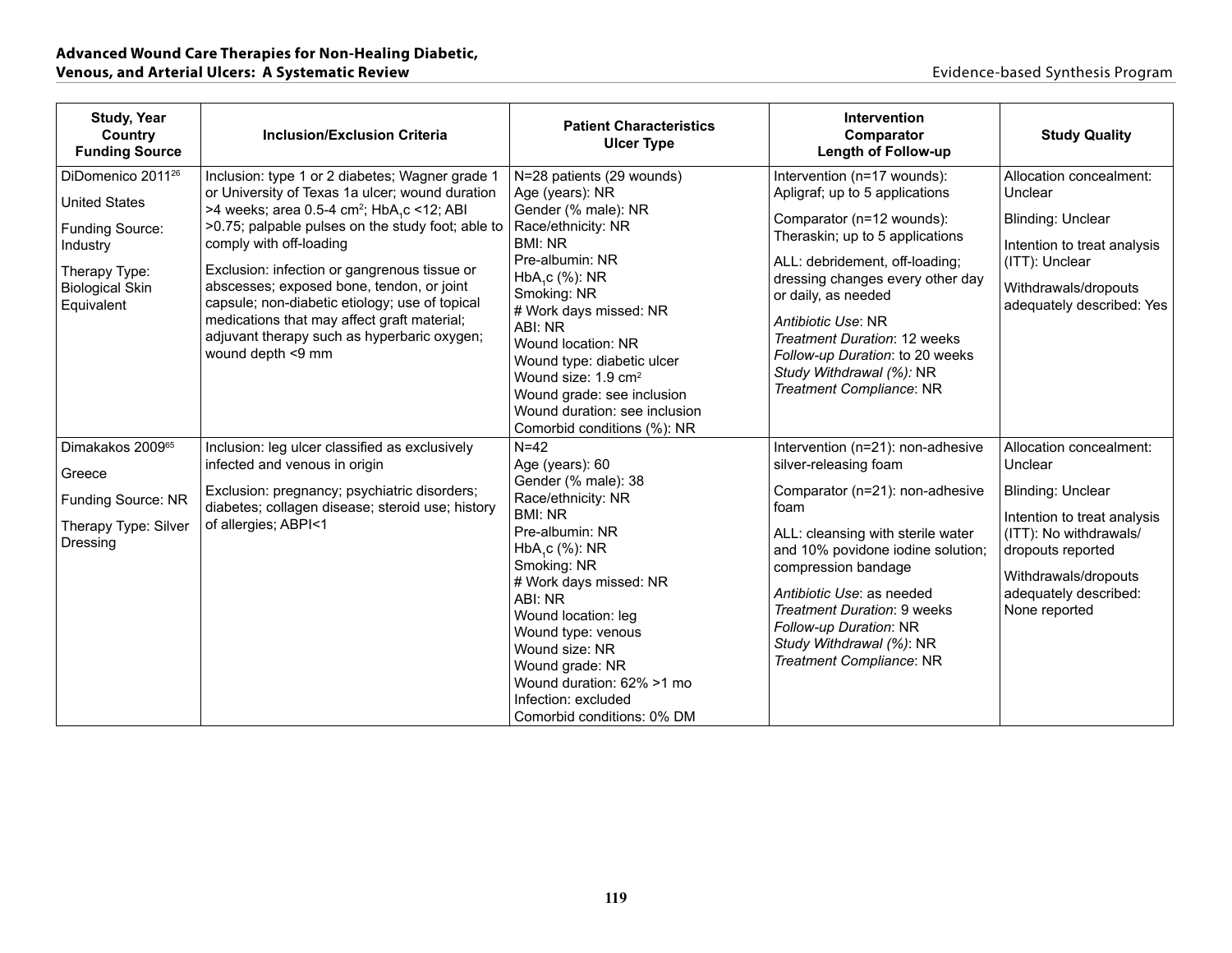| Study, Year<br>Country<br>Funding Source | Inclusion/Exclusion Criteria | Patient Characteristics<br>Ulcer Type | Intervention<br>Comparator<br>Length of Follow-up | Study Quality |
|---|---|---|---|---|
| DiDomenico 2011[26]<br><br>United States<br><br>Funding Source: Industry<br><br>Therapy Type: Biological Skin Equivalent | Inclusion: type 1 or 2 diabetes; Wagner grade 1 or University of Texas 1a ulcer; wound duration >4 weeks; area 0.5-4 cm$^2$; $HbA_1c$ <12; ABI >0.75; palpable pulses on the study foot; able to comply with off-loading<br><br>Exclusion: infection or gangrenous tissue or abscesses; exposed bone, tendon, or joint capsule; non-diabetic etiology; use of topical medications that may affect graft material; adjuvant therapy such as hyperbaric oxygen; wound depth <9 mm | N=28 patients (29 wounds)<br>Age (years): NR<br>Gender (% male): NR<br>Race/ethnicity: NR<br>BMI: NR<br>Pre-albumin: NR<br>$HbA_1c$ (%): NR<br>Smoking: NR<br># Work days missed: NR<br>ABI: NR<br>Wound location: NR<br>Wound type: diabetic ulcer<br>Wound size: 1.9 cm$^2$<br>Wound grade: see inclusion<br>Wound duration: see inclusion<br>Comorbid conditions (%): NR | Intervention (n=17 wounds): Apligraf; up to 5 applications<br><br>Comparator (n=12 wounds): Theraskin; up to 5 applications<br><br>ALL: debridement, off-loading; dressing changes every other day or daily, as needed<br><br>*Antibiotic Use*: NR<br>*Treatment Duration*: 12 weeks<br>*Follow-up Duration*: to 20 weeks<br>*Study Withdrawal (%):* NR<br>*Treatment Compliance*: NR | Allocation concealment: Unclear<br><br>Blinding: Unclear<br><br>Intention to treat analysis (ITT): Unclear<br><br>Withdrawals/dropouts adequately described: Yes |
| Dimakakos 2009[65]<br><br>Greece<br><br>Funding Source: NR<br><br>Therapy Type: Silver Dressing | Inclusion: leg ulcer classified as exclusively infected and venous in origin<br><br>Exclusion: pregnancy; psychiatric disorders; diabetes; collagen disease; steroid use; history of allergies; ABPI<1 | N=42<br>Age (years): 60<br>Gender (% male): 38<br>Race/ethnicity: NR<br>BMI: NR<br>Pre-albumin: NR<br>$HbA_1c$ (%): NR<br>Smoking: NR<br># Work days missed: NR<br>ABI: NR<br>Wound location: leg<br>Wound type: venous<br>Wound size: NR<br>Wound grade: NR<br>Wound duration: 62% >1 mo<br>Infection: excluded<br>Comorbid conditions: 0% DM | Intervention (n=21): non-adhesive silver-releasing foam<br><br>Comparator (n=21): non-adhesive foam<br><br>ALL: cleansing with sterile water and 10% povidone iodine solution; compression bandage<br><br>*Antibiotic Use*: as needed<br>*Treatment Duration*: 9 weeks<br>*Follow-up Duration*: NR<br>*Study Withdrawal (%)*: NR<br>*Treatment Compliance*: NR | Allocation concealment: Unclear<br><br>Blinding: Unclear<br><br>Intention to treat analysis (ITT): No withdrawals/ dropouts reported<br><br>Withdrawals/dropouts adequately described: None reported |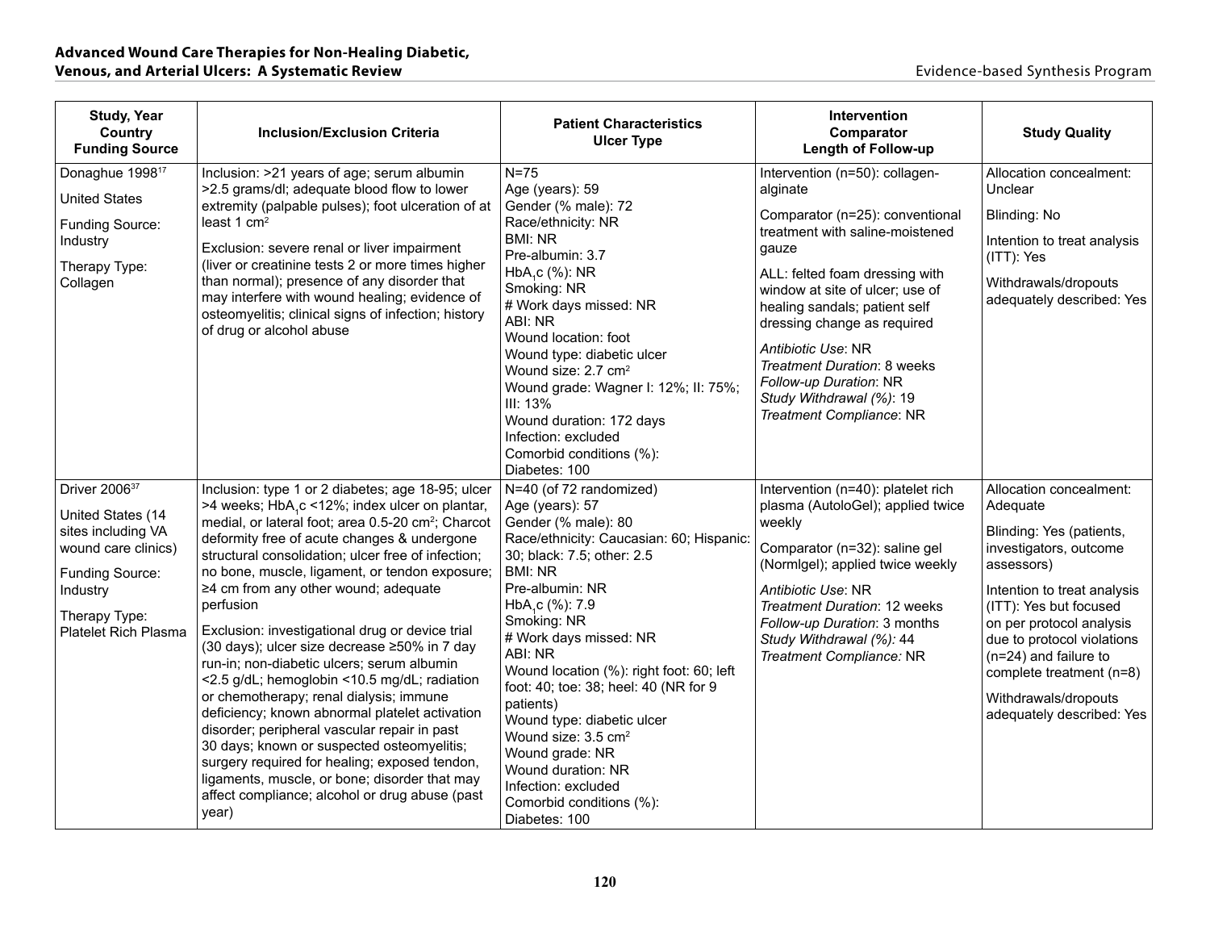| Study, Year<br>Country<br>Funding Source | Inclusion/Exclusion Criteria | Patient Characteristics<br>Ulcer Type | Intervention<br>Comparator<br>Length of Follow-up | Study Quality |
|---|---|---|---|---|
| Donaghue 1998[17]<br><br>United States<br><br>Funding Source: Industry<br><br>Therapy Type: Collagen | Inclusion: >21 years of age; serum albumin >2.5 grams/dl; adequate blood flow to lower extremity (palpable pulses); foot ulceration of at least 1 cm$^2$<br><br>Exclusion: severe renal or liver impairment (liver or creatinine tests 2 or more times higher than normal); presence of any disorder that may interfere with wound healing; evidence of osteomyelitis; clinical signs of infection; history of drug or alcohol abuse | N=75<br>Age (years): 59<br>Gender (% male): 72<br>Race/ethnicity: NR<br>BMI: NR<br>Pre-albumin: 3.7<br>$HbA_1c$ (%): NR<br>Smoking: NR<br># Work days missed: NR<br>ABI: NR<br>Wound location: foot<br>Wound type: diabetic ulcer<br>Wound size: 2.7 cm$^2$<br>Wound grade: Wagner I: 12%; II: 75%; III: 13%<br>Wound duration: 172 days<br>Infection: excluded<br>Comorbid conditions (%):<br>Diabetes: 100 | Intervention (n=50): collagen-alginate<br><br>Comparator (n=25): conventional treatment with saline-moistened gauze<br><br>ALL: felted foam dressing with window at site of ulcer; use of healing sandals; patient self dressing change as required<br><br>*Antibiotic Use*: NR<br>*Treatment Duration*: 8 weeks<br>*Follow-up Duration*: NR<br>*Study Withdrawal (%)*: 19<br>*Treatment Compliance*: NR | Allocation concealment: Unclear<br><br>Blinding: No<br><br>Intention to treat analysis (ITT): Yes<br><br>Withdrawals/dropouts adequately described: Yes |
| Driver 2006[37]<br><br>United States (14 sites including VA wound care clinics)<br><br>Funding Source: Industry<br><br>Therapy Type: Platelet Rich Plasma | Inclusion: type 1 or 2 diabetes; age 18-95; ulcer >4 weeks; $HbA_1c$ <12%; index ulcer on plantar, medial, or lateral foot; area 0.5-20 cm$^2$; Charcot deformity free of acute changes & undergone structural consolidation; ulcer free of infection; no bone, muscle, ligament, or tendon exposure; ≥4 cm from any other wound; adequate perfusion<br><br>Exclusion: investigational drug or device trial (30 days); ulcer size decrease ≥50% in 7 day run-in; non-diabetic ulcers; serum albumin <2.5 g/dL; hemoglobin <10.5 mg/dL; radiation or chemotherapy; renal dialysis; immune deficiency; known abnormal platelet activation disorder; peripheral vascular repair in past 30 days; known or suspected osteomyelitis; surgery required for healing; exposed tendon, ligaments, muscle, or bone; disorder that may affect compliance; alcohol or drug abuse (past year) | N=40 (of 72 randomized)<br>Age (years): 57<br>Gender (% male): 80<br>Race/ethnicity: Caucasian: 60; Hispanic: 30; black: 7.5; other: 2.5<br>BMI: NR<br>Pre-albumin: NR<br>$HbA_1c$ (%): 7.9<br>Smoking: NR<br># Work days missed: NR<br>ABI: NR<br>Wound location (%): right foot: 60; left foot: 40; toe: 38; heel: 40 (NR for 9 patients)<br>Wound type: diabetic ulcer<br>Wound size: 3.5 cm$^2$<br>Wound grade: NR<br>Wound duration: NR<br>Infection: excluded<br>Comorbid conditions (%):<br>Diabetes: 100 | Intervention (n=40): platelet rich plasma (AutoloGel); applied twice weekly<br><br>Comparator (n=32): saline gel (Normlgel); applied twice weekly<br><br>*Antibiotic Use*: NR<br>*Treatment Duration*: 12 weeks<br>*Follow-up Duration*: 3 months<br>*Study Withdrawal (%)*: 44<br>*Treatment Compliance*: NR | Allocation concealment: Adequate<br><br>Blinding: Yes (patients, investigators, outcome assessors)<br><br>Intention to treat analysis (ITT): Yes but focused on per protocol analysis due to protocol violations (n=24) and failure to complete treatment (n=8)<br><br>Withdrawals/dropouts adequately described: Yes |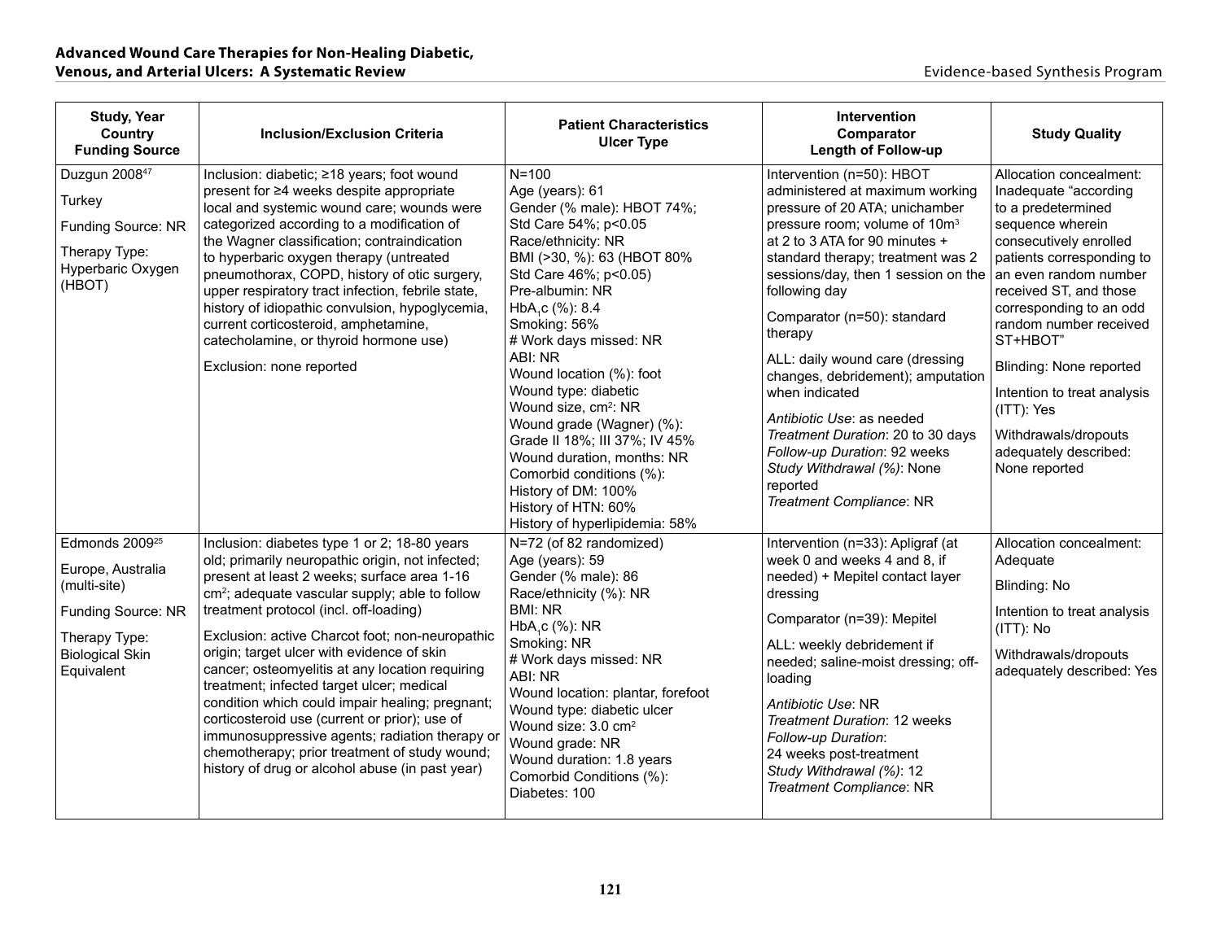| Study, Year<br>Country<br>Funding Source | Inclusion/Exclusion Criteria | Patient Characteristics<br>Ulcer Type | Intervention<br>Comparator<br>Length of Follow-up | Study Quality |
|---|---|---|---|---|
| Duzgun 2008[47]<br><br>Turkey<br><br>Funding Source: NR<br><br>Therapy Type: Hyperbaric Oxygen (HBOT) | Inclusion: diabetic; ≥18 years; foot wound present for ≥4 weeks despite appropriate local and systemic wound care; wounds were categorized according to a modification of the Wagner classification; contraindication to hyperbaric oxygen therapy (untreated pneumothorax, COPD, history of otic surgery, upper respiratory tract infection, febrile state, history of idiopathic convulsion, hypoglycemia, current corticosteroid, amphetamine, catecholamine, or thyroid hormone use)<br><br>Exclusion: none reported | N=100<br>Age (years): 61<br>Gender (% male): HBOT 74%; Std Care 54%; p<0.05<br>Race/ethnicity: NR<br>BMI (>30, %): 63 (HBOT 80% Std Care 46%; p<0.05)<br>Pre-albumin: NR<br>$HbA_1c$ (%): 8.4<br>Smoking: 56%<br># Work days missed: NR<br>ABI: NR<br>Wound location (%): foot<br>Wound type: diabetic<br>Wound size, $cm^2$: NR<br>Wound grade (Wagner) (%): Grade II 18%; III 37%; IV 45%<br>Wound duration, months: NR<br>Comorbid conditions (%):<br>History of DM: 100%<br>History of HTN: 60%<br>History of hyperlipidemia: 58% | Intervention (n=50): HBOT administered at maximum working pressure of 20 ATA; unichamber pressure room; volume of $10m^3$ at 2 to 3 ATA for 90 minutes + standard therapy; treatment was 2 sessions/day, then 1 session on the following day<br><br>Comparator (n=50): standard therapy<br><br>ALL: daily wound care (dressing changes, debridement); amputation when indicated<br><br>*Antibiotic Use*: as needed<br>*Treatment Duration*: 20 to 30 days<br>*Follow-up Duration*: 92 weeks<br>*Study Withdrawal (%)*: None reported<br>*Treatment Compliance*: NR | Allocation concealment: Inadequate "according to a predetermined sequence wherein consecutively enrolled patients corresponding to an even random number received ST, and those corresponding to an odd random number received ST+HBOT"<br><br>Blinding: None reported<br><br>Intention to treat analysis (ITT): Yes<br><br>Withdrawals/dropouts adequately described: None reported |
| Edmonds 2009[25]<br><br>Europe, Australia (multi-site)<br><br>Funding Source: NR<br><br>Therapy Type: Biological Skin Equivalent | Inclusion: diabetes type 1 or 2; 18-80 years old; primarily neuropathic origin, not infected; present at least 2 weeks; surface area 1-16 $cm^2$; adequate vascular supply; able to follow treatment protocol (incl. off-loading)<br><br>Exclusion: active Charcot foot; non-neuropathic origin; target ulcer with evidence of skin cancer; osteomyelitis at any location requiring treatment; infected target ulcer; medical condition which could impair healing; pregnant; corticosteroid use (current or prior); use of immunosuppressive agents; radiation therapy or chemotherapy; prior treatment of study wound; history of drug or alcohol abuse (in past year) | N=72 (of 82 randomized)<br>Age (years): 59<br>Gender (% male): 86<br>Race/ethnicity (%): NR<br>BMI: NR<br>$HbA_1c$ (%): NR<br>Smoking: NR<br># Work days missed: NR<br>ABI: NR<br>Wound location: plantar, forefoot<br>Wound type: diabetic ulcer<br>Wound size: 3.0 $cm^2$<br>Wound grade: NR<br>Wound duration: 1.8 years<br>Comorbid Conditions (%):<br>Diabetes: 100 | Intervention (n=33): Apligraf (at week 0 and weeks 4 and 8, if needed) + Mepitel contact layer dressing<br><br>Comparator (n=39): Mepitel<br><br>ALL: weekly debridement if needed; saline-moist dressing; off-loading<br><br>*Antibiotic Use*: NR<br>*Treatment Duration*: 12 weeks<br>*Follow-up Duration*:<br>24 weeks post-treatment<br>*Study Withdrawal (%)*: 12<br>*Treatment Compliance*: NR | Allocation concealment: Adequate<br><br>Blinding: No<br><br>Intention to treat analysis (ITT): No<br><br>Withdrawals/dropouts adequately described: Yes |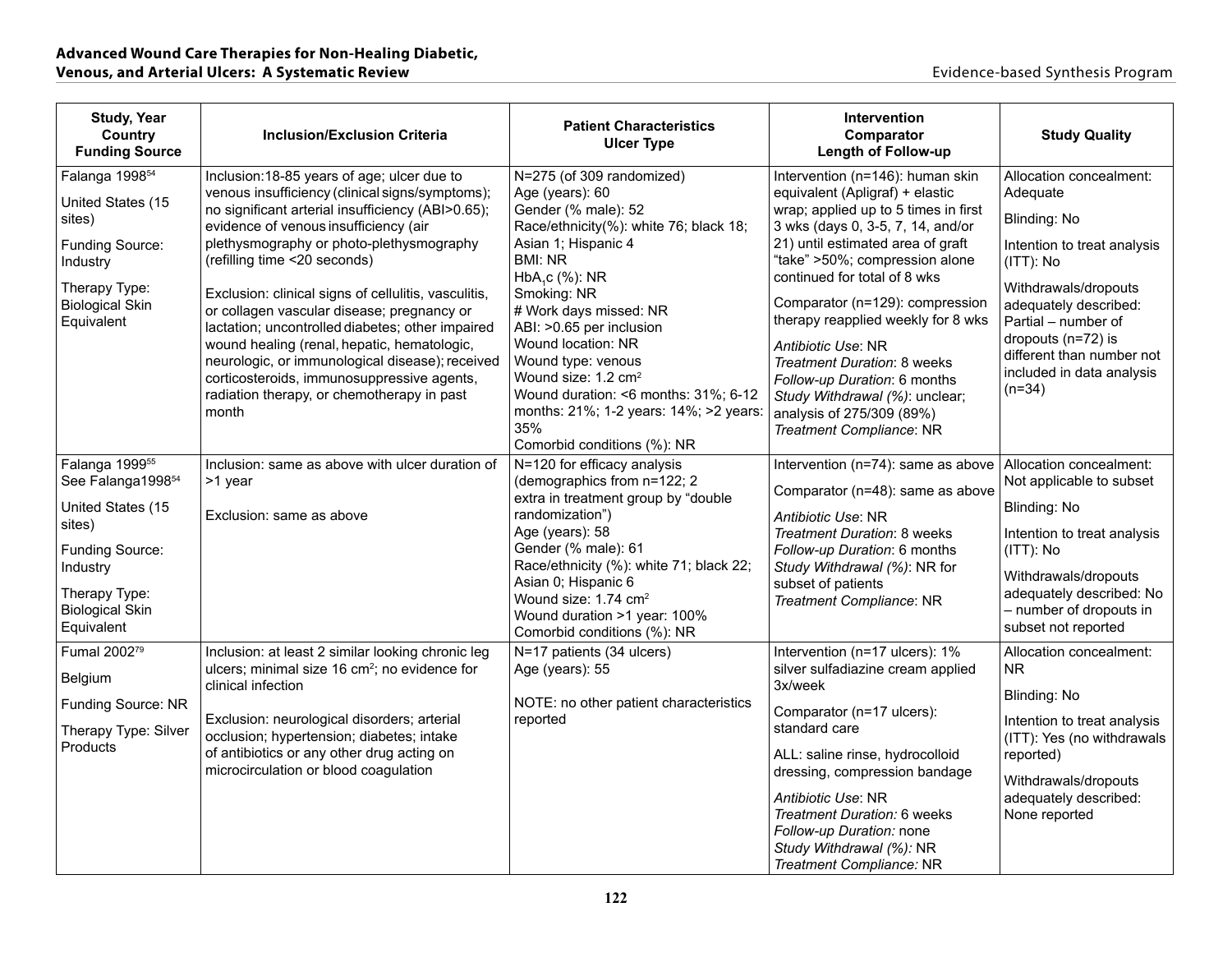| Study, Year<br>Country<br>Funding Source | Inclusion/Exclusion Criteria | Patient Characteristics<br>Ulcer Type | Intervention<br>Comparator<br>Length of Follow-up | Study Quality |
|---|---|---|---|---|
| Falanga 1998[54]<br><br>United States (15 sites)<br><br>Funding Source: Industry<br><br>Therapy Type: Biological Skin Equivalent | Inclusion:18-85 years of age; ulcer due to venous insufficiency (clinical signs/symptoms); no significant arterial insufficiency (ABI>0.65); evidence of venous insufficiency (air plethysmography or photo-plethysmography (refilling time <20 seconds)<br><br>Exclusion: clinical signs of cellulitis, vasculitis, or collagen vascular disease; pregnancy or lactation; uncontrolled diabetes; other impaired wound healing (renal, hepatic, hematologic, neurologic, or immunological disease); received corticosteroids, immunosuppressive agents, radiation therapy, or chemotherapy in past month | N=275 (of 309 randomized)<br>Age (years): 60<br>Gender (% male): 52<br>Race/ethnicity(%): white 76; black 18; Asian 1; Hispanic 4<br>BMI: NR<br>$HbA_1c$ (%): NR<br>Smoking: NR<br># Work days missed: NR<br>ABI: >0.65 per inclusion<br>Wound location: NR<br>Wound type: venous<br>Wound size: 1.2 $cm^2$<br>Wound duration: <6 months: 31%; 6-12 months: 21%; 1-2 years: 14%; >2 years: 35%<br>Comorbid conditions (%): NR | Intervention (n=146): human skin equivalent (Apligraf) + elastic wrap; applied up to 5 times in first 3 wks (days 0, 3-5, 7, 14, and/or 21) until estimated area of graft "take" >50%; compression alone continued for total of 8 wks<br><br>Comparator (n=129): compression therapy reapplied weekly for 8 wks<br><br>*Antibiotic Use*: NR<br>*Treatment Duration*: 8 weeks<br>*Follow-up Duration*: 6 months<br>*Study Withdrawal (%)*: unclear; analysis of 275/309 (89%)<br>*Treatment Compliance*: NR | Allocation concealment: Adequate<br><br>Blinding: No<br><br>Intention to treat analysis (ITT): No<br><br>Withdrawals/dropouts adequately described: Partial – number of dropouts (n=72) is different than number not included in data analysis (n=34) |
| Falanga 1999[55]<br>See Falanga1998[54]<br><br>United States (15 sites)<br><br>Funding Source: Industry<br><br>Therapy Type: Biological Skin Equivalent | Inclusion: same as above with ulcer duration of >1 year<br><br>Exclusion: same as above | N=120 for efficacy analysis (demographics from n=122; 2 extra in treatment group by "double randomization")<br>Age (years): 58<br>Gender (% male): 61<br>Race/ethnicity (%): white 71; black 22; Asian 0; Hispanic 6<br>Wound size: 1.74 $cm^2$<br>Wound duration >1 year: 100%<br>Comorbid conditions (%): NR | Intervention (n=74): same as above<br><br>Comparator (n=48): same as above<br><br>*Antibiotic Use*: NR<br>*Treatment Duration*: 8 weeks<br>*Follow-up Duration*: 6 months<br>*Study Withdrawal (%)*: NR for subset of patients<br>*Treatment Compliance*: NR | Allocation concealment: Not applicable to subset<br><br>Blinding: No<br><br>Intention to treat analysis (ITT): No<br><br>Withdrawals/dropouts adequately described: No – number of dropouts in subset not reported |
| Fumal 2002[79]<br><br>Belgium<br><br>Funding Source: NR<br><br>Therapy Type: Silver Products | Inclusion: at least 2 similar looking chronic leg ulcers; minimal size 16 $cm^2$; no evidence for clinical infection<br><br>Exclusion: neurological disorders; arterial occlusion; hypertension; diabetes; intake of antibiotics or any other drug acting on microcirculation or blood coagulation | N=17 patients (34 ulcers)<br>Age (years): 55<br><br>NOTE: no other patient characteristics reported | Intervention (n=17 ulcers): 1% silver sulfadiazine cream applied 3x/week<br><br>Comparator (n=17 ulcers): standard care<br><br>ALL: saline rinse, hydrocolloid dressing, compression bandage<br><br>*Antibiotic Use*: NR<br>*Treatment Duration:* 6 weeks<br>*Follow-up Duration:* none<br>*Study Withdrawal (%):* NR<br>*Treatment Compliance:* NR | Allocation concealment: NR<br><br>Blinding: No<br><br>Intention to treat analysis (ITT): Yes (no withdrawals reported)<br><br>Withdrawals/dropouts adequately described: None reported |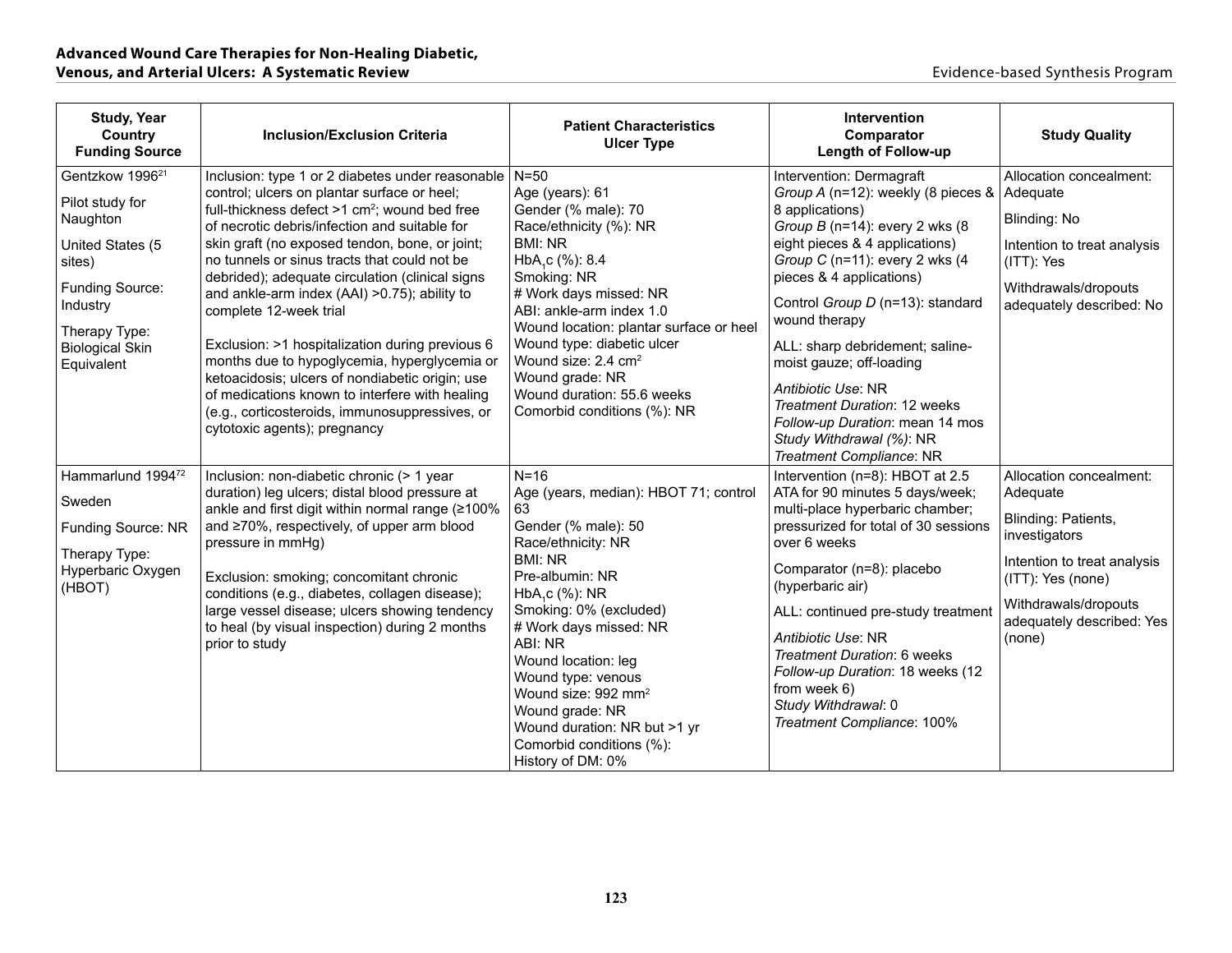| Study, Year<br>Country<br>Funding Source | Inclusion/Exclusion Criteria | Patient Characteristics<br>Ulcer Type | Intervention<br>Comparator<br>Length of Follow-up | Study Quality |
|---|---|---|---|---|
| Gentzkow 1996[21]<br><br>Pilot study for Naughton<br><br>United States (5 sites)<br><br>Funding Source: Industry<br><br>Therapy Type: Biological Skin Equivalent | Inclusion: type 1 or 2 diabetes under reasonable control; ulcers on plantar surface or heel; full-thickness defect >1 cm$^2$; wound bed free of necrotic debris/infection and suitable for skin graft (no exposed tendon, bone, or joint; no tunnels or sinus tracts that could not be debrided); adequate circulation (clinical signs and ankle-arm index (AAI) >0.75); ability to complete 12-week trial<br><br>Exclusion: >1 hospitalization during previous 6 months due to hypoglycemia, hyperglycemia or ketoacidosis; ulcers of nondiabetic origin; use of medications known to interfere with healing (e.g., corticosteroids, immunosuppressives, or cytotoxic agents); pregnancy | N=50<br>Age (years): 61<br>Gender (% male): 70<br>Race/ethnicity (%): NR<br>BMI: NR<br>$HbA_1c$ (%): 8.4<br>Smoking: NR<br># Work days missed: NR<br>ABI: ankle-arm index 1.0<br>Wound location: plantar surface or heel<br>Wound type: diabetic ulcer<br>Wound size: 2.4 cm$^2$<br>Wound grade: NR<br>Wound duration: 55.6 weeks<br>Comorbid conditions (%): NR | Intervention: Dermagraft<br>*Group A* (n=12): weekly (8 pieces & 8 applications)<br>*Group B* (n=14): every 2 wks (8 eight pieces & 4 applications)<br>*Group C* (n=11): every 2 wks (4 pieces & 4 applications)<br><br>Control *Group D* (n=13): standard wound therapy<br><br>ALL: sharp debridement; saline-moist gauze; off-loading<br><br>*Antibiotic Use*: NR<br>*Treatment Duration*: 12 weeks<br>*Follow-up Duration*: mean 14 mos<br>*Study Withdrawal (%)*: NR<br>*Treatment Compliance*: NR | Allocation concealment: Adequate<br><br>Blinding: No<br><br>Intention to treat analysis (ITT): Yes<br><br>Withdrawals/dropouts adequately described: No |
| Hammarlund 1994[72]<br><br>Sweden<br><br>Funding Source: NR<br><br>Therapy Type: Hyperbaric Oxygen (HBOT) | Inclusion: non-diabetic chronic (> 1 year duration) leg ulcers; distal blood pressure at ankle and first digit within normal range (≥100% and ≥70%, respectively, of upper arm blood pressure in mmHg)<br><br>Exclusion: smoking; concomitant chronic conditions (e.g., diabetes, collagen disease); large vessel disease; ulcers showing tendency to heal (by visual inspection) during 2 months prior to study | N=16<br>Age (years, median): HBOT 71; control 63<br>Gender (% male): 50<br>Race/ethnicity: NR<br>BMI: NR<br>Pre-albumin: NR<br>$HbA_1c$ (%): NR<br>Smoking: 0% (excluded)<br># Work days missed: NR<br>ABI: NR<br>Wound location: leg<br>Wound type: venous<br>Wound size: 992 mm$^2$<br>Wound grade: NR<br>Wound duration: NR but >1 yr<br>Comorbid conditions (%):<br>History of DM: 0% | Intervention (n=8): HBOT at 2.5 ATA for 90 minutes 5 days/week; multi-place hyperbaric chamber; pressurized for total of 30 sessions over 6 weeks<br><br>Comparator (n=8): placebo (hyperbaric air)<br><br>ALL: continued pre-study treatment<br><br>*Antibiotic Use*: NR<br>*Treatment Duration*: 6 weeks<br>*Follow-up Duration*: 18 weeks (12 from week 6)<br>*Study Withdrawal*: 0<br>*Treatment Compliance*: 100% | Allocation concealment: Adequate<br><br>Blinding: Patients, investigators<br><br>Intention to treat analysis (ITT): Yes (none)<br><br>Withdrawals/dropouts adequately described: Yes (none) |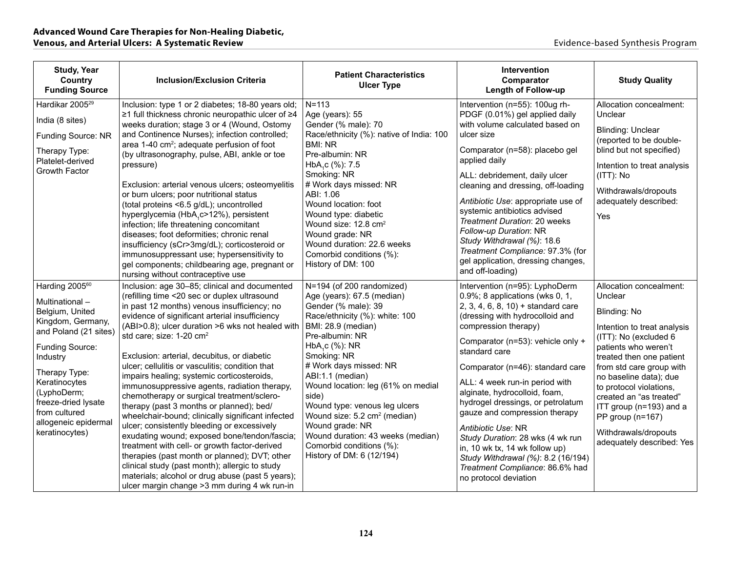| Study, Year Country Funding Source | Inclusion/Exclusion Criteria | Patient Characteristics Ulcer Type | Intervention Comparator Length of Follow-up | Study Quality |
|---|---|---|---|---|
| Hardikar 2005[29]<br><br>India (8 sites)<br><br>Funding Source: NR<br><br>Therapy Type: Platelet-derived Growth Factor | Inclusion: type 1 or 2 diabetes; 18-80 years old; ≥1 full thickness chronic neuropathic ulcer of ≥4 weeks duration; stage 3 or 4 (Wound, Ostomy and Continence Nurses); infection controlled; area 1-40 cm²; adequate perfusion of foot (by ultrasonography, pulse, ABI, ankle or toe pressure)<br><br>Exclusion: arterial venous ulcers; osteomyelitis or burn ulcers; poor nutritional status (total proteins <6.5 g/dL); uncontrolled hyperglycemia ($HbA_1c$>12%), persistent infection; life threatening concomitant diseases; foot deformities; chronic renal insufficiency (sCr>3mg/dL); corticosteroid or immunosuppressant use; hypersensitivity to gel components; childbearing age, pregnant or nursing without contraceptive use | N=113<br>Age (years): 55<br>Gender (% male): 70<br>Race/ethnicity (%): native of India: 100<br>BMI: NR<br>Pre-albumin: NR<br>$HbA_1c$ (%): 7.5<br>Smoking: NR<br># Work days missed: NR<br>ABI: 1.06<br>Wound location: foot<br>Wound type: diabetic<br>Wound size: 12.8 cm²<br>Wound grade: NR<br>Wound duration: 22.6 weeks<br>Comorbid conditions (%):<br>History of DM: 100 | Intervention (n=55): 100ug rh-PDGF (0.01%) gel applied daily with volume calculated based on ulcer size<br><br>Comparator (n=58): placebo gel applied daily<br><br>ALL: debridement, daily ulcer cleaning and dressing, off-loading<br><br>*Antibiotic Use*: appropriate use of systemic antibiotics advised<br>*Treatment Duration*: 20 weeks<br>*Follow-up Duration*: NR<br>*Study Withdrawal (%)*: 18.6<br>*Treatment Compliance:* 97.3% (for gel application, dressing changes, and off-loading) | Allocation concealment: Unclear<br><br>Blinding: Unclear (reported to be double-blind but not specified)<br><br>Intention to treat analysis (ITT): No<br><br>Withdrawals/dropouts adequately described: Yes |
| Harding 2005[60]<br><br>Multinational – Belgium, United Kingdom, Germany, and Poland (21 sites)<br><br>Funding Source: Industry<br><br>Therapy Type: Keratinocytes (LyphoDerm; freeze-dried lysate from cultured allogeneic epidermal keratinocytes) | Inclusion: age 30–85; clinical and documented (refilling time <20 sec or duplex ultrasound in past 12 months) venous insufficiency; no evidence of significant arterial insufficiency (ABI>0.8); ulcer duration >6 wks not healed with std care; size: 1-20 cm²<br><br>Exclusion: arterial, decubitus, or diabetic ulcer; cellulitis or vasculitis; condition that impairs healing; systemic corticosteroids, immunosuppressive agents, radiation therapy, chemotherapy or surgical treatment/sclero-therapy (past 3 months or planned); bed/wheelchair-bound; clinically significant infected ulcer; consistently bleeding or excessively exudating wound; exposed bone/tendon/fascia; treatment with cell- or growth factor-derived therapies (past month or planned); DVT; other clinical study (past month); allergic to study materials; alcohol or drug abuse (past 5 years); ulcer margin change >3 mm during 4 wk run-in | N=194 (of 200 randomized)<br>Age (years): 67.5 (median)<br>Gender (% male): 39<br>Race/ethnicity (%): white: 100<br>BMI: 28.9 (median)<br>Pre-albumin: NR<br>$HbA_1c$ (%): NR<br>Smoking: NR<br># Work days missed: NR<br>ABI:1.1 (median)<br>Wound location: leg (61% on medial side)<br>Wound type: venous leg ulcers<br>Wound size: 5.2 cm² (median)<br>Wound grade: NR<br>Wound duration: 43 weeks (median)<br>Comorbid conditions (%):<br>History of DM: 6 (12/194) | Intervention (n=95): LyphoDerm 0.9%; 8 applications (wks 0, 1, 2, 3, 4, 6, 8, 10) + standard care (dressing with hydrocolloid and compression therapy)<br><br>Comparator (n=53): vehicle only + standard care<br><br>Comparator (n=46): standard care<br><br>ALL: 4 week run-in period with alginate, hydrocolloid, foam, hydrogel dressings, or petrolatum gauze and compression therapy<br><br>*Antibiotic Use*: NR<br>*Study Duration*: 28 wks (4 wk run in, 10 wk tx, 14 wk follow up)<br>*Study Withdrawal (%)*: 8.2 (16/194)<br>*Treatment Compliance*: 86.6% had no protocol deviation | Allocation concealment: Unclear<br><br>Blinding: No<br><br>Intention to treat analysis (ITT): No (excluded 6 patients who weren't treated then one patient from std care group with no baseline data); due to protocol violations, created an "as treated" ITT group (n=193) and a PP group (n=167)<br><br>Withdrawals/dropouts adequately described: Yes |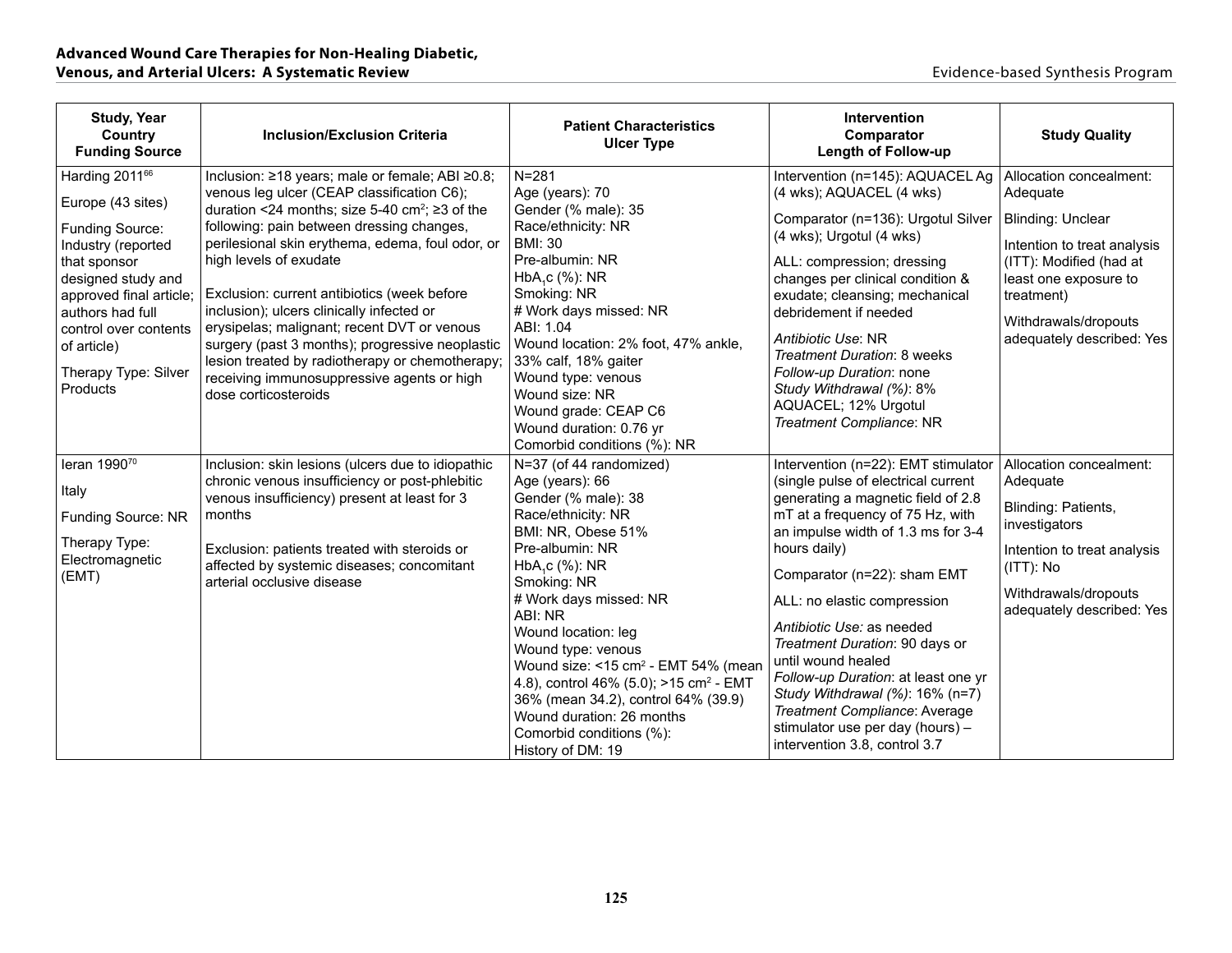| Study, Year<br>Country<br>Funding Source | Inclusion/Exclusion Criteria | Patient Characteristics<br>Ulcer Type | Intervention<br>Comparator<br>Length of Follow-up | Study Quality |
|---|---|---|---|---|
| Harding 2011[66]<br><br>Europe (43 sites)<br><br>Funding Source: Industry (reported that sponsor designed study and approved final article; authors had full control over contents of article)<br><br>Therapy Type: Silver Products | Inclusion: ≥18 years; male or female; ABI ≥0.8; venous leg ulcer (CEAP classification C6); duration <24 months; size 5-40 $cm^2$; ≥3 of the following: pain between dressing changes, perilesional skin erythema, edema, foul odor, or high levels of exudate<br><br>Exclusion: current antibiotics (week before inclusion); ulcers clinically infected or erysipelas; malignant; recent DVT or venous surgery (past 3 months); progressive neoplastic lesion treated by radiotherapy or chemotherapy; receiving immunosuppressive agents or high dose corticosteroids | N=281<br>Age (years): 70<br>Gender (% male): 35<br>Race/ethnicity: NR<br>BMI: 30<br>Pre-albumin: NR<br>$HbA_1c$ (%): NR<br>Smoking: NR<br># Work days missed: NR<br>ABI: 1.04<br>Wound location: 2% foot, 47% ankle, 33% calf, 18% gaiter<br>Wound type: venous<br>Wound size: NR<br>Wound grade: CEAP C6<br>Wound duration: 0.76 yr<br>Comorbid conditions (%): NR | Intervention (n=145): AQUACEL Ag (4 wks); AQUACEL (4 wks)<br><br>Comparator (n=136): Urgotul Silver (4 wks); Urgotul (4 wks)<br><br>ALL: compression; dressing changes per clinical condition & exudate; cleansing; mechanical debridement if needed<br><br>*Antibiotic Use*: NR<br>*Treatment Duration*: 8 weeks<br>*Follow-up Duration*: none<br>*Study Withdrawal (%)*: 8% AQUACEL; 12% Urgotul<br>*Treatment Compliance*: NR | Allocation concealment: Adequate<br><br>Blinding: Unclear<br><br>Intention to treat analysis (ITT): Modified (had at least one exposure to treatment)<br><br>Withdrawals/dropouts adequately described: Yes |
| Ieran 1990[70]<br><br>Italy<br><br>Funding Source: NR<br><br>Therapy Type: Electromagnetic (EMT) | Inclusion: skin lesions (ulcers due to idiopathic chronic venous insufficiency or post-phlebitic venous insufficiency) present at least for 3 months<br><br>Exclusion: patients treated with steroids or affected by systemic diseases; concomitant arterial occlusive disease | N=37 (of 44 randomized)<br>Age (years): 66<br>Gender (% male): 38<br>Race/ethnicity: NR<br>BMI: NR, Obese 51%<br>Pre-albumin: NR<br>$HbA_1c$ (%): NR<br>Smoking: NR<br># Work days missed: NR<br>ABI: NR<br>Wound location: leg<br>Wound type: venous<br>Wound size: <15 $cm^2$ - EMT 54% (mean 4.8), control 46% (5.0); >15 $cm^2$ - EMT 36% (mean 34.2), control 64% (39.9)<br>Wound duration: 26 months<br>Comorbid conditions (%):<br>History of DM: 19 | Intervention (n=22): EMT stimulator (single pulse of electrical current generating a magnetic field of 2.8 mT at a frequency of 75 Hz, with an impulse width of 1.3 ms for 3-4 hours daily)<br><br>Comparator (n=22): sham EMT<br><br>ALL: no elastic compression<br><br>*Antibiotic Use:* as needed<br>*Treatment Duration*: 90 days or until wound healed<br>*Follow-up Duration*: at least one yr<br>*Study Withdrawal (%)*: 16% (n=7)<br>*Treatment Compliance*: Average stimulator use per day (hours) – intervention 3.8, control 3.7 | Allocation concealment: Adequate<br><br>Blinding: Patients, investigators<br><br>Intention to treat analysis (ITT): No<br><br>Withdrawals/dropouts adequately described: Yes |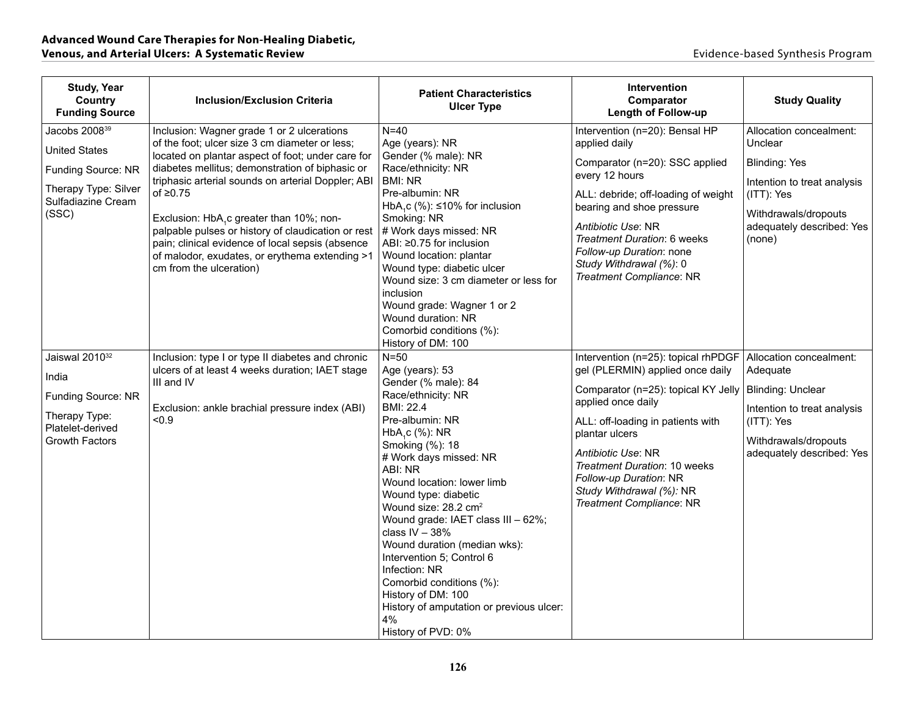| Study, Year<br>Country<br>Funding Source | Inclusion/Exclusion Criteria | Patient Characteristics<br>Ulcer Type | Intervention<br>Comparator<br>Length of Follow-up | Study Quality |
|---|---|---|---|---|
| Jacobs 2008[39]<br><br>United States<br><br>Funding Source: NR<br><br>Therapy Type: Silver Sulfadiazine Cream (SSC) | Inclusion: Wagner grade 1 or 2 ulcerations of the foot; ulcer size 3 cm diameter or less; located on plantar aspect of foot; under care for diabetes mellitus; demonstration of biphasic or triphasic arterial sounds on arterial Doppler; ABI of ≥0.75<br><br>Exclusion: $HbA_1c$ greater than 10%; non-palpable pulses or history of claudication or rest pain; clinical evidence of local sepsis (absence of malodor, exudates, or erythema extending >1 cm from the ulceration) | N=40<br>Age (years): NR<br>Gender (% male): NR<br>Race/ethnicity: NR<br>BMI: NR<br>Pre-albumin: NR<br>$HbA_1c$ (%): ≤10% for inclusion<br>Smoking: NR<br># Work days missed: NR<br>ABI: ≥0.75 for inclusion<br>Wound location: plantar<br>Wound type: diabetic ulcer<br>Wound size: 3 cm diameter or less for inclusion<br>Wound grade: Wagner 1 or 2<br>Wound duration: NR<br>Comorbid conditions (%):<br>History of DM: 100 | Intervention (n=20): Bensal HP applied daily<br><br>Comparator (n=20): SSC applied every 12 hours<br><br>ALL: debride; off-loading of weight bearing and shoe pressure<br><br>*Antibiotic Use*: NR<br>*Treatment Duration*: 6 weeks<br>*Follow-up Duration*: none<br>*Study Withdrawal (%)*: 0<br>*Treatment Compliance*: NR | Allocation concealment: Unclear<br><br>Blinding: Yes<br><br>Intention to treat analysis (ITT): Yes<br><br>Withdrawals/dropouts adequately described: Yes (none) |
| Jaiswal 2010[32]<br><br>India<br><br>Funding Source: NR<br><br>Therapy Type: Platelet-derived Growth Factors | Inclusion: type I or type II diabetes and chronic ulcers of at least 4 weeks duration; IAET stage III and IV<br><br>Exclusion: ankle brachial pressure index (ABI) <0.9 | N=50<br>Age (years): 53<br>Gender (% male): 84<br>Race/ethnicity: NR<br>BMI: 22.4<br>Pre-albumin: NR<br>$HbA_1c$ (%): NR<br>Smoking (%): 18<br># Work days missed: NR<br>ABI: NR<br>Wound location: lower limb<br>Wound type: diabetic<br>Wound size: 28.2 $cm^2$<br>Wound grade: IAET class III – 62%; class IV – 38%<br>Wound duration (median wks): Intervention 5; Control 6<br>Infection: NR<br>Comorbid conditions (%):<br>History of DM: 100<br>History of amputation or previous ulcer: 4%<br>History of PVD: 0% | Intervention (n=25): topical rhPDGF gel (PLERMIN) applied once daily<br><br>Comparator (n=25): topical KY Jelly applied once daily<br><br>ALL: off-loading in patients with plantar ulcers<br><br>*Antibiotic Use*: NR<br>*Treatment Duration*: 10 weeks<br>*Follow-up Duration*: NR<br>*Study Withdrawal (%):* NR<br>*Treatment Compliance*: NR | Allocation concealment: Adequate<br><br>Blinding: Unclear<br><br>Intention to treat analysis (ITT): Yes<br><br>Withdrawals/dropouts adequately described: Yes |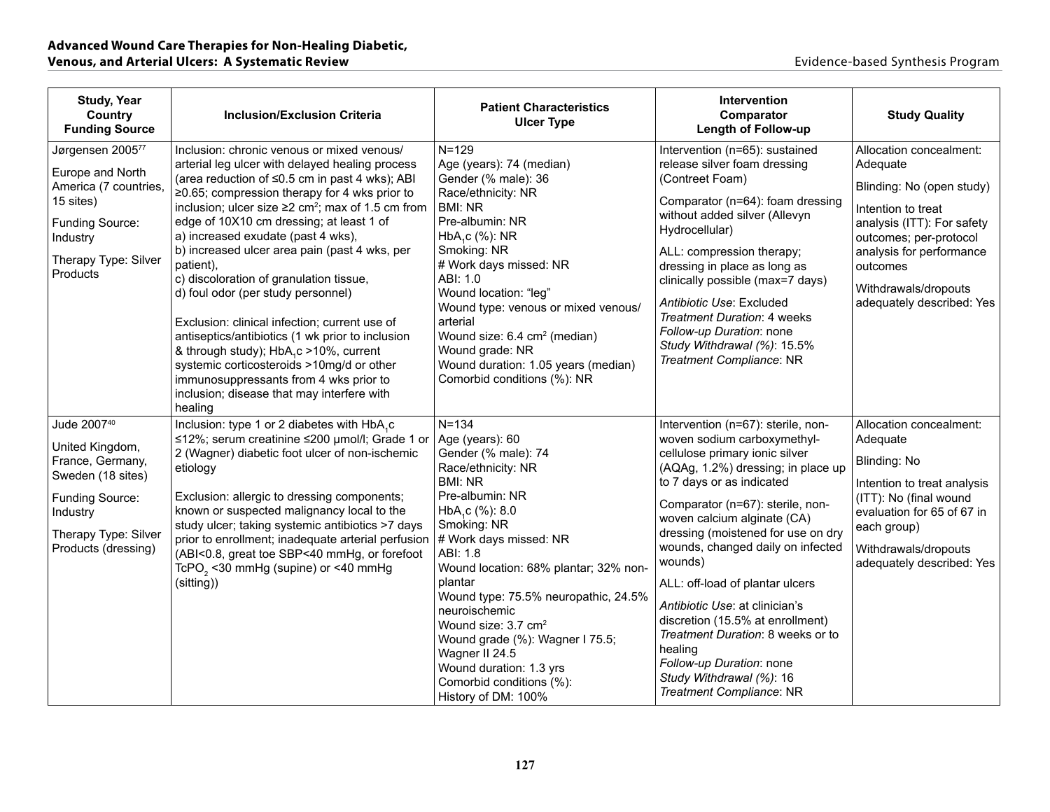| Study, Year<br>Country<br>Funding Source | Inclusion/Exclusion Criteria | Patient Characteristics<br>Ulcer Type | Intervention<br>Comparator<br>Length of Follow-up | Study Quality |
|---|---|---|---|---|
| Jørgensen 2005[77]<br><br>Europe and North America (7 countries, 15 sites)<br><br>Funding Source: Industry<br><br>Therapy Type: Silver Products | Inclusion: chronic venous or mixed venous/ arterial leg ulcer with delayed healing process (area reduction of ≤0.5 cm in past 4 wks); ABI ≥0.65; compression therapy for 4 wks prior to inclusion; ulcer size ≥2 $cm^2$; max of 1.5 cm from edge of 10X10 cm dressing; at least 1 of<br>a) increased exudate (past 4 wks),<br>b) increased ulcer area pain (past 4 wks, per patient),<br>c) discoloration of granulation tissue,<br>d) foul odor (per study personnel)<br><br>Exclusion: clinical infection; current use of antiseptics/antibiotics (1 wk prior to inclusion & through study); $HbA_1c$ >10%, current systemic corticosteroids >10mg/d or other immunosuppressants from 4 wks prior to inclusion; disease that may interfere with healing | N=129<br>Age (years): 74 (median)<br>Gender (% male): 36<br>Race/ethnicity: NR<br>BMI: NR<br>Pre-albumin: NR<br>$HbA_1c$ (%): NR<br>Smoking: NR<br># Work days missed: NR<br>ABI: 1.0<br>Wound location: "leg"<br>Wound type: venous or mixed venous/ arterial<br>Wound size: 6.4 $cm^2$ (median)<br>Wound grade: NR<br>Wound duration: 1.05 years (median)<br>Comorbid conditions (%): NR | Intervention (n=65): sustained release silver foam dressing (Contreet Foam)<br><br>Comparator (n=64): foam dressing without added silver (Allevyn Hydrocellular)<br><br>ALL: compression therapy; dressing in place as long as clinically possible (max=7 days)<br><br>*Antibiotic Use*: Excluded<br>*Treatment Duration*: 4 weeks<br>*Follow-up Duration*: none<br>*Study Withdrawal (%)*: 15.5%<br>*Treatment Compliance*: NR | Allocation concealment: Adequate<br><br>Blinding: No (open study)<br><br>Intention to treat analysis (ITT): For safety outcomes; per-protocol analysis for performance outcomes<br><br>Withdrawals/dropouts adequately described: Yes |
| Jude 2007[40]<br><br>United Kingdom, France, Germany, Sweden (18 sites)<br><br>Funding Source: Industry<br><br>Therapy Type: Silver Products (dressing) | Inclusion: type 1 or 2 diabetes with $HbA_1c$ ≤12%; serum creatinine ≤200 μmol/l; Grade 1 or 2 (Wagner) diabetic foot ulcer of non-ischemic etiology<br><br>Exclusion: allergic to dressing components; known or suspected malignancy local to the study ulcer; taking systemic antibiotics >7 days prior to enrollment; inadequate arterial perfusion (ABI<0.8, great toe SBP<40 mmHg, or forefoot $TcPO_2$ <30 mmHg (supine) or <40 mmHg (sitting)) | N=134<br>Age (years): 60<br>Gender (% male): 74<br>Race/ethnicity: NR<br>BMI: NR<br>Pre-albumin: NR<br>$HbA_1c$ (%): 8.0<br>Smoking: NR<br># Work days missed: NR<br>ABI: 1.8<br>Wound location: 68% plantar; 32% non-plantar<br>Wound type: 75.5% neuropathic, 24.5% neuroischemic<br>Wound size: 3.7 $cm^2$<br>Wound grade (%): Wagner I 75.5; Wagner II 24.5<br>Wound duration: 1.3 yrs<br>Comorbid conditions (%):<br>History of DM: 100% | Intervention (n=67): sterile, non-woven sodium carboxymethyl-cellulose primary ionic silver (AQAg, 1.2%) dressing; in place up to 7 days or as indicated<br><br>Comparator (n=67): sterile, non-woven calcium alginate (CA) dressing (moistened for use on dry wounds, changed daily on infected wounds)<br><br>ALL: off-load of plantar ulcers<br><br>*Antibiotic Use*: at clinician's discretion (15.5% at enrollment)<br>*Treatment Duration*: 8 weeks or to healing<br>*Follow-up Duration*: none<br>*Study Withdrawal (%)*: 16<br>*Treatment Compliance*: NR | Allocation concealment: Adequate<br><br>Blinding: No<br><br>Intention to treat analysis (ITT): No (final wound evaluation for 65 of 67 in each group)<br><br>Withdrawals/dropouts adequately described: Yes |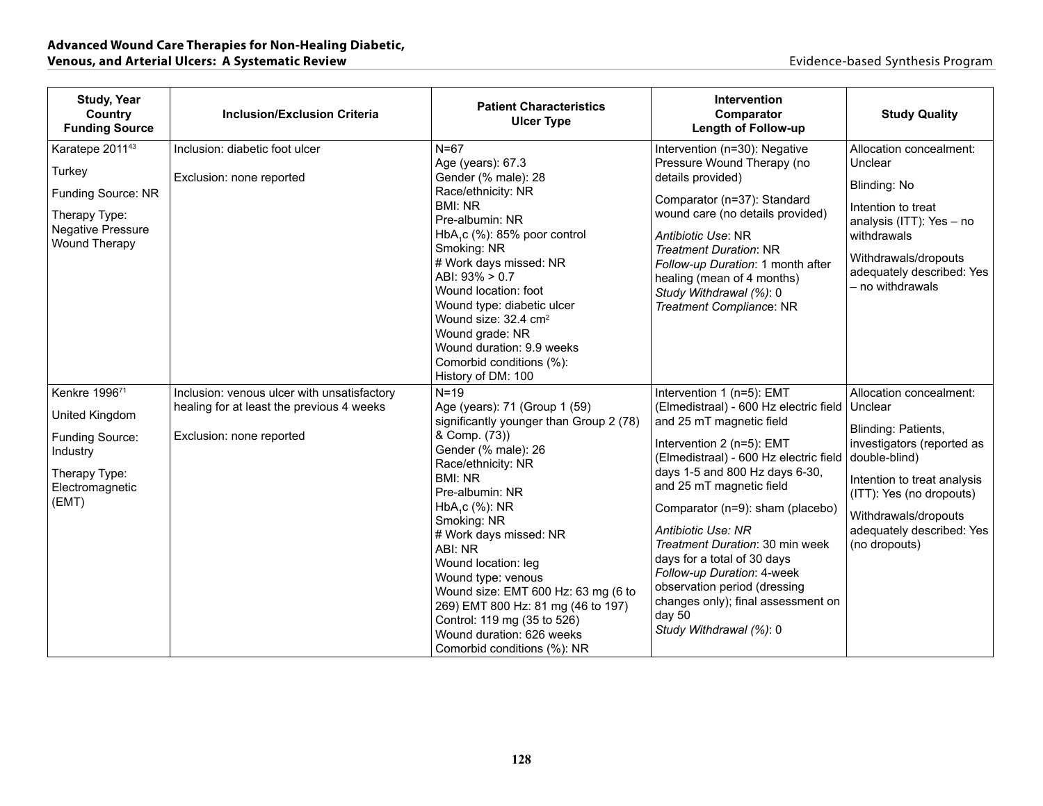| Study, Year<br>Country<br>Funding Source | Inclusion/Exclusion Criteria | Patient Characteristics<br>Ulcer Type | Intervention<br>Comparator<br>Length of Follow-up | Study Quality |
|---|---|---|---|---|
| Karatepe 2011[43]<br><br>Turkey<br><br>Funding Source: NR<br><br>Therapy Type: Negative Pressure Wound Therapy | Inclusion: diabetic foot ulcer<br><br>Exclusion: none reported | N=67<br>Age (years): 67.3<br>Gender (% male): 28<br>Race/ethnicity: NR<br>BMI: NR<br>Pre-albumin: NR<br>$HbA_1c$ (%): 85% poor control<br>Smoking: NR<br># Work days missed: NR<br>ABI: 93% > 0.7<br>Wound location: foot<br>Wound type: diabetic ulcer<br>Wound size: 32.4 $cm^2$<br>Wound grade: NR<br>Wound duration: 9.9 weeks<br>Comorbid conditions (%):<br>History of DM: 100 | Intervention (n=30): Negative Pressure Wound Therapy (no details provided)<br><br>Comparator (n=37): Standard wound care (no details provided)<br><br>*Antibiotic Use*: NR<br>*Treatment Duration*: NR<br>*Follow-up Duration*: 1 month after healing (mean of 4 months)<br>*Study Withdrawal (%)*: 0<br>*Treatment Compliance*: NR | Allocation concealment: Unclear<br><br>Blinding: No<br><br>Intention to treat analysis (ITT): Yes – no withdrawals<br><br>Withdrawals/dropouts adequately described: Yes – no withdrawals |
| Kenkre 1996[71]<br><br>United Kingdom<br><br>Funding Source: Industry<br><br>Therapy Type: Electromagnetic (EMT) | Inclusion: venous ulcer with unsatisfactory healing for at least the previous 4 weeks<br><br>Exclusion: none reported | N=19<br>Age (years): 71 (Group 1 (59) significantly younger than Group 2 (78) & Comp. (73))<br>Gender (% male): 26<br>Race/ethnicity: NR<br>BMI: NR<br>Pre-albumin: NR<br>$HbA_1c$ (%): NR<br>Smoking: NR<br># Work days missed: NR<br>ABI: NR<br>Wound location: leg<br>Wound type: venous<br>Wound size: EMT 600 Hz: 63 mg (6 to 269) EMT 800 Hz: 81 mg (46 to 197) Control: 119 mg (35 to 526)<br>Wound duration: 626 weeks<br>Comorbid conditions (%): NR | Intervention 1 (n=5): EMT (Elmedistraal) - 600 Hz electric field and 25 mT magnetic field<br><br>Intervention 2 (n=5): EMT (Elmedistraal) - 600 Hz electric field days 1-5 and 800 Hz days 6-30, and 25 mT magnetic field<br><br>Comparator (n=9): sham (placebo)<br><br>*Antibiotic Use: NR*<br>*Treatment Duration*: 30 min week days for a total of 30 days<br>*Follow-up Duration*: 4-week observation period (dressing changes only); final assessment on day 50<br>*Study Withdrawal (%)*: 0 | Allocation concealment: Unclear<br><br>Blinding: Patients, investigators (reported as double-blind)<br><br>Intention to treat analysis (ITT): Yes (no dropouts)<br><br>Withdrawals/dropouts adequately described: Yes (no dropouts) |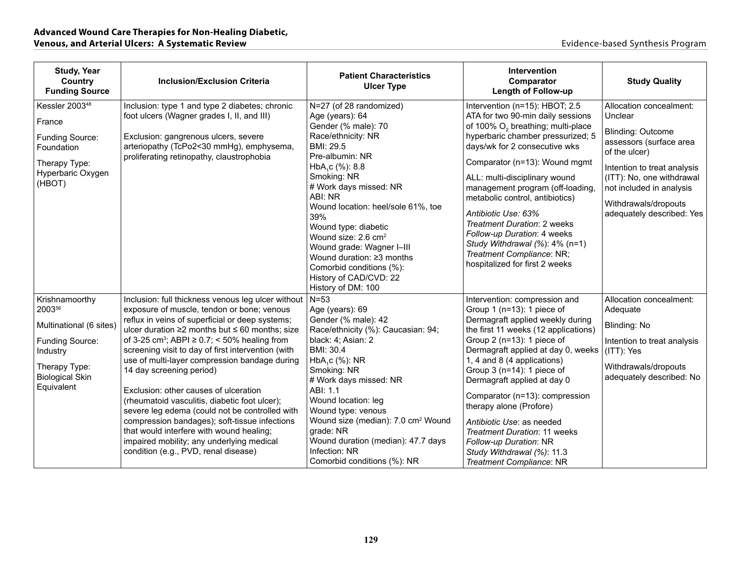| Study, Year<br>Country<br>Funding Source | Inclusion/Exclusion Criteria | Patient Characteristics<br>Ulcer Type | Intervention<br>Comparator<br>Length of Follow-up | Study Quality |
|---|---|---|---|---|
| Kessler 2003[48]<br><br>France<br><br>Funding Source: Foundation<br><br>Therapy Type: Hyperbaric Oxygen (HBOT) | Inclusion: type 1 and type 2 diabetes; chronic foot ulcers (Wagner grades I, II, and III)<br><br>Exclusion: gangrenous ulcers, severe arteriopathy (TcPo2<30 mmHg), emphysema, proliferating retinopathy, claustrophobia | N=27 (of 28 randomized)<br>Age (years): 64<br>Gender (% male): 70<br>Race/ethnicity: NR<br>BMI: 29.5<br>Pre-albumin: NR<br>$HbA_1c$ (%): 8.8<br>Smoking: NR<br># Work days missed: NR<br>ABI: NR<br>Wound location: heel/sole 61%, toe 39%<br>Wound type: diabetic<br>Wound size: 2.6 cm²<br>Wound grade: Wagner I–III<br>Wound duration: ≥3 months<br>Comorbid conditions (%):<br>History of CAD/CVD: 22<br>History of DM: 100 | Intervention (n=15): HBOT; 2.5 ATA for two 90-min daily sessions of 100% $O_2$ breathing; multi-place hyperbaric chamber pressurized; 5 days/wk for 2 consecutive wks<br><br>Comparator (n=13): Wound mgmt<br><br>ALL: multi-disciplinary wound management program (off-loading, metabolic control, antibiotics)<br><br>*Antibiotic Use: 63%*<br>*Treatment Duration*: 2 weeks<br>*Follow-up Duration*: 4 weeks<br>*Study Withdrawal (%)*: 4% (n=1)<br>*Treatment Compliance*: NR; hospitalized for first 2 weeks | Allocation concealment: Unclear<br><br>Blinding: Outcome assessors (surface area of the ulcer)<br><br>Intention to treat analysis (ITT): No, one withdrawal not included in analysis<br><br>Withdrawals/dropouts adequately described: Yes |
| Krishnamoorthy 2003[56]<br><br>Multinational (6 sites)<br><br>Funding Source: Industry<br><br>Therapy Type: Biological Skin Equivalent | Inclusion: full thickness venous leg ulcer without exposure of muscle, tendon or bone; venous reflux in veins of superficial or deep systems; ulcer duration ≥2 months but ≤ 60 months; size of 3-25 cm³; ABPI ≥ 0.7; < 50% healing from screening visit to day of first intervention (with use of multi-layer compression bandage during 14 day screening period)<br><br>Exclusion: other causes of ulceration (rheumatoid vasculitis, diabetic foot ulcer); severe leg edema (could not be controlled with compression bandages); soft-tissue infections that would interfere with wound healing; impaired mobility; any underlying medical condition (e.g., PVD, renal disease) | N=53<br>Age (years): 69<br>Gender (% male): 42<br>Race/ethnicity (%): Caucasian: 94; black: 4; Asian: 2<br>BMI: 30.4<br>$HbA_1c$ (%): NR<br>Smoking: NR<br># Work days missed: NR<br>ABI: 1.1<br>Wound location: leg<br>Wound type: venous<br>Wound size (median): 7.0 cm² Wound grade: NR<br>Wound duration (median): 47.7 days<br>Infection: NR<br>Comorbid conditions (%): NR | Intervention: compression and<br>Group 1 (n=13): 1 piece of Dermagraft applied weekly during the first 11 weeks (12 applications)<br>Group 2 (n=13): 1 piece of Dermagraft applied at day 0, weeks 1, 4 and 8 (4 applications)<br>Group 3 (n=14): 1 piece of Dermagraft applied at day 0<br><br>Comparator (n=13): compression therapy alone (Profore)<br><br>*Antibiotic Use*: as needed<br>*Treatment Duration*: 11 weeks<br>*Follow-up Duration*: NR<br>*Study Withdrawal (%)*: 11.3<br>*Treatment Compliance*: NR | Allocation concealment: Adequate<br><br>Blinding: No<br><br>Intention to treat analysis (ITT): Yes<br><br>Withdrawals/dropouts adequately described: No |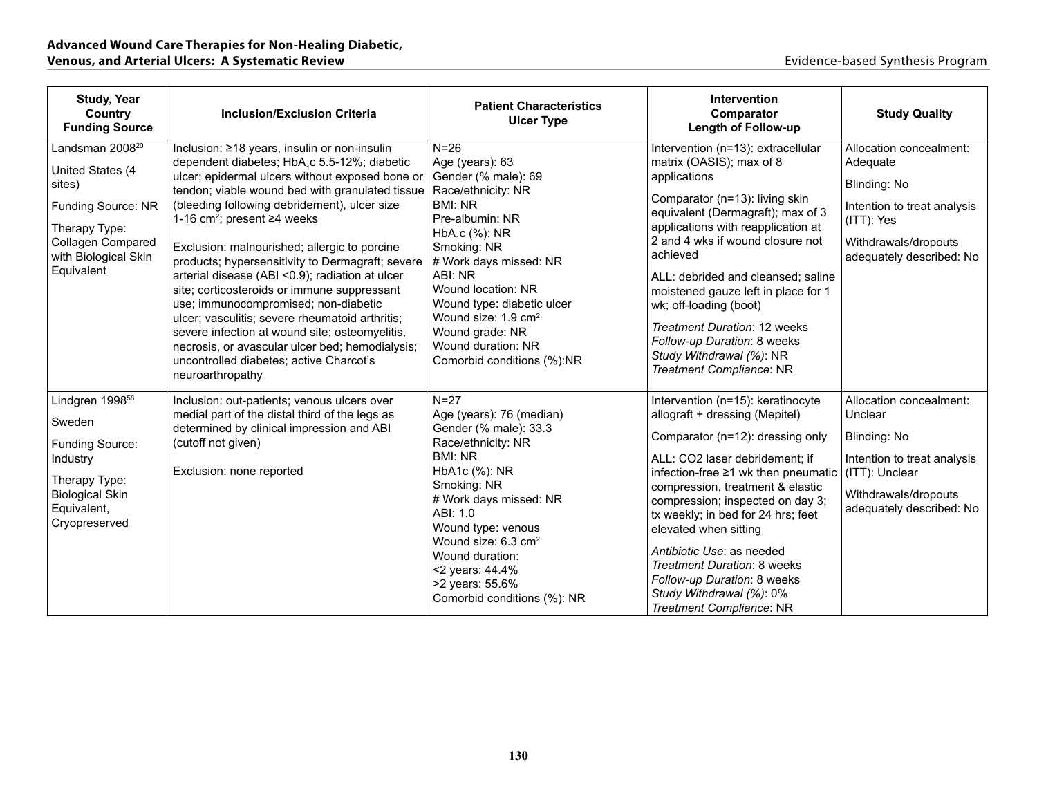| Study, Year<br>Country<br>Funding Source | Inclusion/Exclusion Criteria | Patient Characteristics<br>Ulcer Type | Intervention<br>Comparator<br>Length of Follow-up | Study Quality |
|---|---|---|---|---|
| Landsman 2008[20]<br><br>United States (4 sites)<br><br>Funding Source: NR<br><br>Therapy Type: Collagen Compared with Biological Skin Equivalent | Inclusion: ≥18 years, insulin or non-insulin dependent diabetes; $HbA_1c$ 5.5-12%; diabetic ulcer; epidermal ulcers without exposed bone or tendon; viable wound bed with granulated tissue (bleeding following debridement), ulcer size 1-16 $cm^2$; present ≥4 weeks<br><br>Exclusion: malnourished; allergic to porcine products; hypersensitivity to Dermagraft; severe arterial disease (ABI <0.9); radiation at ulcer site; corticosteroids or immune suppressant use; immunocompromised; non-diabetic ulcer; vasculitis; severe rheumatoid arthritis; severe infection at wound site; osteomyelitis, necrosis, or avascular ulcer bed; hemodialysis; uncontrolled diabetes; active Charcot's neuroarthropathy | N=26<br>Age (years): 63<br>Gender (% male): 69<br>Race/ethnicity: NR<br>BMI: NR<br>Pre-albumin: NR<br>$HbA_1c$ (%): NR<br>Smoking: NR<br># Work days missed: NR<br>ABI: NR<br>Wound location: NR<br>Wound type: diabetic ulcer<br>Wound size: 1.9 $cm^2$<br>Wound grade: NR<br>Wound duration: NR<br>Comorbid conditions (%):NR | Intervention (n=13): extracellular matrix (OASIS); max of 8 applications<br><br>Comparator (n=13): living skin equivalent (Dermagraft); max of 3 applications with reapplication at 2 and 4 wks if wound closure not achieved<br><br>ALL: debrided and cleansed; saline moistened gauze left in place for 1 wk; off-loading (boot)<br><br>*Treatment Duration*: 12 weeks<br>*Follow-up Duration*: 8 weeks<br>*Study Withdrawal (%)*: NR<br>*Treatment Compliance*: NR | Allocation concealment: Adequate<br><br>Blinding: No<br><br>Intention to treat analysis (ITT): Yes<br><br>Withdrawals/dropouts adequately described: No |
| Lindgren 1998[58]<br><br>Sweden<br><br>Funding Source: Industry<br><br>Therapy Type: Biological Skin Equivalent, Cryopreserved | Inclusion: out-patients; venous ulcers over medial part of the distal third of the legs as determined by clinical impression and ABI (cutoff not given)<br><br>Exclusion: none reported | N=27<br>Age (years): 76 (median)<br>Gender (% male): 33.3<br>Race/ethnicity: NR<br>BMI: NR<br>HbA1c (%): NR<br>Smoking: NR<br># Work days missed: NR<br>ABI: 1.0<br>Wound type: venous<br>Wound size: 6.3 $cm^2$<br>Wound duration:<br><2 years: 44.4%<br>>2 years: 55.6%<br>Comorbid conditions (%): NR | Intervention (n=15): keratinocyte allograft + dressing (Mepitel)<br><br>Comparator (n=12): dressing only<br><br>ALL: $CO_2$ laser debridement; if infection-free ≥1 wk then pneumatic compression, treatment & elastic compression; inspected on day 3; tx weekly; in bed for 24 hrs; feet elevated when sitting<br><br>*Antibiotic Use*: as needed<br>*Treatment Duration*: 8 weeks<br>*Follow-up Duration*: 8 weeks<br>*Study Withdrawal (%)*: 0%<br>*Treatment Compliance*: NR | Allocation concealment: Unclear<br><br>Blinding: No<br><br>Intention to treat analysis (ITT): Unclear<br><br>Withdrawals/dropouts adequately described: No |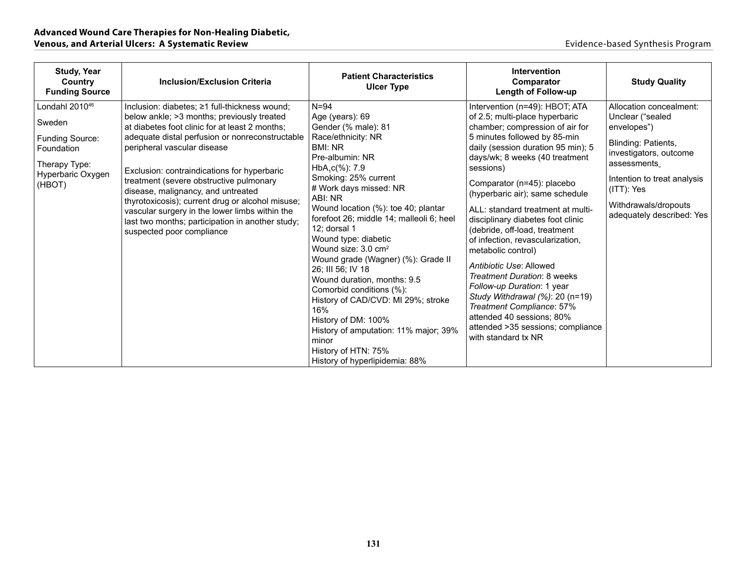| Study, Year<br>Country<br>Funding Source | Inclusion/Exclusion Criteria | Patient Characteristics<br>Ulcer Type | Intervention<br>Comparator<br>Length of Follow-up | Study Quality |
|---|---|---|---|---|
| Londahl 2010[46]<br><br>Sweden<br><br>Funding Source: Foundation<br><br>Therapy Type: Hyperbaric Oxygen (HBOT) | Inclusion: diabetes; ≥1 full-thickness wound; below ankle; >3 months; previously treated at diabetes foot clinic for at least 2 months; adequate distal perfusion or nonreconstructable peripheral vascular disease<br><br>Exclusion: contraindications for hyperbaric treatment (severe obstructive pulmonary disease, malignancy, and untreated thyrotoxicosis); current drug or alcohol misuse; vascular surgery in the lower limbs within the last two months; participation in another study; suspected poor compliance | N=94<br>Age (years): 69<br>Gender (% male): 81<br>Race/ethnicity: NR<br>BMI: NR<br>Pre-albumin: NR<br>$HbA_1c$(%): 7.9<br>Smoking: 25% current<br># Work days missed: NR<br>ABI: NR<br>Wound location (%): toe 40; plantar forefoot 26; middle 14; malleoli 6; heel 12; dorsal 1<br>Wound type: diabetic<br>Wound size: 3.0 $cm^2$<br>Wound grade (Wagner) (%): Grade II 26; III 56; IV 18<br>Wound duration, months: 9.5<br>Comorbid conditions (%):<br>History of CAD/CVD: MI 29%; stroke 16%<br>History of DM: 100%<br>History of amputation: 11% major; 39% minor<br>History of HTN: 75%<br>History of hyperlipidemia: 88% | Intervention (n=49): HBOT; ATA of 2.5; multi-place hyperbaric chamber; compression of air for 5 minutes followed by 85-min daily (session duration 95 min); 5 days/wk; 8 weeks (40 treatment sessions)<br><br>Comparator (n=45): placebo (hyperbaric air); same schedule<br><br>ALL: standard treatment at multi-disciplinary diabetes foot clinic (debride, off-load, treatment of infection, revascularization, metabolic control)<br><br>*Antibiotic Use*: Allowed<br>*Treatment Duration*: 8 weeks<br>*Follow-up Duration*: 1 year<br>*Study Withdrawal (%)*: 20 (n=19)<br>*Treatment Compliance*: 57% attended 40 sessions; 80% attended >35 sessions; compliance with standard tx NR | Allocation concealment: Unclear ("sealed envelopes")<br><br>Blinding: Patients, investigators, outcome assessments<br><br>Intention to treat analysis (ITT): Yes<br><br>Withdrawals/dropouts adequately described: Yes |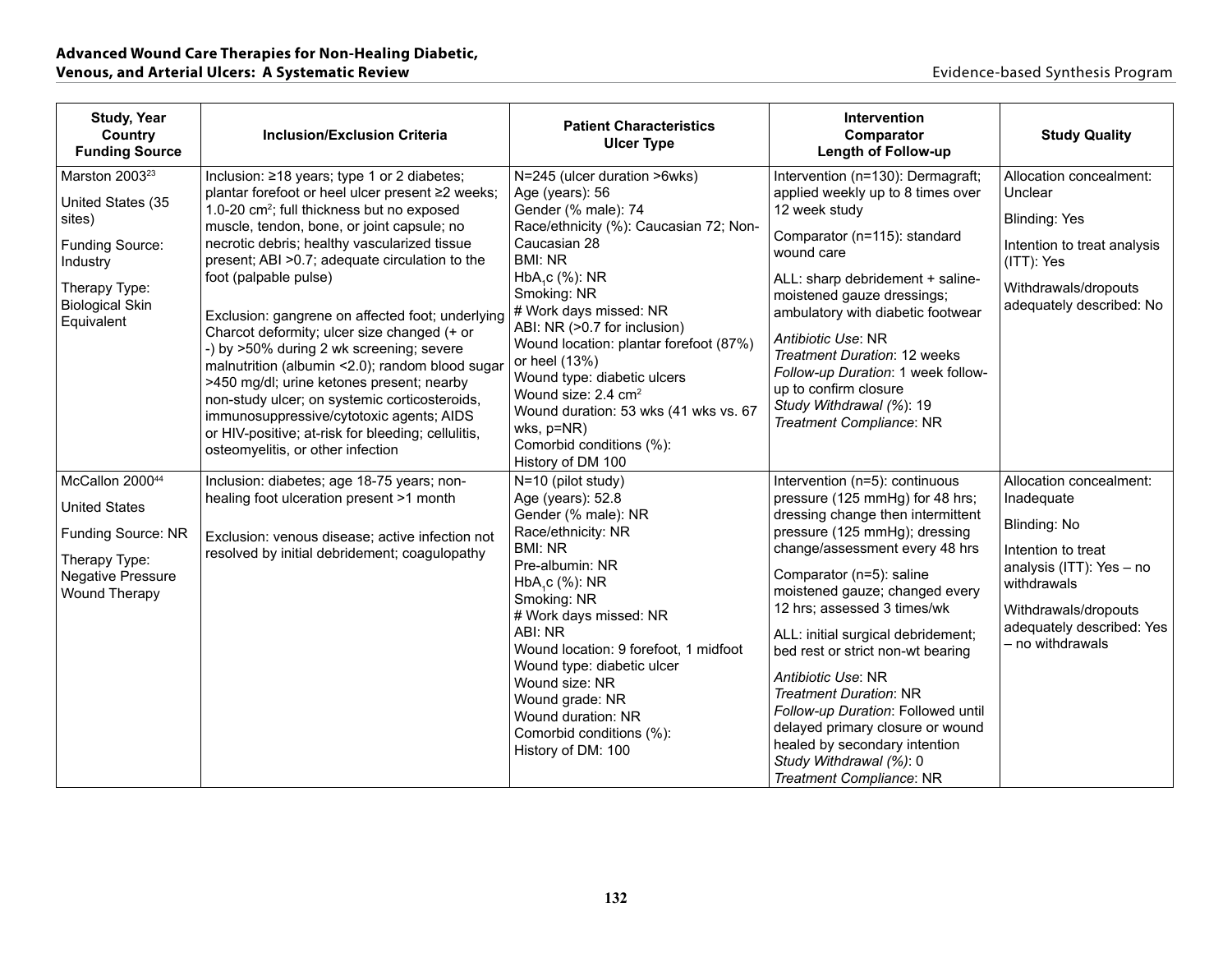| Study, Year Country Funding Source | Inclusion/Exclusion Criteria | Patient Characteristics Ulcer Type | Intervention Comparator Length of Follow-up | Study Quality |
|---|---|---|---|---|
| Marston 2003[23]<br><br>United States (35 sites)<br><br>Funding Source: Industry<br><br>Therapy Type: Biological Skin Equivalent | Inclusion: ≥18 years; type 1 or 2 diabetes; plantar forefoot or heel ulcer present ≥2 weeks; 1.0-20 cm²; full thickness but no exposed muscle, tendon, bone, or joint capsule; no necrotic debris; healthy vascularized tissue present; ABI >0.7; adequate circulation to the foot (palpable pulse)<br><br>Exclusion: gangrene on affected foot; underlying Charcot deformity; ulcer size changed (+ or -) by >50% during 2 wk screening; severe malnutrition (albumin <2.0); random blood sugar >450 mg/dl; urine ketones present; nearby non-study ulcer; on systemic corticosteroids, immunosuppressive/cytotoxic agents; AIDS or HIV-positive; at-risk for bleeding; cellulitis, osteomyelitis, or other infection | N=245 (ulcer duration >6wks)<br>Age (years): 56<br>Gender (% male): 74<br>Race/ethnicity (%): Caucasian 72; Non-Caucasian 28<br>BMI: NR<br>$HbA_1c$ (%): NR<br>Smoking: NR<br># Work days missed: NR<br>ABI: NR (>0.7 for inclusion)<br>Wound location: plantar forefoot (87%) or heel (13%)<br>Wound type: diabetic ulcers<br>Wound size: 2.4 cm²<br>Wound duration: 53 wks (41 wks vs. 67 wks, p=NR)<br>Comorbid conditions (%):<br>History of DM 100 | Intervention (n=130): Dermagraft; applied weekly up to 8 times over 12 week study<br><br>Comparator (n=115): standard wound care<br><br>ALL: sharp debridement + saline-moistened gauze dressings; ambulatory with diabetic footwear<br><br>*Antibiotic Use*: NR<br>*Treatment Duration*: 12 weeks<br>*Follow-up Duration*: 1 week follow-up to confirm closure<br>*Study Withdrawal (%)*: 19<br>*Treatment Compliance*: NR | Allocation concealment: Unclear<br><br>Blinding: Yes<br><br>Intention to treat analysis (ITT): Yes<br><br>Withdrawals/dropouts adequately described: No |
| McCallon 2000[44]<br><br>United States<br><br>Funding Source: NR<br><br>Therapy Type: Negative Pressure Wound Therapy | Inclusion: diabetes; age 18-75 years; non-healing foot ulceration present >1 month<br><br>Exclusion: venous disease; active infection not resolved by initial debridement; coagulopathy | N=10 (pilot study)<br>Age (years): 52.8<br>Gender (% male): NR<br>Race/ethnicity: NR<br>BMI: NR<br>Pre-albumin: NR<br>$HbA_1c$ (%): NR<br>Smoking: NR<br># Work days missed: NR<br>ABI: NR<br>Wound location: 9 forefoot, 1 midfoot<br>Wound type: diabetic ulcer<br>Wound size: NR<br>Wound grade: NR<br>Wound duration: NR<br>Comorbid conditions (%):<br>History of DM: 100 | Intervention (n=5): continuous pressure (125 mmHg) for 48 hrs; dressing change then intermittent pressure (125 mmHg); dressing change/assessment every 48 hrs<br><br>Comparator (n=5): saline moistened gauze; changed every 12 hrs; assessed 3 times/wk<br><br>ALL: initial surgical debridement; bed rest or strict non-wt bearing<br><br>*Antibiotic Use*: NR<br>*Treatment Duration*: NR<br>*Follow-up Duration*: Followed until delayed primary closure or wound healed by secondary intention<br>*Study Withdrawal (%)*: 0<br>*Treatment Compliance*: NR | Allocation concealment: Inadequate<br><br>Blinding: No<br><br>Intention to treat analysis (ITT): Yes – no withdrawals<br><br>Withdrawals/dropouts adequately described: Yes – no withdrawals |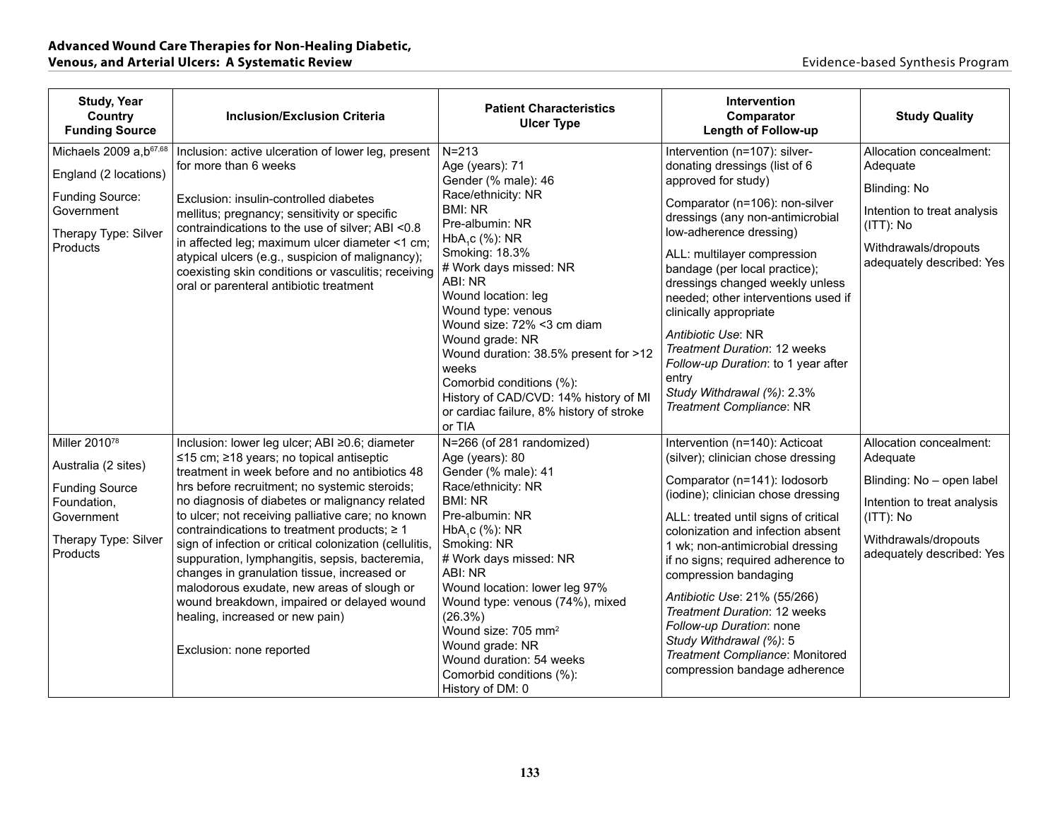| Study, Year<br>Country<br>Funding Source | Inclusion/Exclusion Criteria | Patient Characteristics<br>Ulcer Type | Intervention<br>Comparator<br>Length of Follow-up | Study Quality |
|---|---|---|---|---|
| Michaels 2009 a,b[67,68]<br><br>England (2 locations)<br><br>Funding Source: Government<br><br>Therapy Type: Silver Products | Inclusion: active ulceration of lower leg, present for more than 6 weeks<br><br>Exclusion: insulin-controlled diabetes mellitus; pregnancy; sensitivity or specific contraindications to the use of silver; ABI <0.8 in affected leg; maximum ulcer diameter <1 cm; atypical ulcers (e.g., suspicion of malignancy); coexisting skin conditions or vasculitis; receiving oral or parenteral antibiotic treatment | N=213<br>Age (years): 71<br>Gender (% male): 46<br>Race/ethnicity: NR<br>BMI: NR<br>Pre-albumin: NR<br>$HbA_1c$ (%): NR<br>Smoking: 18.3%<br># Work days missed: NR<br>ABI: NR<br>Wound location: leg<br>Wound type: venous<br>Wound size: 72% <3 cm diam<br>Wound grade: NR<br>Wound duration: 38.5% present for >12 weeks<br>Comorbid conditions (%):<br>History of CAD/CVD: 14% history of MI or cardiac failure, 8% history of stroke or TIA | Intervention (n=107): silver-donating dressings (list of 6 approved for study)<br><br>Comparator (n=106): non-silver dressings (any non-antimicrobial low-adherence dressing)<br><br>ALL: multilayer compression bandage (per local practice); dressings changed weekly unless needed; other interventions used if clinically appropriate<br><br>*Antibiotic Use*: NR<br>*Treatment Duration*: 12 weeks<br>*Follow-up Duration*: to 1 year after entry<br>*Study Withdrawal (%)*: 2.3%<br>*Treatment Compliance*: NR | Allocation concealment: Adequate<br><br>Blinding: No<br><br>Intention to treat analysis (ITT): No<br><br>Withdrawals/dropouts adequately described: Yes |
| Miller 2010[78]<br><br>Australia (2 sites)<br><br>Funding Source Foundation, Government<br><br>Therapy Type: Silver Products | Inclusion: lower leg ulcer; ABI ≥0.6; diameter ≤15 cm; ≥18 years; no topical antiseptic treatment in week before and no antibiotics 48 hrs before recruitment; no systemic steroids; no diagnosis of diabetes or malignancy related to ulcer; not receiving palliative care; no known contraindications to treatment products; ≥ 1 sign of infection or critical colonization (cellulitis, suppuration, lymphangitis, sepsis, bacteremia, changes in granulation tissue, increased or malodorous exudate, new areas of slough or wound breakdown, impaired or delayed wound healing, increased or new pain)<br><br>Exclusion: none reported | N=266 (of 281 randomized)<br>Age (years): 80<br>Gender (% male): 41<br>Race/ethnicity: NR<br>BMI: NR<br>Pre-albumin: NR<br>$HbA_1c$ (%): NR<br>Smoking: NR<br># Work days missed: NR<br>ABI: NR<br>Wound location: lower leg 97%<br>Wound type: venous (74%), mixed (26.3%)<br>Wound size: 705 $mm^2$<br>Wound grade: NR<br>Wound duration: 54 weeks<br>Comorbid conditions (%):<br>History of DM: 0 | Intervention (n=140): Acticoat (silver); clinician chose dressing<br><br>Comparator (n=141): Iodosorb (iodine); clinician chose dressing<br><br>ALL: treated until signs of critical colonization and infection absent 1 wk; non-antimicrobial dressing if no signs; required adherence to compression bandaging<br><br>*Antibiotic Use*: 21% (55/266)<br>*Treatment Duration*: 12 weeks<br>*Follow-up Duration*: none<br>*Study Withdrawal (%)*: 5<br>*Treatment Compliance*: Monitored compression bandage adherence | Allocation concealment: Adequate<br><br>Blinding: No – open label<br><br>Intention to treat analysis (ITT): No<br><br>Withdrawals/dropouts adequately described: Yes |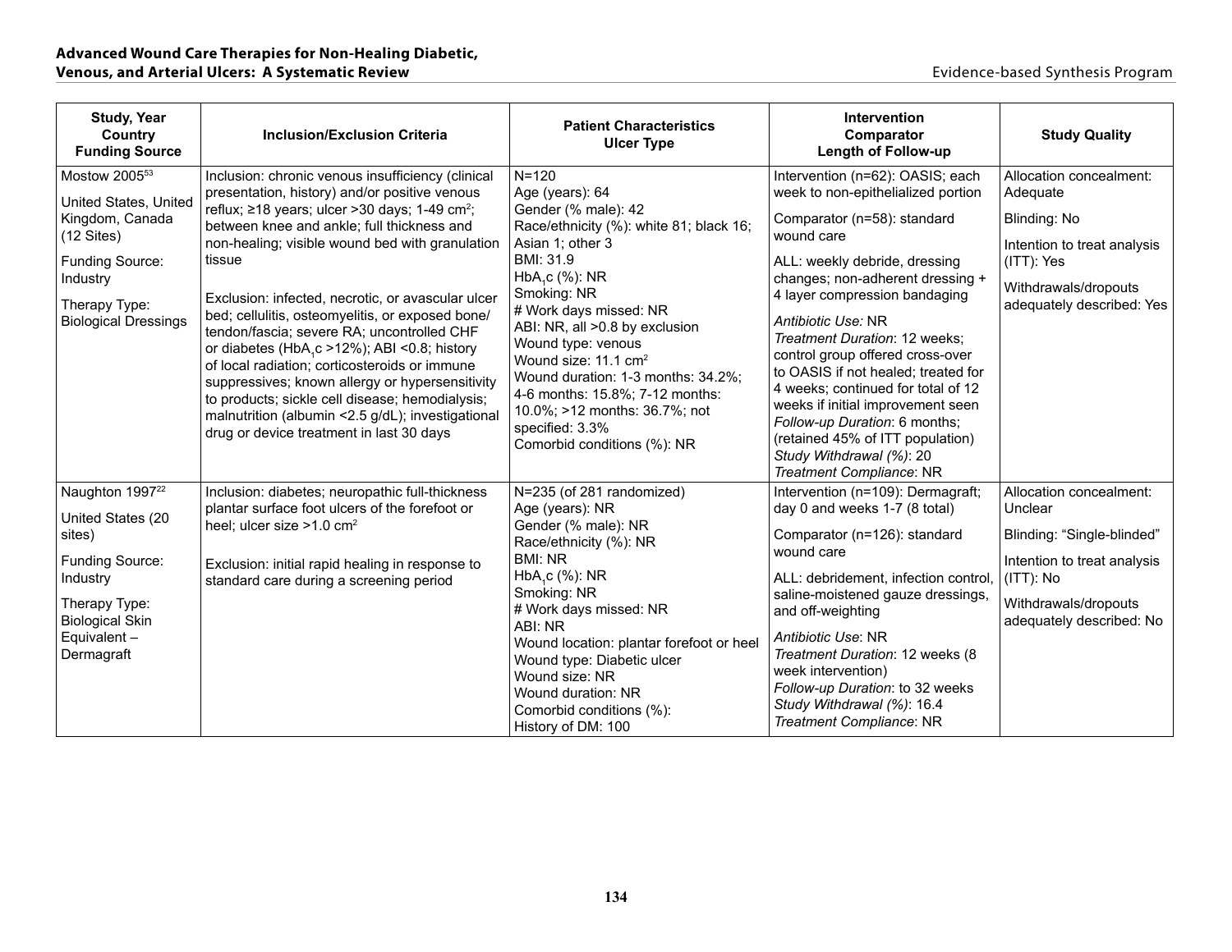| Study, Year<br>Country<br>Funding Source | Inclusion/Exclusion Criteria | Patient Characteristics<br>Ulcer Type | Intervention<br>Comparator<br>Length of Follow-up | Study Quality |
|---|---|---|---|---|
| Mostow 2005[53]<br><br>United States, United Kingdom, Canada (12 Sites)<br><br>Funding Source: Industry<br><br>Therapy Type: Biological Dressings | Inclusion: chronic venous insufficiency (clinical presentation, history) and/or positive venous reflux; ≥18 years; ulcer >30 days; 1-49 $cm^2$; between knee and ankle; full thickness and non-healing; visible wound bed with granulation tissue<br><br>Exclusion: infected, necrotic, or avascular ulcer bed; cellulitis, osteomyelitis, or exposed bone/tendon/fascia; severe RA; uncontrolled CHF or diabetes ($HbA_1c$ >12%); ABI <0.8; history of local radiation; corticosteroids or immune suppressives; known allergy or hypersensitivity to products; sickle cell disease; hemodialysis; malnutrition (albumin <2.5 g/dL); investigational drug or device treatment in last 30 days | N=120<br>Age (years): 64<br>Gender (% male): 42<br>Race/ethnicity (%): white 81; black 16; Asian 1; other 3<br>BMI: 31.9<br>$HbA_1c$ (%): NR<br>Smoking: NR<br># Work days missed: NR<br>ABI: NR, all >0.8 by exclusion<br>Wound type: venous<br>Wound size: 11.1 $cm^2$<br>Wound duration: 1-3 months: 34.2%; 4-6 months: 15.8%; 7-12 months: 10.0%; >12 months: 36.7%; not specified: 3.3%<br>Comorbid conditions (%): NR | Intervention (n=62): OASIS; each week to non-epithelialized portion<br><br>Comparator (n=58): standard wound care<br><br>ALL: weekly debride, dressing changes; non-adherent dressing + 4 layer compression bandaging<br><br>*Antibiotic Use:* NR<br>*Treatment Duration*: 12 weeks; control group offered cross-over to OASIS if not healed; treated for 4 weeks; continued for total of 12 weeks if initial improvement seen<br>*Follow-up Duration*: 6 months; (retained 45% of ITT population)<br>*Study Withdrawal (%)*: 20<br>*Treatment Compliance*: NR | Allocation concealment: Adequate<br><br>Blinding: No<br><br>Intention to treat analysis (ITT): Yes<br><br>Withdrawals/dropouts adequately described: Yes |
| Naughton 1997[22]<br><br>United States (20 sites)<br><br>Funding Source: Industry<br><br>Therapy Type: Biological Skin Equivalent – Dermagraft | Inclusion: diabetes; neuropathic full-thickness plantar surface foot ulcers of the forefoot or heel; ulcer size >1.0 $cm^2$<br><br>Exclusion: initial rapid healing in response to standard care during a screening period | N=235 (of 281 randomized)<br>Age (years): NR<br>Gender (% male): NR<br>Race/ethnicity (%): NR<br>BMI: NR<br>$HbA_1c$ (%): NR<br>Smoking: NR<br># Work days missed: NR<br>ABI: NR<br>Wound location: plantar forefoot or heel<br>Wound type: Diabetic ulcer<br>Wound size: NR<br>Wound duration: NR<br>Comorbid conditions (%):<br>History of DM: 100 | Intervention (n=109): Dermagraft; day 0 and weeks 1-7 (8 total)<br><br>Comparator (n=126): standard wound care<br><br>ALL: debridement, infection control, saline-moistened gauze dressings, and off-weighting<br><br>*Antibiotic Use*: NR<br>*Treatment Duration*: 12 weeks (8 week intervention)<br>*Follow-up Duration*: to 32 weeks<br>*Study Withdrawal (%)*: 16.4<br>*Treatment Compliance*: NR | Allocation concealment: Unclear<br><br>Blinding: "Single-blinded"<br><br>Intention to treat analysis (ITT): No<br><br>Withdrawals/dropouts adequately described: No |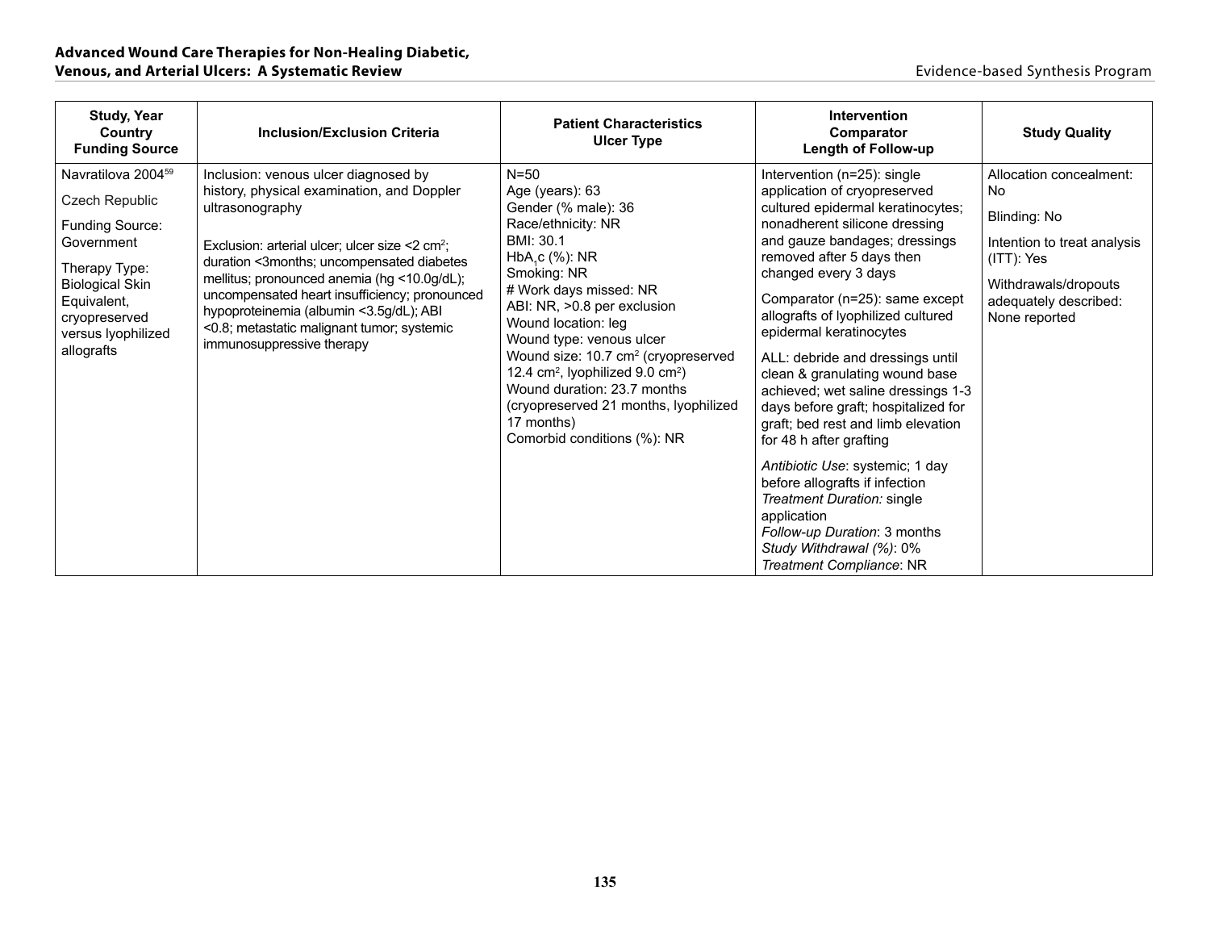| Study, Year<br>Country<br>Funding Source | Inclusion/Exclusion Criteria | Patient Characteristics<br>Ulcer Type | Intervention<br>Comparator<br>Length of Follow-up | Study Quality |
|---|---|---|---|---|
| Navratilova 2004[59]<br><br>Czech Republic<br><br>Funding Source: Government<br><br>Therapy Type: Biological Skin Equivalent, cryopreserved versus lyophilized allografts | Inclusion: venous ulcer diagnosed by history, physical examination, and Doppler ultrasonography<br><br>Exclusion: arterial ulcer; ulcer size <2 $cm^2$; duration <3months; uncompensated diabetes mellitus; pronounced anemia (hg <10.0g/dL); uncompensated heart insufficiency; pronounced hypoproteinemia (albumin <3.5g/dL); ABI <0.8; metastatic malignant tumor; systemic immunosuppressive therapy | N=50<br>Age (years): 63<br>Gender (% male): 36<br>Race/ethnicity: NR<br>BMI: 30.1<br>$HbA_1c$ (%): NR<br>Smoking: NR<br># Work days missed: NR<br>ABI: NR, >0.8 per exclusion<br>Wound location: leg<br>Wound type: venous ulcer<br>Wound size: 10.7 $cm^2$ (cryopreserved 12.4 $cm^2$, lyophilized 9.0 $cm^2$)<br>Wound duration: 23.7 months (cryopreserved 21 months, lyophilized 17 months)<br>Comorbid conditions (%): NR | Intervention (n=25): single application of cryopreserved cultured epidermal keratinocytes; nonadherent silicone dressing and gauze bandages; dressings removed after 5 days then changed every 3 days<br><br>Comparator (n=25): same except allografts of lyophilized cultured epidermal keratinocytes<br><br>ALL: debride and dressings until clean & granulating wound base achieved; wet saline dressings 1-3 days before graft; hospitalized for graft; bed rest and limb elevation for 48 h after grafting<br><br>*Antibiotic Use*: systemic; 1 day before allografts if infection<br>*Treatment Duration:* single application<br>*Follow-up Duration*: 3 months<br>*Study Withdrawal (%)*: 0%<br>*Treatment Compliance*: NR | Allocation concealment: No<br><br>Blinding: No<br><br>Intention to treat analysis (ITT): Yes<br><br>Withdrawals/dropouts adequately described: None reported |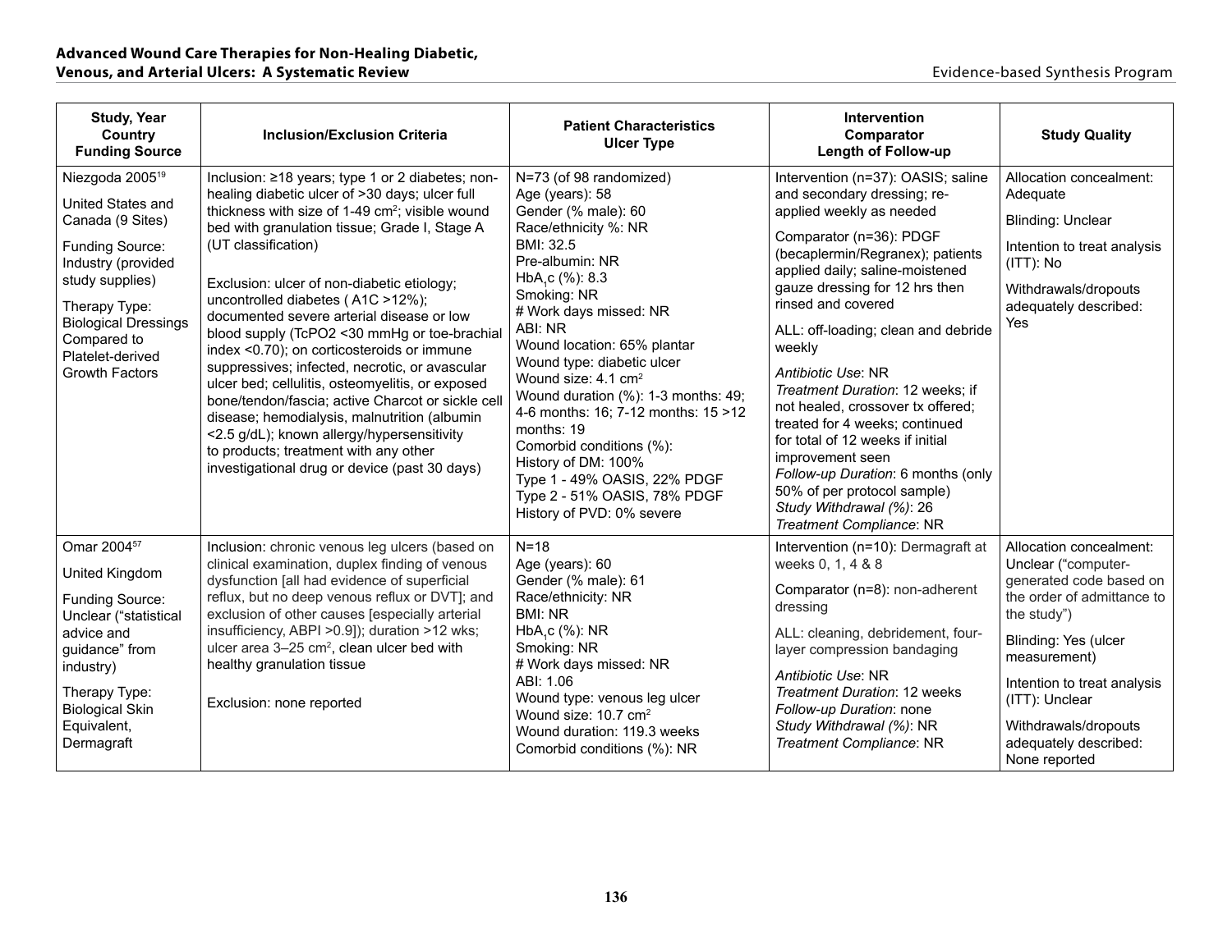| Study, Year<br>Country<br>Funding Source | Inclusion/Exclusion Criteria | Patient Characteristics<br>Ulcer Type | Intervention<br>Comparator<br>Length of Follow-up | Study Quality |
|---|---|---|---|---|
| Niezgoda 2005[19]<br><br>United States and Canada (9 Sites)<br><br>Funding Source: Industry (provided study supplies)<br><br>Therapy Type: Biological Dressings Compared to Platelet-derived Growth Factors | Inclusion: ≥18 years; type 1 or 2 diabetes; non-healing diabetic ulcer of >30 days; ulcer full thickness with size of 1-49 cm$^2$; visible wound bed with granulation tissue; Grade I, Stage A (UT classification)<br><br>Exclusion: ulcer of non-diabetic etiology; uncontrolled diabetes ( A1C >12%); documented severe arterial disease or low blood supply (TcPO2 <30 mmHg or toe-brachial index <0.70); on corticosteroids or immune suppressives; infected, necrotic, or avascular ulcer bed; cellulitis, osteomyelitis, or exposed bone/tendon/fascia; active Charcot or sickle cell disease; hemodialysis, malnutrition (albumin <2.5 g/dL); known allergy/hypersensitivity to products; treatment with any other investigational drug or device (past 30 days) | N=73 (of 98 randomized)<br>Age (years): 58<br>Gender (% male): 60<br>Race/ethnicity %: NR<br>BMI: 32.5<br>Pre-albumin: NR<br>$HbA_1c$ (%): 8.3<br>Smoking: NR<br># Work days missed: NR<br>ABI: NR<br>Wound location: 65% plantar<br>Wound type: diabetic ulcer<br>Wound size: 4.1 cm$^2$<br>Wound duration (%): 1-3 months: 49; 4-6 months: 16; 7-12 months: 15 >12 months: 19<br>Comorbid conditions (%):<br>History of DM: 100%<br>Type 1 - 49% OASIS, 22% PDGF<br>Type 2 - 51% OASIS, 78% PDGF<br>History of PVD: 0% severe | Intervention (n=37): OASIS; saline and secondary dressing; re-applied weekly as needed<br><br>Comparator (n=36): PDGF (becaplermin/Regranex); patients applied daily; saline-moistened gauze dressing for 12 hrs then rinsed and covered<br><br>ALL: off-loading; clean and debride weekly<br><br>*Antibiotic Use*: NR<br>*Treatment Duration*: 12 weeks; if not healed, crossover tx offered; treated for 4 weeks; continued for total of 12 weeks if initial improvement seen<br>*Follow-up Duration*: 6 months (only 50% of per protocol sample)<br>*Study Withdrawal (%)*: 26<br>*Treatment Compliance*: NR | Allocation concealment: Adequate<br><br>Blinding: Unclear<br><br>Intention to treat analysis (ITT): No<br><br>Withdrawals/dropouts adequately described: Yes |
| Omar 2004[57]<br><br>United Kingdom<br><br>Funding Source: Unclear ("statistical advice and guidance" from industry)<br><br>Therapy Type: Biological Skin Equivalent, Dermagraft | Inclusion: chronic venous leg ulcers (based on clinical examination, duplex finding of venous dysfunction [all had evidence of superficial reflux, but no deep venous reflux or DVT]; and exclusion of other causes [especially arterial insufficiency, ABPI >0.9]); duration >12 wks; ulcer area 3–25 cm$^2$, clean ulcer bed with healthy granulation tissue<br><br>Exclusion: none reported | N=18<br>Age (years): 60<br>Gender (% male): 61<br>Race/ethnicity: NR<br>BMI: NR<br>$HbA_1c$ (%): NR<br>Smoking: NR<br># Work days missed: NR<br>ABI: 1.06<br>Wound type: venous leg ulcer<br>Wound size: 10.7 cm$^2$<br>Wound duration: 119.3 weeks<br>Comorbid conditions (%): NR | Intervention (n=10): Dermagraft at weeks 0, 1, 4 & 8<br><br>Comparator (n=8): non-adherent dressing<br><br>ALL: cleaning, debridement, four-layer compression bandaging<br><br>*Antibiotic Use*: NR<br>*Treatment Duration*: 12 weeks<br>*Follow-up Duration*: none<br>*Study Withdrawal (%)*: NR<br>*Treatment Compliance*: NR | Allocation concealment: Unclear ("computer-generated code based on the order of admittance to the study")<br><br>Blinding: Yes (ulcer measurement)<br><br>Intention to treat analysis (ITT): Unclear<br><br>Withdrawals/dropouts adequately described: None reported |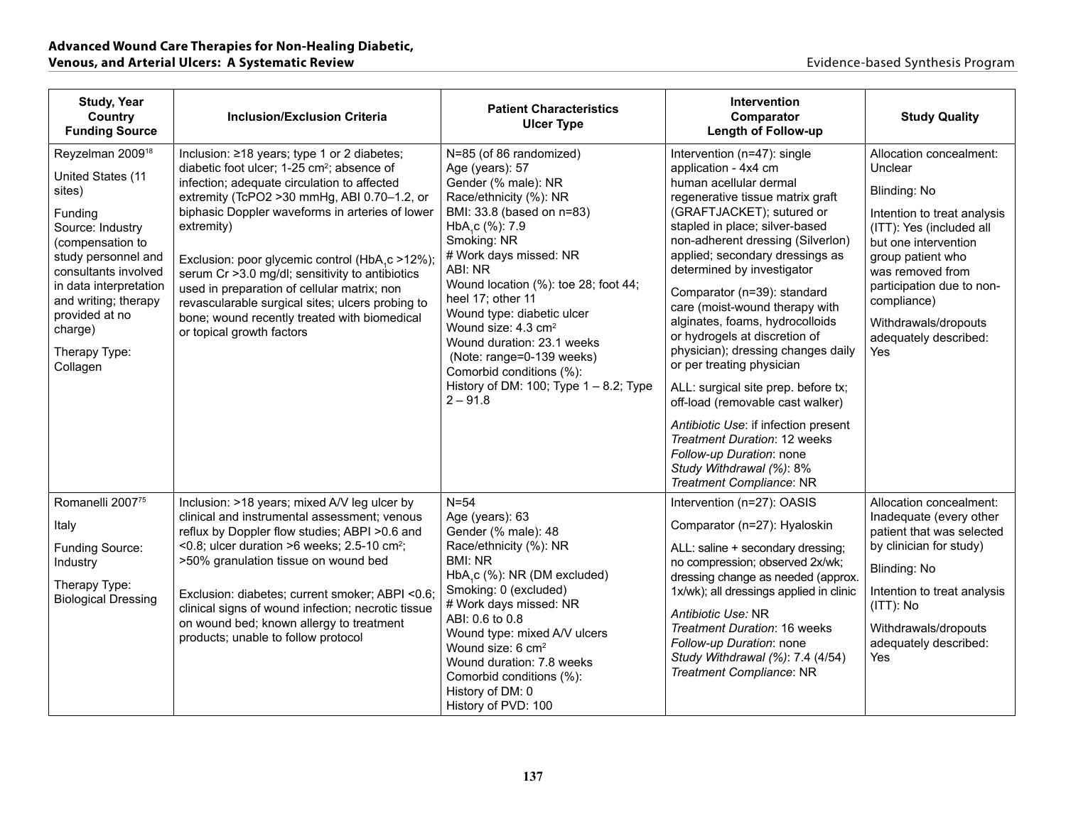| Study, Year<br>Country<br>Funding Source | Inclusion/Exclusion Criteria | Patient Characteristics<br>Ulcer Type | Intervention<br>Comparator<br>Length of Follow-up | Study Quality |
|---|---|---|---|---|
| Reyzelman 2009[18]<br><br>United States (11 sites)<br><br>Funding Source: Industry (compensation to study personnel and consultants involved in data interpretation and writing; therapy provided at no charge)<br><br>Therapy Type: Collagen | Inclusion: ≥18 years; type 1 or 2 diabetes; diabetic foot ulcer; 1-25 $cm^2$; absence of infection; adequate circulation to affected extremity (TcPO2 >30 mmHg, ABI 0.70–1.2, or biphasic Doppler waveforms in arteries of lower extremity)<br><br>Exclusion: poor glycemic control ($HbA_1c$ >12%); serum Cr >3.0 mg/dl; sensitivity to antibiotics used in preparation of cellular matrix; non revascularable surgical sites; ulcers probing to bone; wound recently treated with biomedical or topical growth factors | N=85 (of 86 randomized)<br>Age (years): 57<br>Gender (% male): NR<br>Race/ethnicity (%): NR<br>BMI: 33.8 (based on n=83)<br>$HbA_1c$ (%): 7.9<br>Smoking: NR<br># Work days missed: NR<br>ABI: NR<br>Wound location (%): toe 28; foot 44; heel 17; other 11<br>Wound type: diabetic ulcer<br>Wound size: 4.3 $cm^2$<br>Wound duration: 23.1 weeks<br>(Note: range=0-139 weeks)<br>Comorbid conditions (%):<br>History of DM: 100; Type 1 – 8.2; Type 2 – 91.8 | Intervention (n=47): single application - 4x4 cm human acellular dermal regenerative tissue matrix graft (GRAFTJACKET); sutured or stapled in place; silver-based non-adherent dressing (Silverlon) applied; secondary dressings as determined by investigator<br><br>Comparator (n=39): standard care (moist-wound therapy with alginates, foams, hydrocolloids or hydrogels at discretion of physician); dressing changes daily or per treating physician<br><br>ALL: surgical site prep. before tx; off-load (removable cast walker)<br><br>*Antibiotic Use*: if infection present<br>*Treatment Duration*: 12 weeks<br>*Follow-up Duration*: none<br>*Study Withdrawal (%)*: 8%<br>*Treatment Compliance*: NR | Allocation concealment: Unclear<br><br>Blinding: No<br><br>Intention to treat analysis (ITT): Yes (included all but one intervention group patient who was removed from participation due to non-compliance)<br><br>Withdrawals/dropouts adequately described: Yes |
| Romanelli 2007[75]<br><br>Italy<br><br>Funding Source: Industry<br><br>Therapy Type: Biological Dressing | Inclusion: >18 years; mixed A/V leg ulcer by clinical and instrumental assessment; venous reflux by Doppler flow studies; ABPI >0.6 and <0.8; ulcer duration >6 weeks; 2.5-10 $cm^2$; >50% granulation tissue on wound bed<br><br>Exclusion: diabetes; current smoker; ABPI <0.6; clinical signs of wound infection; necrotic tissue on wound bed; known allergy to treatment products; unable to follow protocol | N=54<br>Age (years): 63<br>Gender (% male): 48<br>Race/ethnicity (%): NR<br>BMI: NR<br>$HbA_1c$ (%): NR (DM excluded)<br>Smoking: 0 (excluded)<br># Work days missed: NR<br>ABI: 0.6 to 0.8<br>Wound type: mixed A/V ulcers<br>Wound size: 6 $cm^2$<br>Wound duration: 7.8 weeks<br>Comorbid conditions (%):<br>History of DM: 0<br>History of PVD: 100 | Intervention (n=27): OASIS<br><br>Comparator (n=27): Hyaloskin<br><br>ALL: saline + secondary dressing; no compression; observed 2x/wk; dressing change as needed (approx. 1x/wk); all dressings applied in clinic<br><br>*Antibiotic Use:* NR<br>*Treatment Duration*: 16 weeks<br>*Follow-up Duration*: none<br>*Study Withdrawal (%)*: 7.4 (4/54)<br>*Treatment Compliance*: NR | Allocation concealment: Inadequate (every other patient that was selected by clinician for study)<br><br>Blinding: No<br><br>Intention to treat analysis (ITT): No<br><br>Withdrawals/dropouts adequately described: Yes |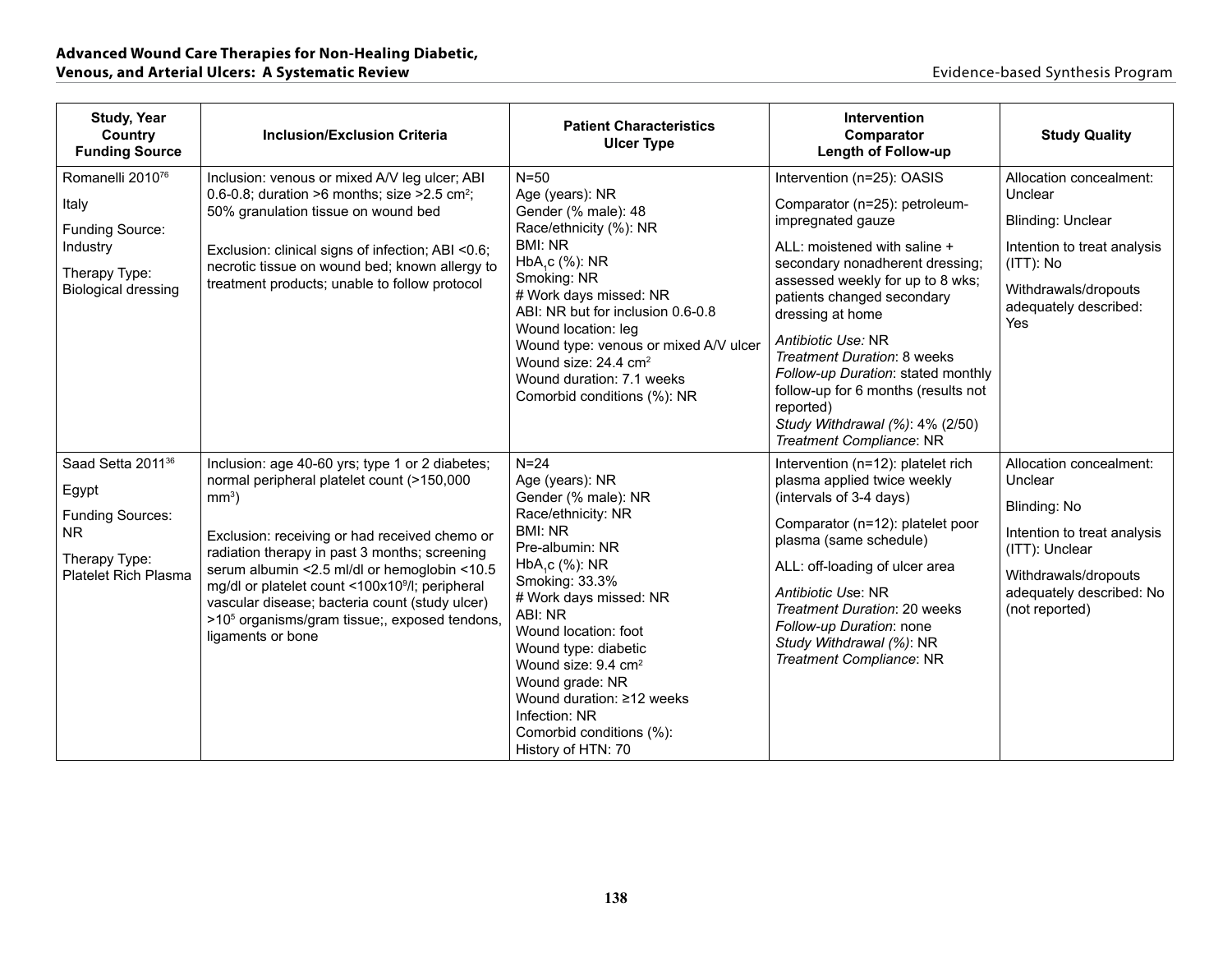| Study, Year<br>Country<br>Funding Source | Inclusion/Exclusion Criteria | Patient Characteristics<br>Ulcer Type | Intervention<br>Comparator<br>Length of Follow-up | Study Quality |
|---|---|---|---|---|
| Romanelli 2010[76]<br><br>Italy<br><br>Funding Source: Industry<br><br>Therapy Type: Biological dressing | Inclusion: venous or mixed A/V leg ulcer; ABI 0.6-0.8; duration >6 months; size >2.5 cm$^2$; 50% granulation tissue on wound bed<br><br>Exclusion: clinical signs of infection; ABI <0.6; necrotic tissue on wound bed; known allergy to treatment products; unable to follow protocol | N=50<br>Age (years): NR<br>Gender (% male): 48<br>Race/ethnicity (%): NR<br>BMI: NR<br>$HbA_1c$ (%): NR<br>Smoking: NR<br># Work days missed: NR<br>ABI: NR but for inclusion 0.6-0.8<br>Wound location: leg<br>Wound type: venous or mixed A/V ulcer<br>Wound size: 24.4 cm$^2$<br>Wound duration: 7.1 weeks<br>Comorbid conditions (%): NR | Intervention (n=25): OASIS<br><br>Comparator (n=25): petroleum-impregnated gauze<br><br>ALL: moistened with saline + secondary nonadherent dressing; assessed weekly for up to 8 wks; patients changed secondary dressing at home<br><br>*Antibiotic Use:* NR<br>*Treatment Duration*: 8 weeks<br>*Follow-up Duration*: stated monthly follow-up for 6 months (results not reported)<br>*Study Withdrawal (%)*: 4% (2/50)<br>*Treatment Compliance*: NR | Allocation concealment: Unclear<br><br>Blinding: Unclear<br><br>Intention to treat analysis (ITT): No<br><br>Withdrawals/dropouts adequately described: Yes |
| Saad Setta 2011[36]<br><br>Egypt<br><br>Funding Sources: NR<br><br>Therapy Type: Platelet Rich Plasma | Inclusion: age 40-60 yrs; type 1 or 2 diabetes; normal peripheral platelet count (>150,000 mm$^3$)<br><br>Exclusion: receiving or had received chemo or radiation therapy in past 3 months; screening serum albumin <2.5 ml/dl or hemoglobin <10.5 mg/dl or platelet count <100x10$^9$/l; peripheral vascular disease; bacteria count (study ulcer) >10$^5$ organisms/gram tissue;, exposed tendons, ligaments or bone | N=24<br>Age (years): NR<br>Gender (% male): NR<br>Race/ethnicity: NR<br>BMI: NR<br>Pre-albumin: NR<br>$HbA_1c$ (%): NR<br>Smoking: 33.3%<br># Work days missed: NR<br>ABI: NR<br>Wound location: foot<br>Wound type: diabetic<br>Wound size: 9.4 cm$^2$<br>Wound grade: NR<br>Wound duration: ≥12 weeks<br>Infection: NR<br>Comorbid conditions (%):<br>History of HTN: 70 | Intervention (n=12): platelet rich plasma applied twice weekly (intervals of 3-4 days)<br><br>Comparator (n=12): platelet poor plasma (same schedule)<br><br>ALL: off-loading of ulcer area<br><br>*Antibiotic Use*: NR<br>*Treatment Duration*: 20 weeks<br>*Follow-up Duration*: none<br>*Study Withdrawal (%)*: NR<br>*Treatment Compliance*: NR | Allocation concealment: Unclear<br><br>Blinding: No<br><br>Intention to treat analysis (ITT): Unclear<br><br>Withdrawals/dropouts adequately described: No (not reported) |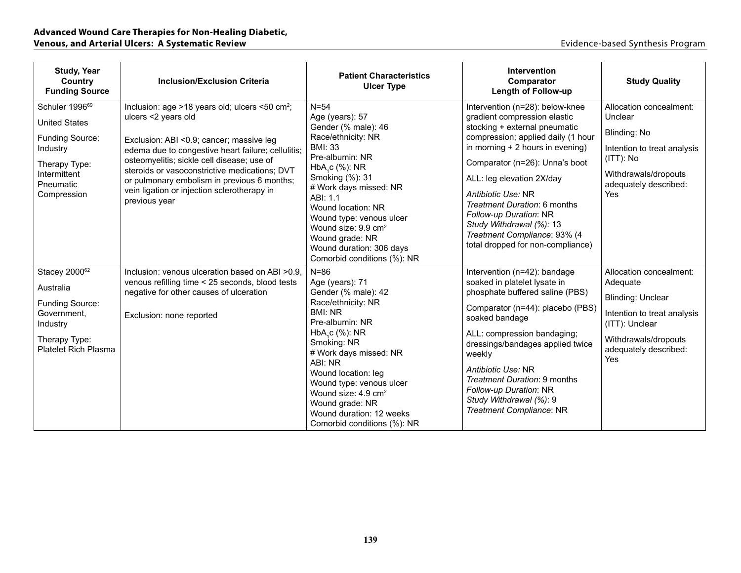| Study, Year<br>Country<br>Funding Source | Inclusion/Exclusion Criteria | Patient Characteristics<br>Ulcer Type | Intervention<br>Comparator<br>Length of Follow-up | Study Quality |
|---|---|---|---|---|
| Schuler 1996[69]<br><br>United States<br><br>Funding Source: Industry<br><br>Therapy Type: Intermittent Pneumatic Compression | Inclusion: age >18 years old; ulcers <50 cm$^2$; ulcers <2 years old<br><br>Exclusion: ABI <0.9; cancer; massive leg edema due to congestive heart failure; cellulitis; osteomyelitis; sickle cell disease; use of steroids or vasoconstrictive medications; DVT or pulmonary embolism in previous 6 months; vein ligation or injection sclerotherapy in previous year | N=54<br>Age (years): 57<br>Gender (% male): 46<br>Race/ethnicity: NR<br>BMI: 33<br>Pre-albumin: NR<br>$HbA_1c$ (%): NR<br>Smoking (%): 31<br># Work days missed: NR<br>ABI: 1.1<br>Wound location: NR<br>Wound type: venous ulcer<br>Wound size: 9.9 cm$^2$<br>Wound grade: NR<br>Wound duration: 306 days<br>Comorbid conditions (%): NR | Intervention (n=28): below-knee gradient compression elastic stocking + external pneumatic compression; applied daily (1 hour in morning + 2 hours in evening)<br><br>Comparator (n=26): Unna's boot<br><br>ALL: leg elevation 2X/day<br><br>*Antibiotic Use:* NR<br>*Treatment Duration*: 6 months<br>*Follow-up Duration*: NR<br>*Study Withdrawal (%):* 13<br>*Treatment Compliance*: 93% (4 total dropped for non-compliance) | Allocation concealment: Unclear<br><br>Blinding: No<br><br>Intention to treat analysis (ITT): No<br><br>Withdrawals/dropouts adequately described: Yes |
| Stacey 2000[62]<br><br>Australia<br><br>Funding Source: Government, Industry<br><br>Therapy Type: Platelet Rich Plasma | Inclusion: venous ulceration based on ABI >0.9, venous refilling time < 25 seconds, blood tests negative for other causes of ulceration<br><br>Exclusion: none reported | N=86<br>Age (years): 71<br>Gender (% male): 42<br>Race/ethnicity: NR<br>BMI: NR<br>Pre-albumin: NR<br>$HbA_1c$ (%): NR<br>Smoking: NR<br># Work days missed: NR<br>ABI: NR<br>Wound location: leg<br>Wound type: venous ulcer<br>Wound size: 4.9 cm$^2$<br>Wound grade: NR<br>Wound duration: 12 weeks<br>Comorbid conditions (%): NR | Intervention (n=42): bandage soaked in platelet lysate in phosphate buffered saline (PBS)<br><br>Comparator (n=44): placebo (PBS) soaked bandage<br><br>ALL: compression bandaging; dressings/bandages applied twice weekly<br><br>*Antibiotic Use:* NR<br>*Treatment Duration*: 9 months<br>*Follow-up Duration*: NR<br>*Study Withdrawal (%)*: 9<br>*Treatment Compliance*: NR | Allocation concealment: Adequate<br><br>Blinding: Unclear<br><br>Intention to treat analysis (ITT): Unclear<br><br>Withdrawals/dropouts adequately described: Yes |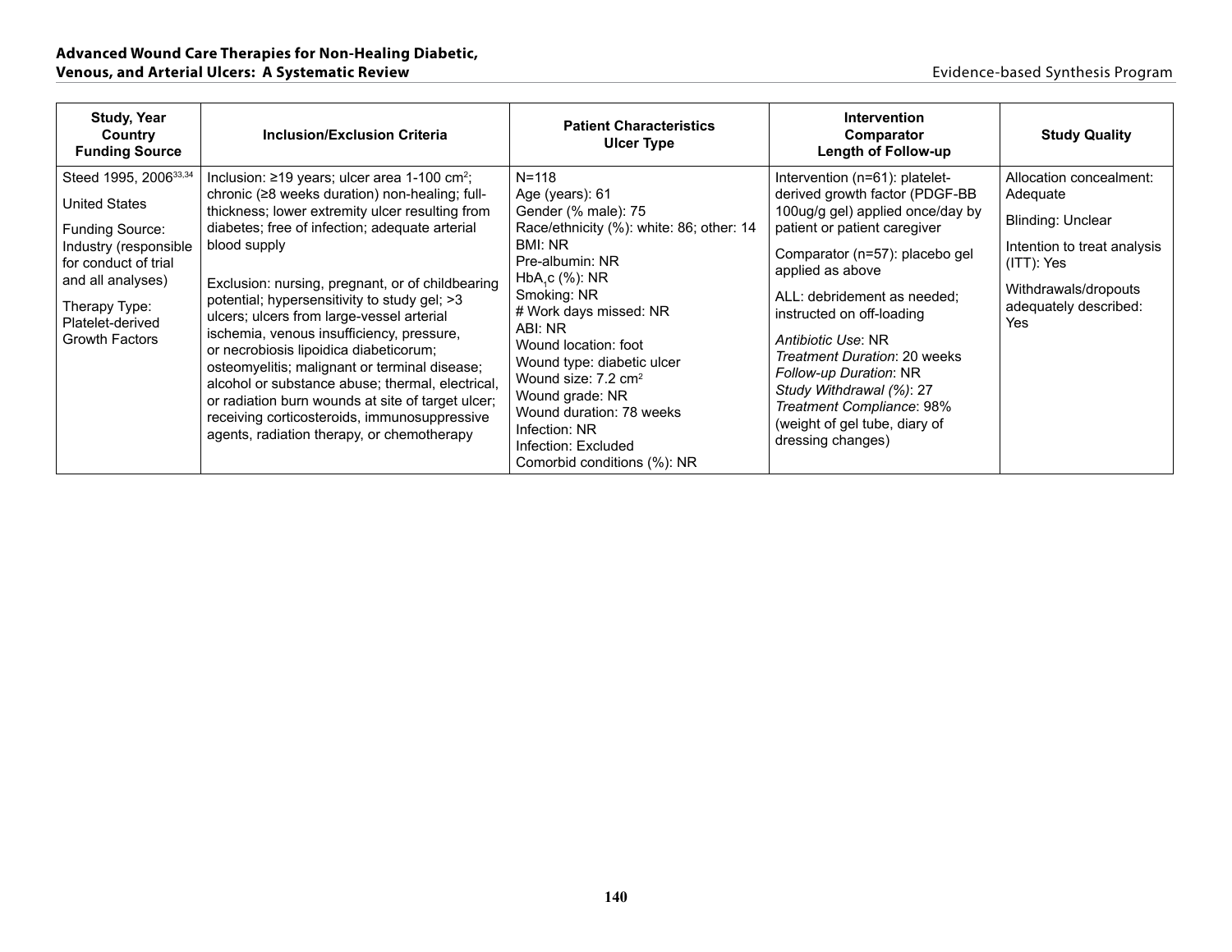| Study, Year<br>Country<br>Funding Source | Inclusion/Exclusion Criteria | Patient Characteristics<br>Ulcer Type | Intervention<br>Comparator<br>Length of Follow-up | Study Quality |
|---|---|---|---|---|
| Steed 1995, 2006[33,34]<br><br>United States<br><br>Funding Source: Industry (responsible for conduct of trial and all analyses)<br><br>Therapy Type: Platelet-derived Growth Factors | Inclusion: ≥19 years; ulcer area 1-100 cm$^2$; chronic (≥8 weeks duration) non-healing; full-thickness; lower extremity ulcer resulting from diabetes; free of infection; adequate arterial blood supply<br><br>Exclusion: nursing, pregnant, or of childbearing potential; hypersensitivity to study gel; >3 ulcers; ulcers from large-vessel arterial ischemia, venous insufficiency, pressure, or necrobiosis lipoidica diabeticorum; osteomyelitis; malignant or terminal disease; alcohol or substance abuse; thermal, electrical, or radiation burn wounds at site of target ulcer; receiving corticosteroids, immunosuppressive agents, radiation therapy, or chemotherapy | N=118<br>Age (years): 61<br>Gender (% male): 75<br>Race/ethnicity (%): white: 86; other: 14<br>BMI: NR<br>Pre-albumin: NR<br>$HbA_1c$ (%): NR<br>Smoking: NR<br># Work days missed: NR<br>ABI: NR<br>Wound location: foot<br>Wound type: diabetic ulcer<br>Wound size: 7.2 cm$^2$<br>Wound grade: NR<br>Wound duration: 78 weeks<br>Infection: NR<br>Infection: Excluded<br>Comorbid conditions (%): NR | Intervention (n=61): platelet-derived growth factor (PDGF-BB 100ug/g gel) applied once/day by patient or patient caregiver<br><br>Comparator (n=57): placebo gel applied as above<br><br>ALL: debridement as needed; instructed on off-loading<br><br>*Antibiotic Use*: NR<br>*Treatment Duration*: 20 weeks<br>*Follow-up Duration*: NR<br>*Study Withdrawal (%)*: 27<br>*Treatment Compliance*: 98% (weight of gel tube, diary of dressing changes) | Allocation concealment: Adequate<br><br>Blinding: Unclear<br><br>Intention to treat analysis (ITT): Yes<br><br>Withdrawals/dropouts adequately described: Yes |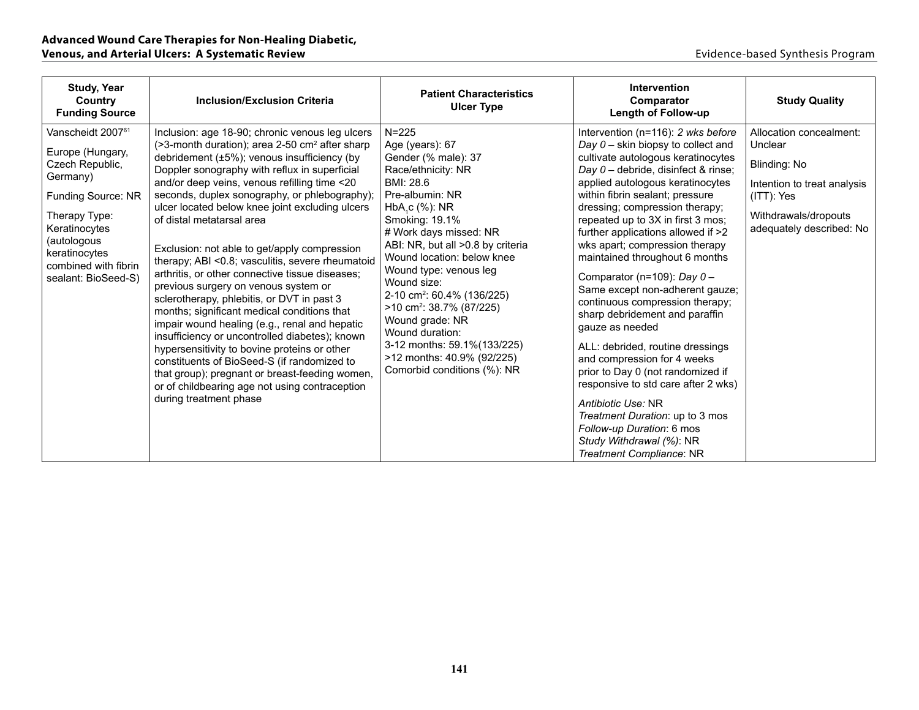| Study, Year<br>Country<br>Funding Source | Inclusion/Exclusion Criteria | Patient Characteristics<br>Ulcer Type | Intervention<br>Comparator<br>Length of Follow-up | Study Quality |
|---|---|---|---|---|
| Vanscheidt 2007[61]<br><br>Europe (Hungary, Czech Republic, Germany)<br><br>Funding Source: NR<br><br>Therapy Type: Keratinocytes (autologous keratinocytes combined with fibrin sealant: BioSeed-S) | Inclusion: age 18-90; chronic venous leg ulcers (>3-month duration); area 2-50 cm$^2$ after sharp debridement (±5%); venous insufficiency (by Doppler sonography with reflux in superficial and/or deep veins, venous refilling time <20 seconds, duplex sonography, or phlebography); ulcer located below knee joint excluding ulcers of distal metatarsal area<br><br>Exclusion: not able to get/apply compression therapy; ABI <0.8; vasculitis, severe rheumatoid arthritis, or other connective tissue diseases; previous surgery on venous system or sclerotherapy, phlebitis, or DVT in past 3 months; significant medical conditions that impair wound healing (e.g., renal and hepatic insufficiency or uncontrolled diabetes); known hypersensitivity to bovine proteins or other constituents of BioSeed-S (if randomized to that group); pregnant or breast-feeding women, or of childbearing age not using contraception during treatment phase | N=225<br>Age (years): 67<br>Gender (% male): 37<br>Race/ethnicity: NR<br>BMI: 28.6<br>Pre-albumin: NR<br>$HbA_1c$ (%): NR<br>Smoking: 19.1%<br># Work days missed: NR<br>ABI: NR, but all >0.8 by criteria<br>Wound location: below knee<br>Wound type: venous leg<br>Wound size:<br>2-10 cm$^2$: 60.4% (136/225)<br>>10 cm$^2$: 38.7% (87/225)<br>Wound grade: NR<br>Wound duration:<br>3-12 months: 59.1%(133/225)<br>>12 months: 40.9% (92/225)<br>Comorbid conditions (%): NR | Intervention (n=116): *2 wks before Day 0* – skin biopsy to collect and cultivate autologous keratinocytes *Day 0* – debride, disinfect & rinse; applied autologous keratinocytes within fibrin sealant; pressure dressing; compression therapy; repeated up to 3X in first 3 mos; further applications allowed if >2 wks apart; compression therapy maintained throughout 6 months<br><br>Comparator (n=109): *Day 0* – Same except non-adherent gauze; continuous compression therapy; sharp debridement and paraffin gauze as needed<br><br>ALL: debrided, routine dressings and compression for 4 weeks prior to Day 0 (not randomized if responsive to std care after 2 wks)<br><br>*Antibiotic Use:* NR<br>*Treatment Duration*: up to 3 mos<br>*Follow-up Duration*: 6 mos<br>*Study Withdrawal (%)*: NR<br>*Treatment Compliance*: NR | Allocation concealment: Unclear<br><br>Blinding: No<br><br>Intention to treat analysis (ITT): Yes<br><br>Withdrawals/dropouts adequately described: No |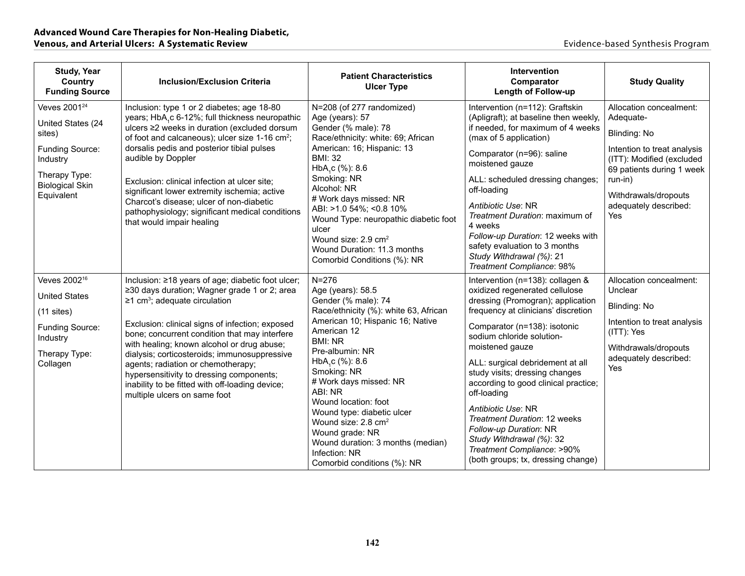| Study, Year<br>Country<br>Funding Source | Inclusion/Exclusion Criteria | Patient Characteristics<br>Ulcer Type | Intervention<br>Comparator<br>Length of Follow-up | Study Quality |
|---|---|---|---|---|
| Veves 2001[24]<br><br>United States (24 sites)<br><br>Funding Source: Industry<br><br>Therapy Type: Biological Skin Equivalent | Inclusion: type 1 or 2 diabetes; age 18-80 years; $HbA_1c$ 6-12%; full thickness neuropathic ulcers ≥2 weeks in duration (excluded dorsum of foot and calcaneous); ulcer size 1-16 $cm^2$; dorsalis pedis and posterior tibial pulses audible by Doppler<br><br>Exclusion: clinical infection at ulcer site; significant lower extremity ischemia; active Charcot's disease; ulcer of non-diabetic pathophysiology; significant medical conditions that would impair healing | N=208 (of 277 randomized)<br>Age (years): 57<br>Gender (% male): 78<br>Race/ethnicity: white: 69; African American: 16; Hispanic: 13<br>BMI: 32<br>$HbA_1c$ (%): 8.6<br>Smoking: NR<br>Alcohol: NR<br># Work days missed: NR<br>ABI: >1.0 54%; <0.8 10%<br>Wound Type: neuropathic diabetic foot ulcer<br>Wound size: 2.9 $cm^2$<br>Wound Duration: 11.3 months<br>Comorbid Conditions (%): NR | Intervention (n=112): Graftskin (Apligraft); at baseline then weekly, if needed, for maximum of 4 weeks (max of 5 application)<br><br>Comparator (n=96): saline moistened gauze<br><br>ALL: scheduled dressing changes; off-loading<br><br>*Antibiotic Use*: NR<br>*Treatment Duration*: maximum of 4 weeks<br>*Follow-up Duration*: 12 weeks with safety evaluation to 3 months<br>*Study Withdrawal (%)*: 21<br>*Treatment Compliance*: 98% | Allocation concealment: Adequate-<br><br>Blinding: No<br><br>Intention to treat analysis (ITT): Modified (excluded 69 patients during 1 week run-in)<br><br>Withdrawals/dropouts adequately described: Yes |
| Veves 2002[16]<br><br>United States<br><br>(11 sites)<br><br>Funding Source: Industry<br><br>Therapy Type: Collagen | Inclusion: ≥18 years of age; diabetic foot ulcer; ≥30 days duration; Wagner grade 1 or 2; area ≥1 $cm^3$; adequate circulation<br><br>Exclusion: clinical signs of infection; exposed bone; concurrent condition that may interfere with healing; known alcohol or drug abuse; dialysis; corticosteroids; immunosuppressive agents; radiation or chemotherapy; hypersensitivity to dressing components; inability to be fitted with off-loading device; multiple ulcers on same foot | N=276<br>Age (years): 58.5<br>Gender (% male): 74<br>Race/ethnicity (%): white 63, African American 10; Hispanic 16; Native American 12<br>BMI: NR<br>Pre-albumin: NR<br>$HbA_1c$ (%): 8.6<br>Smoking: NR<br># Work days missed: NR<br>ABI: NR<br>Wound location: foot<br>Wound type: diabetic ulcer<br>Wound size: 2.8 $cm^2$<br>Wound grade: NR<br>Wound duration: 3 months (median)<br>Infection: NR<br>Comorbid conditions (%): NR | Intervention (n=138): collagen & oxidized regenerated cellulose dressing (Promogran); application frequency at clinicians' discretion<br><br>Comparator (n=138): isotonic sodium chloride solution-moistened gauze<br><br>ALL: surgical debridement at all study visits; dressing changes according to good clinical practice; off-loading<br><br>*Antibiotic Use*: NR<br>*Treatment Duration*: 12 weeks<br>*Follow-up Duration*: NR<br>*Study Withdrawal (%)*: 32<br>*Treatment Compliance*: >90% (both groups; tx, dressing change) | Allocation concealment: Unclear<br><br>Blinding: No<br><br>Intention to treat analysis (ITT): Yes<br><br>Withdrawals/dropouts adequately described: Yes |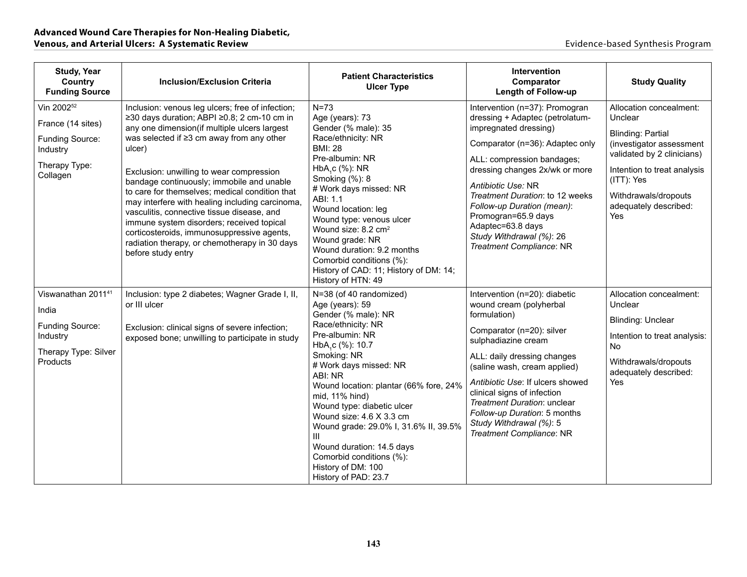| Study, Year<br>Country<br>Funding Source | Inclusion/Exclusion Criteria | Patient Characteristics<br>Ulcer Type | Intervention<br>Comparator<br>Length of Follow-up | Study Quality |
|---|---|---|---|---|
| Vin 2002[52]<br><br>France (14 sites)<br><br>Funding Source: Industry<br><br>Therapy Type: Collagen | Inclusion: venous leg ulcers; free of infection; ≥30 days duration; ABPI ≥0.8; 2 cm-10 cm in any one dimension(if multiple ulcers largest was selected if ≥3 cm away from any other ulcer)<br><br>Exclusion: unwilling to wear compression bandage continuously; immobile and unable to care for themselves; medical condition that may interfere with healing including carcinoma, vasculitis, connective tissue disease, and immune system disorders; received topical corticosteroids, immunosuppressive agents, radiation therapy, or chemotherapy in 30 days before study entry | N=73<br>Age (years): 73<br>Gender (% male): 35<br>Race/ethnicity: NR<br>BMI: 28<br>Pre-albumin: NR<br>$HbA_1c$ (%): NR<br>Smoking (%): 8<br># Work days missed: NR<br>ABI: 1.1<br>Wound location: leg<br>Wound type: venous ulcer<br>Wound size: 8.2 $cm^2$<br>Wound grade: NR<br>Wound duration: 9.2 months<br>Comorbid conditions (%):<br>History of CAD: 11; History of DM: 14; History of HTN: 49 | Intervention (n=37): Promogran dressing + Adaptec (petrolatum-impregnated dressing)<br><br>Comparator (n=36): Adaptec only<br><br>ALL: compression bandages; dressing changes 2x/wk or more<br><br>*Antibiotic Use:* NR<br>*Treatment Duration*: to 12 weeks<br>*Follow-up Duration (mean)*: Promogran=65.9 days<br>Adaptec=63.8 days<br>*Study Withdrawal (%)*: 26<br>*Treatment Compliance*: NR | Allocation concealment: Unclear<br><br>Blinding: Partial (investigator assessment validated by 2 clinicians)<br><br>Intention to treat analysis (ITT): Yes<br><br>Withdrawals/dropouts adequately described: Yes |
| Viswanathan 2011[41]<br><br>India<br><br>Funding Source: Industry<br><br>Therapy Type: Silver Products | Inclusion: type 2 diabetes; Wagner Grade I, II, or III ulcer<br><br>Exclusion: clinical signs of severe infection; exposed bone; unwilling to participate in study | N=38 (of 40 randomized)<br>Age (years): 59<br>Gender (% male): NR<br>Race/ethnicity: NR<br>Pre-albumin: NR<br>$HbA_1c$ (%): 10.7<br>Smoking: NR<br># Work days missed: NR<br>ABI: NR<br>Wound location: plantar (66% fore, 24% mid, 11% hind)<br>Wound type: diabetic ulcer<br>Wound size: 4.6 X 3.3 cm<br>Wound grade: 29.0% I, 31.6% II, 39.5% III<br>Wound duration: 14.5 days<br>Comorbid conditions (%):<br>History of DM: 100<br>History of PAD: 23.7 | Intervention (n=20): diabetic wound cream (polyherbal formulation)<br><br>Comparator (n=20): silver sulphadiazine cream<br><br>ALL: daily dressing changes (saline wash, cream applied)<br><br>*Antibiotic Use*: If ulcers showed clinical signs of infection<br>*Treatment Duration*: unclear<br>*Follow-up Duration*: 5 months<br>*Study Withdrawal (%)*: 5<br>*Treatment Compliance*: NR | Allocation concealment: Unclear<br><br>Blinding: Unclear<br><br>Intention to treat analysis: No<br><br>Withdrawals/dropouts adequately described: Yes |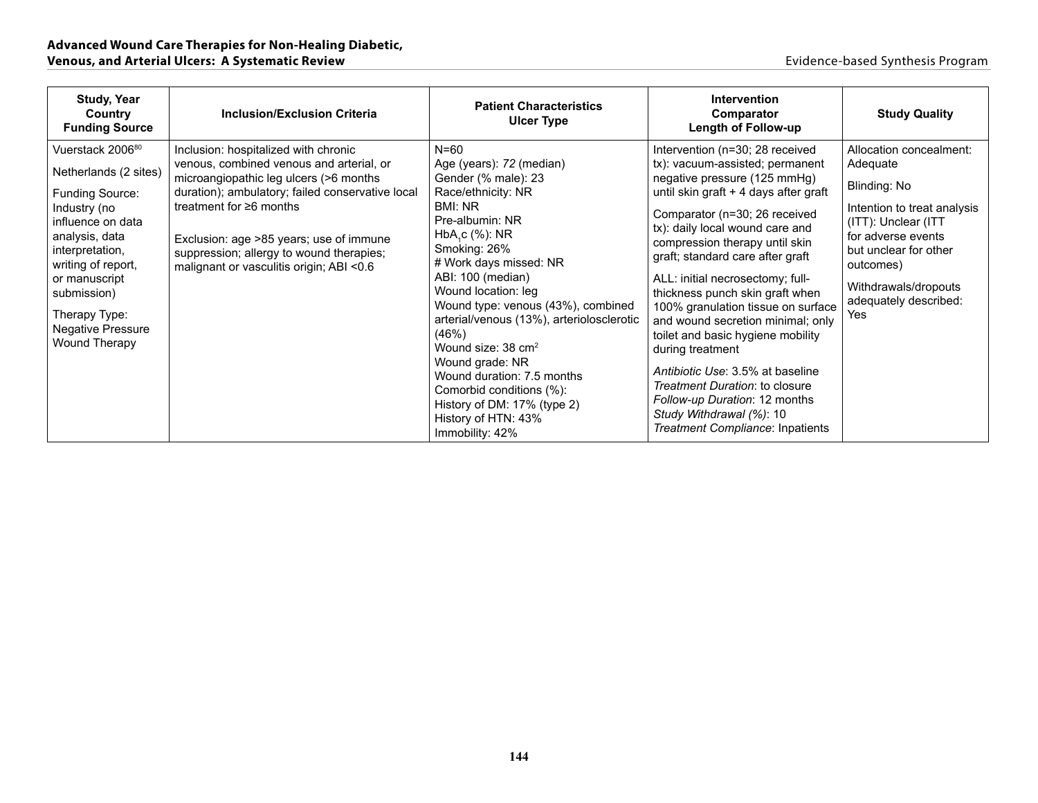| Study, Year Country Funding Source | Inclusion/Exclusion Criteria | Patient Characteristics Ulcer Type | Intervention Comparator Length of Follow-up | Study Quality |
|---|---|---|---|---|
| Vuerstack 2006[80]<br><br>Netherlands (2 sites)<br><br>Funding Source: Industry (no influence on data analysis, data interpretation, writing of report, or manuscript submission)<br><br>Therapy Type: Negative Pressure Wound Therapy | Inclusion: hospitalized with chronic venous, combined venous and arterial, or microangiopathic leg ulcers (>6 months duration); ambulatory; failed conservative local treatment for ≥6 months<br><br>Exclusion: age >85 years; use of immune suppression; allergy to wound therapies; malignant or vasculitis origin; ABI <0.6 | N=60<br>Age (years): *72* (median)<br>Gender (% male): 23<br>Race/ethnicity: NR<br>BMI: NR<br>Pre-albumin: NR<br>$HbA_1c$ (%): NR<br>Smoking: 26%<br># Work days missed: NR<br>ABI: 100 (median)<br>Wound location: leg<br>Wound type: venous (43%), combined arterial/venous (13%), arteriolosclerotic (46%)<br>Wound size: 38 $cm^2$<br>Wound grade: NR<br>Wound duration: 7.5 months<br>Comorbid conditions (%):<br>History of DM: 17% (type 2)<br>History of HTN: 43%<br>Immobility: 42% | Intervention (n=30; 28 received tx): vacuum-assisted; permanent negative pressure (125 mmHg) until skin graft + 4 days after graft<br><br>Comparator (n=30; 26 received tx): daily local wound care and compression therapy until skin graft; standard care after graft<br><br>ALL: initial necrosectomy; full-thickness punch skin graft when 100% granulation tissue on surface and wound secretion minimal; only toilet and basic hygiene mobility during treatment<br><br>*Antibiotic Use*: 3.5% at baseline<br>*Treatment Duration*: to closure<br>*Follow-up Duration*: 12 months<br>*Study Withdrawal (%)*: 10<br>*Treatment Compliance*: Inpatients | Allocation concealment: Adequate<br><br>Blinding: No<br><br>Intention to treat analysis (ITT): Unclear (ITT for adverse events but unclear for other outcomes)<br><br>Withdrawals/dropouts adequately described: Yes |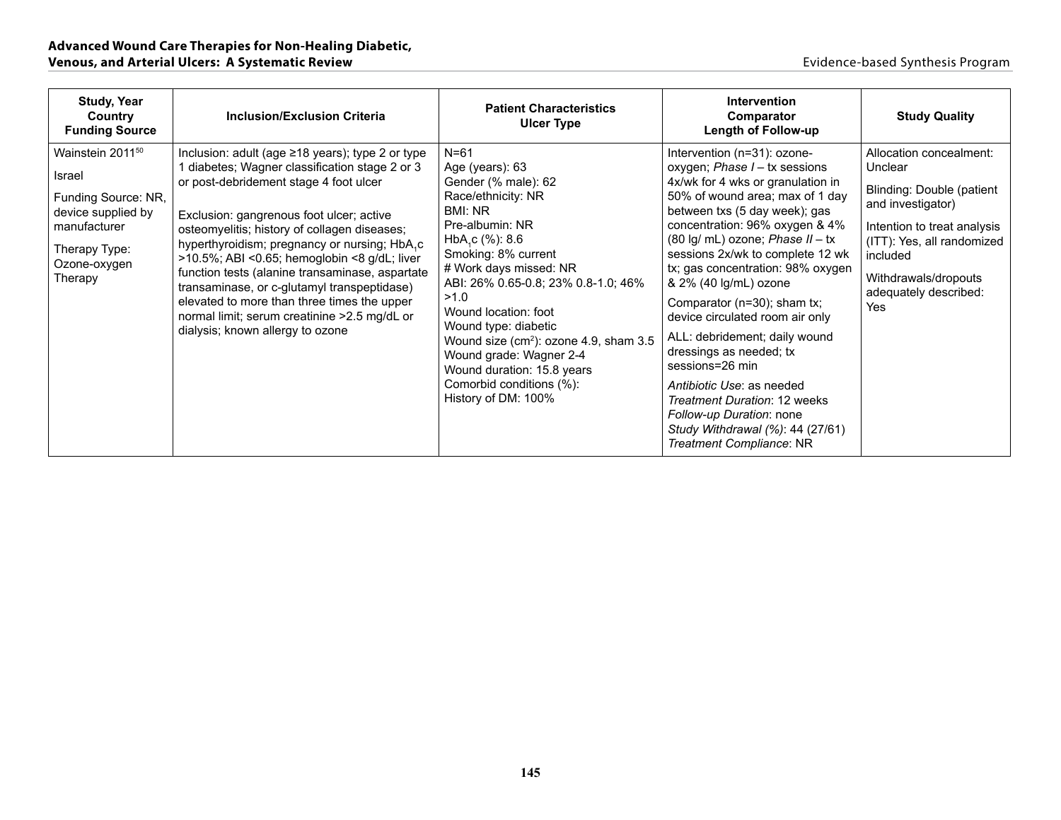| Study, Year<br>Country<br>Funding Source | Inclusion/Exclusion Criteria | Patient Characteristics<br>Ulcer Type | Intervention<br>Comparator<br>Length of Follow-up | Study Quality |
|---|---|---|---|---|
| Wainstein 2011[50]<br><br>Israel<br><br>Funding Source: NR, device supplied by manufacturer<br><br>Therapy Type: Ozone-oxygen Therapy | Inclusion: adult (age ≥18 years); type 2 or type 1 diabetes; Wagner classification stage 2 or 3 or post-debridement stage 4 foot ulcer<br><br>Exclusion: gangrenous foot ulcer; active osteomyelitis; history of collagen diseases; hyperthyroidism; pregnancy or nursing; $HbA_1c$ >10.5%; ABI <0.65; hemoglobin <8 g/dL; liver function tests (alanine transaminase, aspartate transaminase, or c-glutamyl transpeptidase) elevated to more than three times the upper normal limit; serum creatinine >2.5 mg/dL or dialysis; known allergy to ozone | N=61<br>Age (years): 63<br>Gender (% male): 62<br>Race/ethnicity: NR<br>BMI: NR<br>Pre-albumin: NR<br>$HbA_1c$ (%): 8.6<br>Smoking: 8% current<br># Work days missed: NR<br>ABI: 26% 0.65-0.8; 23% 0.8-1.0; 46% >1.0<br>Wound location: foot<br>Wound type: diabetic<br>Wound size ($cm^2$): ozone 4.9, sham 3.5<br>Wound grade: Wagner 2-4<br>Wound duration: 15.8 years<br>Comorbid conditions (%):<br>History of DM: 100% | Intervention (n=31): ozone-oxygen; *Phase I* – tx sessions 4x/wk for 4 wks or granulation in 50% of wound area; max of 1 day between txs (5 day week); gas concentration: 96% oxygen & 4% (80 lg/ mL) ozone; *Phase II* – tx sessions 2x/wk to complete 12 wk tx; gas concentration: 98% oxygen & 2% (40 lg/mL) ozone<br><br>Comparator (n=30); sham tx; device circulated room air only<br><br>ALL: debridement; daily wound dressings as needed; tx sessions=26 min<br><br>*Antibiotic Use*: as needed<br>*Treatment Duration*: 12 weeks<br>*Follow-up Duration*: none<br>*Study Withdrawal (%)*: 44 (27/61)<br>*Treatment Compliance*: NR | Allocation concealment: Unclear<br><br>Blinding: Double (patient and investigator)<br><br>Intention to treat analysis (ITT): Yes, all randomized included<br><br>Withdrawals/dropouts adequately described: Yes |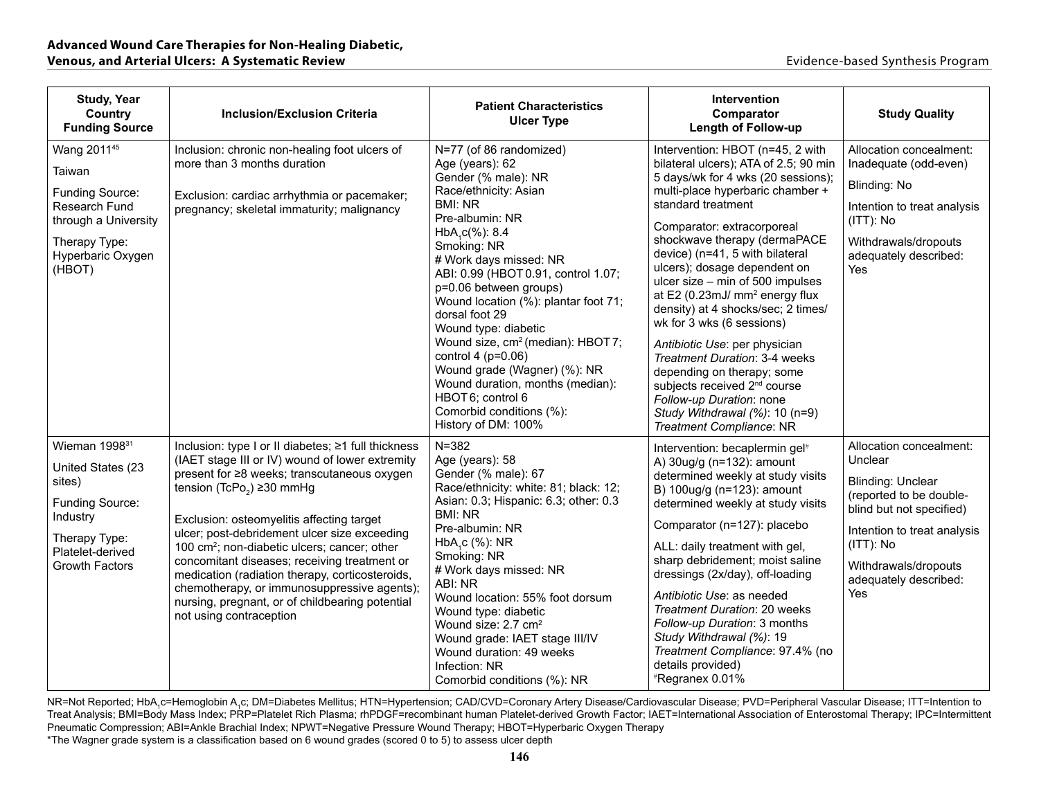| Study, Year<br>Country<br>Funding Source | Inclusion/Exclusion Criteria | Patient Characteristics<br>Ulcer Type | Intervention<br>Comparator<br>Length of Follow-up | Study Quality |
|---|---|---|---|---|
| Wang 2011[45]<br><br>Taiwan<br><br>Funding Source: Research Fund through a University<br><br>Therapy Type: Hyperbaric Oxygen (HBOT) | Inclusion: chronic non-healing foot ulcers of more than 3 months duration<br><br>Exclusion: cardiac arrhythmia or pacemaker; pregnancy; skeletal immaturity; malignancy | N=77 (of 86 randomized)<br>Age (years): 62<br>Gender (% male): NR<br>Race/ethnicity: Asian<br>BMI: NR<br>Pre-albumin: NR<br>$HbA_1c$(%): 8.4<br>Smoking: NR<br># Work days missed: NR<br>ABI: 0.99 (HBOT 0.91, control 1.07; p=0.06 between groups)<br>Wound location (%): plantar foot 71; dorsal foot 29<br>Wound type: diabetic<br>Wound size, $cm^2$ (median): HBOT 7; control 4 (p=0.06)<br>Wound grade (Wagner) (%): NR<br>Wound duration, months (median): HBOT 6; control 6<br>Comorbid conditions (%):<br>History of DM: 100% | Intervention: HBOT (n=45, 2 with bilateral ulcers); ATA of 2.5; 90 min 5 days/wk for 4 wks (20 sessions); multi-place hyperbaric chamber + standard treatment<br><br>Comparator: extracorporeal shockwave therapy (dermaPACE device) (n=41, 5 with bilateral ulcers); dosage dependent on ulcer size – min of 500 impulses at E2 (0.23mJ/ $mm^2$ energy flux density) at 4 shocks/sec; 2 times/ wk for 3 wks (6 sessions)<br><br>*Antibiotic Use*: per physician<br>*Treatment Duration*: 3-4 weeks depending on therapy; some subjects received 2nd course<br>*Follow-up Duration*: none<br>*Study Withdrawal (%)*: 10 (n=9)<br>*Treatment Compliance*: NR | Allocation concealment: Inadequate (odd-even)<br><br>Blinding: No<br><br>Intention to treat analysis (ITT): No<br><br>Withdrawals/dropouts adequately described: Yes |
| Wieman 1998[31]<br><br>United States (23 sites)<br><br>Funding Source: Industry<br><br>Therapy Type: Platelet-derived Growth Factors | Inclusion: type I or II diabetes; ≥1 full thickness (IAET stage III or IV) wound of lower extremity present for ≥8 weeks; transcutaneous oxygen tension ($TcPo_2$) ≥30 mmHg<br><br>Exclusion: osteomyelitis affecting target ulcer; post-debridement ulcer size exceeding 100 $cm^2$; non-diabetic ulcers; cancer; other concomitant diseases; receiving treatment or medication (radiation therapy, corticosteroids, chemotherapy, or immunosuppressive agents); nursing, pregnant, or of childbearing potential not using contraception | N=382<br>Age (years): 58<br>Gender (% male): 67<br>Race/ethnicity: white: 81; black: 12; Asian: 0.3; Hispanic: 6.3; other: 0.3<br>BMI: NR<br>Pre-albumin: NR<br>$HbA_1c$ (%): NR<br>Smoking: NR<br># Work days missed: NR<br>ABI: NR<br>Wound location: 55% foot dorsum<br>Wound type: diabetic<br>Wound size: 2.7 $cm^2$<br>Wound grade: IAET stage III/IV<br>Wound duration: 49 weeks<br>Infection: NR<br>Comorbid conditions (%): NR | Intervention: becaplermin gel[#]<br>A) 30ug/g (n=132): amount determined weekly at study visits<br>B) 100ug/g (n=123): amount determined weekly at study visits<br><br>Comparator (n=127): placebo<br><br>ALL: daily treatment with gel, sharp debridement; moist saline dressings (2x/day), off-loading<br><br>*Antibiotic Use*: as needed<br>*Treatment Duration*: 20 weeks<br>*Follow-up Duration*: 3 months<br>*Study Withdrawal (%)*: 19<br>*Treatment Compliance*: 97.4% (no details provided)<br>[#]Regranex 0.01% | Allocation concealment: Unclear<br><br>Blinding: Unclear (reported to be double-blind but not specified)<br><br>Intention to treat analysis (ITT): No<br><br>Withdrawals/dropouts adequately described: Yes |

NR=Not Reported; $HbA_1c$=Hemoglobin $A_1c$; DM=Diabetes Mellitus; HTN=Hypertension; CAD/CVD=Coronary Artery Disease/Cardiovascular Disease; PVD=Peripheral Vascular Disease; ITT=Intention to Treat Analysis; BMI=Body Mass Index; PRP=Platelet Rich Plasma; rhPDGF=recombinant human Platelet-derived Growth Factor; IAET=International Association of Enterostomal Therapy; IPC=Intermittent Pneumatic Compression; ABI=Ankle Brachial Index; NPWT=Negative Pressure Wound Therapy; HBOT=Hyperbaric Oxygen Therapy
*The Wagner grade system is a classification based on 6 wound grades (scored 0 to 5) to assess ulcer depth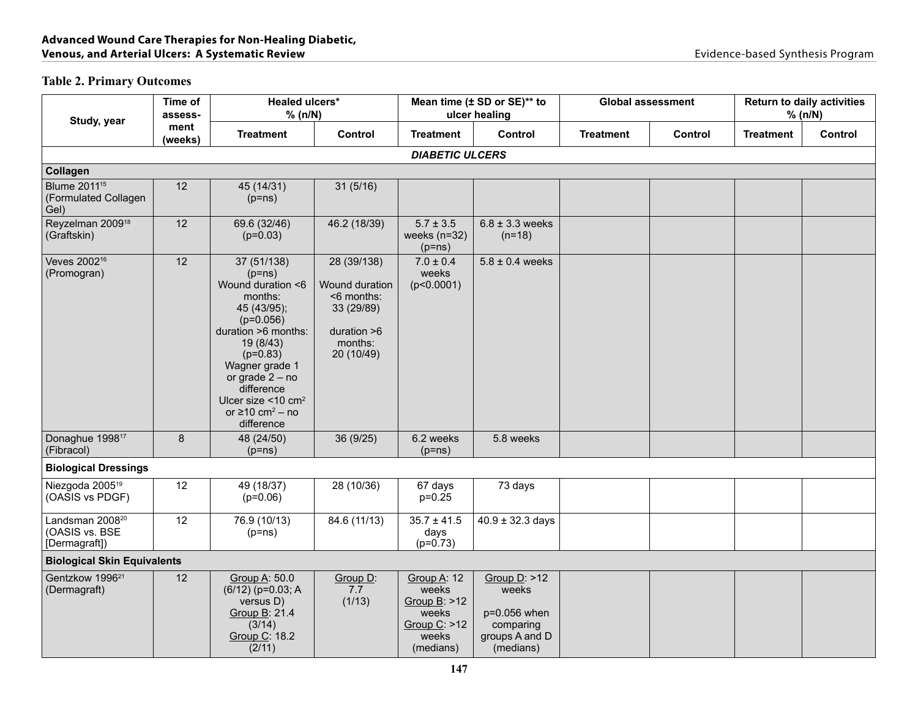## Table 2. Primary Outcomes

| Study, year | Time of assessment (weeks) | Healed ulcers* % (n/N) | | Mean time (± SD or SE)** to ulcer healing | | Global assessment | | Return to daily activities % (n/N) | |
|---|---|---|---|---|---|---|---|---|---|
| | | Treatment | Control | Treatment | Control | Treatment | Control | Treatment | Control |
| ***DIABETIC ULCERS*** | | | | | | | | | |
| **Collagen** | | | | | | | | | |
| Blume 2011[15] (Formulated Collagen Gel) | 12 | 45 (14/31) (p=ns) | 31 (5/16) | | | | | | |
| Reyzelman 2009[18] (Graftskin) | 12 | 69.6 (32/46) (p=0.03) | 46.2 (18/39) | 5.7 ± 3.5 weeks (n=32) (p=ns) | 6.8 ± 3.3 weeks (n=18) | | | | |
| Veves 2002[16] (Promogran) | 12 | 37 (51/138) (p=ns) Wound duration <6 months: 45 (43/95); (p=0.056) duration >6 months: 19 (8/43) (p=0.83) Wagner grade 1 or grade 2 – no difference Ulcer size <10 cm$^2$ or ≥10 cm$^2$ – no difference | 28 (39/138) Wound duration <6 months: 33 (29/89) duration >6 months: 20 (10/49) | 7.0 ± 0.4 weeks (p<0.0001) | 5.8 ± 0.4 weeks | | | | |
| Donaghue 1998[17] (Fibracol) | 8 | 48 (24/50) (p=ns) | 36 (9/25) | 6.2 weeks (p=ns) | 5.8 weeks | | | | |
| **Biological Dressings** | | | | | | | | | |
| Niezgoda 2005[19] (OASIS vs PDGF) | 12 | 49 (18/37) (p=0.06) | 28 (10/36) | 67 days p=0.25 | 73 days | | | | |
| Landsman 2008[20] (OASIS vs. BSE [Dermagraft]) | 12 | 76.9 (10/13) (p=ns) | 84.6 (11/13) | 35.7 ± 41.5 days (p=0.73) | 40.9 ± 32.3 days | | | | |
| **Biological Skin Equivalents** | | | | | | | | | |
| Gentzkow 1996[21] (Dermagraft) | 12 | Group A: 50.0 (6/12) (p=0.03; A versus D) Group B: 21.4 (3/14) Group C: 18.2 (2/11) | Group D: 7.7 (1/13) | Group A: 12 weeks Group B: >12 weeks Group C: >12 weeks (medians) | Group D: >12 weeks p=0.056 when comparing groups A and D (medians) | | | | |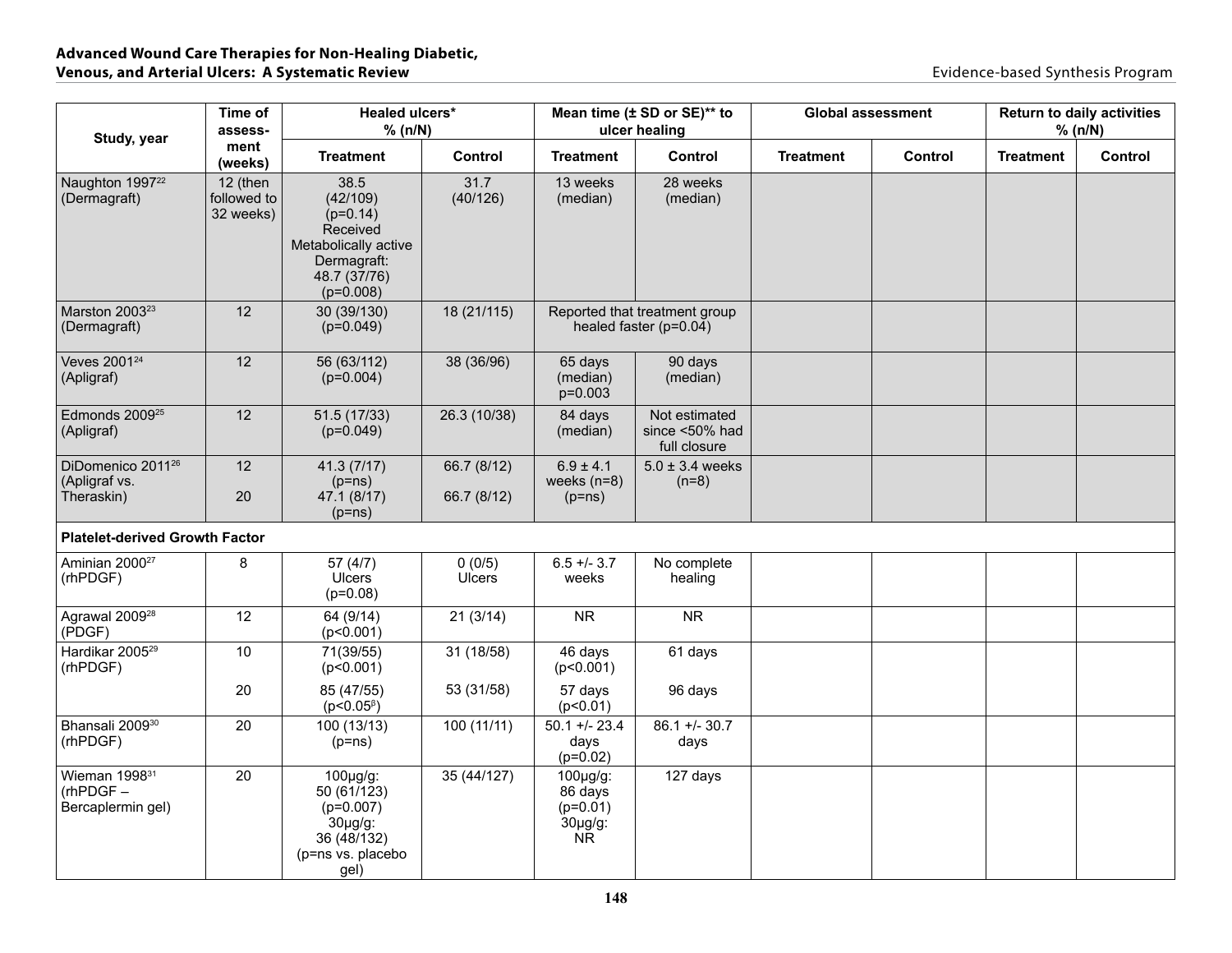| Study, year | Time of assess-ment (weeks) | Healed ulcers* % (n/N) | | Mean time (± SD or SE)** to ulcer healing | | Global assessment | | Return to daily activities % (n/N) | |
|---|---|---|---|---|---|---|---|---|---|
| | | Treatment | Control | Treatment | Control | Treatment | Control | Treatment | Control |
| Naughton 1997[22] (Dermagraft) | 12 (then followed to 32 weeks) | 38.5 (42/109) (p=0.14) Received Metabolically active Dermagraft: 48.7 (37/76) (p=0.008) | 31.7 (40/126) | 13 weeks (median) | 28 weeks (median) | | | | |
| Marston 2003[23] (Dermagraft) | 12 | 30 (39/130) (p=0.049) | 18 (21/115) | Reported that treatment group healed faster (p=0.04) | | | | | |
| Veves 2001[24] (Apligraf) | 12 | 56 (63/112) (p=0.004) | 38 (36/96) | 65 days (median) p=0.003 | 90 days (median) | | | | |
| Edmonds 2009[25] (Apligraf) | 12 | 51.5 (17/33) (p=0.049) | 26.3 (10/38) | 84 days (median) | Not estimated since <50% had full closure | | | | |
| DiDomenico 2011[26] (Apligraf vs. Theraskin) | 12<br>20 | 41.3 (7/17) (p=ns)<br>47.1 (8/17) (p=ns) | 66.7 (8/12)<br>66.7 (8/12) | 6.9 ± 4.1 weeks (n=8) (p=ns) | 5.0 ± 3.4 weeks (n=8) | | | | |
| **Platelet-derived Growth Factor** | | | | | | | | | |
| Aminian 2000[27] (rhPDGF) | 8 | 57 (4/7) Ulcers (p=0.08) | 0 (0/5) Ulcers | 6.5 +/- 3.7 weeks | No complete healing | | | | |
| Agrawal 2009[28] (PDGF) | 12 | 64 (9/14) (p<0.001) | 21 (3/14) | NR | NR | | | | |
| Hardikar 2005[29] (rhPDGF) | 10<br>20 | 71(39/55) (p<0.001)<br>85 (47/55) (p<0.05[ß]) | 31 (18/58)<br>53 (31/58) | 46 days (p<0.001)<br>57 days (p<0.01) | 61 days<br>96 days | | | | |
| Bhansali 2009[30] (rhPDGF) | 20 | 100 (13/13) (p=ns) | 100 (11/11) | 50.1 +/- 23.4 days (p=0.02) | 86.1 +/- 30.7 days | | | | |
| Wieman 1998[31] (rhPDGF – Bercaplermin gel) | 20 | 100µg/g: 50 (61/123) (p=0.007) 30µg/g: 36 (48/132) (p=ns vs. placebo gel) | 35 (44/127) | 100µg/g: 86 days (p=0.01) 30µg/g: NR | 127 days | | | | |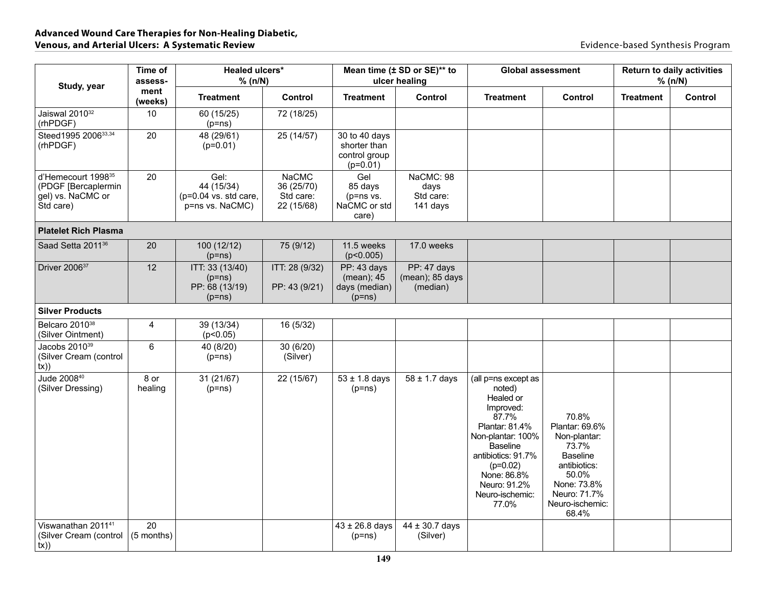| Study, year | Time of assess-ment (weeks) | Healed ulcers* % (n/N) | | Mean time (± SD or SE)** to ulcer healing | | Global assessment | | Return to daily activities % (n/N) | |
|---|---|---|---|---|---|---|---|---|---|
| | | Treatment | Control | Treatment | Control | Treatment | Control | Treatment | Control |
| Jaiswal 2010[32] (rhPDGF) | 10 | 60 (15/25) (p=ns) | 72 (18/25) | | | | | | |
| Steed1995 2006[33,34] (rhPDGF) | 20 | 48 (29/61) (p=0.01) | 25 (14/57) | 30 to 40 days shorter than control group (p=0.01) | | | | | |
| d'Hemecourt 1998[35] (PDGF [Bercaplermin gel) vs. NaCMC or Std care) | 20 | Gel: 44 (15/34) (p=0.04 vs. std care, p=ns vs. NaCMC) | NaCMC 36 (25/70) Std care: 22 (15/68) | Gel 85 days (p=ns vs. NaCMC or std care) | NaCMC: 98 days Std care: 141 days | | | | |
| **Platelet Rich Plasma** | | | | | | | | | |
| Saad Setta 2011[36] | 20 | 100 (12/12) (p=ns) | 75 (9/12) | 11.5 weeks (p<0.005) | 17.0 weeks | | | | |
| Driver 2006[37] | 12 | ITT: 33 (13/40) (p=ns) PP: 68 (13/19) (p=ns) | ITT: 28 (9/32) PP: 43 (9/21) | PP: 43 days (mean); 45 days (median) (p=ns) | PP: 47 days (mean); 85 days (median) | | | | |
| **Silver Products** | | | | | | | | | |
| Belcaro 2010[38] (Silver Ointment) | 4 | 39 (13/34) (p<0.05) | 16 (5/32) | | | | | | |
| Jacobs 2010[39] (Silver Cream (control tx)) | 6 | 40 (8/20) (p=ns) | 30 (6/20) (Silver) | | | | | | |
| Jude 2008[40] (Silver Dressing) | 8 or healing | 31 (21/67) (p=ns) | 22 (15/67) | 53 ± 1.8 days (p=ns) | 58 ± 1.7 days | (all p=ns except as noted) Healed or Improved: 87.7% Plantar: 81.4% Non-plantar: 100% Baseline antibiotics: 91.7% (p=0.02) None: 86.8% Neuro: 91.2% Neuro-ischemic: 77.0% | 70.8% Plantar: 69.6% Non-plantar: 73.7% Baseline antibiotics: 50.0% None: 73.8% Neuro: 71.7% Neuro-ischemic: 68.4% | | |
| Viswanathan 2011[41] (Silver Cream (control tx)) | 20 (5 months) | | | 43 ± 26.8 days (p=ns) | 44 ± 30.7 days (Silver) | | | | |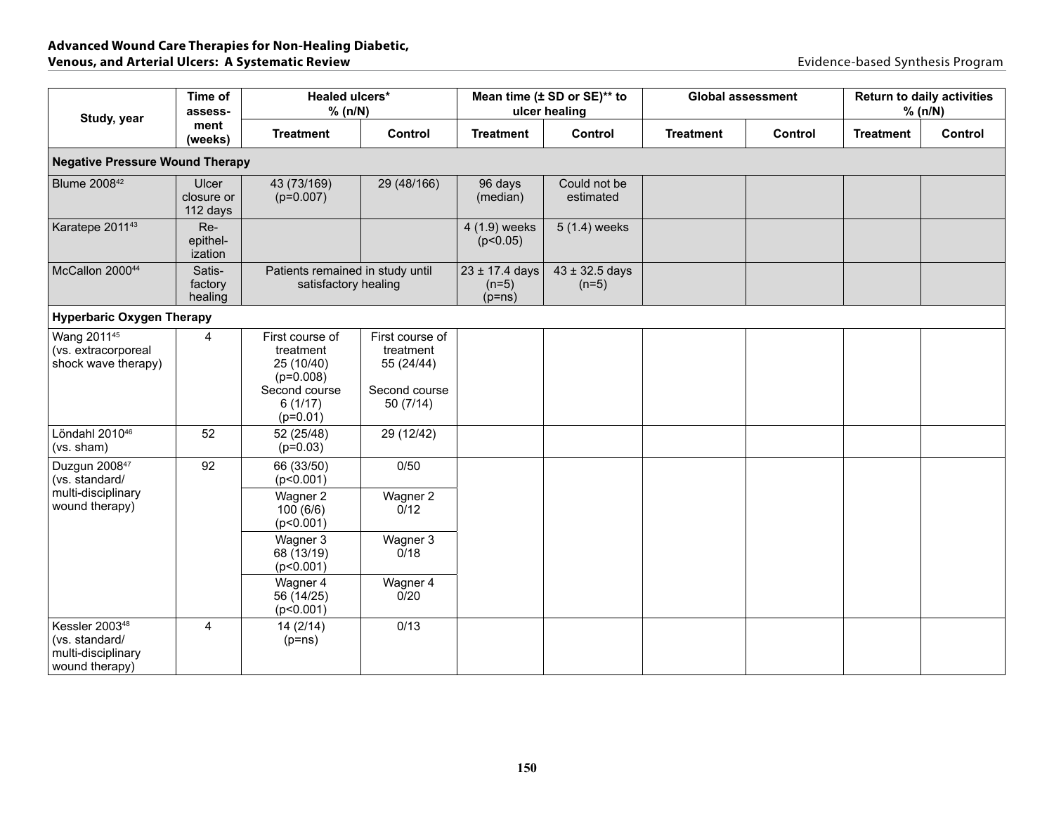| Study, year | Time of assessment (weeks) | Healed ulcers* % (n/N) | | Mean time (± SD or SE)** to ulcer healing | | Global assessment | | Return to daily activities % (n/N) | |
|---|---|---|---|---|---|---|---|---|---|
| | | Treatment | Control | Treatment | Control | Treatment | Control | Treatment | Control |
| **Negative Pressure Wound Therapy** | | | | | | | | | |
| Blume 2008[42] | Ulcer closure or 112 days | 43 (73/169) (p=0.007) | 29 (48/166) | 96 days (median) | Could not be estimated | | | | |
| Karatepe 2011[43] | Re-epithelization | | | 4 (1.9) weeks (p<0.05) | 5 (1.4) weeks | | | | |
| McCallon 2000[44] | Satisfactory healing | Patients remained in study until satisfactory healing | | 23 ± 17.4 days (n=5) (p=ns) | 43 ± 32.5 days (n=5) | | | | |
| **Hyperbaric Oxygen Therapy** | | | | | | | | | |
| Wang 2011[45] (vs. extracorporeal shock wave therapy) | 4 | First course of treatment 25 (10/40) (p=0.008) Second course 6 (1/17) (p=0.01) | First course of treatment 55 (24/44) Second course 50 (7/14) | | | | | | |
| Löndahl 2010[46] (vs. sham) | 52 | 52 (25/48) (p=0.03) | 29 (12/42) | | | | | | |
| Duzgun 2008[47] (vs. standard/ multi-disciplinary wound therapy) | 92 | 66 (33/50) (p<0.001) | 0/50 | | | | | | |
| | | Wagner 2 100 (6/6) (p<0.001) | Wagner 2 0/12 | | | | | | |
| | | Wagner 3 68 (13/19) (p<0.001) | Wagner 3 0/18 | | | | | | |
| | | Wagner 4 56 (14/25) (p<0.001) | Wagner 4 0/20 | | | | | | |
| Kessler 2003[48] (vs. standard/ multi-disciplinary wound therapy) | 4 | 14 (2/14) (p=ns) | 0/13 | | | | | | |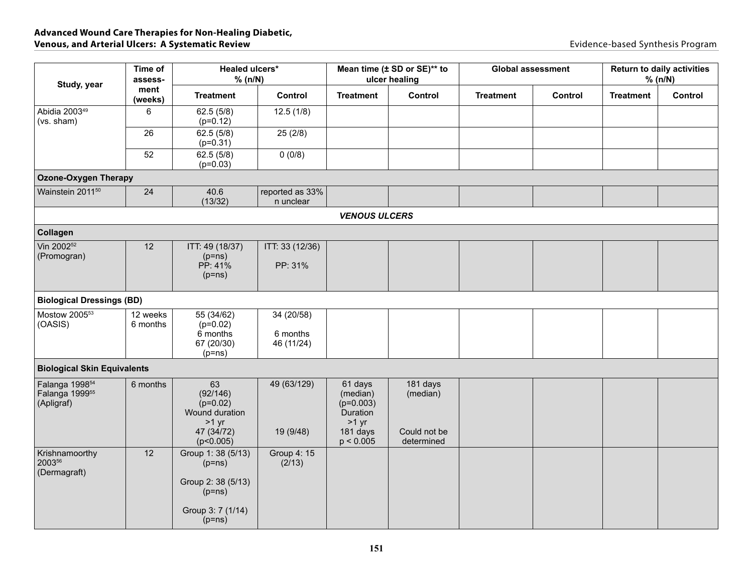| Study, year | Time of assessment (weeks) | Healed ulcers* % (n/N) | | Mean time (± SD or SE)** to ulcer healing | | Global assessment | | Return to daily activities % (n/N) | |
|---|---|---|---|---|---|---|---|---|---|
| | | Treatment | Control | Treatment | Control | Treatment | Control | Treatment | Control |
| Abidia 2003[49] (vs. sham) | 6 | 62.5 (5/8) (p=0.12) | 12.5 (1/8) | | | | | | |
| | 26 | 62.5 (5/8) (p=0.31) | 25 (2/8) | | | | | | |
| | 52 | 62.5 (5/8) (p=0.03) | 0 (0/8) | | | | | | |
| **Ozone-Oxygen Therapy** | | | | | | | | | |
| Wainstein 2011[50] | 24 | 40.6 (13/32) | reported as 33% n unclear | | | | | | |
| ***VENOUS ULCERS*** | | | | | | | | | |
| **Collagen** | | | | | | | | | |
| Vin 2002[52] (Promogran) | 12 | ITT: 49 (18/37) (p=ns) PP: 41% (p=ns) | ITT: 33 (12/36) PP: 31% | | | | | | |
| **Biological Dressings (BD)** | | | | | | | | | |
| Mostow 2005[53] (OASIS) | 12 weeks 6 months | 55 (34/62) (p=0.02) 6 months 67 (20/30) (p=ns) | 34 (20/58) 6 months 46 (11/24) | | | | | | |
| **Biological Skin Equivalents** | | | | | | | | | |
| Falanga 1998[54] Falanga 1999[55] (Apligraf) | 6 months | 63 (92/146) (p=0.02) Wound duration >1 yr 47 (34/72) (p<0.005) | 49 (63/129) 19 (9/48) | 61 days (median) (p=0.003) Duration >1 yr 181 days p < 0.005 | 181 days (median) Could not be determined | | | | |
| Krishnamoorthy 2003[56] (Dermagraft) | 12 | Group 1: 38 (5/13) (p=ns) Group 2: 38 (5/13) (p=ns) Group 3: 7 (1/14) (p=ns) | Group 4: 15 (2/13) | | | | | | |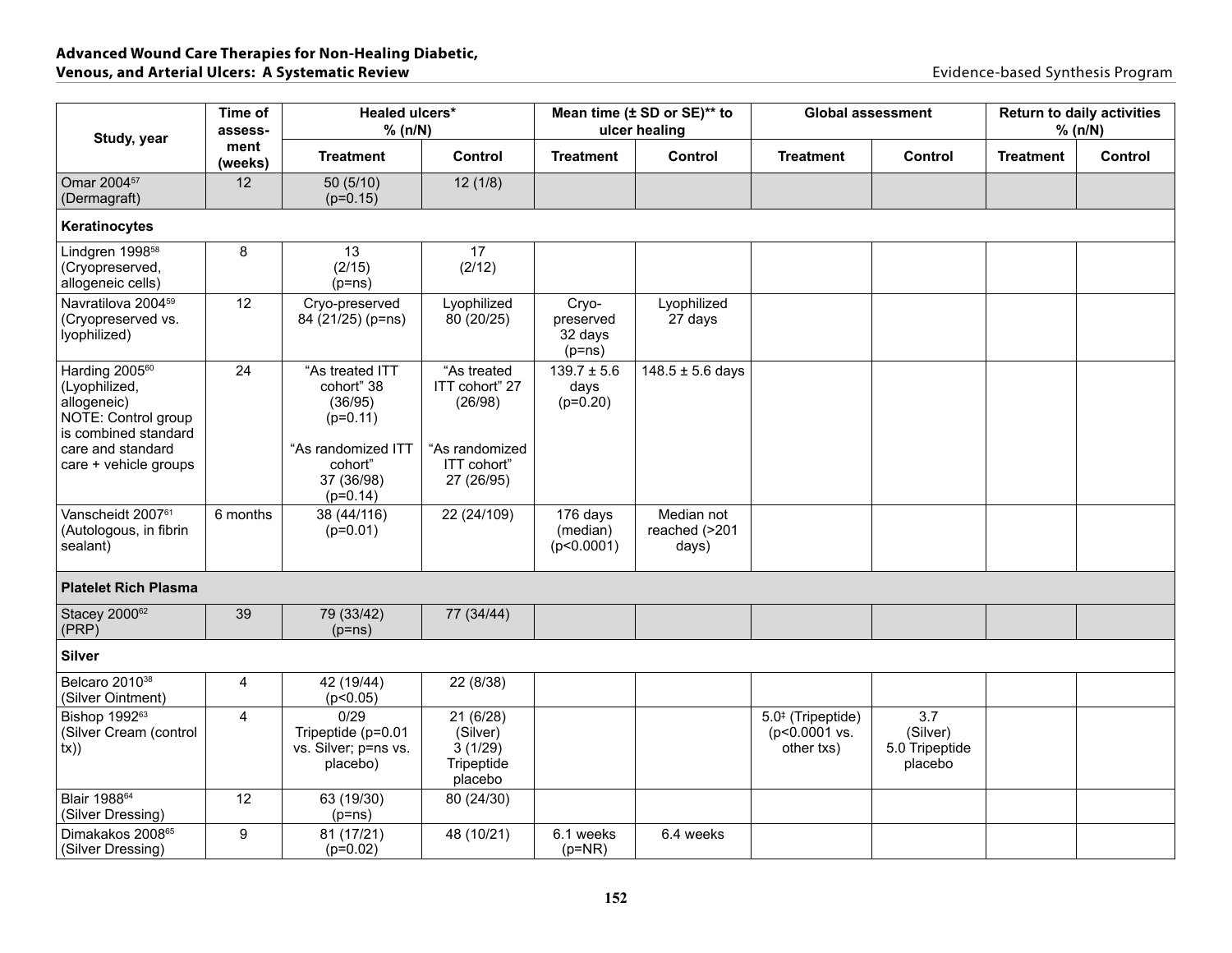| Study, year | Time of assess-ment (weeks) | Healed ulcers* % (n/N) | | Mean time (± SD or SE)** to ulcer healing | | Global assessment | | Return to daily activities % (n/N) | |
|---|---|---|---|---|---|---|---|---|---|
| | | Treatment | Control | Treatment | Control | Treatment | Control | Treatment | Control |
| Omar 2004[57] (Dermagraft) | 12 | 50 (5/10) (p=0.15) | 12 (1/8) | | | | | | |
| **Keratinocytes** | | | | | | | | | |
| Lindgren 1998[58] (Cryopreserved, allogeneic cells) | 8 | 13 (2/15) (p=ns) | 17 (2/12) | | | | | | |
| Navratilova 2004[59] (Cryopreserved vs. lyophilized) | 12 | Cryo-preserved 84 (21/25) (p=ns) | Lyophilized 80 (20/25) | Cryo-preserved 32 days (p=ns) | Lyophilized 27 days | | | | |
| Harding 2005[60] (Lyophilized, allogeneic) NOTE: Control group is combined standard care and standard care + vehicle groups | 24 | "As treated ITT cohort" 38 (36/95) (p=0.11)<br><br>"As randomized ITT cohort" 37 (36/98) (p=0.14) | "As treated ITT cohort" 27 (26/98)<br><br>"As randomized ITT cohort" 27 (26/95) | 139.7 ± 5.6 days (p=0.20) | 148.5 ± 5.6 days | | | | |
| Vanscheidt 2007[61] (Autologous, in fibrin sealant) | 6 months | 38 (44/116) (p=0.01) | 22 (24/109) | 176 days (median) (p<0.0001) | Median not reached (>201 days) | | | | |
| **Platelet Rich Plasma** | | | | | | | | | |
| Stacey 2000[62] (PRP) | 39 | 79 (33/42) (p=ns) | 77 (34/44) | | | | | | |
| **Silver** | | | | | | | | | |
| Belcaro 2010[38] (Silver Ointment) | 4 | 42 (19/44) (p<0.05) | 22 (8/38) | | | | | | |
| Bishop 1992[63] (Silver Cream (control tx)) | 4 | 0/29 Tripeptide (p=0.01 vs. Silver; p=ns vs. placebo) | 21 (6/28) (Silver) 3 (1/29) Tripeptide placebo | | | 5.0‡ (Tripeptide) (p<0.0001 vs. other txs) | 3.7 (Silver) 5.0 Tripeptide placebo | | |
| Blair 1988[64] (Silver Dressing) | 12 | 63 (19/30) (p=ns) | 80 (24/30) | | | | | | |
| Dimakakos 2008[65] (Silver Dressing) | 9 | 81 (17/21) (p=0.02) | 48 (10/21) | 6.1 weeks (p=NR) | 6.4 weeks | | | | |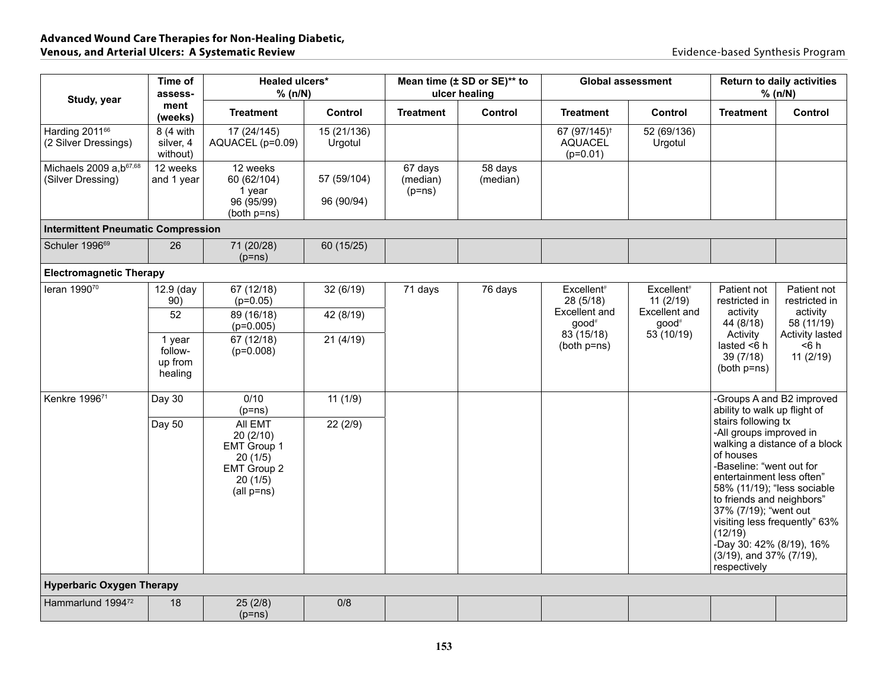| Study, year | Time of assess-ment (weeks) | Healed ulcers* % (n/N) | | Mean time (± SD or SE)** to ulcer healing | | Global assessment | | Return to daily activities % (n/N) | |
|---|---|---|---|---|---|---|---|---|---|
| | | Treatment | Control | Treatment | Control | Treatment | Control | Treatment | Control |
| Harding 2011[66] (2 Silver Dressings) | 8 (4 with silver, 4 without) | 17 (24/145) AQUACEL (p=0.09) | 15 (21/136) Urgotul | | | 67 (97/145)† AQUACEL (p=0.01) | 52 (69/136) Urgotul | | |
| Michaels 2009 a,b[67,68] (Silver Dressing) | 12 weeks and 1 year | 12 weeks 60 (62/104) 1 year 96 (95/99) (both p=ns) | 57 (59/104) 96 (90/94) | 67 days (median) (p=ns) | 58 days (median) | | | | |
| **Intermittent Pneumatic Compression** | | | | | | | | | |
| Schuler 1996[69] | 26 | 71 (20/28) (p=ns) | 60 (15/25) | | | | | | |
| **Electromagnetic Therapy** | | | | | | | | | |
| Ieran 1990[70] | 12.9 (day 90) | 67 (12/18) (p=0.05) | 32 (6/19) | 71 days | 76 days | Excellent# 28 (5/18) Excellent and good# 83 (15/18) (both p=ns) | Excellent# 11 (2/19) Excellent and good# 53 (10/19) | Patient not restricted in activity 44 (8/18) Activity lasted <6 h 39 (7/18) (both p=ns) | Patient not restricted in activity 58 (11/19) Activity lasted <6 h 11 (2/19) |
| | 52 | 89 (16/18) (p=0.005) | 42 (8/19) | | | | | | |
| | 1 year follow-up from healing | 67 (12/18) (p=0.008) | 21 (4/19) | | | | | | |
| Kenkre 1996[71] | Day 30 | 0/10 (p=ns) | 11 (1/9) | | | | | -Groups A and B2 improved ability to walk up flight of stairs following tx -All groups improved in walking a distance of a block of houses -Baseline: "went out for entertainment less often" 58% (11/19); "less sociable to friends and neighbors" 37% (7/19); "went out visiting less frequently" 63% (12/19) -Day 30: 42% (8/19), 16% (3/19), and 37% (7/19), respectively | |
| | Day 50 | All EMT 20 (2/10) EMT Group 1 20 (1/5) EMT Group 2 20 (1/5) (all p=ns) | 22 (2/9) | | | | | | |
| **Hyperbaric Oxygen Therapy** | | | | | | | | | |
| Hammarlund 1994[72] | 18 | 25 (2/8) (p=ns) | 0/8 | | | | | | |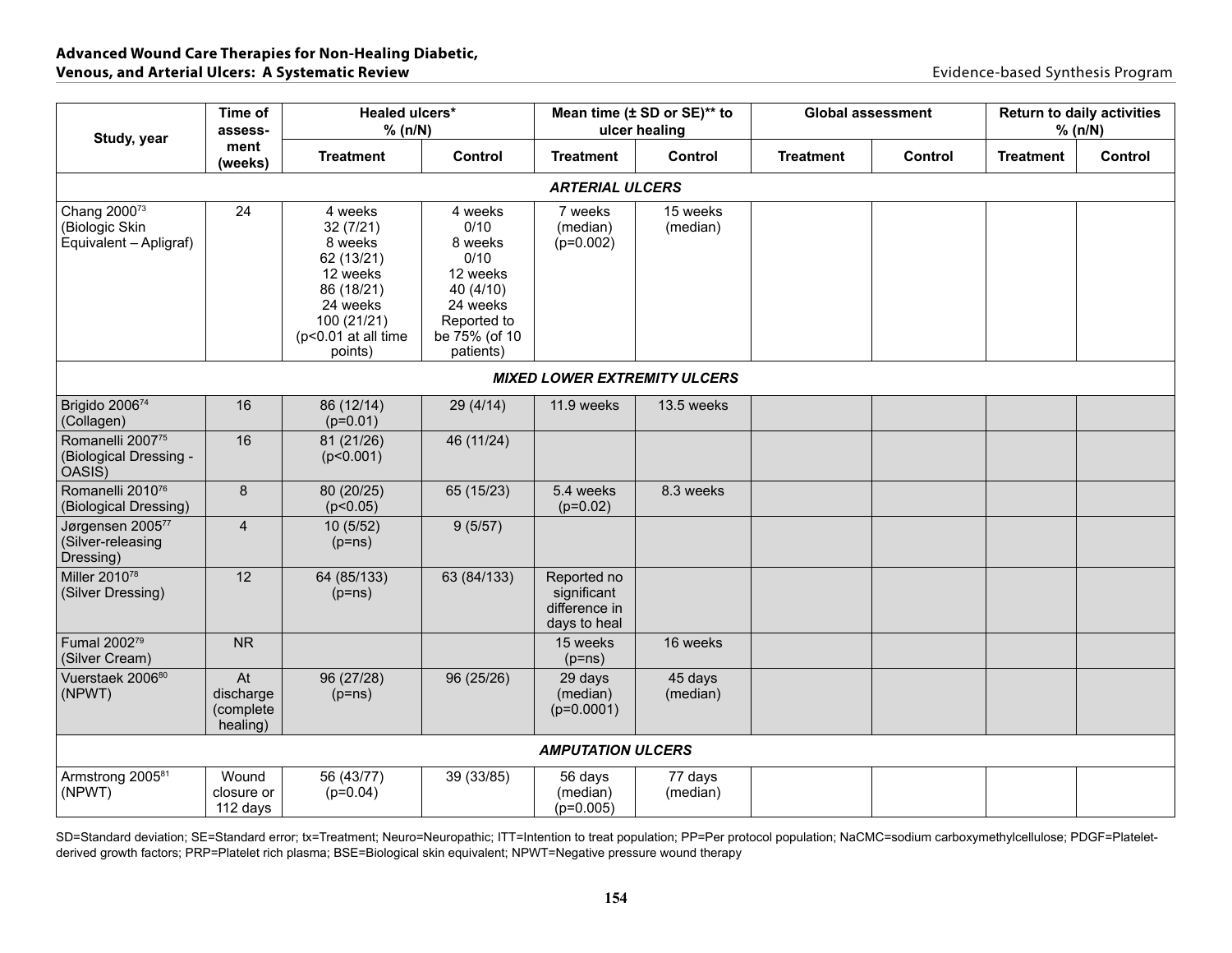| Study, year | Time of assessment (weeks) | Healed ulcers* % (n/N) | | Mean time (± SD or SE)** to ulcer healing | | Global assessment | | Return to daily activities % (n/N) | |
|---|---|---|---|---|---|---|---|---|---|
| | | Treatment | Control | Treatment | Control | Treatment | Control | Treatment | Control |
| ***ARTERIAL ULCERS*** | | | | | | | | | |
| Chang 2000[73] (Biologic Skin Equivalent – Apligraf) | 24 | 4 weeks 32 (7/21) 8 weeks 62 (13/21) 12 weeks 86 (18/21) 24 weeks 100 (21/21) (p<0.01 at all time points) | 4 weeks 0/10 8 weeks 0/10 12 weeks 40 (4/10) 24 weeks Reported to be 75% (of 10 patients) | 7 weeks (median) (p=0.002) | 15 weeks (median) | | | | |
| ***MIXED LOWER EXTREMITY ULCERS*** | | | | | | | | | |
| Brigido 2006[74] (Collagen) | 16 | 86 (12/14) (p=0.01) | 29 (4/14) | 11.9 weeks | 13.5 weeks | | | | |
| Romanelli 2007[75] (Biological Dressing - OASIS) | 16 | 81 (21/26) (p<0.001) | 46 (11/24) | | | | | | |
| Romanelli 2010[76] (Biological Dressing) | 8 | 80 (20/25) (p<0.05) | 65 (15/23) | 5.4 weeks (p=0.02) | 8.3 weeks | | | | |
| Jørgensen 2005[77] (Silver-releasing Dressing) | 4 | 10 (5/52) (p=ns) | 9 (5/57) | | | | | | |
| Miller 2010[78] (Silver Dressing) | 12 | 64 (85/133) (p=ns) | 63 (84/133) | Reported no significant difference in days to heal | | | | | |
| Fumal 2002[79] (Silver Cream) | NR | | | 15 weeks (p=ns) | 16 weeks | | | | |
| Vuerstaek 2006[80] (NPWT) | At discharge (complete healing) | 96 (27/28) (p=ns) | 96 (25/26) | 29 days (median) (p=0.0001) | 45 days (median) | | | | |
| ***AMPUTATION ULCERS*** | | | | | | | | | |
| Armstrong 2005[81] (NPWT) | Wound closure or 112 days | 56 (43/77) (p=0.04) | 39 (33/85) | 56 days (median) (p=0.005) | 77 days (median) | | | | |

SD=Standard deviation; SE=Standard error; tx=Treatment; Neuro=Neuropathic; ITT=Intention to treat population; PP=Per protocol population; NaCMC=sodium carboxymethylcellulose; PDGF=Platelet-derived growth factors; PRP=Platelet rich plasma; BSE=Biological skin equivalent; NPWT=Negative pressure wound therapy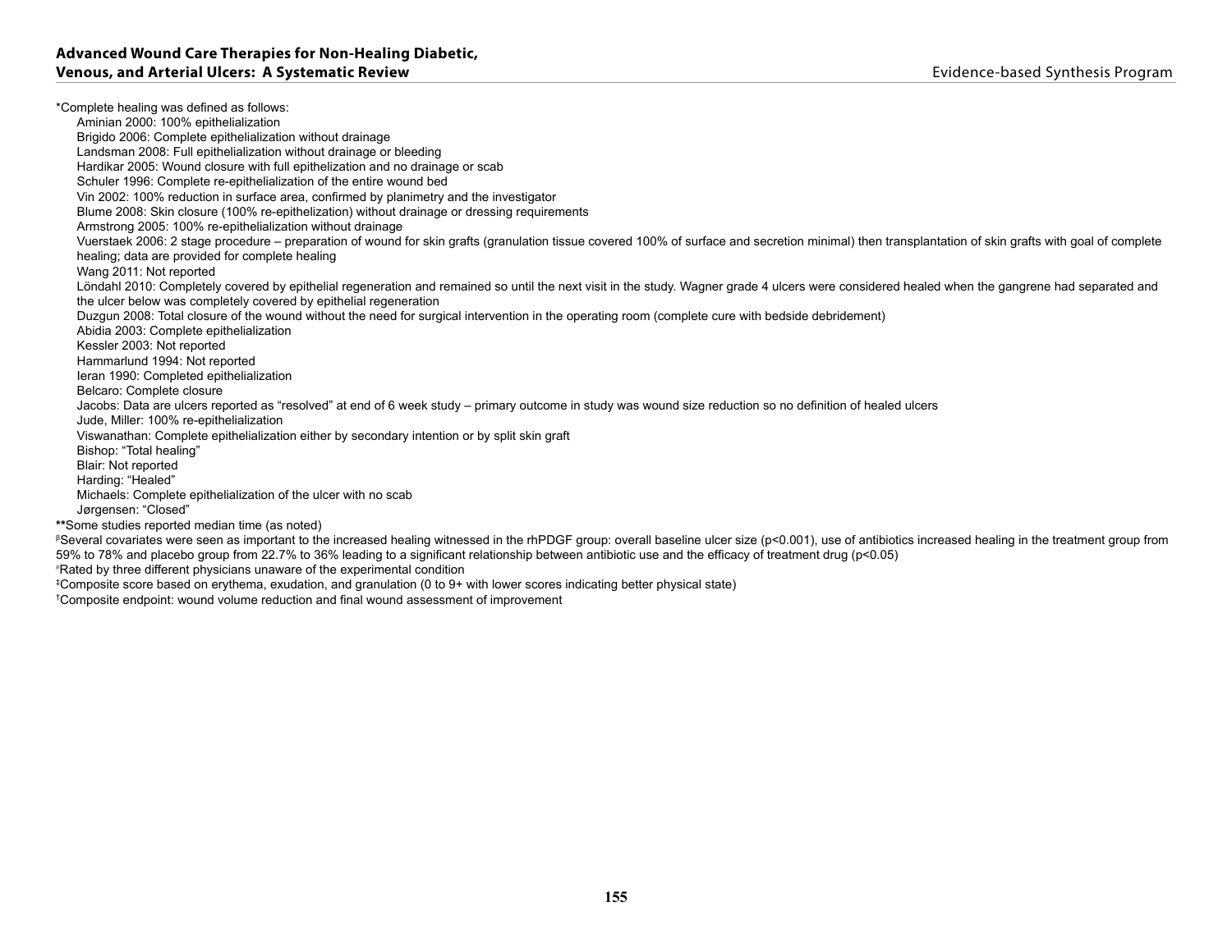*Complete healing was defined as follows:

- Aminian 2000: 100% epithelialization
- Brigido 2006: Complete epithelialization without drainage
- Landsman 2008: Full epithelialization without drainage or bleeding
- Hardikar 2005: Wound closure with full epithelization and no drainage or scab
- Schuler 1996: Complete re-epithelialization of the entire wound bed
- Vin 2002: 100% reduction in surface area, confirmed by planimetry and the investigator
- Blume 2008: Skin closure (100% re-epithelization) without drainage or dressing requirements
- Armstrong 2005: 100% re-epithelialization without drainage
- Vuerstaek 2006: 2 stage procedure – preparation of wound for skin grafts (granulation tissue covered 100% of surface and secretion minimal) then transplantation of skin grafts with goal of complete healing; data are provided for complete healing
- Wang 2011: Not reported
- Löndahl 2010: Completely covered by epithelial regeneration and remained so until the next visit in the study. Wagner grade 4 ulcers were considered healed when the gangrene had separated and the ulcer below was completely covered by epithelial regeneration
- Duzgun 2008: Total closure of the wound without the need for surgical intervention in the operating room (complete cure with bedside debridement)
- Abidia 2003: Complete epithelialization
- Kessler 2003: Not reported
- Hammarlund 1994: Not reported
- Ieran 1990: Completed epithelialization
- Belcaro: Complete closure
- Jacobs: Data are ulcers reported as "resolved" at end of 6 week study – primary outcome in study was wound size reduction so no definition of healed ulcers
- Jude, Miller: 100% re-epithelialization
- Viswanathan: Complete epithelialization either by secondary intention or by split skin graft
- Bishop: "Total healing"
- Blair: Not reported
- Harding: "Healed"
- Michaels: Complete epithelialization of the ulcer with no scab
- Jørgensen: "Closed"

**Some studies reported median time (as noted)

[β]Several covariates were seen as important to the increased healing witnessed in the rhPDGF group: overall baseline ulcer size ($p<0.001$), use of antibiotics increased healing in the treatment group from 59% to 78% and placebo group from 22.7% to 36% leading to a significant relationship between antibiotic use and the efficacy of treatment drug ($p<0.05$)

[#]Rated by three different physicians unaware of the experimental condition

‡Composite score based on erythema, exudation, and granulation (0 to 9+ with lower scores indicating better physical state)

†Composite endpoint: wound volume reduction and final wound assessment of improvement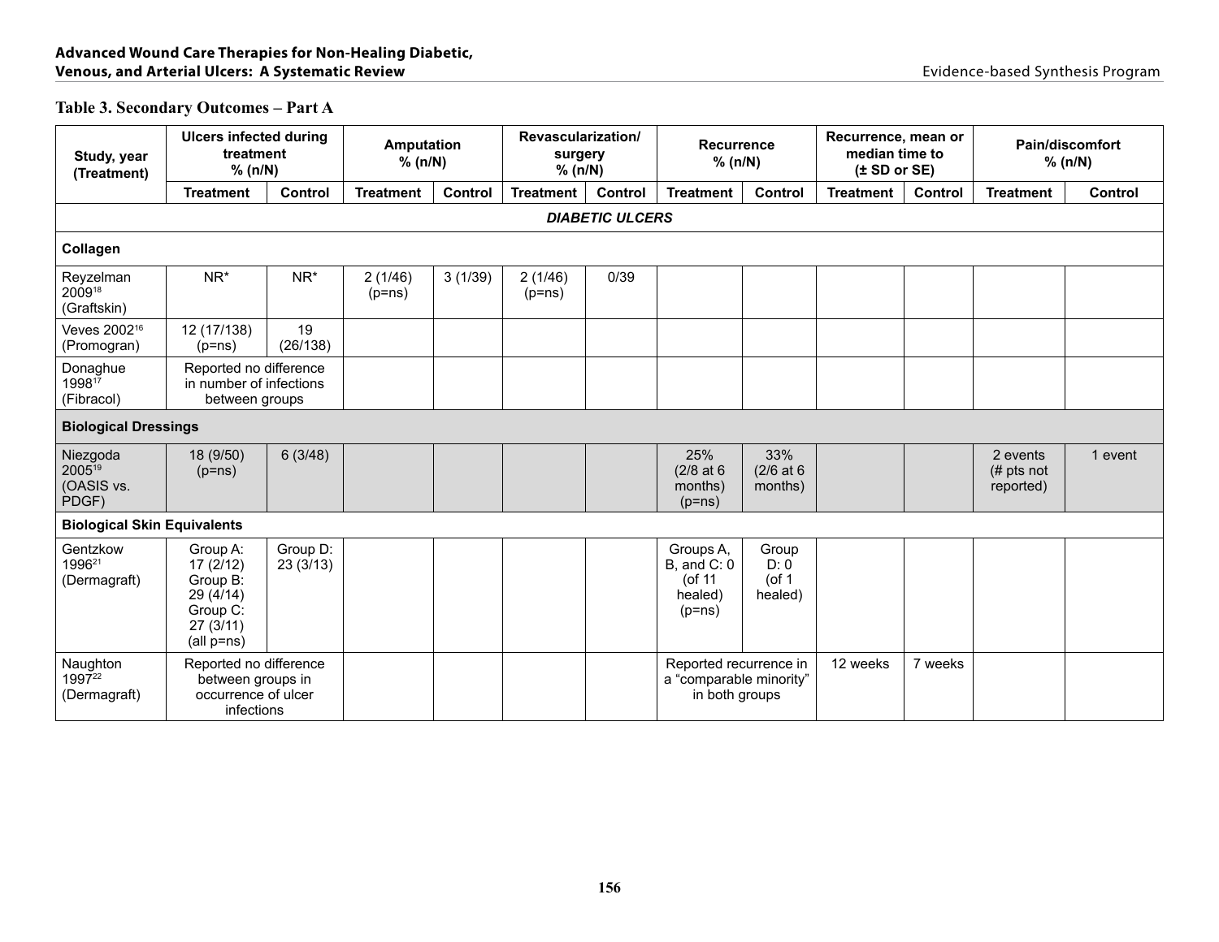### Table 3. Secondary Outcomes – Part A

| Study, year (Treatment) | Ulcers infected during treatment % (n/N) | | Amputation % (n/N) | | Revascularization/ surgery % (n/N) | | Recurrence % (n/N) | | Recurrence, mean or median time to (± SD or SE) | | Pain/discomfort % (n/N) | |
|---|---|---|---|---|---|---|---|---|---|---|---|---|
| | Treatment | Control | Treatment | Control | Treatment | Control | Treatment | Control | Treatment | Control | Treatment | Control |
| ***DIABETIC ULCERS*** | | | | | | | | | | | | |
| **Collagen** | | | | | | | | | | | | |
| Reyzelman 2009[18] (Graftskin) | NR* | NR* | 2 (1/46) (p=ns) | 3 (1/39) | 2 (1/46) (p=ns) | 0/39 | | | | | | |
| Veves 2002[16] (Promogran) | 12 (17/138) (p=ns) | 19 (26/138) | | | | | | | | | | |
| Donaghue 1998[17] (Fibracol) | Reported no difference in number of infections between groups | | | | | | | | | | | |
| **Biological Dressings** | | | | | | | | | | | | |
| Niezgoda 2005[19] (OASIS vs. PDGF) | 18 (9/50) (p=ns) | 6 (3/48) | | | | | 25% (2/8 at 6 months) (p=ns) | 33% (2/6 at 6 months) | | | 2 events (# pts not reported) | 1 event |
| **Biological Skin Equivalents** | | | | | | | | | | | | |
| Gentzkow 1996[21] (Dermagraft) | Group A: 17 (2/12) Group B: 29 (4/14) Group C: 27 (3/11) (all p=ns) | Group D: 23 (3/13) | | | | | Groups A, B, and C: 0 (of 11 healed) (p=ns) | Group D: 0 (of 1 healed) | | | | |
| Naughton 1997[22] (Dermagraft) | Reported no difference between groups in occurrence of ulcer infections | | | | | | Reported recurrence in a "comparable minority" in both groups | | 12 weeks | 7 weeks | | |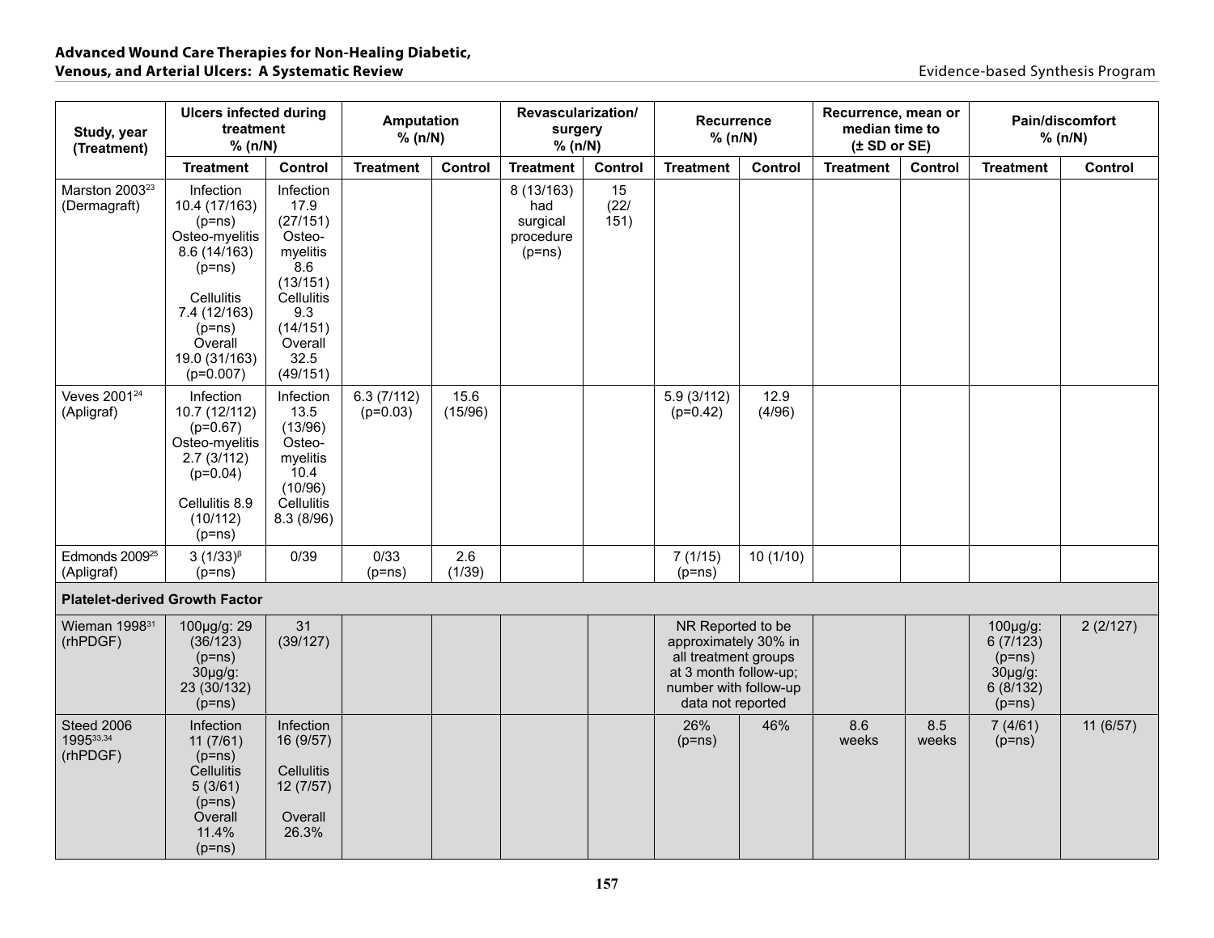| Study, year (Treatment) | Ulcers infected during treatment % (n/N) | | Amputation % (n/N) | | Revascularization/ surgery % (n/N) | | Recurrence % (n/N) | | Recurrence, mean or median time to (± SD or SE) | | Pain/discomfort % (n/N) | |
|---|---|---|---|---|---|---|---|---|---|---|---|---|
| | Treatment | Control | Treatment | Control | Treatment | Control | Treatment | Control | Treatment | Control | Treatment | Control |
| Marston 2003[23] (Dermagraft) | Infection 10.4 (17/163) (p=ns) Osteo-myelitis 8.6 (14/163) (p=ns) Cellulitis 7.4 (12/163) (p=ns) Overall 19.0 (31/163) (p=0.007) | Infection 17.9 (27/151) Osteo-myelitis 8.6 (13/151) Cellulitis 9.3 (14/151) Overall 32.5 (49/151) | | | 8 (13/163) had surgical procedure (p=ns) | 15 (22/ 151) | | | | | | |
| Veves 2001[24] (Apligraf) | Infection 10.7 (12/112) (p=0.67) Osteo-myelitis 2.7 (3/112) (p=0.04) Cellulitis 8.9 (10/112) (p=ns) | Infection 13.5 (13/96) Osteo-myelitis 10.4 (10/96) Cellulitis 8.3 (8/96) | 6.3 (7/112) (p=0.03) | 15.6 (15/96) | | | 5.9 (3/112) (p=0.42) | 12.9 (4/96) | | | | |
| Edmonds 2009[25] (Apligraf) | 3 (1/33)[β] (p=ns) | 0/39 | 0/33 (p=ns) | 2.6 (1/39) | | | 7 (1/15) (p=ns) | 10 (1/10) | | | | |
| **Platelet-derived Growth Factor** | | | | | | | | | | | | |
| Wieman 1998[31] (rhPDGF) | 100µg/g: 29 (36/123) (p=ns) 30µg/g: 23 (30/132) (p=ns) | 31 (39/127) | | | | | NR Reported to be approximately 30% in all treatment groups at 3 month follow-up; number with follow-up data not reported | | | | 100µg/g: 6 (7/123) (p=ns) 30µg/g: 6 (8/132) (p=ns) | 2 (2/127) |
| Steed 2006 1995[33,34] (rhPDGF) | Infection 11 (7/61) (p=ns) Cellulitis 5 (3/61) (p=ns) Overall 11.4% (p=ns) | Infection 16 (9/57) Cellulitis 12 (7/57) Overall 26.3% | | | | | 26% (p=ns) | 46% | 8.6 weeks | 8.5 weeks | 7 (4/61) (p=ns) | 11 (6/57) |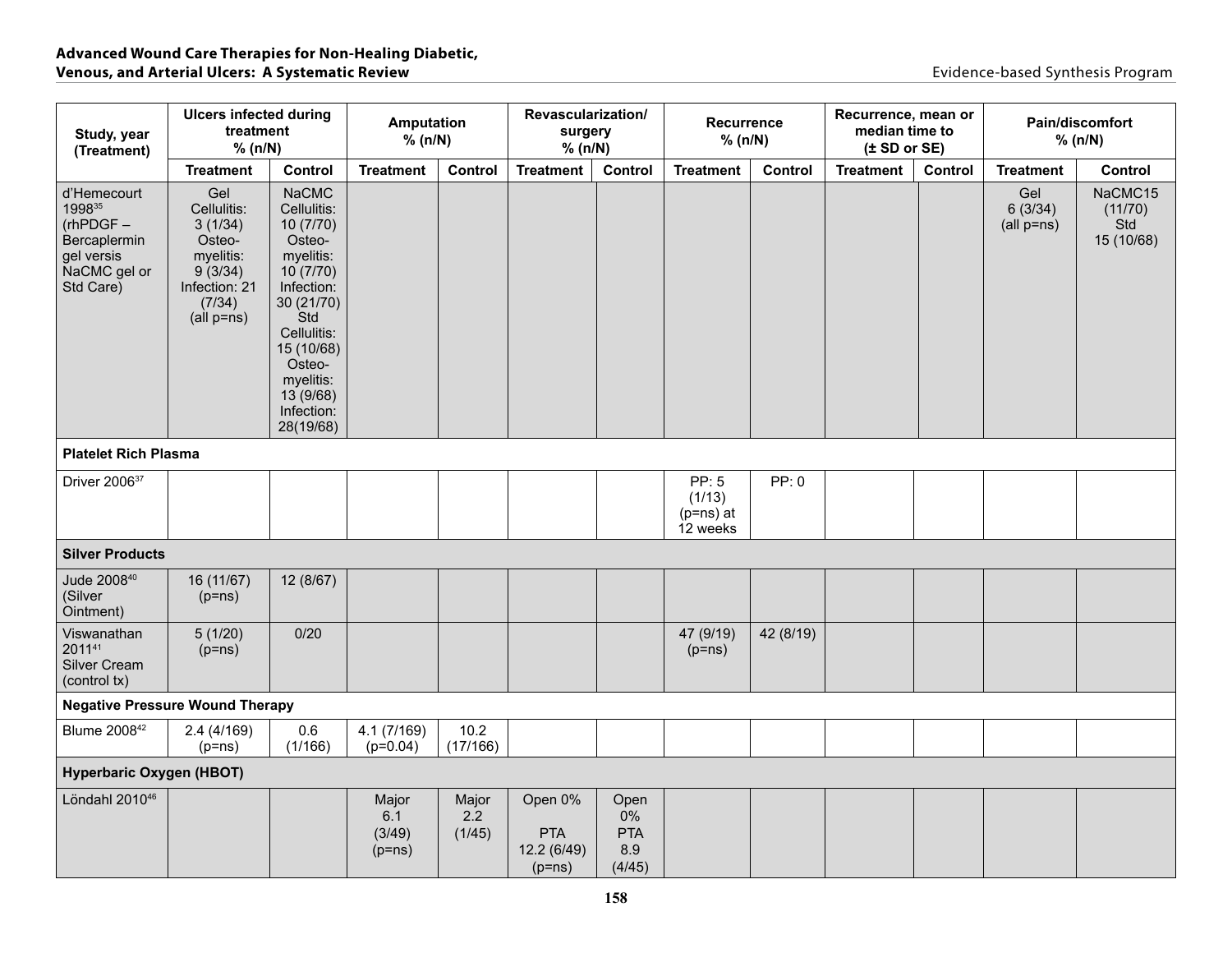| Study, year (Treatment) | Ulcers infected during treatment % (n/N) | | Amputation % (n/N) | | Revascularization/ surgery % (n/N) | | Recurrence % (n/N) | | Recurrence, mean or median time to (± SD or SE) | | Pain/discomfort % (n/N) | |
|---|---|---|---|---|---|---|---|---|---|---|---|---|
| | Treatment | Control | Treatment | Control | Treatment | Control | Treatment | Control | Treatment | Control | Treatment | Control |
| d'Hemecourt 1998[35] (rhPDGF – Bercaplermin gel versis NaCMC gel or Std Care) | Gel Cellulitis: 3 (1/34) Osteo-myelitis: 9 (3/34) Infection: 21 (7/34) (all p=ns) | NaCMC Cellulitis: 10 (7/70) Osteo-myelitis: 10 (7/70) Infection: 30 (21/70) Std Cellulitis: 15 (10/68) Osteo-myelitis: 13 (9/68) Infection: 28(19/68) | | | | | | | | | Gel 6 (3/34) (all p=ns) | NaCMC15 (11/70) Std 15 (10/68) |
| **Platelet Rich Plasma** | | | | | | | | | | | | |
| Driver 2006[37] | | | | | | | PP: 5 (1/13) (p=ns) at 12 weeks | PP: 0 | | | | |
| **Silver Products** | | | | | | | | | | | | |
| Jude 2008[40] (Silver Ointment) | 16 (11/67) (p=ns) | 12 (8/67) | | | | | | | | | | |
| Viswanathan 2011[41] Silver Cream (control tx) | 5 (1/20) (p=ns) | 0/20 | | | | | 47 (9/19) (p=ns) | 42 (8/19) | | | | |
| **Negative Pressure Wound Therapy** | | | | | | | | | | | | |
| Blume 2008[42] | 2.4 (4/169) (p=ns) | 0.6 (1/166) | 4.1 (7/169) (p=0.04) | 10.2 (17/166) | | | | | | | | |
| **Hyperbaric Oxygen (HBOT)** | | | | | | | | | | | | |
| Löndahl 2010[46] | | | Major 6.1 (3/49) (p=ns) | Major 2.2 (1/45) | Open 0% PTA 12.2 (6/49) (p=ns) | Open 0% PTA 8.9 (4/45) | | | | | | |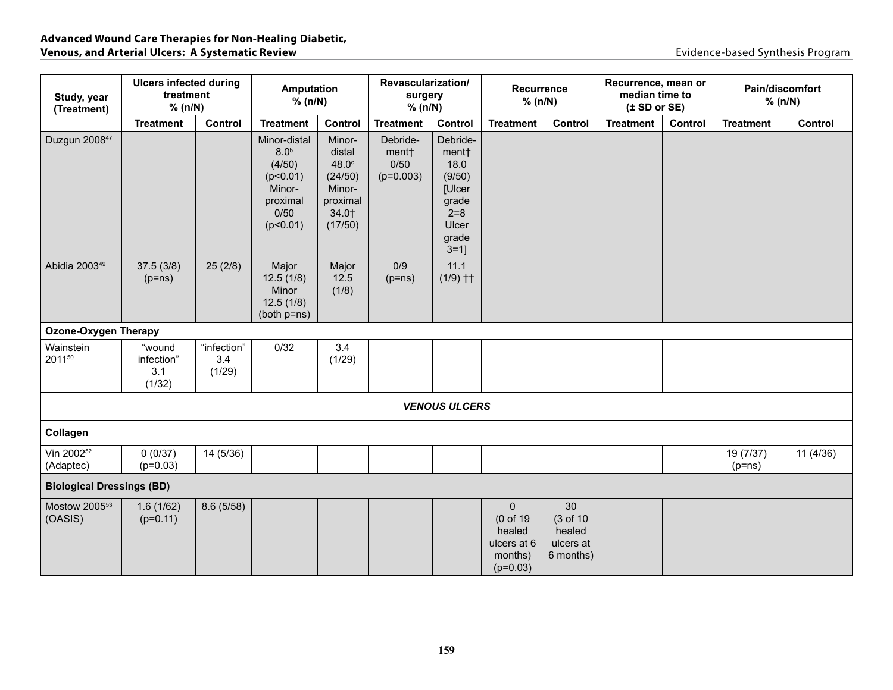| Study, year (Treatment) | Ulcers infected during treatment % (n/N) | | Amputation % (n/N) | | Revascularization/ surgery % (n/N) | | Recurrence % (n/N) | | Recurrence, mean or median time to (± SD or SE) | | Pain/discomfort % (n/N) | |
|---|---|---|---|---|---|---|---|---|---|---|---|---|
| | Treatment | Control | Treatment | Control | Treatment | Control | Treatment | Control | Treatment | Control | Treatment | Control |
| Duzgun 2008[47] | | | Minor-distal 8.0[b] (4/50) (p<0.01) Minor-proximal 0/50 (p<0.01) | Minor-distal 48.0[c] (24/50) Minor-proximal 34.0† (17/50) | Debride-ment† 0/50 (p=0.003) | Debride-ment† 18.0 (9/50) [Ulcer grade 2=8 Ulcer grade 3=1] | | | | | | |
| Abidia 2003[49] | 37.5 (3/8) (p=ns) | 25 (2/8) | Major 12.5 (1/8) Minor 12.5 (1/8) (both p=ns) | Major 12.5 (1/8) | 0/9 (p=ns) | 11.1 (1/9) †† | | | | | | |
| **Ozone-Oxygen Therapy** | | | | | | | | | | | | |
| Wainstein 2011[50] | "wound infection" 3.1 (1/32) | "infection" 3.4 (1/29) | 0/32 | 3.4 (1/29) | | | | | | | | |
| ***VENOUS ULCERS*** | | | | | | | | | | | | |
| **Collagen** | | | | | | | | | | | | |
| Vin 2002[52] (Adaptec) | 0 (0/37) (p=0.03) | 14 (5/36) | | | | | | | | | 19 (7/37) (p=ns) | 11 (4/36) |
| **Biological Dressings (BD)** | | | | | | | | | | | | |
| Mostow 2005[53] (OASIS) | 1.6 (1/62) (p=0.11) | 8.6 (5/58) | | | | | 0 (0 of 19 healed ulcers at 6 months) (p=0.03) | 30 (3 of 10 healed ulcers at 6 months) | | | | |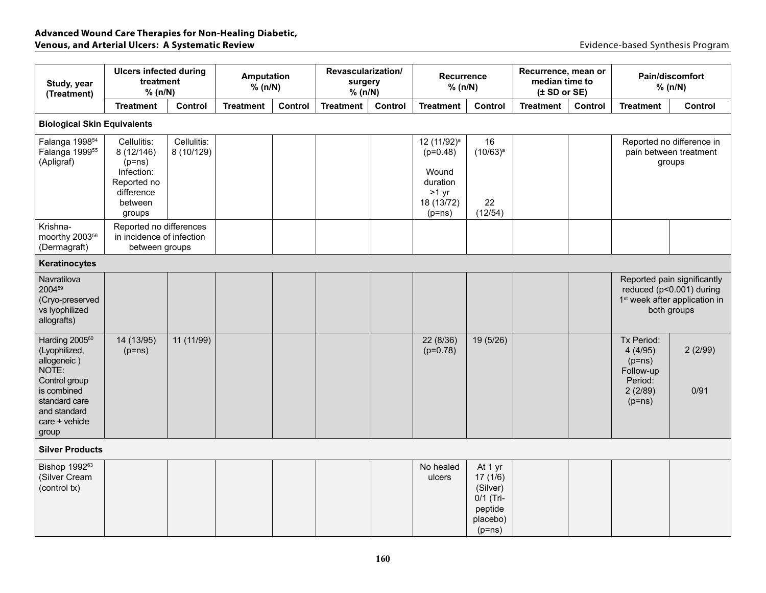| Study, year (Treatment) | Ulcers infected during treatment % (n/N) | | Amputation % (n/N) | | Revascularization/ surgery % (n/N) | | Recurrence % (n/N) | | Recurrence, mean or median time to (± SD or SE) | | Pain/discomfort % (n/N) | |
|---|---|---|---|---|---|---|---|---|---|---|---|---|
| | Treatment | Control | Treatment | Control | Treatment | Control | Treatment | Control | Treatment | Control | Treatment | Control |
| **Biological Skin Equivalents** | | | | | | | | | | | | |
| Falanga 1998[54] Falanga 1999[55] (Apligraf) | Cellulitis: 8 (12/146) (p=ns) Infection: Reported no difference between groups | Cellulitis: 8 (10/129) | | | | | 12 (11/92)[a] (p=0.48) Wound duration >1 yr 18 (13/72) (p=ns) | 16 (10/63)[a] 22 (12/54) | | | Reported no difference in pain between treatment groups | |
| Krishna-moorthy 2003[56] (Dermagraft) | Reported no differences in incidence of infection between groups | | | | | | | | | | | |
| **Keratinocytes** | | | | | | | | | | | | |
| Navratilova 2004[59] (Cryo-preserved vs lyophilized allografts) | | | | | | | | | | | Reported pain significantly reduced (p<0.001) during 1[st] week after application in both groups | |
| Harding 2005[60] (Lyophilized, allogeneic ) NOTE: Control group is combined standard care and standard care + vehicle group | 14 (13/95) (p=ns) | 11 (11/99) | | | | | 22 (8/36) (p=0.78) | 19 (5/26) | | | Tx Period: 4 (4/95) (p=ns) Follow-up Period: 2 (2/89) (p=ns) | 2 (2/99) 0/91 |
| **Silver Products** | | | | | | | | | | | | |
| Bishop 1992[63] (Silver Cream (control tx) | | | | | | | No healed ulcers | At 1 yr 17 (1/6) (Silver) 0/1 (Tri-peptide placebo) (p=ns) | | | | |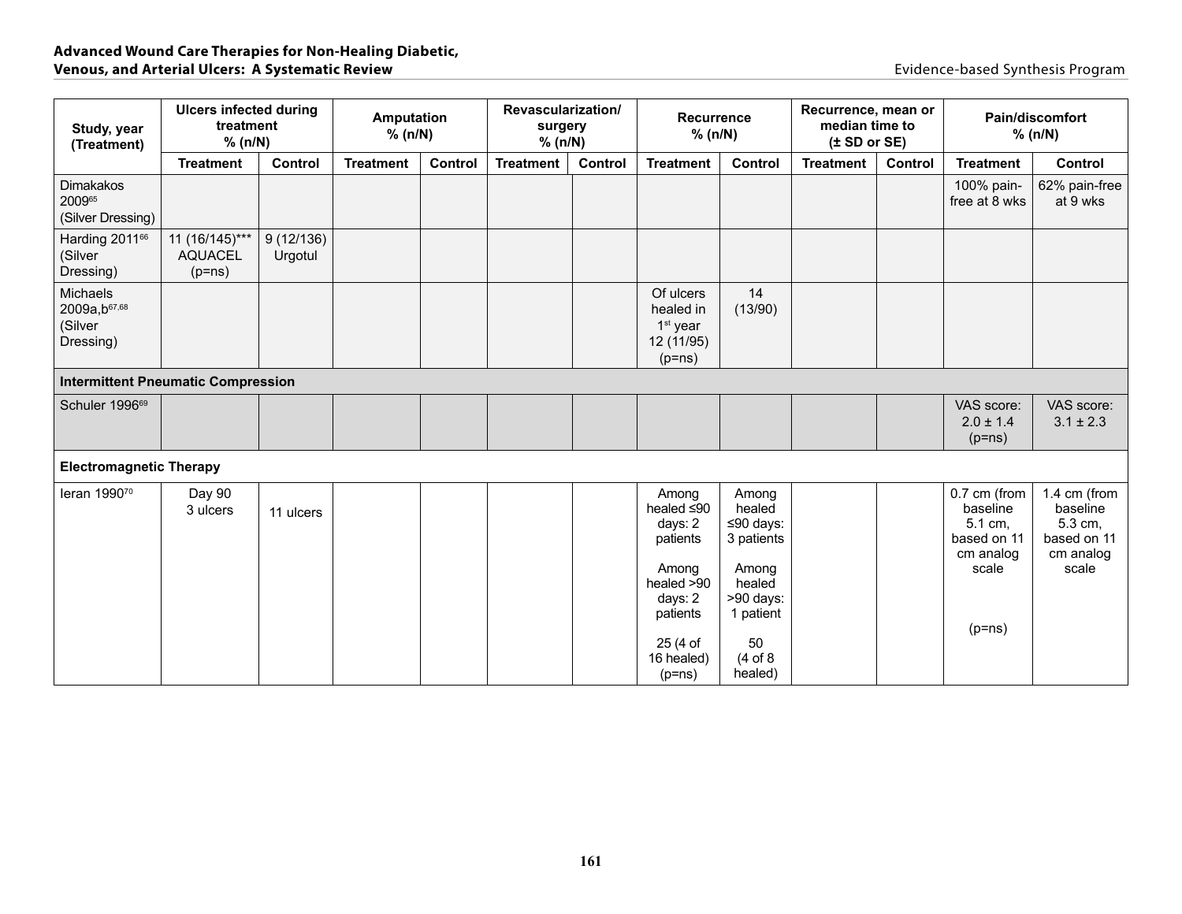| Study, year (Treatment) | Ulcers infected during treatment % (n/N) | | Amputation % (n/N) | | Revascularization/ surgery % (n/N) | | Recurrence % (n/N) | | Recurrence, mean or median time to (± SD or SE) | | Pain/discomfort % (n/N) | |
|---|---|---|---|---|---|---|---|---|---|---|---|---|
| | Treatment | Control | Treatment | Control | Treatment | Control | Treatment | Control | Treatment | Control | Treatment | Control |
| Dimakakos 2009[65] (Silver Dressing) | | | | | | | | | | | 100% pain-free at 8 wks | 62% pain-free at 9 wks |
| Harding 2011[66] (Silver Dressing) | 11 (16/145)*** AQUACEL (p=ns) | 9 (12/136) Urgotul | | | | | | | | | | |
| Michaels 2009a,b[67,68] (Silver Dressing) | | | | | | | Of ulcers healed in 1st year 12 (11/95) (p=ns) | 14 (13/90) | | | | |
| **Intermittent Pneumatic Compression** | | | | | | | | | | | | |
| Schuler 1996[69] | | | | | | | | | | | VAS score: 2.0 ± 1.4 (p=ns) | VAS score: 3.1 ± 2.3 |
| **Electromagnetic Therapy** | | | | | | | | | | | | |
| Ieran 1990[70] | Day 90 3 ulcers | 11 ulcers | | | | | Among healed ≤90 days: 2 patients<br><br>Among healed >90 days: 2 patients<br><br>25 (4 of 16 healed) (p=ns) | Among healed ≤90 days: 3 patients<br><br>Among healed >90 days: 1 patient<br><br>50 (4 of 8 healed) | | | 0.7 cm (from baseline 5.1 cm, based on 11 cm analog scale<br><br>(p=ns) | 1.4 cm (from baseline 5.3 cm, based on 11 cm analog scale |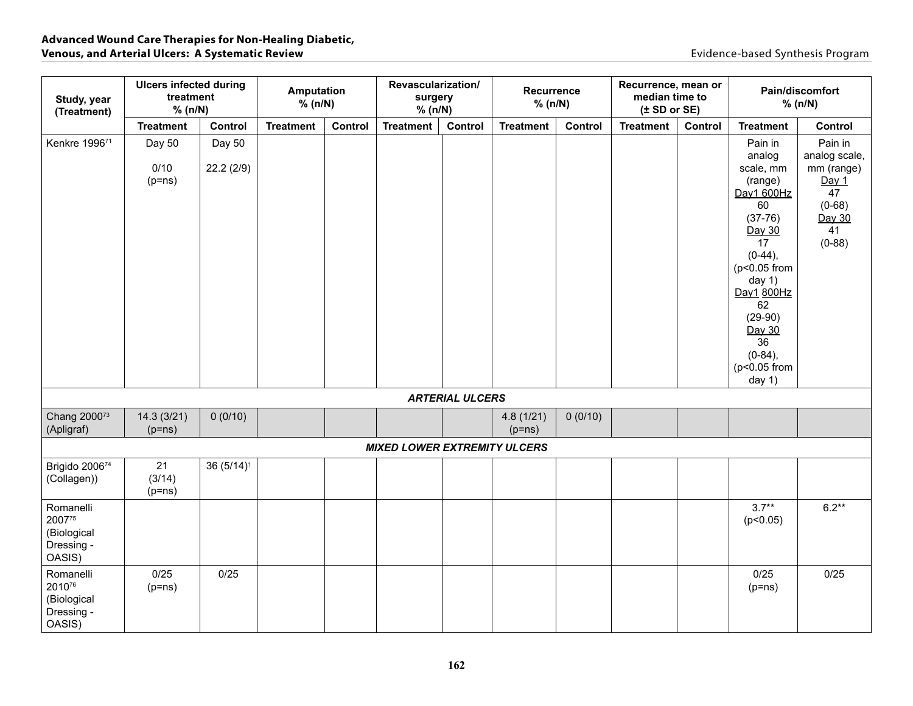| Study, year (Treatment) | Ulcers infected during treatment % (n/N) | | Amputation % (n/N) | | Revascularization/ surgery % (n/N) | | Recurrence % (n/N) | | Recurrence, mean or median time to (± SD or SE) | | Pain/discomfort % (n/N) | |
|---|---|---|---|---|---|---|---|---|---|---|---|---|
| | Treatment | Control | Treatment | Control | Treatment | Control | Treatment | Control | Treatment | Control | Treatment | Control |
| Kenkre 1996[71] | Day 50<br>0/10 (p=ns) | Day 50<br>22.2 (2/9) | | | | | | | | | Pain in analog scale, mm (range)<br>Day1 600Hz<br>60 (37-76)<br>Day 30<br>17 (0-44), (p<0.05 from day 1)<br>Day1 800Hz<br>62 (29-90)<br>Day 30<br>36 (0-84), (p<0.05 from day 1) | Pain in analog scale, mm (range)<br>Day 1<br>47 (0-68)<br>Day 30<br>41 (0-88) |
| ***ARTERIAL ULCERS*** | | | | | | | | | | | | |
| Chang 2000[73] (Apligraf) | 14.3 (3/21) (p=ns) | 0 (0/10) | | | | | 4.8 (1/21) (p=ns) | 0 (0/10) | | | | |
| ***MIXED LOWER EXTREMITY ULCERS*** | | | | | | | | | | | | |
| Brigido 2006[74] (Collagen)) | 21 (3/14) (p=ns) | 36 (5/14)[†] | | | | | | | | | | |
| Romanelli 2007[75] (Biological Dressing - OASIS) | | | | | | | | | | | 3.7** (p<0.05) | 6.2** |
| Romanelli 2010[76] (Biological Dressing - OASIS) | 0/25 (p=ns) | 0/25 | | | | | | | | | 0/25 (p=ns) | 0/25 |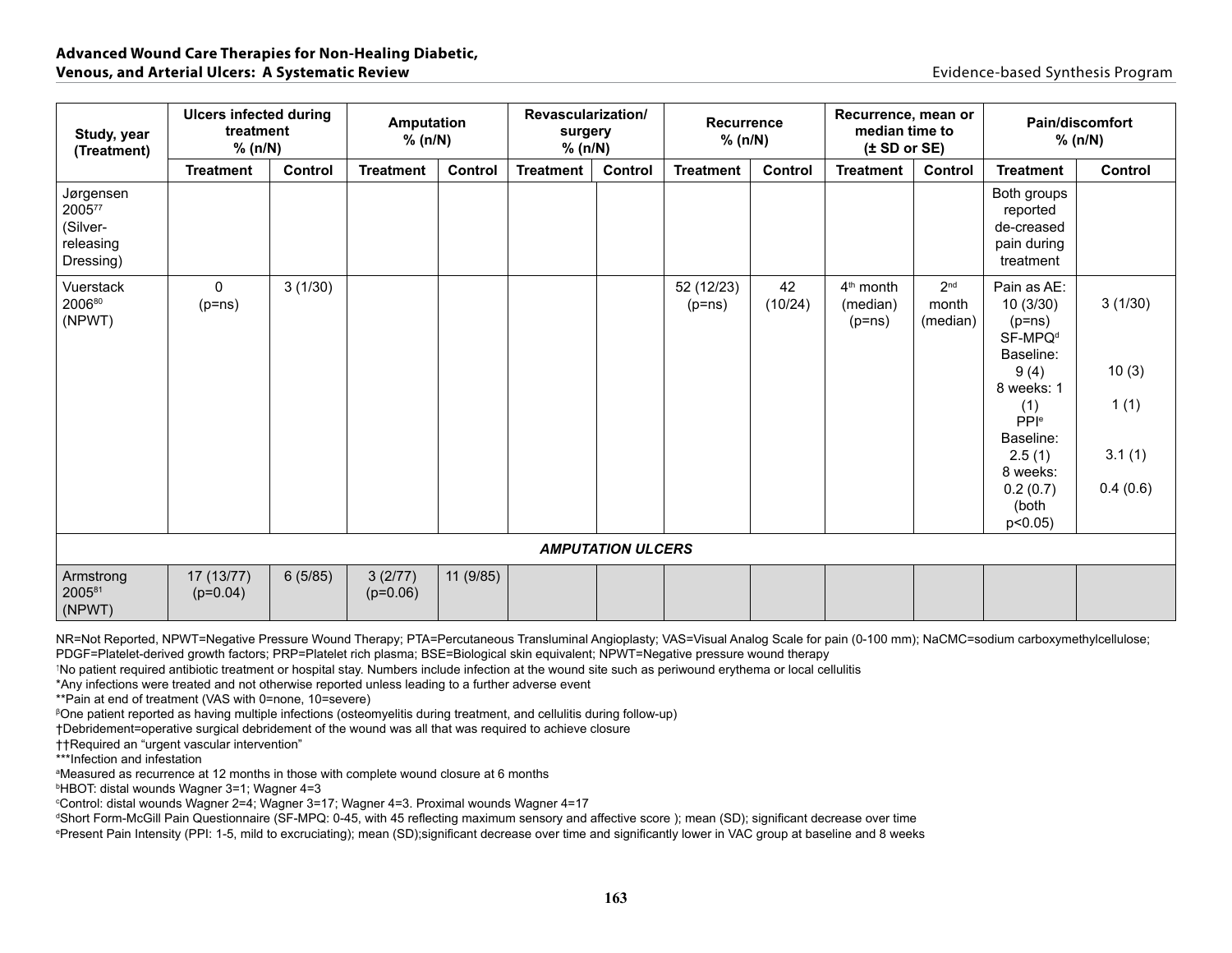| Study, year (Treatment) | Ulcers infected during treatment % (n/N) | | Amputation % (n/N) | | Revascularization/ surgery % (n/N) | | Recurrence % (n/N) | | Recurrence, mean or median time to (± SD or SE) | | Pain/discomfort % (n/N) | |
|---|---|---|---|---|---|---|---|---|---|---|---|---|
| | Treatment | Control | Treatment | Control | Treatment | Control | Treatment | Control | Treatment | Control | Treatment | Control |
| Jørgensen 2005[77] (Silver-releasing Dressing) | | | | | | | | | | | Both groups reported de-creased pain during treatment | |
| Vuerstack 2006[80] (NPWT) | 0 (p=ns) | 3 (1/30) | | | | | 52 (12/23) (p=ns) | 42 (10/24) | 4[th] month (median) (p=ns) | 2[nd] month (median) | Pain as AE: 10 (3/30) (p=ns) SF-MPQ[d] Baseline: 9 (4) 8 weeks: 1 (1) PPI[e] Baseline: 2.5 (1) 8 weeks: 0.2 (0.7) (both p<0.05) | 3 (1/30) 10 (3) 1 (1) 3.1 (1) 0.4 (0.6) |
| ***AMPUTATION ULCERS*** | | | | | | | | | | | | |
| Armstrong 2005[81] (NPWT) | 17 (13/77) (p=0.04) | 6 (5/85) | 3 (2/77) (p=0.06) | 11 (9/85) | | | | | | | | |

NR=Not Reported, NPWT=Negative Pressure Wound Therapy; PTA=Percutaneous Transluminal Angioplasty; VAS=Visual Analog Scale for pain (0-100 mm); NaCMC=sodium carboxymethylcellulose; PDGF=Platelet-derived growth factors; PRP=Platelet rich plasma; BSE=Biological skin equivalent; NPWT=Negative pressure wound therapy

[1]No patient required antibiotic treatment or hospital stay. Numbers include infection at the wound site such as periwound erythema or local cellulitis

*Any infections were treated and not otherwise reported unless leading to a further adverse event

**Pain at end of treatment (VAS with 0=none, 10=severe)

[β]One patient reported as having multiple infections (osteomyelitis during treatment, and cellulitis during follow-up)

†Debridement=operative surgical debridement of the wound was all that was required to achieve closure

††Required an "urgent vascular intervention"

***Infection and infestation

[a]Measured as recurrence at 12 months in those with complete wound closure at 6 months

[b]HBOT: distal wounds Wagner 3=1; Wagner 4=3

[c]Control: distal wounds Wagner 2=4; Wagner 3=17; Wagner 4=3. Proximal wounds Wagner 4=17

[d]Short Form-McGill Pain Questionnaire (SF-MPQ: 0-45, with 45 reflecting maximum sensory and affective score ); mean (SD); significant decrease over time

[e]Present Pain Intensity (PPI: 1-5, mild to excruciating); mean (SD);significant decrease over time and significantly lower in VAC group at baseline and 8 weeks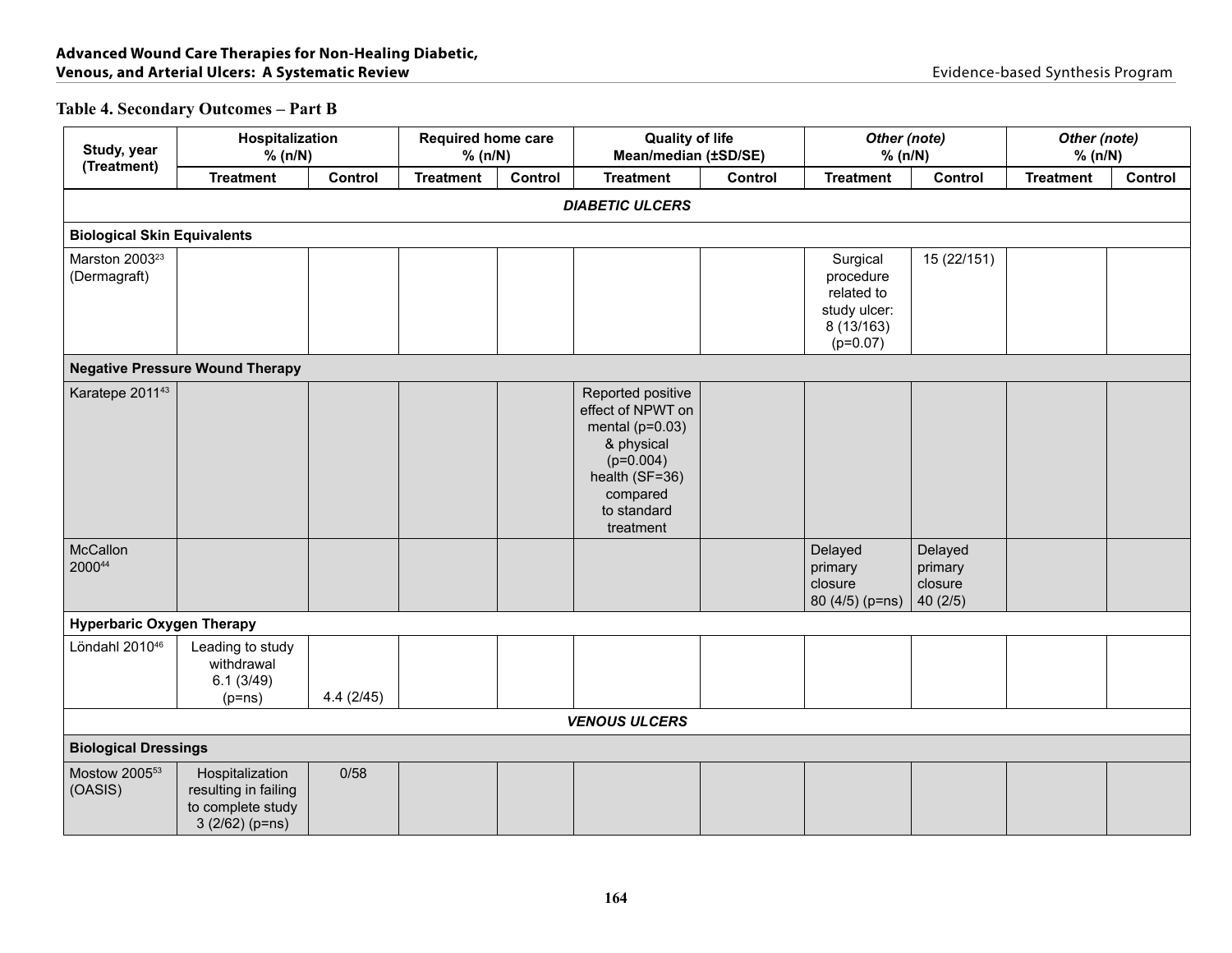### Table 4. Secondary Outcomes – Part B

| Study, year (Treatment) | Hospitalization % (n/N) | | Required home care % (n/N) | | Quality of life Mean/median (±SD/SE) | | *Other (note)* % (n/N) | | *Other (note)* % (n/N) | |
|---|---|---|---|---|---|---|---|---|---|---|
| | Treatment | Control | Treatment | Control | Treatment | Control | Treatment | Control | Treatment | Control |
| ***DIABETIC ULCERS*** | | | | | | | | | | |
| **Biological Skin Equivalents** | | | | | | | | | | |
| Marston 2003[23] (Dermagraft) | | | | | | | Surgical procedure related to study ulcer: 8 (13/163) (p=0.07) | 15 (22/151) | | |
| **Negative Pressure Wound Therapy** | | | | | | | | | | |
| Karatepe 2011[43] | | | | | Reported positive effect of NPWT on mental (p=0.03) & physical (p=0.004) health (SF=36) compared to standard treatment | | | | | |
| McCallon 2000[44] | | | | | | | Delayed primary closure 80 (4/5) (p=ns) | Delayed primary closure 40 (2/5) | | |
| **Hyperbaric Oxygen Therapy** | | | | | | | | | | |
| Löndahl 2010[46] | Leading to study withdrawal 6.1 (3/49) (p=ns) | 4.4 (2/45) | | | | | | | | |
| ***VENOUS ULCERS*** | | | | | | | | | | |
| **Biological Dressings** | | | | | | | | | | |
| Mostow 2005[53] (OASIS) | Hospitalization resulting in failing to complete study 3 (2/62) (p=ns) | 0/58 | | | | | | | | |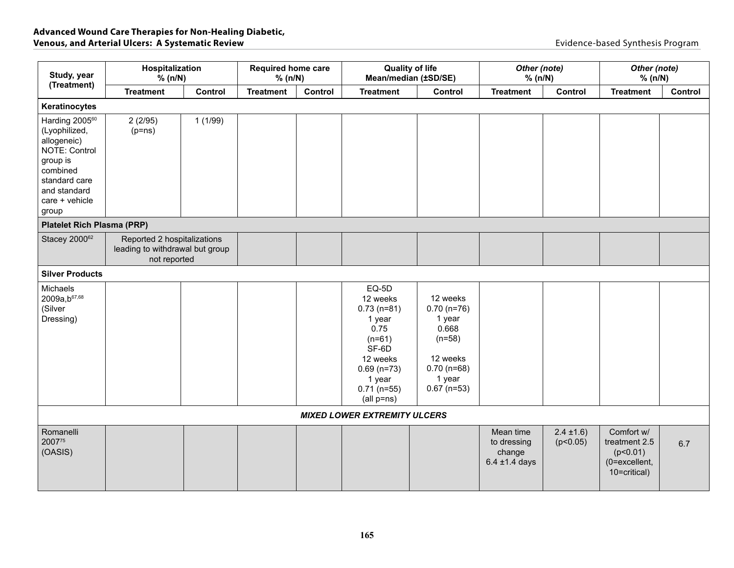| Study, year (Treatment) | Hospitalization % (n/N) | | Required home care % (n/N) | | Quality of life Mean/median (±SD/SE) | | *Other (note)* % (n/N) | | *Other (note)* % (n/N) | |
|---|---|---|---|---|---|---|---|---|---|---|
| | Treatment | Control | Treatment | Control | Treatment | Control | Treatment | Control | Treatment | Control |
| **Keratinocytes** | | | | | | | | | | |
| Harding 2005[60] (Lyophilized, allogeneic) NOTE: Control group is combined standard care and standard care + vehicle group | 2 (2/95) (p=ns) | 1 (1/99) | | | | | | | | |
| **Platelet Rich Plasma (PRP)** | | | | | | | | | | |
| Stacey 2000[62] | Reported 2 hospitalizations leading to withdrawal but group not reported | | | | | | | | | |
| **Silver Products** | | | | | | | | | | |
| Michaels 2009a,b[67,68] (Silver Dressing) | | | | | EQ-5D 12 weeks 0.73 (n=81) 1 year 0.75 (n=61) SF-6D 12 weeks 0.69 (n=73) 1 year 0.71 (n=55) (all p=ns) | 12 weeks 0.70 (n=76) 1 year 0.668 (n=58) 12 weeks 0.70 (n=68) 1 year 0.67 (n=53) | | | | |
| ***MIXED LOWER EXTREMITY ULCERS*** | | | | | | | | | | |
| Romanelli 2007[75] (OASIS) | | | | | | | Mean time to dressing change 6.4 ±1.4 days | 2.4 ±1.6) (p<0.05) | Comfort w/ treatment 2.5 (p<0.01) (0=excellent, 10=critical) | 6.7 |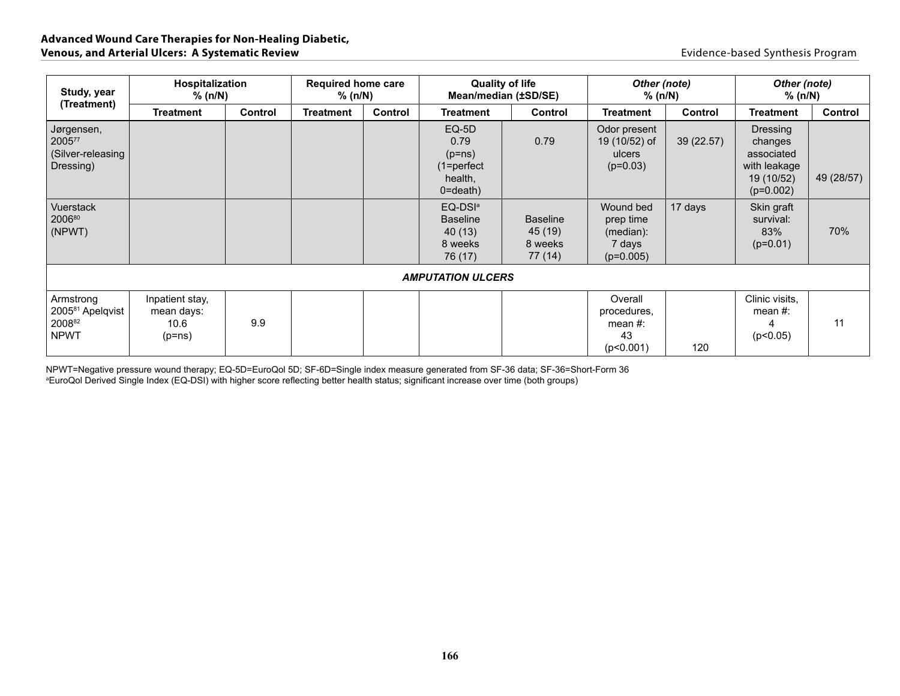| Study, year (Treatment) | Hospitalization % (n/N) | | Required home care % (n/N) | | Quality of life Mean/median (±SD/SE) | | *Other (note)* % (n/N) | | *Other (note)* % (n/N) | |
|---|---|---|---|---|---|---|---|---|---|---|
| | **Treatment** | **Control** | **Treatment** | **Control** | **Treatment** | **Control** | **Treatment** | **Control** | **Treatment** | **Control** |
| Jørgensen, 2005[77] (Silver-releasing Dressing) | | | | | EQ-5D 0.79 (p=ns) (1=perfect health, 0=death) | 0.79 | Odor present 19 (10/52) of ulcers (p=0.03) | 39 (22.57) | Dressing changes associated with leakage 19 (10/52) (p=0.002) | 49 (28/57) |
| Vuerstack 2006[80] (NPWT) | | | | | EQ-DSI[a] Baseline 40 (13) 8 weeks 76 (17) | Baseline 45 (19) 8 weeks 77 (14) | Wound bed prep time (median): 7 days (p=0.005) | 17 days | Skin graft survival: 83% (p=0.01) | 70% |
| ***AMPUTATION ULCERS*** | | | | | | | | | | |
| Armstrong 2005[81] Apelqvist 2008[82] NPWT | Inpatient stay, mean days: 10.6 (p=ns) | 9.9 | | | | | Overall procedures, mean #: 43 (p<0.001) | 120 | Clinic visits, mean #: 4 (p<0.05) | 11 |

NPWT=Negative pressure wound therapy; EQ-5D=EuroQol 5D; SF-6D=Single index measure generated from SF-36 data; SF-36=Short-Form 36

[a]EuroQol Derived Single Index (EQ-DSI) with higher score reflecting better health status; significant increase over time (both groups)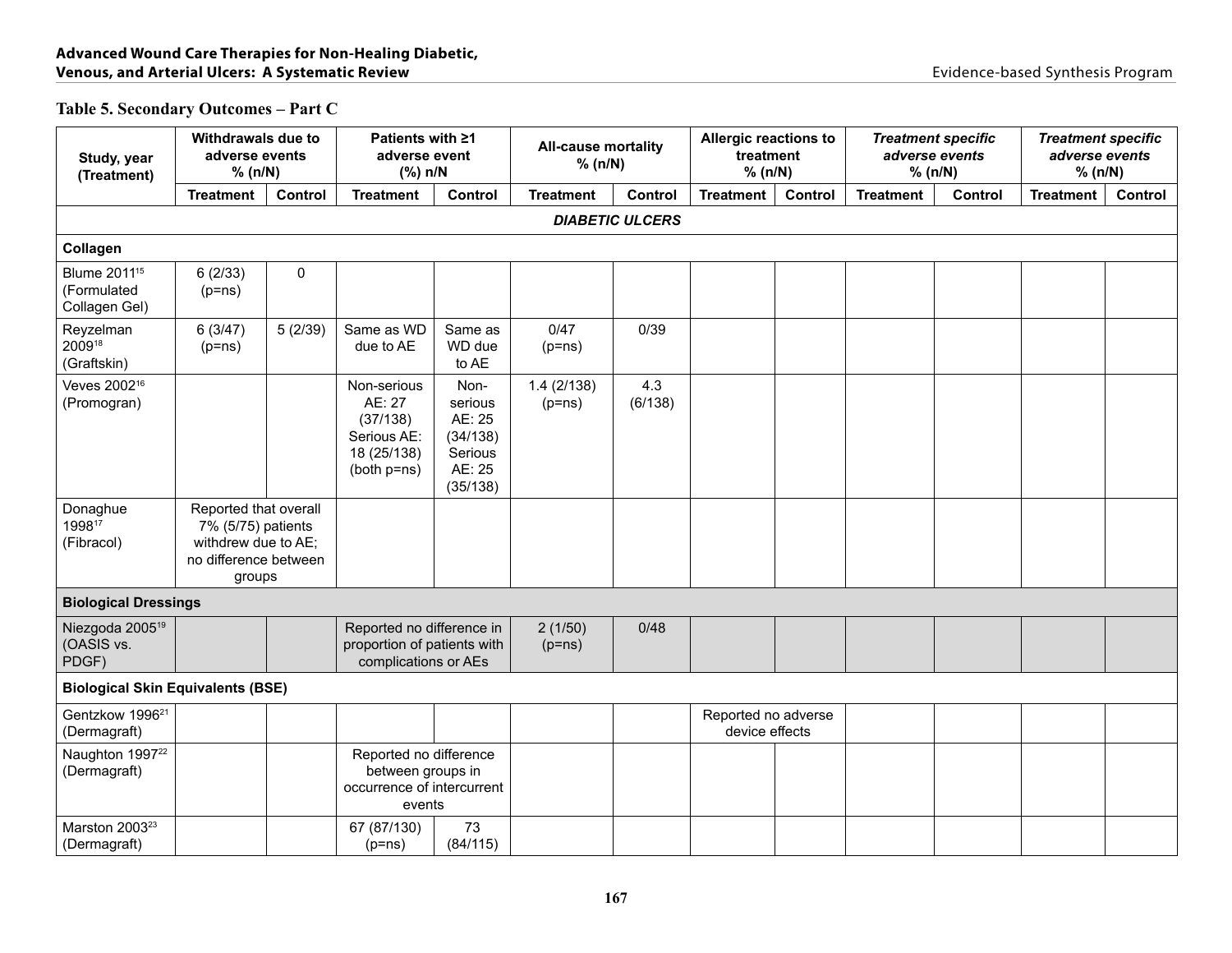**Table 5. Secondary Outcomes – Part C**

| Study, year (Treatment) | Withdrawals due to adverse events % (n/N) | | Patients with ≥1 adverse event (%) n/N | | All-cause mortality % (n/N) | | Allergic reactions to treatment % (n/N) | | *Treatment specific adverse events* % (n/N) | | *Treatment specific adverse events* % (n/N) | |
|---|---|---|---|---|---|---|---|---|---|---|---|---|
| | Treatment | Control | Treatment | Control | Treatment | Control | Treatment | Control | Treatment | Control | Treatment | Control |
| ***DIABETIC ULCERS*** | | | | | | | | | | | | |
| **Collagen** | | | | | | | | | | | | |
| Blume 2011[15] (Formulated Collagen Gel) | 6 (2/33) (p=ns) | 0 | | | | | | | | | | |
| Reyzelman 2009[18] (Graftskin) | 6 (3/47) (p=ns) | 5 (2/39) | Same as WD due to AE | Same as WD due to AE | 0/47 (p=ns) | 0/39 | | | | | | |
| Veves 2002[16] (Promogran) | | | Non-serious AE: 27 (37/138) Serious AE: 18 (25/138) (both p=ns) | Non-serious AE: 25 (34/138) Serious AE: 25 (35/138) | 1.4 (2/138) (p=ns) | 4.3 (6/138) | | | | | | |
| Donaghue 1998[17] (Fibracol) | Reported that overall 7% (5/75) patients withdrew due to AE; no difference between groups | | | | | | | | | | | |
| **Biological Dressings** | | | | | | | | | | | | |
| Niezgoda 2005[19] (OASIS vs. PDGF) | | | Reported no difference in proportion of patients with complications or AEs | | 2 (1/50) (p=ns) | 0/48 | | | | | | |
| **Biological Skin Equivalents (BSE)** | | | | | | | | | | | | |
| Gentzkow 1996[21] (Dermagraft) | | | | | | | Reported no adverse device effects | | | | | |
| Naughton 1997[22] (Dermagraft) | | | Reported no difference between groups in occurrence of intercurrent events | | | | | | | | | |
| Marston 2003[23] (Dermagraft) | | | 67 (87/130) (p=ns) | 73 (84/115) | | | | | | | | |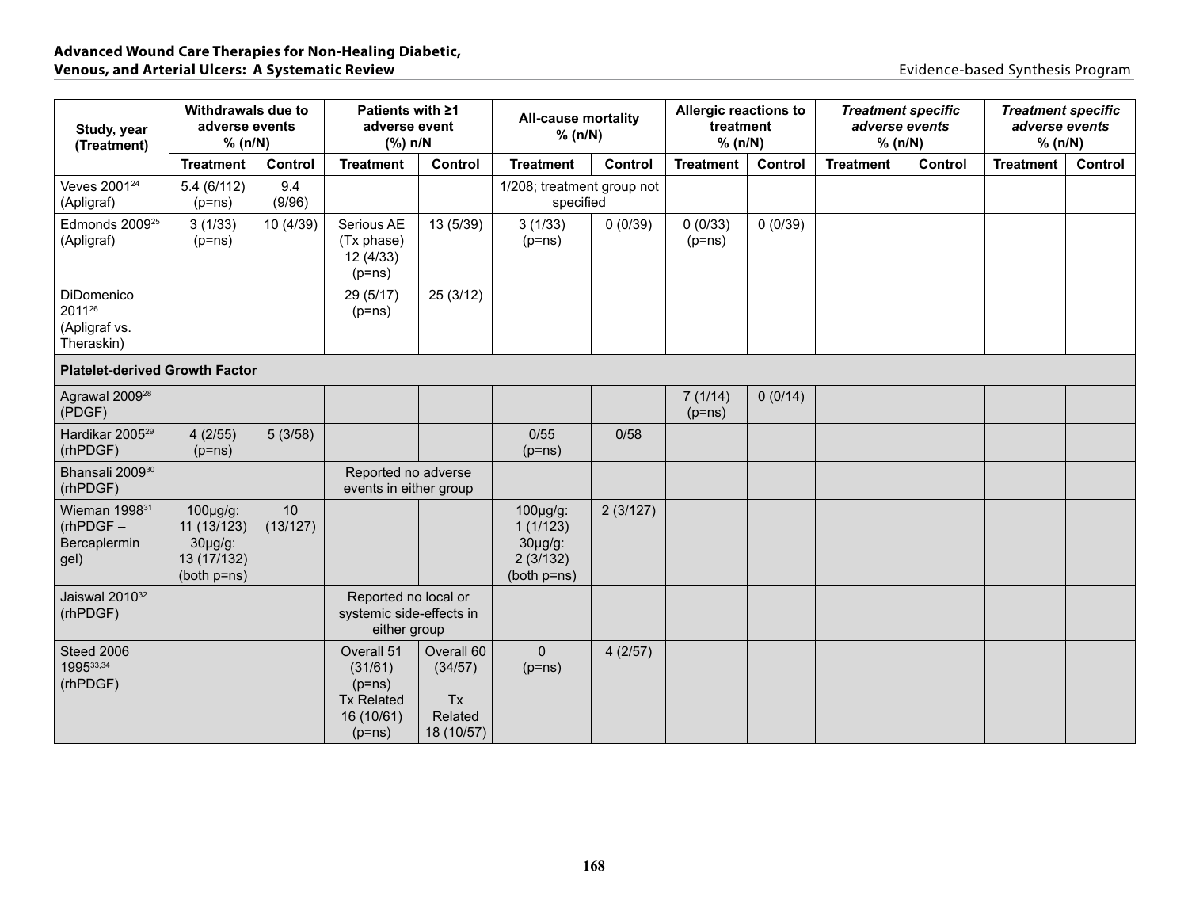| Study, year (Treatment) | Withdrawals due to adverse events % (n/N) | | Patients with ≥1 adverse event (%) n/N | | All-cause mortality % (n/N) | | Allergic reactions to treatment % (n/N) | | *Treatment specific adverse events* % (n/N) | | *Treatment specific adverse events* % (n/N) | |
|---|---|---|---|---|---|---|---|---|---|---|---|---|
| | Treatment | Control | Treatment | Control | Treatment | Control | Treatment | Control | Treatment | Control | Treatment | Control |
| Veves 2001[24] (Apligraf) | 5.4 (6/112) (p=ns) | 9.4 (9/96) | | | 1/208; treatment group not specified | | | | | | | |
| Edmonds 2009[25] (Apligraf) | 3 (1/33) (p=ns) | 10 (4/39) | Serious AE (Tx phase) 12 (4/33) (p=ns) | 13 (5/39) | 3 (1/33) (p=ns) | 0 (0/39) | 0 (0/33) (p=ns) | 0 (0/39) | | | | |
| DiDomenico 2011[26] (Apligraf vs. Theraskin) | | | 29 (5/17) (p=ns) | 25 (3/12) | | | | | | | | |
| **Platelet-derived Growth Factor** | | | | | | | | | | | | |
| Agrawal 2009[28] (PDGF) | | | | | | | 7 (1/14) (p=ns) | 0 (0/14) | | | | |
| Hardikar 2005[29] (rhPDGF) | 4 (2/55) (p=ns) | 5 (3/58) | | | 0/55 (p=ns) | 0/58 | | | | | | |
| Bhansali 2009[30] (rhPDGF) | | | Reported no adverse events in either group | | | | | | | | | |
| Wieman 1998[31] (rhPDGF – Bercaplermin gel) | 100µg/g: 11 (13/123) 30µg/g: 13 (17/132) (both p=ns) | 10 (13/127) | | | 100µg/g: 1 (1/123) 30µg/g: 2 (3/132) (both p=ns) | 2 (3/127) | | | | | | |
| Jaiswal 2010[32] (rhPDGF) | | | Reported no local or systemic side-effects in either group | | | | | | | | | |
| Steed 2006 1995[33,34] (rhPDGF) | | | Overall 51 (31/61) (p=ns) Tx Related 16 (10/61) (p=ns) | Overall 60 (34/57) Tx Related 18 (10/57) | 0 (p=ns) | 4 (2/57) | | | | | | |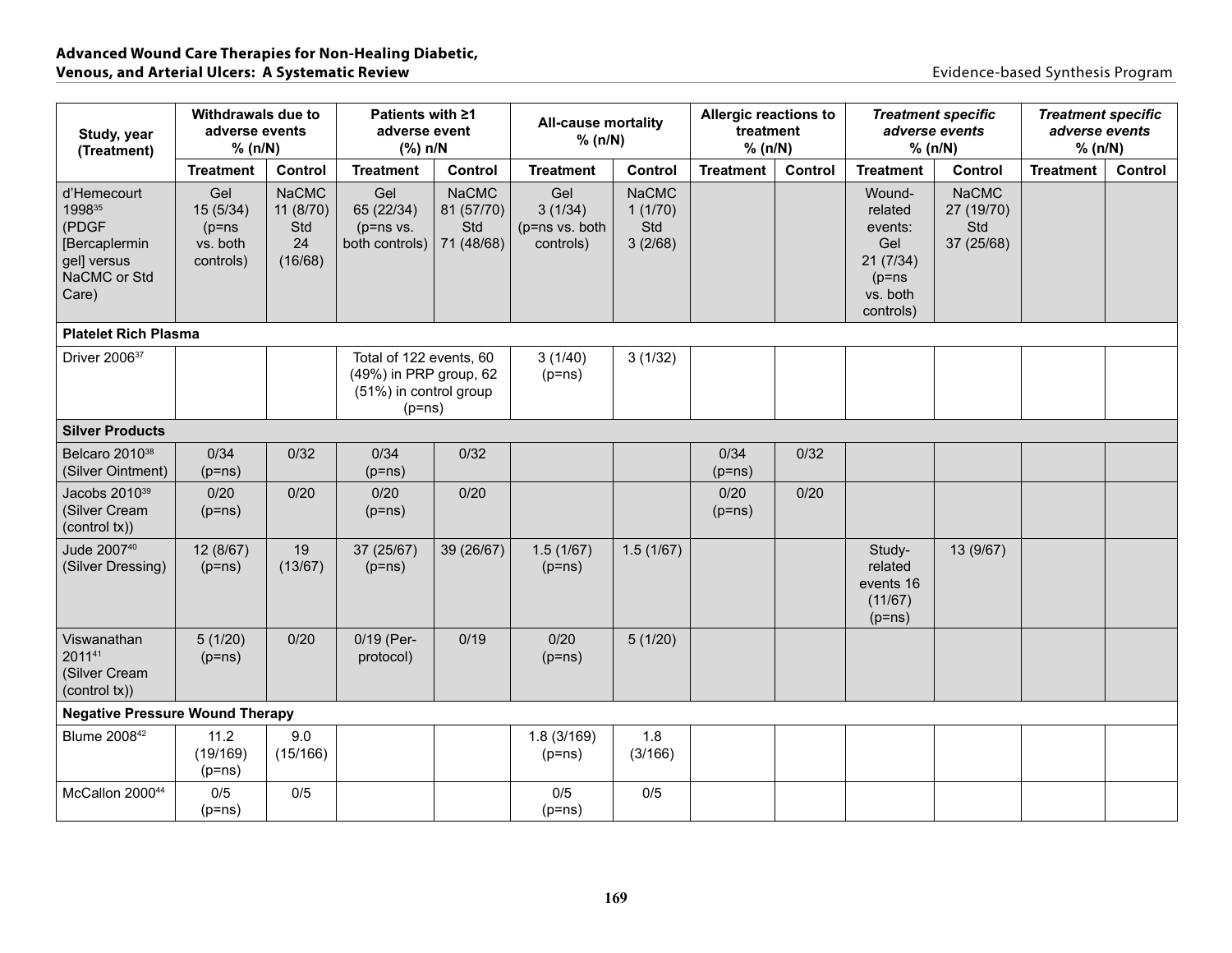| Study, year (Treatment) | Withdrawals due to adverse events % (n/N) | | Patients with ≥1 adverse event (%) n/N | | All-cause mortality % (n/N) | | Allergic reactions to treatment % (n/N) | | *Treatment specific adverse events* % (n/N) | | *Treatment specific adverse events* % (n/N) | |
|---|---|---|---|---|---|---|---|---|---|---|---|---|
| | **Treatment** | **Control** | **Treatment** | **Control** | **Treatment** | **Control** | **Treatment** | **Control** | **Treatment** | **Control** | **Treatment** | **Control** |
| d'Hemecourt 1998[35] (PDGF [Bercaplermin gel] versus NaCMC or Std Care) | Gel 15 (5/34) (p=ns vs. both controls) | NaCMC 11 (8/70) Std 24 (16/68) | Gel 65 (22/34) (p=ns vs. both controls) | NaCMC 81 (57/70) Std 71 (48/68) | Gel 3 (1/34) (p=ns vs. both controls) | NaCMC 1 (1/70) Std 3 (2/68) | | | Wound-related events: Gel 21 (7/34) (p=ns vs. both controls) | NaCMC 27 (19/70) Std 37 (25/68) | | |
| **Platelet Rich Plasma** | | | | | | | | | | | | |
| Driver 2006[37] | | | Total of 122 events, 60 (49%) in PRP group, 62 (51%) in control group (p=ns) | | 3 (1/40) (p=ns) | 3 (1/32) | | | | | | |
| **Silver Products** | | | | | | | | | | | | |
| Belcaro 2010[38] (Silver Ointment) | 0/34 (p=ns) | 0/32 | 0/34 (p=ns) | 0/32 | | | 0/34 (p=ns) | 0/32 | | | | |
| Jacobs 2010[39] (Silver Cream (control tx)) | 0/20 (p=ns) | 0/20 | 0/20 (p=ns) | 0/20 | | | 0/20 (p=ns) | 0/20 | | | | |
| Jude 2007[40] (Silver Dressing) | 12 (8/67) (p=ns) | 19 (13/67) | 37 (25/67) (p=ns) | 39 (26/67) | 1.5 (1/67) (p=ns) | 1.5 (1/67) | | | Study-related events 16 (11/67) (p=ns) | 13 (9/67) | | |
| Viswanathan 2011[41] (Silver Cream (control tx)) | 5 (1/20) (p=ns) | 0/20 | 0/19 (Per-protocol) | 0/19 | 0/20 (p=ns) | 5 (1/20) | | | | | | |
| **Negative Pressure Wound Therapy** | | | | | | | | | | | | |
| Blume 2008[42] | 11.2 (19/169) (p=ns) | 9.0 (15/166) | | | 1.8 (3/169) (p=ns) | 1.8 (3/166) | | | | | | |
| McCallon 2000[44] | 0/5 (p=ns) | 0/5 | | | 0/5 (p=ns) | 0/5 | | | | | | |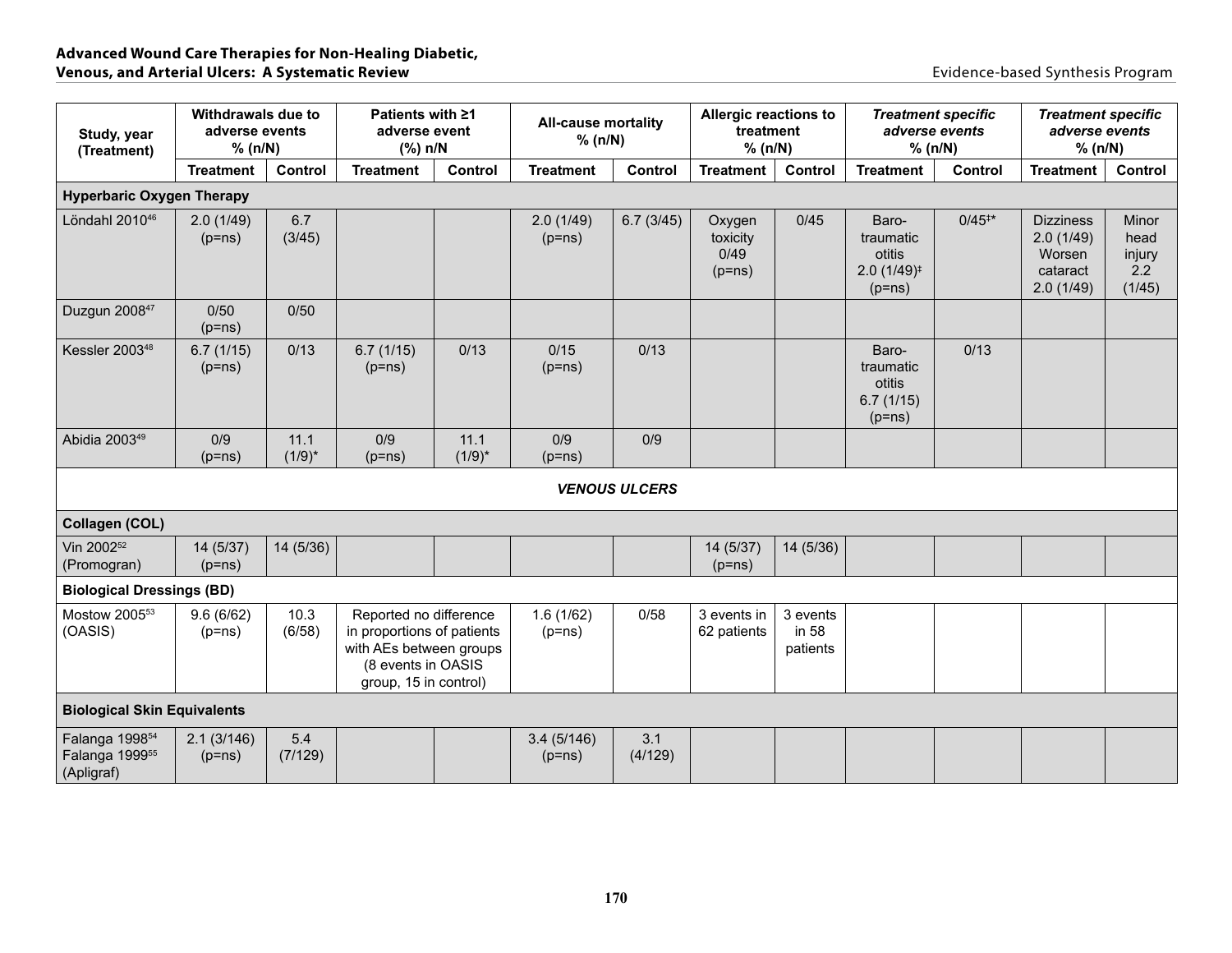| Study, year (Treatment) | Withdrawals due to adverse events % (n/N) | | Patients with ≥1 adverse event (%) n/N | | All-cause mortality % (n/N) | | Allergic reactions to treatment % (n/N) | | *Treatment specific adverse events* % (n/N) | | *Treatment specific adverse events* % (n/N) | |
|---|---|---|---|---|---|---|---|---|---|---|---|---|
| | Treatment | Control | Treatment | Control | Treatment | Control | Treatment | Control | Treatment | Control | Treatment | Control |
| **Hyperbaric Oxygen Therapy** | | | | | | | | | | | | |
| Löndahl 2010[46] | 2.0 (1/49) (p=ns) | 6.7 (3/45) | | | 2.0 (1/49) (p=ns) | 6.7 (3/45) | Oxygen toxicity 0/49 (p=ns) | 0/45 | Baro-traumatic otitis 2.0 (1/49)‡ (p=ns) | 0/45‡* | Dizziness 2.0 (1/49) Worsen cataract 2.0 (1/49) | Minor head injury 2.2 (1/45) |
| Duzgun 2008[47] | 0/50 (p=ns) | 0/50 | | | | | | | | | | |
| Kessler 2003[48] | 6.7 (1/15) (p=ns) | 0/13 | 6.7 (1/15) (p=ns) | 0/13 | 0/15 (p=ns) | 0/13 | | | Baro-traumatic otitis 6.7 (1/15) (p=ns) | 0/13 | | |
| Abidia 2003[49] | 0/9 (p=ns) | 11.1 (1/9)* | 0/9 (p=ns) | 11.1 (1/9)* | 0/9 (p=ns) | 0/9 | | | | | | |
| ***VENOUS ULCERS*** | | | | | | | | | | | | |
| **Collagen (COL)** | | | | | | | | | | | | |
| Vin 2002[52] (Promogran) | 14 (5/37) (p=ns) | 14 (5/36) | | | | | 14 (5/37) (p=ns) | 14 (5/36) | | | | |
| **Biological Dressings (BD)** | | | | | | | | | | | | |
| Mostow 2005[53] (OASIS) | 9.6 (6/62) (p=ns) | 10.3 (6/58) | Reported no difference in proportions of patients with AEs between groups (8 events in OASIS group, 15 in control) | | 1.6 (1/62) (p=ns) | 0/58 | 3 events in 62 patients | 3 events in 58 patients | | | | |
| **Biological Skin Equivalents** | | | | | | | | | | | | |
| Falanga 1998[54] Falanga 1999[55] (Apligraf) | 2.1 (3/146) (p=ns) | 5.4 (7/129) | | | 3.4 (5/146) (p=ns) | 3.1 (4/129) | | | | | | |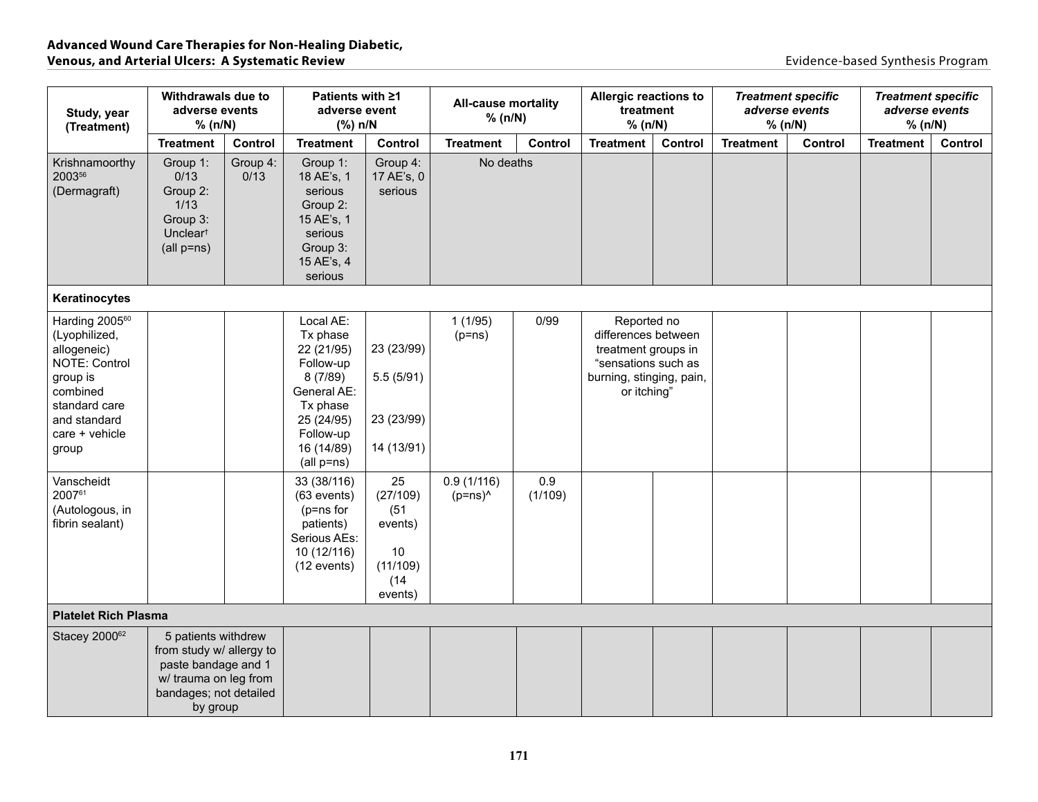| Study, year (Treatment) | Withdrawals due to adverse events % (n/N) | | Patients with ≥1 adverse event (%) n/N | | All-cause mortality % (n/N) | | Allergic reactions to treatment % (n/N) | | *Treatment specific adverse events % (n/N)* | | *Treatment specific adverse events % (n/N)* | |
|---|---|---|---|---|---|---|---|---|---|---|---|---|
| | Treatment | Control | Treatment | Control | Treatment | Control | Treatment | Control | Treatment | Control | Treatment | Control |
| Krishnamoorthy 2003[56] (Dermagraft) | Group 1: 0/13 Group 2: 1/13 Group 3: Unclear† (all p=ns) | Group 4: 0/13 | Group 1: 18 AE's, 1 serious Group 2: 15 AE's, 1 serious Group 3: 15 AE's, 4 serious | Group 4: 17 AE's, 0 serious | No deaths | | | | | | | |
| **Keratinocytes** | | | | | | | | | | | | |
| Harding 2005[60] (Lyophilized, allogeneic) NOTE: Control group is combined standard care and standard care + vehicle group | | | Local AE: Tx phase 22 (21/95) Follow-up 8 (7/89) General AE: Tx phase 25 (24/95) Follow-up 16 (14/89) (all p=ns) | 23 (23/99) 5.5 (5/91) 23 (23/99) 14 (13/91) | 1 (1/95) (p=ns) | 0/99 | Reported no differences between treatment groups in "sensations such as burning, stinging, pain, or itching" | | | | | |
| Vanscheidt 2007[61] (Autologous, in fibrin sealant) | | | 33 (38/116) (63 events) (p=ns for patients) Serious AEs: 10 (12/116) (12 events) | 25 (27/109) (51 events) 10 (11/109) (14 events) | 0.9 (1/116) (p=ns)^ | 0.9 (1/109) | | | | | | |
| **Platelet Rich Plasma** | | | | | | | | | | | | |
| Stacey 2000[62] | 5 patients withdrew from study w/ allergy to paste bandage and 1 w/ trauma on leg from bandages; not detailed by group | | | | | | | | | | | |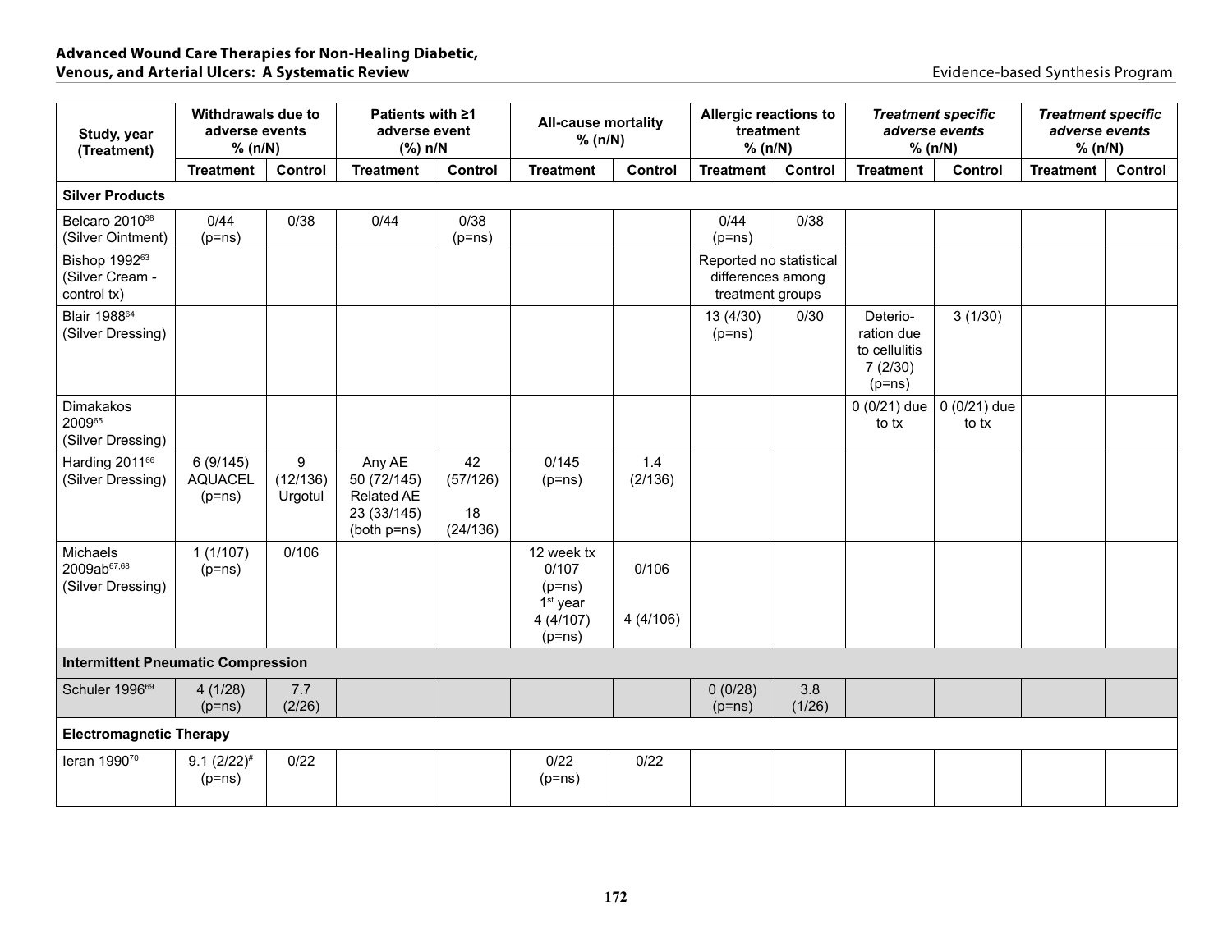| Study, year (Treatment) | Withdrawals due to adverse events % (n/N) | | Patients with ≥1 adverse event (%) n/N | | All-cause mortality % (n/N) | | Allergic reactions to treatment % (n/N) | | *Treatment specific adverse events* % (n/N) | | *Treatment specific adverse events* % (n/N) | |
|---|---|---|---|---|---|---|---|---|---|---|---|---|
| | **Treatment** | **Control** | **Treatment** | **Control** | **Treatment** | **Control** | **Treatment** | **Control** | **Treatment** | **Control** | **Treatment** | **Control** |
| **Silver Products** | | | | | | | | | | | | |
| Belcaro 2010[38] (Silver Ointment) | 0/44 (p=ns) | 0/38 | 0/44 | 0/38 (p=ns) | | | 0/44 (p=ns) | 0/38 | | | | |
| Bishop 1992[63] (Silver Cream - control tx) | | | | | | | Reported no statistical differences among treatment groups | | | | | |
| Blair 1988[64] (Silver Dressing) | | | | | | | 13 (4/30) (p=ns) | 0/30 | Deterio-ration due to cellulitis 7 (2/30) (p=ns) | 3 (1/30) | | |
| Dimakakos 2009[65] (Silver Dressing) | | | | | | | | | 0 (0/21) due to tx | 0 (0/21) due to tx | | |
| Harding 2011[66] (Silver Dressing) | 6 (9/145) AQUACEL (p=ns) | 9 (12/136) Urgotul | Any AE 50 (72/145) Related AE 23 (33/145) (both p=ns) | 42 (57/126) 18 (24/136) | 0/145 (p=ns) | 1.4 (2/136) | | | | | | |
| Michaels 2009ab[67,68] (Silver Dressing) | 1 (1/107) (p=ns) | 0/106 | | | 12 week tx 0/107 (p=ns) 1st year 4 (4/107) (p=ns) | 0/106 4 (4/106) | | | | | | |
| **Intermittent Pneumatic Compression** | | | | | | | | | | | | |
| Schuler 1996[69] | 4 (1/28) (p=ns) | 7.7 (2/26) | | | | | 0 (0/28) (p=ns) | 3.8 (1/26) | | | | |
| **Electromagnetic Therapy** | | | | | | | | | | | | |
| Ieran 1990[70] | 9.1 (2/22)# (p=ns) | 0/22 | | | 0/22 (p=ns) | 0/22 | | | | | | |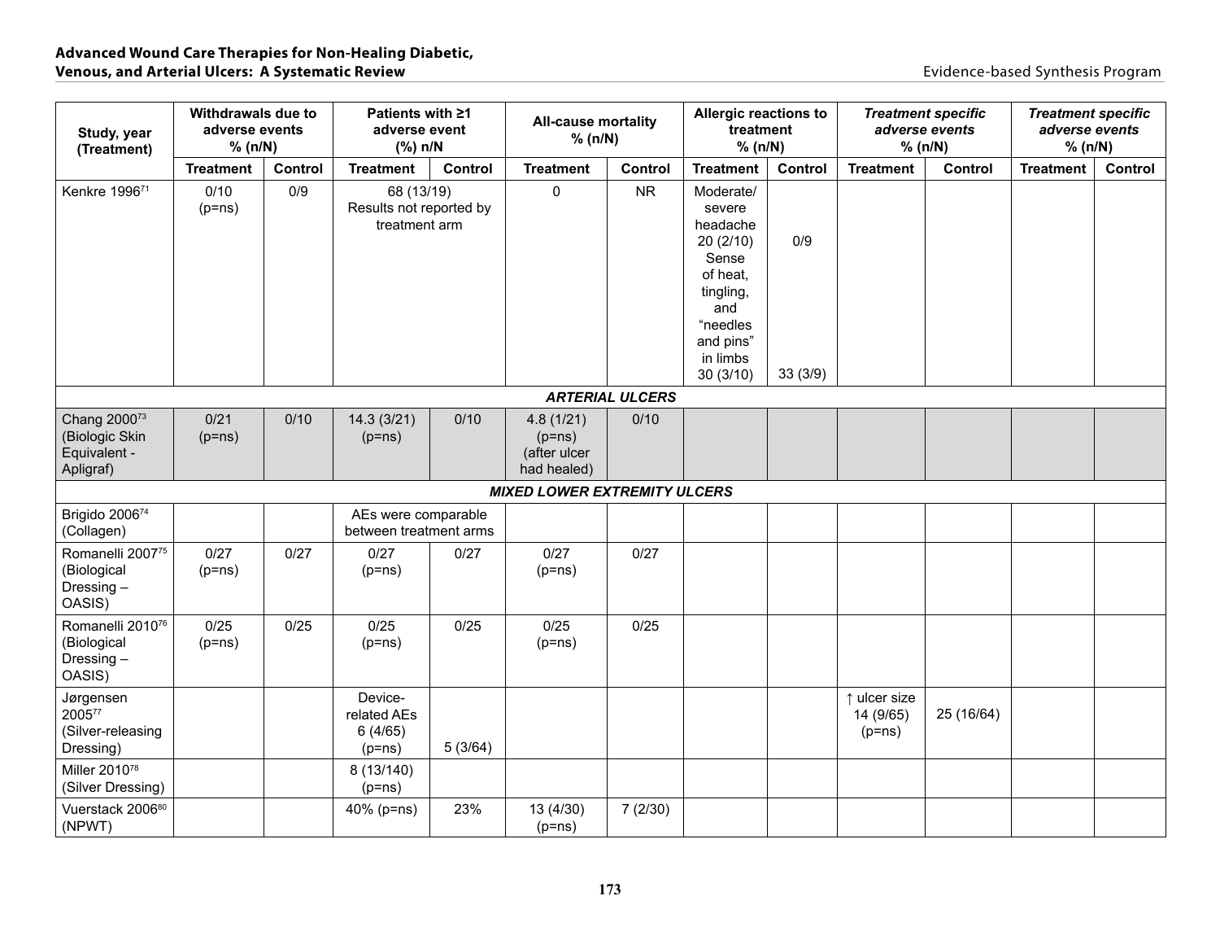| Study, year (Treatment) | Withdrawals due to adverse events % (n/N) | | Patients with ≥1 adverse event (%) n/N | | All-cause mortality % (n/N) | | Allergic reactions to treatment % (n/N) | | *Treatment specific adverse events* % (n/N) | | *Treatment specific adverse events* % (n/N) | |
|---|---|---|---|---|---|---|---|---|---|---|---|---|
| | Treatment | Control | Treatment | Control | Treatment | Control | Treatment | Control | Treatment | Control | Treatment | Control |
| Kenkre 1996[71] | 0/10 (p=ns) | 0/9 | 68 (13/19) Results not reported by treatment arm | | 0 | NR | Moderate/ severe headache 20 (2/10) Sense of heat, tingling, and "needles and pins" in limbs 30 (3/10) | 0/9 33 (3/9) | | | | |
| ***ARTERIAL ULCERS*** | | | | | | | | | | | | |
| Chang 2000[73] (Biologic Skin Equivalent - Apligraf) | 0/21 (p=ns) | 0/10 | 14.3 (3/21) (p=ns) | 0/10 | 4.8 (1/21) (p=ns) (after ulcer had healed) | 0/10 | | | | | | |
| ***MIXED LOWER EXTREMITY ULCERS*** | | | | | | | | | | | | |
| Brigido 2006[74] (Collagen) | | | AEs were comparable between treatment arms | | | | | | | | | |
| Romanelli 2007[75] (Biological Dressing – OASIS) | 0/27 (p=ns) | 0/27 | 0/27 (p=ns) | 0/27 | 0/27 (p=ns) | 0/27 | | | | | | |
| Romanelli 2010[76] (Biological Dressing – OASIS) | 0/25 (p=ns) | 0/25 | 0/25 (p=ns) | 0/25 | 0/25 (p=ns) | 0/25 | | | | | | |
| Jørgensen 2005[77] (Silver-releasing Dressing) | | | Device-related AEs 6 (4/65) (p=ns) | 5 (3/64) | | | | | ↑ ulcer size 14 (9/65) (p=ns) | 25 (16/64) | | |
| Miller 2010[78] (Silver Dressing) | | | 8 (13/140) (p=ns) | | | | | | | | | |
| Vuerstack 2006[80] (NPWT) | | | 40% (p=ns) | 23% | 13 (4/30) (p=ns) | 7 (2/30) | | | | | | |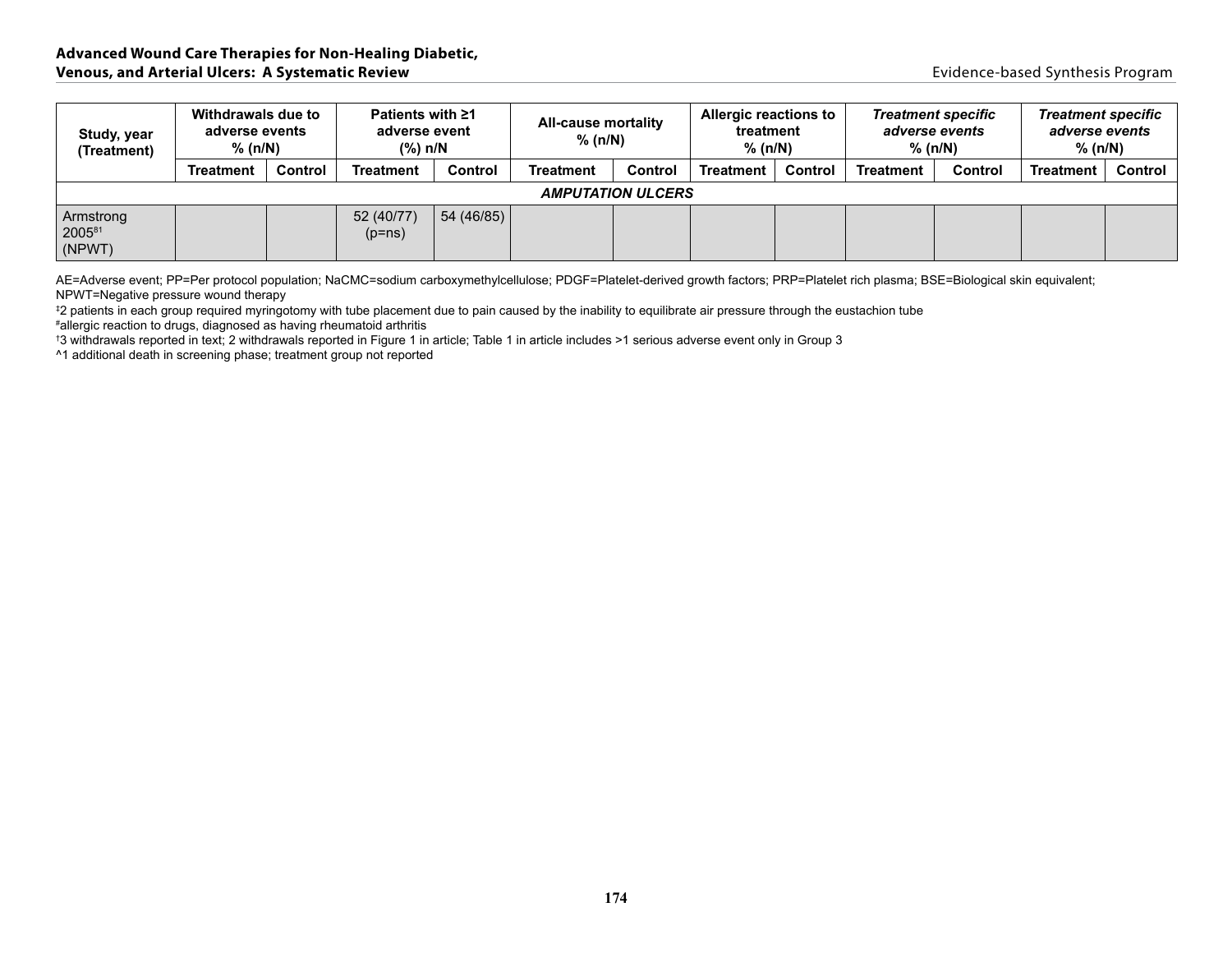| Study, year (Treatment) | Withdrawals due to adverse events % (n/N) | | Patients with ≥1 adverse event (%) n/N | | All-cause mortality % (n/N) | | Allergic reactions to treatment % (n/N) | | *Treatment specific adverse events* % (n/N) | | *Treatment specific adverse events* % (n/N) | |
|---|---|---|---|---|---|---|---|---|---|---|---|---|
| | **Treatment** | **Control** | **Treatment** | **Control** | **Treatment** | **Control** | **Treatment** | **Control** | **Treatment** | **Control** | **Treatment** | **Control** |
| ***AMPUTATION ULCERS*** | | | | | | | | | | | | |
| Armstrong 2005[81] (NPWT) | | | 52 (40/77) (p=ns) | 54 (46/85) | | | | | | | | |

AE=Adverse event; PP=Per protocol population; NaCMC=sodium carboxymethylcellulose; PDGF=Platelet-derived growth factors; PRP=Platelet rich plasma; BSE=Biological skin equivalent; NPWT=Negative pressure wound therapy

‡2 patients in each group required myringotomy with tube placement due to pain caused by the inability to equilibrate air pressure through the eustachion tube

#allergic reaction to drugs, diagnosed as having rheumatoid arthritis

†3 withdrawals reported in text; 2 withdrawals reported in Figure 1 in article; Table 1 in article includes >1 serious adverse event only in Group 3

^1 additional death in screening phase; treatment group not reported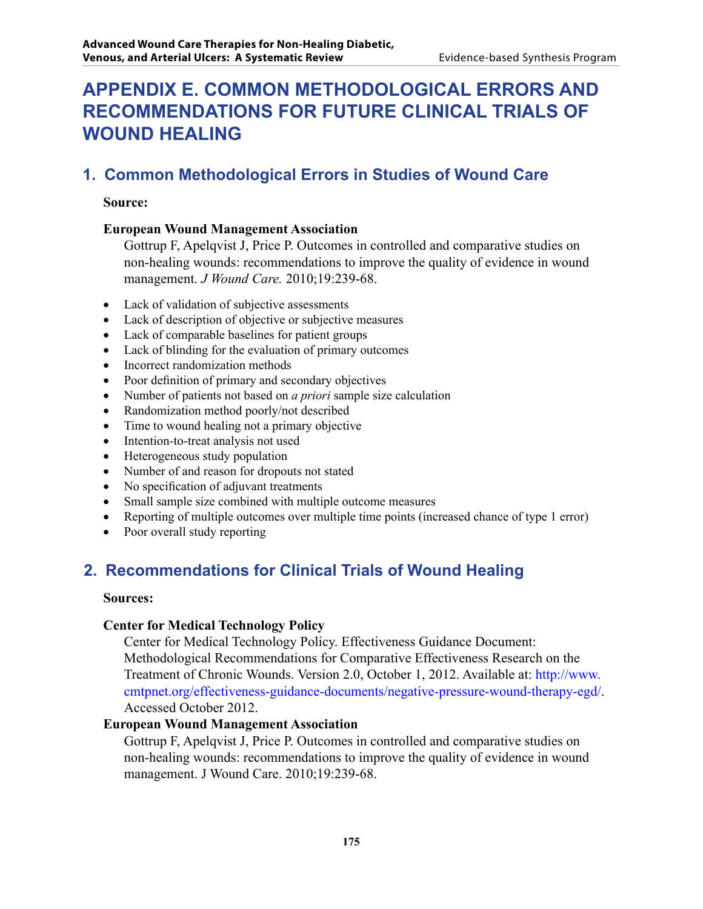# APPENDIX E. COMMON METHODOLOGICAL ERRORS AND RECOMMENDATIONS FOR FUTURE CLINICAL TRIALS OF WOUND HEALING

## 1. Common Methodological Errors in Studies of Wound Care

**Source:**

**European Wound Management Association**

Gottrup F, Apelqvist J, Price P. Outcomes in controlled and comparative studies on non-healing wounds: recommendations to improve the quality of evidence in wound management. *J Wound Care.* 2010;19:239-68.

- Lack of validation of subjective assessments
- Lack of description of objective or subjective measures
- Lack of comparable baselines for patient groups
- Lack of blinding for the evaluation of primary outcomes
- Incorrect randomization methods
- Poor definition of primary and secondary objectives
- Number of patients not based on *a priori* sample size calculation
- Randomization method poorly/not described
- Time to wound healing not a primary objective
- Intention-to-treat analysis not used
- Heterogeneous study population
- Number of and reason for dropouts not stated
- No specification of adjuvant treatments
- Small sample size combined with multiple outcome measures
- Reporting of multiple outcomes over multiple time points (increased chance of type 1 error)
- Poor overall study reporting

## 2. Recommendations for Clinical Trials of Wound Healing

**Sources:**

**Center for Medical Technology Policy**

Center for Medical Technology Policy. Effectiveness Guidance Document: Methodological Recommendations for Comparative Effectiveness Research on the Treatment of Chronic Wounds. Version 2.0, October 1, 2012. Available at: http://www.cmtpnet.org/effectiveness-guidance-documents/negative-pressure-wound-therapy-egd/. Accessed October 2012.

**European Wound Management Association**

Gottrup F, Apelqvist J, Price P. Outcomes in controlled and comparative studies on non-healing wounds: recommendations to improve the quality of evidence in wound management. J Wound Care. 2010;19:239-68.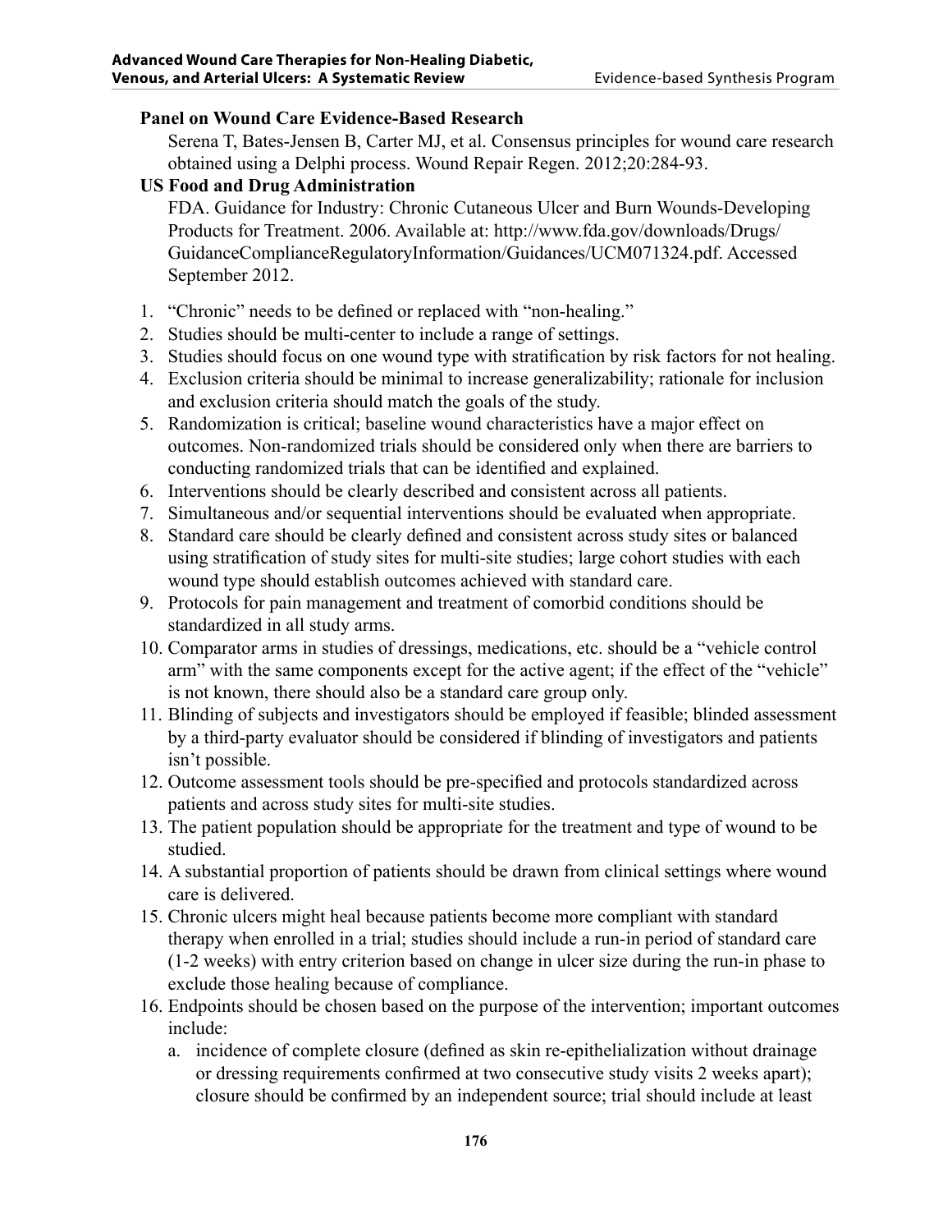**Panel on Wound Care Evidence-Based Research**

Serena T, Bates-Jensen B, Carter MJ, et al. Consensus principles for wound care research obtained using a Delphi process. Wound Repair Regen. 2012;20:284-93.

**US Food and Drug Administration**

FDA. Guidance for Industry: Chronic Cutaneous Ulcer and Burn Wounds-Developing Products for Treatment. 2006. Available at: http://www.fda.gov/downloads/Drugs/GuidanceComplianceRegulatoryInformation/Guidances/UCM071324.pdf. Accessed September 2012.

1. "Chronic" needs to be defined or replaced with "non-healing."
2. Studies should be multi-center to include a range of settings.
3. Studies should focus on one wound type with stratification by risk factors for not healing.
4. Exclusion criteria should be minimal to increase generalizability; rationale for inclusion and exclusion criteria should match the goals of the study.
5. Randomization is critical; baseline wound characteristics have a major effect on outcomes. Non-randomized trials should be considered only when there are barriers to conducting randomized trials that can be identified and explained.
6. Interventions should be clearly described and consistent across all patients.
7. Simultaneous and/or sequential interventions should be evaluated when appropriate.
8. Standard care should be clearly defined and consistent across study sites or balanced using stratification of study sites for multi-site studies; large cohort studies with each wound type should establish outcomes achieved with standard care.
9. Protocols for pain management and treatment of comorbid conditions should be standardized in all study arms.
10. Comparator arms in studies of dressings, medications, etc. should be a "vehicle control arm" with the same components except for the active agent; if the effect of the "vehicle" is not known, there should also be a standard care group only.
11. Blinding of subjects and investigators should be employed if feasible; blinded assessment by a third-party evaluator should be considered if blinding of investigators and patients isn't possible.
12. Outcome assessment tools should be pre-specified and protocols standardized across patients and across study sites for multi-site studies.
13. The patient population should be appropriate for the treatment and type of wound to be studied.
14. A substantial proportion of patients should be drawn from clinical settings where wound care is delivered.
15. Chronic ulcers might heal because patients become more compliant with standard therapy when enrolled in a trial; studies should include a run-in period of standard care (1-2 weeks) with entry criterion based on change in ulcer size during the run-in phase to exclude those healing because of compliance.
16. Endpoints should be chosen based on the purpose of the intervention; important outcomes include:
    a. incidence of complete closure (defined as skin re-epithelialization without drainage or dressing requirements confirmed at two consecutive study visits 2 weeks apart); closure should be confirmed by an independent source; trial should include at least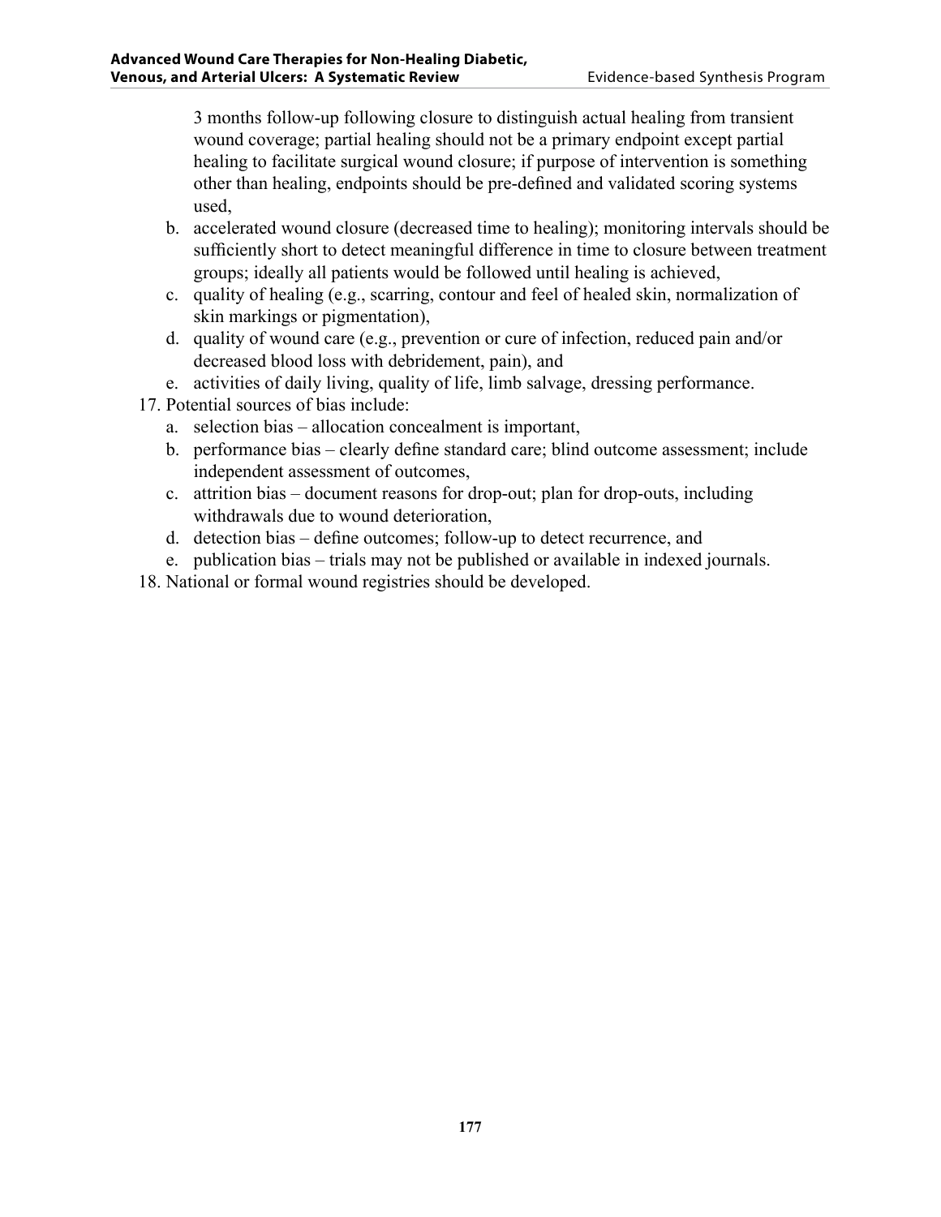3 months follow-up following closure to distinguish actual healing from transient wound coverage; partial healing should not be a primary endpoint except partial healing to facilitate surgical wound closure; if purpose of intervention is something other than healing, endpoints should be pre-defined and validated scoring systems used,

   b. accelerated wound closure (decreased time to healing); monitoring intervals should be sufficiently short to detect meaningful difference in time to closure between treatment groups; ideally all patients would be followed until healing is achieved,
   c. quality of healing (e.g., scarring, contour and feel of healed skin, normalization of skin markings or pigmentation),
   d. quality of wound care (e.g., prevention or cure of infection, reduced pain and/or decreased blood loss with debridement, pain), and
   e. activities of daily living, quality of life, limb salvage, dressing performance.

17. Potential sources of bias include:
    a. selection bias – allocation concealment is important,
    b. performance bias – clearly define standard care; blind outcome assessment; include independent assessment of outcomes,
    c. attrition bias – document reasons for drop-out; plan for drop-outs, including withdrawals due to wound deterioration,
    d. detection bias – define outcomes; follow-up to detect recurrence, and
    e. publication bias – trials may not be published or available in indexed journals.
18. National or formal wound registries should be developed.